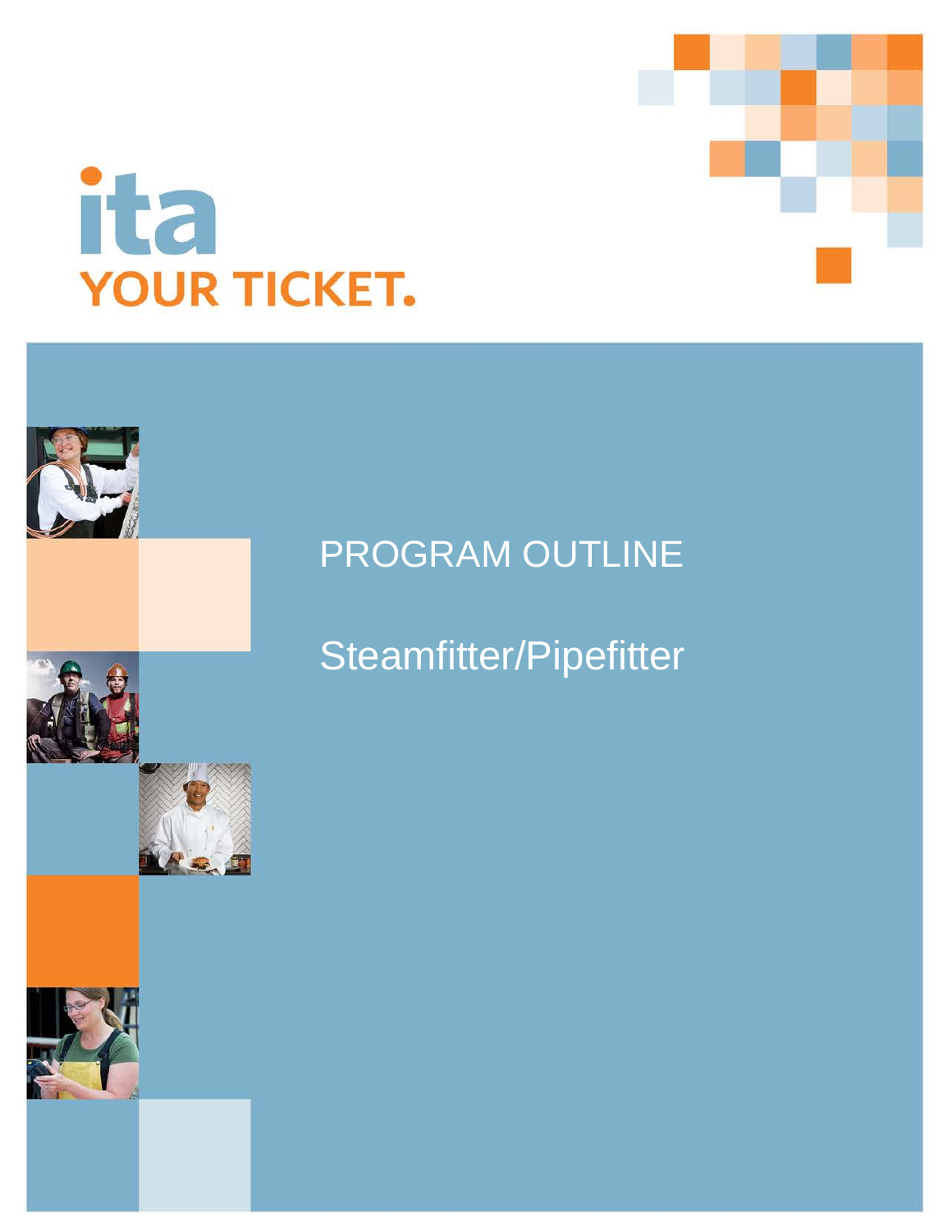ita

YOUR TICKET.

# PROGRAM OUTLINE

# Steamfitter/Pipefitter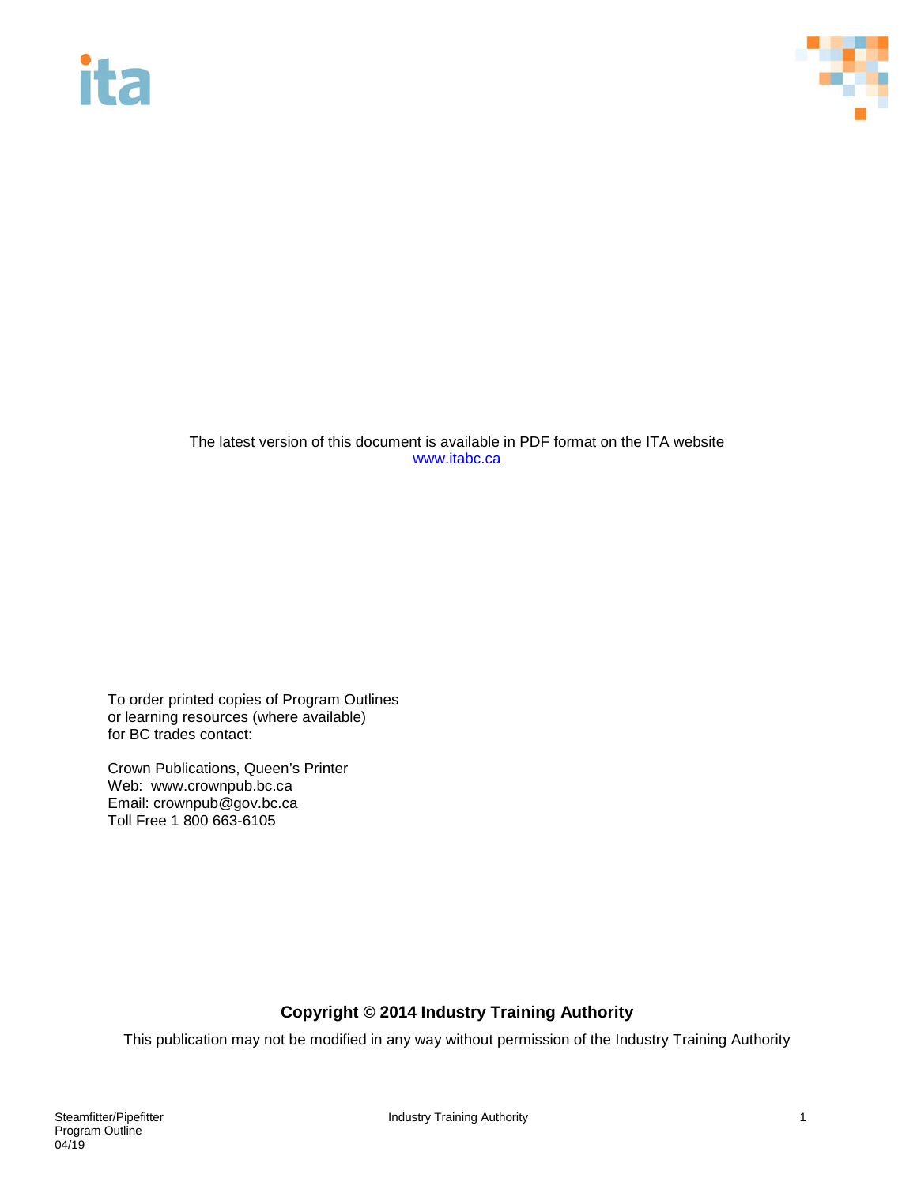The latest version of this document is available in PDF format on the ITA website
[www.itabc.ca](http://www.itabc.ca)

To order printed copies of Program Outlines
or learning resources (where available)
for BC trades contact:

Crown Publications, Queen's Printer
Web: www.crownpub.bc.ca
Email: crownpub@gov.bc.ca
Toll Free 1 800 663-6105

**Copyright © 2014 Industry Training Authority**

This publication may not be modified in any way without permission of the Industry Training Authority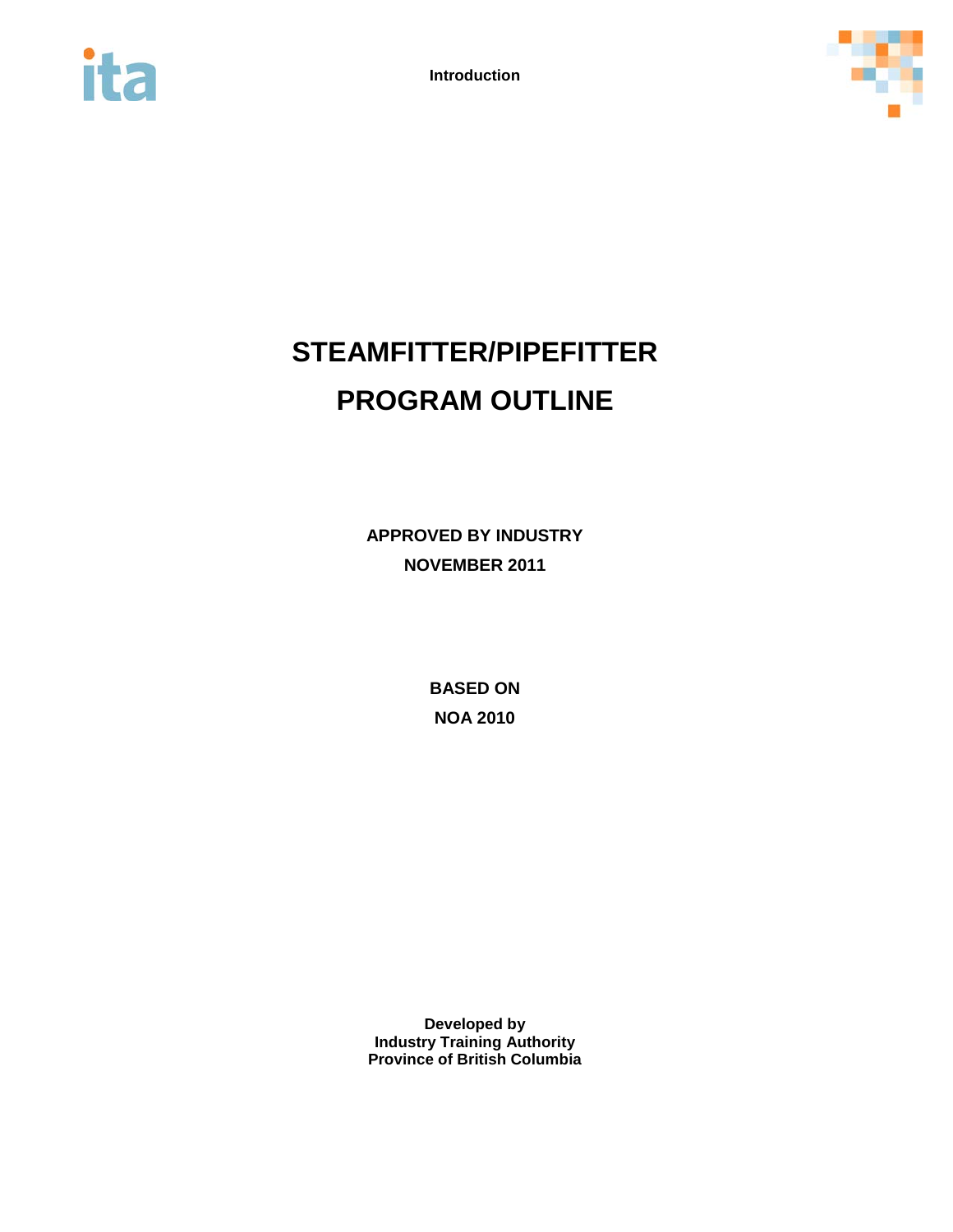# STEAMFITTER/PIPEFITTER

# PROGRAM OUTLINE

**APPROVED BY INDUSTRY**

**NOVEMBER 2011**

**BASED ON**

**NOA 2010**

**Developed by**
**Industry Training Authority**
**Province of British Columbia**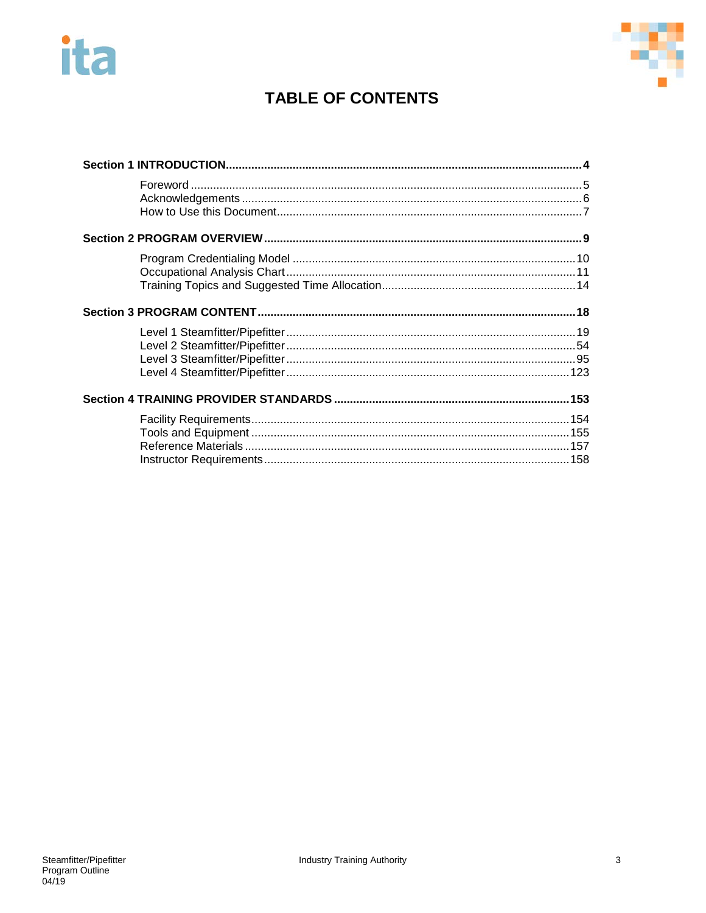# TABLE OF CONTENTS

**Section 1 INTRODUCTION** .......... **4**

- Foreword .......... 5
- Acknowledgements .......... 6
- How to Use this Document .......... 7

**Section 2 PROGRAM OVERVIEW** .......... **9**

- Program Credentialing Model .......... 10
- Occupational Analysis Chart .......... 11
- Training Topics and Suggested Time Allocation .......... 14

**Section 3 PROGRAM CONTENT** .......... **18**

- Level 1 Steamfitter/Pipefitter .......... 19
- Level 2 Steamfitter/Pipefitter .......... 54
- Level 3 Steamfitter/Pipefitter .......... 95
- Level 4 Steamfitter/Pipefitter .......... 123

**Section 4 TRAINING PROVIDER STANDARDS** .......... **153**

- Facility Requirements .......... 154
- Tools and Equipment .......... 155
- Reference Materials .......... 157
- Instructor Requirements .......... 158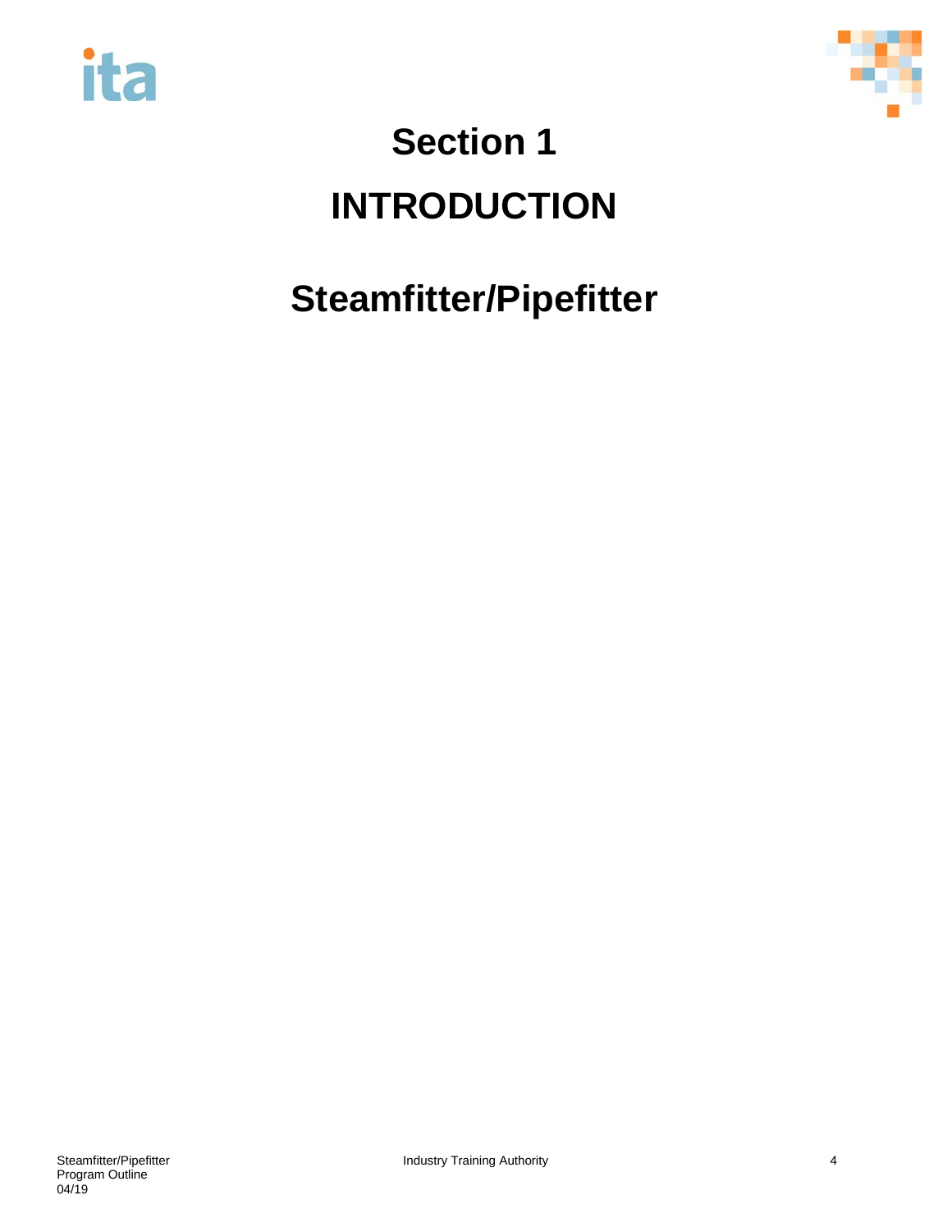# Section 1

# INTRODUCTION

# Steamfitter/Pipefitter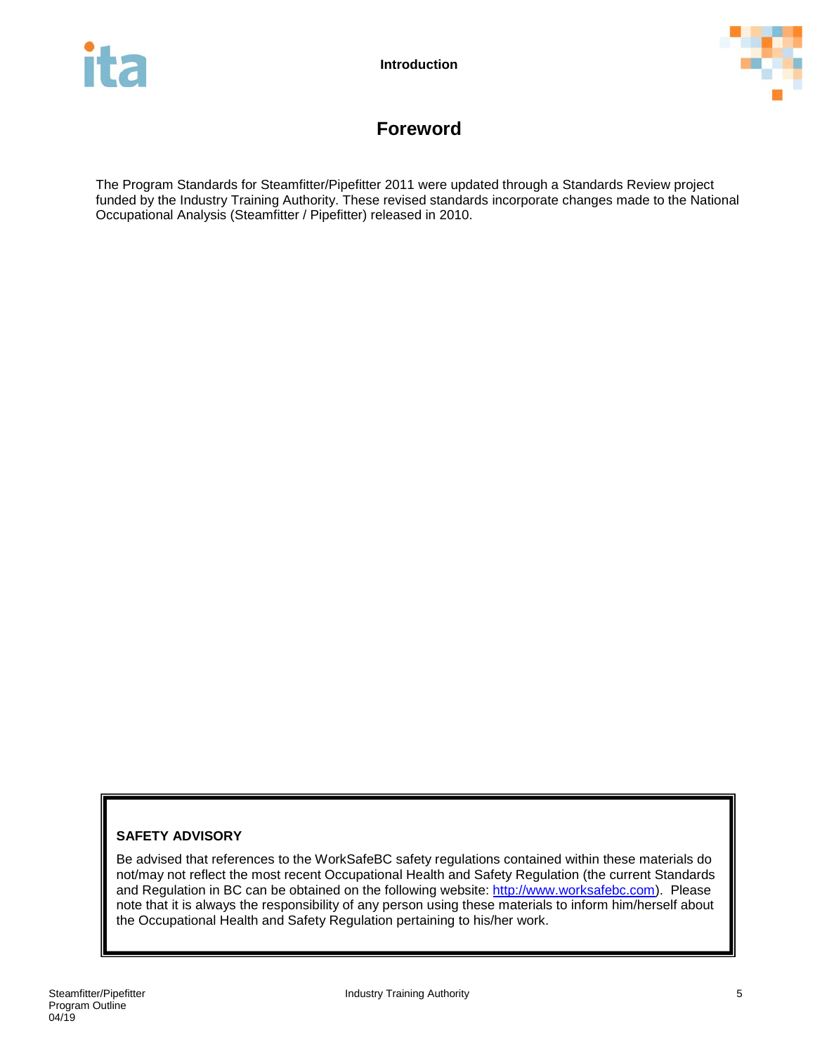# Foreword

The Program Standards for Steamfitter/Pipefitter 2011 were updated through a Standards Review project funded by the Industry Training Authority. These revised standards incorporate changes made to the National Occupational Analysis (Steamfitter / Pipefitter) released in 2010.

**SAFETY ADVISORY**

Be advised that references to the WorkSafeBC safety regulations contained within these materials do not/may not reflect the most recent Occupational Health and Safety Regulation (the current Standards and Regulation in BC can be obtained on the following website: [http://www.worksafebc.com](http://www.worksafebc.com)). Please note that it is always the responsibility of any person using these materials to inform him/herself about the Occupational Health and Safety Regulation pertaining to his/her work.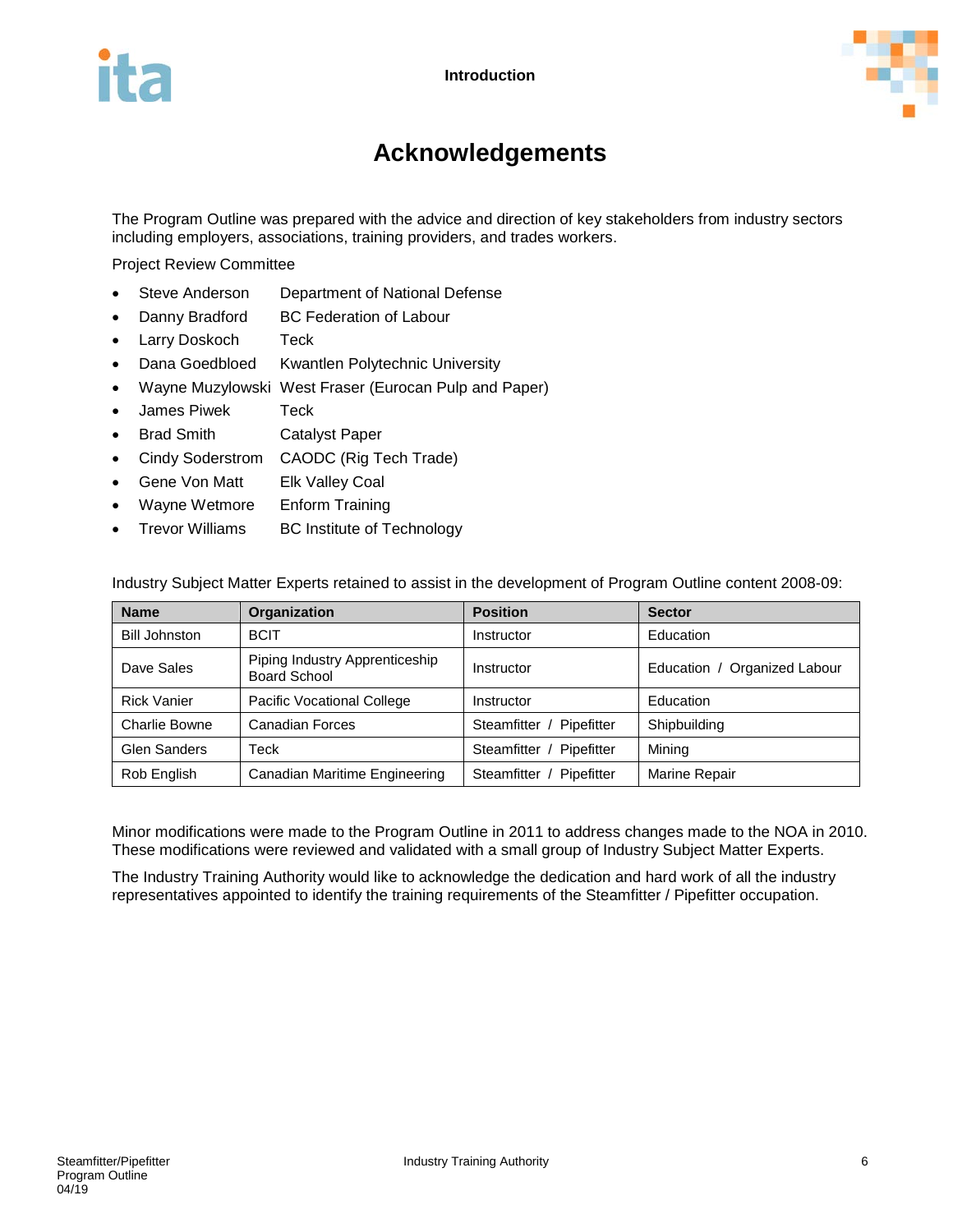# Acknowledgements

The Program Outline was prepared with the advice and direction of key stakeholders from industry sectors including employers, associations, training providers, and trades workers.

Project Review Committee

- Steve Anderson Department of National Defense
- Danny Bradford BC Federation of Labour
- Larry Doskoch Teck
- Dana Goedbloed Kwantlen Polytechnic University
- Wayne Muzylowski West Fraser (Eurocan Pulp and Paper)
- James Piwek Teck
- Brad Smith Catalyst Paper
- Cindy Soderstrom CAODC (Rig Tech Trade)
- Gene Von Matt Elk Valley Coal
- Wayne Wetmore Enform Training
- Trevor Williams BC Institute of Technology

Industry Subject Matter Experts retained to assist in the development of Program Outline content 2008-09:

| Name | Organization | Position | Sector |
|---|---|---|---|
| Bill Johnston | BCIT | Instructor | Education |
| Dave Sales | Piping Industry Apprenticeship Board School | Instructor | Education / Organized Labour |
| Rick Vanier | Pacific Vocational College | Instructor | Education |
| Charlie Bowne | Canadian Forces | Steamfitter / Pipefitter | Shipbuilding |
| Glen Sanders | Teck | Steamfitter / Pipefitter | Mining |
| Rob English | Canadian Maritime Engineering | Steamfitter / Pipefitter | Marine Repair |

Minor modifications were made to the Program Outline in 2011 to address changes made to the NOA in 2010. These modifications were reviewed and validated with a small group of Industry Subject Matter Experts.

The Industry Training Authority would like to acknowledge the dedication and hard work of all the industry representatives appointed to identify the training requirements of the Steamfitter / Pipefitter occupation.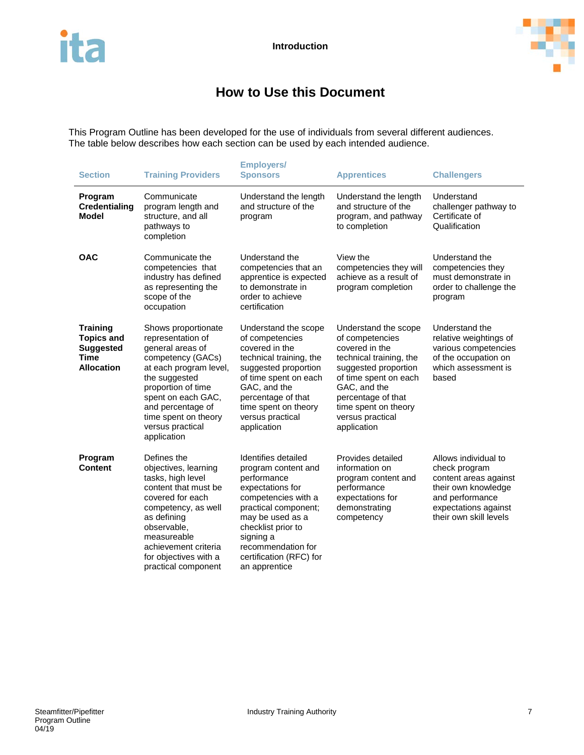# How to Use this Document

This Program Outline has been developed for the use of individuals from several different audiences. The table below describes how each section can be used by each intended audience.

| Section | Training Providers | Employers/ Sponsors | Apprentices | Challengers |
|---|---|---|---|---|
| **Program Credentialing Model** | Communicate program length and structure, and all pathways to completion | Understand the length and structure of the program | Understand the length and structure of the program, and pathway to completion | Understand challenger pathway to Certificate of Qualification |
| **OAC** | Communicate the competencies that industry has defined as representing the scope of the occupation | Understand the competencies that an apprentice is expected to demonstrate in order to achieve certification | View the competencies they will achieve as a result of program completion | Understand the competencies they must demonstrate in order to challenge the program |
| **Training Topics and Suggested Time Allocation** | Shows proportionate representation of general areas of competency (GACs) at each program level, the suggested proportion of time spent on each GAC, and percentage of time spent on theory versus practical application | Understand the scope of competencies covered in the technical training, the suggested proportion of time spent on each GAC, and the percentage of that time spent on theory versus practical application | Understand the scope of competencies covered in the technical training, the suggested proportion of time spent on each GAC, and the percentage of that time spent on theory versus practical application | Understand the relative weightings of various competencies of the occupation on which assessment is based |
| **Program Content** | Defines the objectives, learning tasks, high level content that must be covered for each competency, as well as defining observable, measureable achievement criteria for objectives with a practical component | Identifies detailed program content and performance expectations for competencies with a practical component; may be used as a checklist prior to signing a recommendation for certification (RFC) for an apprentice | Provides detailed information on program content and performance expectations for demonstrating competency | Allows individual to check program content areas against their own knowledge and performance expectations against their own skill levels |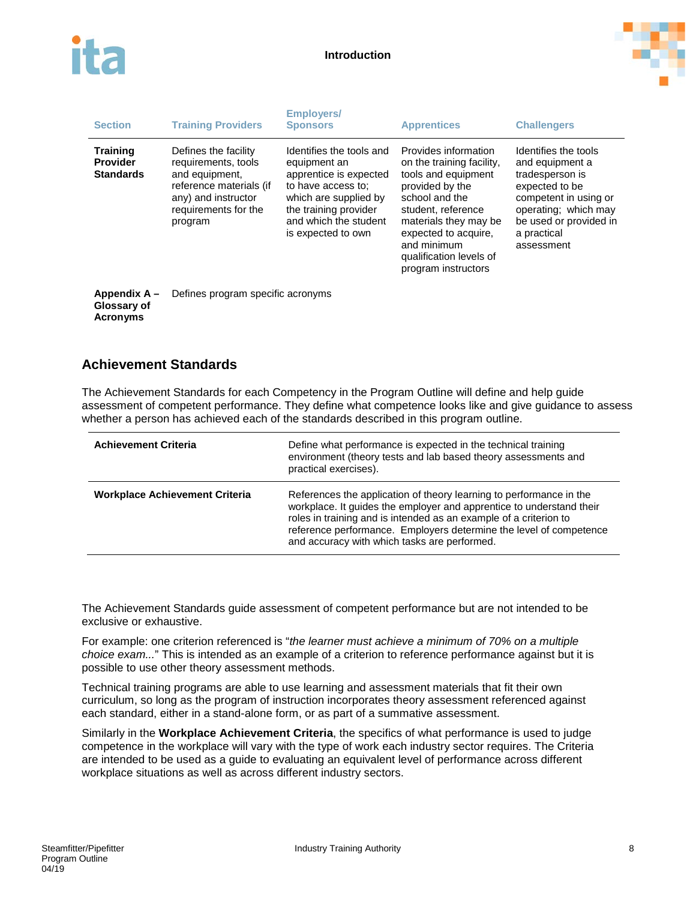| Section | Training Providers | Employers/ Sponsors | Apprentices | Challengers |
|---|---|---|---|---|
| **Training Provider Standards** | Defines the facility requirements, tools and equipment, reference materials (if any) and instructor requirements for the program | Identifies the tools and equipment an apprentice is expected to have access to; which are supplied by the training provider and which the student is expected to own | Provides information on the training facility, tools and equipment provided by the school and the student, reference materials they may be expected to acquire, and minimum qualification levels of program instructors | Identifies the tools and equipment a tradesperson is expected to be competent in using or operating; which may be used or provided in a practical assessment |
| **Appendix A – Glossary of Acronyms** | Defines program specific acronyms | | | |

## Achievement Standards

The Achievement Standards for each Competency in the Program Outline will define and help guide assessment of competent performance. They define what competence looks like and give guidance to assess whether a person has achieved each of the standards described in this program outline.

| | |
|---|---|
| **Achievement Criteria** | Define what performance is expected in the technical training environment (theory tests and lab based theory assessments and practical exercises). |
| **Workplace Achievement Criteria** | References the application of theory learning to performance in the workplace. It guides the employer and apprentice to understand their roles in training and is intended as an example of a criterion to reference performance. Employers determine the level of competence and accuracy with which tasks are performed. |

The Achievement Standards guide assessment of competent performance but are not intended to be exclusive or exhaustive.

For example: one criterion referenced is "*the learner must achieve a minimum of 70% on a multiple choice exam...*" This is intended as an example of a criterion to reference performance against but it is possible to use other theory assessment methods.

Technical training programs are able to use learning and assessment materials that fit their own curriculum, so long as the program of instruction incorporates theory assessment referenced against each standard, either in a stand-alone form, or as part of a summative assessment.

Similarly in the **Workplace Achievement Criteria**, the specifics of what performance is used to judge competence in the workplace will vary with the type of work each industry sector requires. The Criteria are intended to be used as a guide to evaluating an equivalent level of performance across different workplace situations as well as across different industry sectors.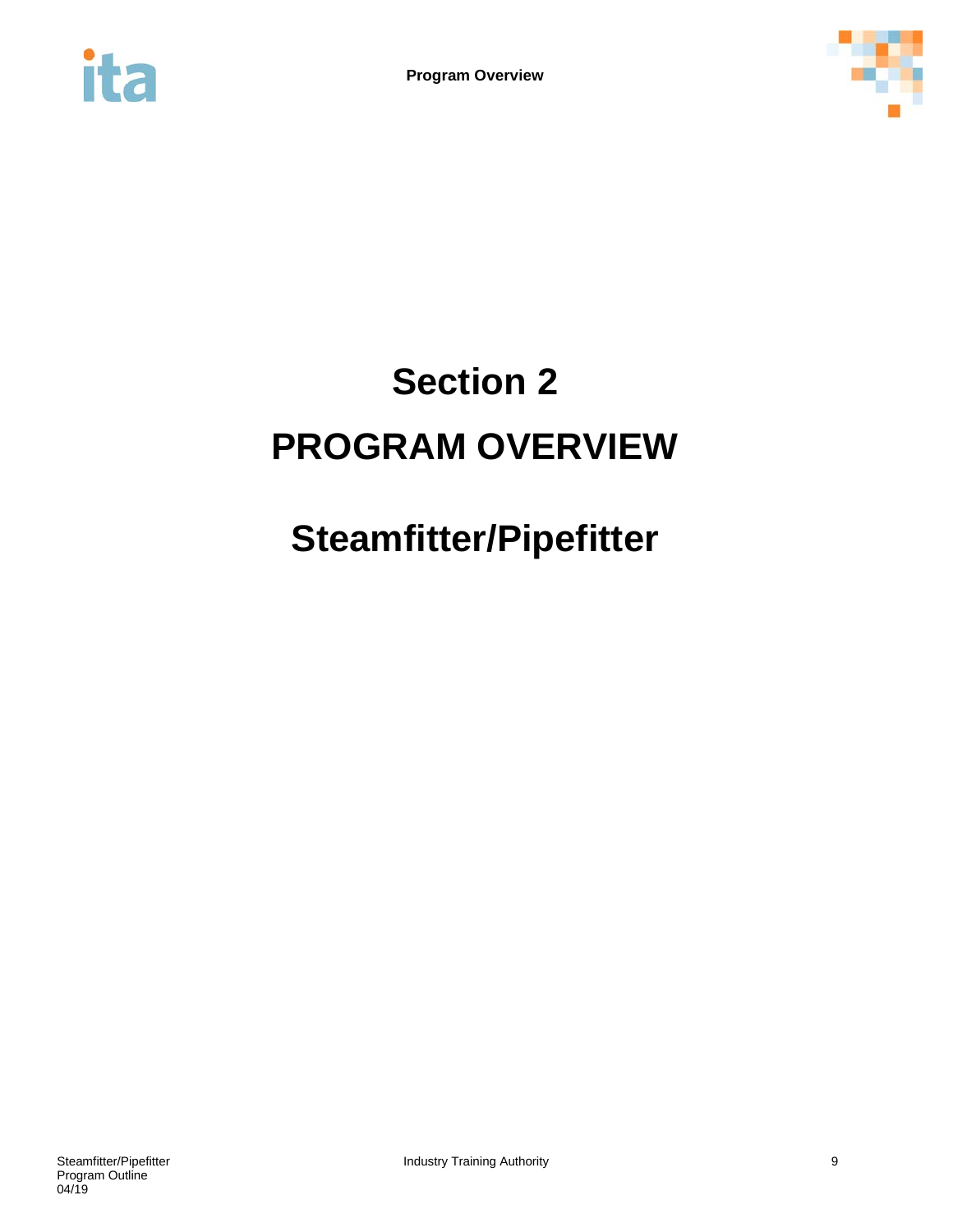# Section 2

# PROGRAM OVERVIEW

## Steamfitter/Pipefitter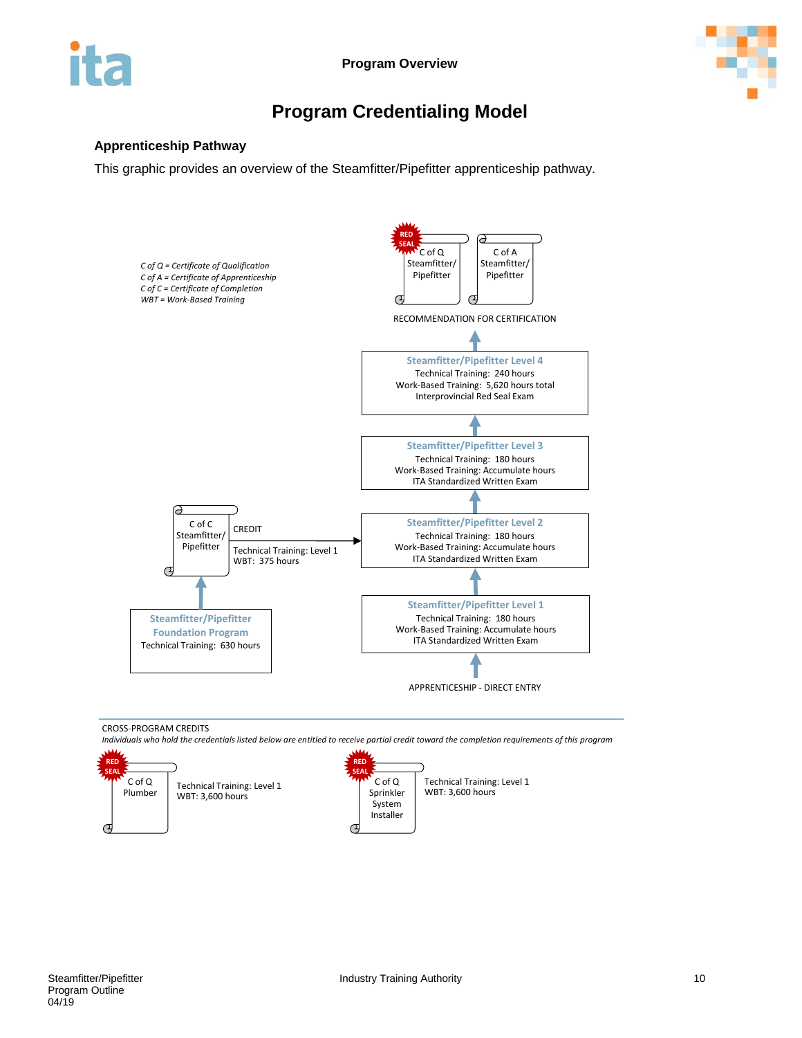# Program Credentialing Model

### Apprenticeship Pathway

This graphic provides an overview of the Steamfitter/Pipefitter apprenticeship pathway.

*C of Q = Certificate of Qualification*
*C of A = Certificate of Apprenticeship*
*C of C = Certificate of Completion*
*WBT = Work-Based Training*

RED SEAL C of Q Steamfitter/ Pipefitter

C of A Steamfitter/ Pipefitter

RECOMMENDATION FOR CERTIFICATION

**Steamfitter/Pipefitter Level 4**
Technical Training: 240 hours
Work-Based Training: 5,620 hours total
Interprovincial Red Seal Exam

**Steamfitter/Pipefitter Level 3**
Technical Training: 180 hours
Work-Based Training: Accumulate hours
ITA Standardized Written Exam

**Steamfitter/Pipefitter Level 2**
Technical Training: 180 hours
Work-Based Training: Accumulate hours
ITA Standardized Written Exam

**Steamfitter/Pipefitter Level 1**
Technical Training: 180 hours
Work-Based Training: Accumulate hours
ITA Standardized Written Exam

APPRENTICESHIP - DIRECT ENTRY

**Steamfitter/Pipefitter Foundation Program**
Technical Training: 630 hours

C of C Steamfitter/ Pipefitter

CREDIT
Technical Training: Level 1
WBT: 375 hours

CROSS-PROGRAM CREDITS

*Individuals who hold the credentials listed below are entitled to receive partial credit toward the completion requirements of this program*

RED SEAL C of Q Plumber
Technical Training: Level 1
WBT: 3,600 hours

RED SEAL C of Q Sprinkler System Installer
Technical Training: Level 1
WBT: 3,600 hours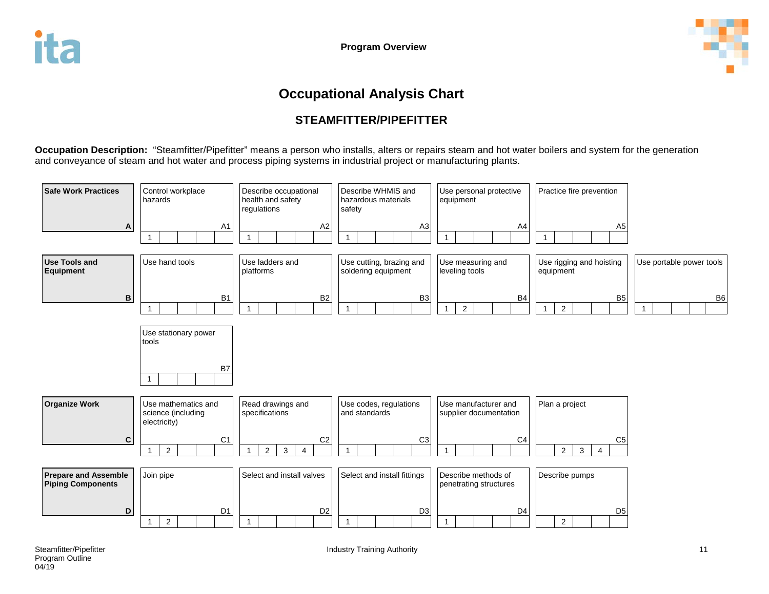# Occupational Analysis Chart

## STEAMFITTER/PIPEFITTER

**Occupation Description:** "Steamfitter/Pipefitter" means a person who installs, alters or repairs steam and hot water boilers and system for the generation and conveyance of steam and hot water and process piping systems in industrial project or manufacturing plants.

| Line | Competencies | | | | | |
|---|---|---|---|---|---|---|
| **Safe Work Practices** (A) | Control workplace hazards (A1) — Level 1 | Describe occupational health and safety regulations (A2) — Level 1 | Describe WHMIS and hazardous materials safety (A3) — Level 1 | Use personal protective equipment (A4) — Level 1 | Practice fire prevention (A5) — Level 1 | |
| **Use Tools and Equipment** (B) | Use hand tools (B1) — Level 1 | Use ladders and platforms (B2) — Level 1 | Use cutting, brazing and soldering equipment (B3) — Level 1 | Use measuring and leveling tools (B4) — Levels 1, 2 | Use rigging and hoisting equipment (B5) — Levels 1, 2 | Use portable power tools (B6) — Level 1 |
| | Use stationary power tools (B7) — Level 1 | | | | | |
| **Organize Work** (C) | Use mathematics and science (including electricity) (C1) — Levels 1, 2 | Read drawings and specifications (C2) — Levels 1, 2, 3, 4 | Use codes, regulations and standards (C3) — Level 1 | Use manufacturer and supplier documentation (C4) — Level 1 | Plan a project (C5) — Levels 2, 3, 4 | |
| **Prepare and Assemble Piping Components** (D) | Join pipe (D1) — Levels 1, 2 | Select and install valves (D2) — Level 1 | Select and install fittings (D3) — Level 1 | Describe methods of penetrating structures (D4) — Level 1 | Describe pumps (D5) — Level 2 | |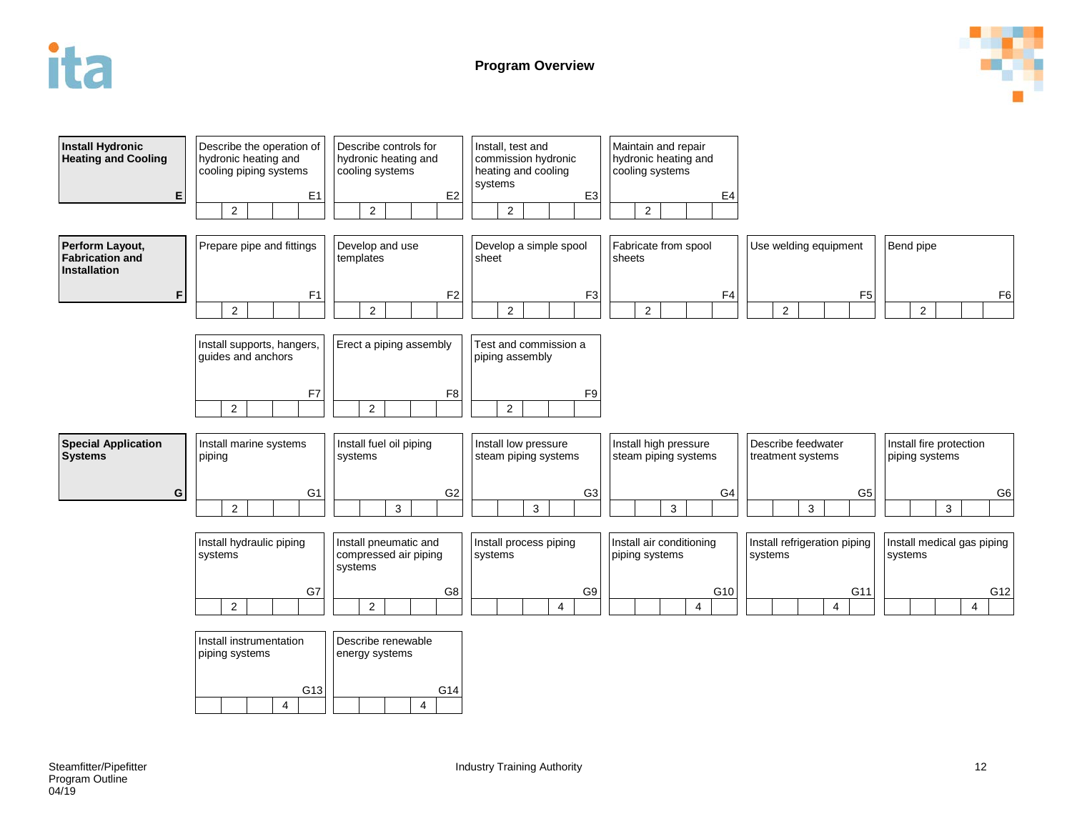# Program Overview

## Install Hydronic Heating and Cooling (E)

| Code | Competency | Level 1 | Level 2 | Level 3 | Level 4 | Level 5 |
|---|---|---|---|---|---|---|
| E1 | Describe the operation of hydronic heating and cooling piping systems | | 2 | | | |
| E2 | Describe controls for hydronic heating and cooling systems | | 2 | | | |
| E3 | Install, test and commission hydronic heating and cooling systems | | 2 | | | |
| E4 | Maintain and repair hydronic heating and cooling systems | | 2 | | | |

## Perform Layout, Fabrication and Installation (F)

| Code | Competency | Level 1 | Level 2 | Level 3 | Level 4 | Level 5 |
|---|---|---|---|---|---|---|
| F1 | Prepare pipe and fittings | | 2 | | | |
| F2 | Develop and use templates | | 2 | | | |
| F3 | Develop a simple spool sheet | | 2 | | | |
| F4 | Fabricate from spool sheets | | 2 | | | |
| F5 | Use welding equipment | | 2 | | | |
| F6 | Bend pipe | | 2 | | | |
| F7 | Install supports, hangers, guides and anchors | | 2 | | | |
| F8 | Erect a piping assembly | | 2 | | | |
| F9 | Test and commission a piping assembly | | 2 | | | |

## Special Application Systems (G)

| Code | Competency | Level 1 | Level 2 | Level 3 | Level 4 | Level 5 |
|---|---|---|---|---|---|---|
| G1 | Install marine systems piping | | 2 | | | |
| G2 | Install fuel oil piping systems | | | 3 | | |
| G3 | Install low pressure steam piping systems | | | 3 | | |
| G4 | Install high pressure steam piping systems | | | 3 | | |
| G5 | Describe feedwater treatment systems | | | 3 | | |
| G6 | Install fire protection piping systems | | | 3 | | |
| G7 | Install hydraulic piping systems | | 2 | | | |
| G8 | Install pneumatic and compressed air piping systems | | 2 | | | |
| G9 | Install process piping systems | | | | 4 | |
| G10 | Install air conditioning piping systems | | | | 4 | |
| G11 | Install refrigeration piping systems | | | | 4 | |
| G12 | Install medical gas piping systems | | | | 4 | |
| G13 | Install instrumentation piping systems | | | | 4 | |
| G14 | Describe renewable energy systems | | | | 4 | |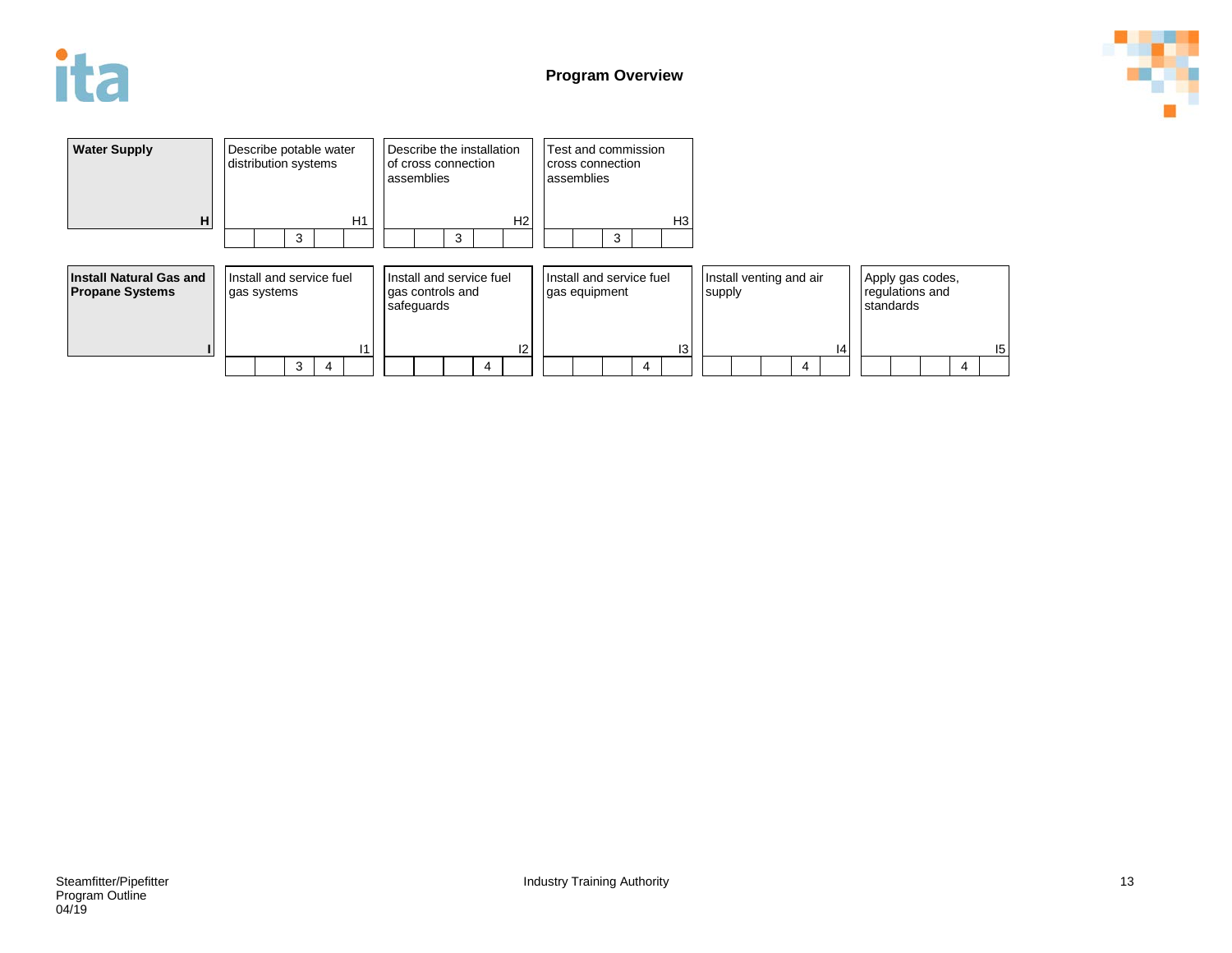# Program Overview

| Water Supply | | | |
|---|---|---|---|
| **H** | Describe potable water distribution systems (H1) | Describe the installation of cross connection assemblies (H2) | Test and commission cross connection assemblies (H3) |
| Levels | 3 | 3 | 3 |

| Install Natural Gas and Propane Systems | | | | | |
|---|---|---|---|---|---|
| **I** | Install and service fuel gas systems (I1) | Install and service fuel gas controls and safeguards (I2) | Install and service fuel gas equipment (I3) | Install venting and air supply (I4) | Apply gas codes, regulations and standards (I5) |
| Levels | 3, 4 | 4 | 4 | 4 | 4 |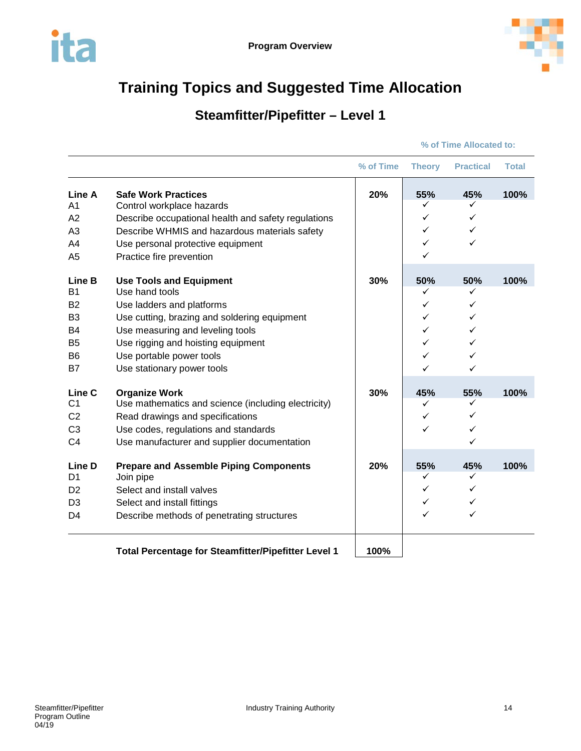# Training Topics and Suggested Time Allocation

## Steamfitter/Pipefitter – Level 1

| | | | % of Time Allocated to: | | |
|---|---|---|---|---|---|
| | | **% of Time** | **Theory** | **Practical** | **Total** |
| **Line A** | **Safe Work Practices** | **20%** | **55%** | **45%** | **100%** |
| A1 | Control workplace hazards | | ✓ | ✓ | |
| A2 | Describe occupational health and safety regulations | | ✓ | ✓ | |
| A3 | Describe WHMIS and hazardous materials safety | | ✓ | ✓ | |
| A4 | Use personal protective equipment | | ✓ | ✓ | |
| A5 | Practice fire prevention | | ✓ | | |
| **Line B** | **Use Tools and Equipment** | **30%** | **50%** | **50%** | **100%** |
| B1 | Use hand tools | | ✓ | ✓ | |
| B2 | Use ladders and platforms | | ✓ | ✓ | |
| B3 | Use cutting, brazing and soldering equipment | | ✓ | ✓ | |
| B4 | Use measuring and leveling tools | | ✓ | ✓ | |
| B5 | Use rigging and hoisting equipment | | ✓ | ✓ | |
| B6 | Use portable power tools | | ✓ | ✓ | |
| B7 | Use stationary power tools | | ✓ | ✓ | |
| **Line C** | **Organize Work** | **30%** | **45%** | **55%** | **100%** |
| C1 | Use mathematics and science (including electricity) | | ✓ | ✓ | |
| C2 | Read drawings and specifications | | ✓ | ✓ | |
| C3 | Use codes, regulations and standards | | ✓ | ✓ | |
| C4 | Use manufacturer and supplier documentation | | | ✓ | |
| **Line D** | **Prepare and Assemble Piping Components** | **20%** | **55%** | **45%** | **100%** |
| D1 | Join pipe | | ✓ | ✓ | |
| D2 | Select and install valves | | ✓ | ✓ | |
| D3 | Select and install fittings | | ✓ | ✓ | |
| D4 | Describe methods of penetrating structures | | ✓ | ✓ | |
| | **Total Percentage for Steamfitter/Pipefitter Level 1** | **100%** | | | |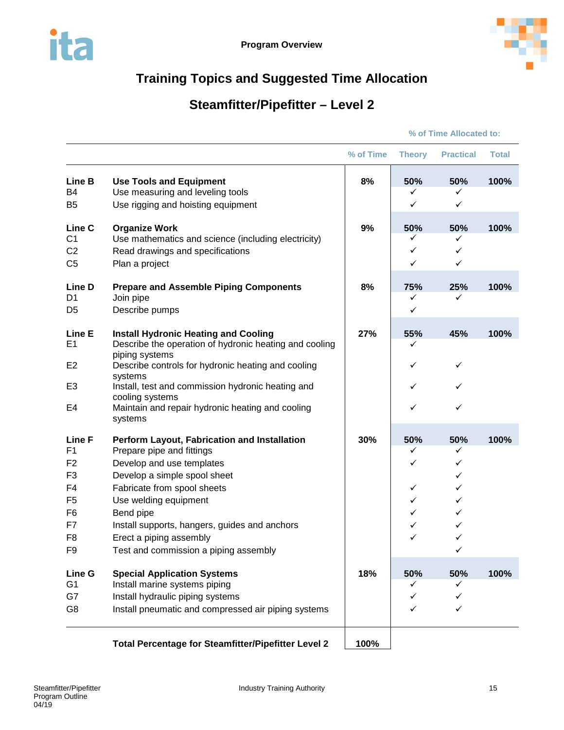## Training Topics and Suggested Time Allocation

## Steamfitter/Pipefitter – Level 2

| | | | % of Time Allocated to: | | |
|---|---|---|---|---|---|
| | | % of Time | Theory | Practical | Total |
| **Line B** | **Use Tools and Equipment** | **8%** | **50%** | **50%** | **100%** |
| B4 | Use measuring and leveling tools | | ✓ | ✓ | |
| B5 | Use rigging and hoisting equipment | | ✓ | ✓ | |
| **Line C** | **Organize Work** | **9%** | **50%** | **50%** | **100%** |
| C1 | Use mathematics and science (including electricity) | | ✓ | ✓ | |
| C2 | Read drawings and specifications | | ✓ | ✓ | |
| C5 | Plan a project | | ✓ | ✓ | |
| **Line D** | **Prepare and Assemble Piping Components** | **8%** | **75%** | **25%** | **100%** |
| D1 | Join pipe | | ✓ | ✓ | |
| D5 | Describe pumps | | ✓ | | |
| **Line E** | **Install Hydronic Heating and Cooling** | **27%** | **55%** | **45%** | **100%** |
| E1 | Describe the operation of hydronic heating and cooling piping systems | | ✓ | | |
| E2 | Describe controls for hydronic heating and cooling systems | | ✓ | ✓ | |
| E3 | Install, test and commission hydronic heating and cooling systems | | ✓ | ✓ | |
| E4 | Maintain and repair hydronic heating and cooling systems | | ✓ | ✓ | |
| **Line F** | **Perform Layout, Fabrication and Installation** | **30%** | **50%** | **50%** | **100%** |
| F1 | Prepare pipe and fittings | | ✓ | ✓ | |
| F2 | Develop and use templates | | ✓ | ✓ | |
| F3 | Develop a simple spool sheet | | | ✓ | |
| F4 | Fabricate from spool sheets | | ✓ | ✓ | |
| F5 | Use welding equipment | | ✓ | ✓ | |
| F6 | Bend pipe | | ✓ | ✓ | |
| F7 | Install supports, hangers, guides and anchors | | ✓ | ✓ | |
| F8 | Erect a piping assembly | | ✓ | ✓ | |
| F9 | Test and commission a piping assembly | | | ✓ | |
| **Line G** | **Special Application Systems** | **18%** | **50%** | **50%** | **100%** |
| G1 | Install marine systems piping | | ✓ | ✓ | |
| G7 | Install hydraulic piping systems | | ✓ | ✓ | |
| G8 | Install pneumatic and compressed air piping systems | | ✓ | ✓ | |
| | **Total Percentage for Steamfitter/Pipefitter Level 2** | **100%** | | | |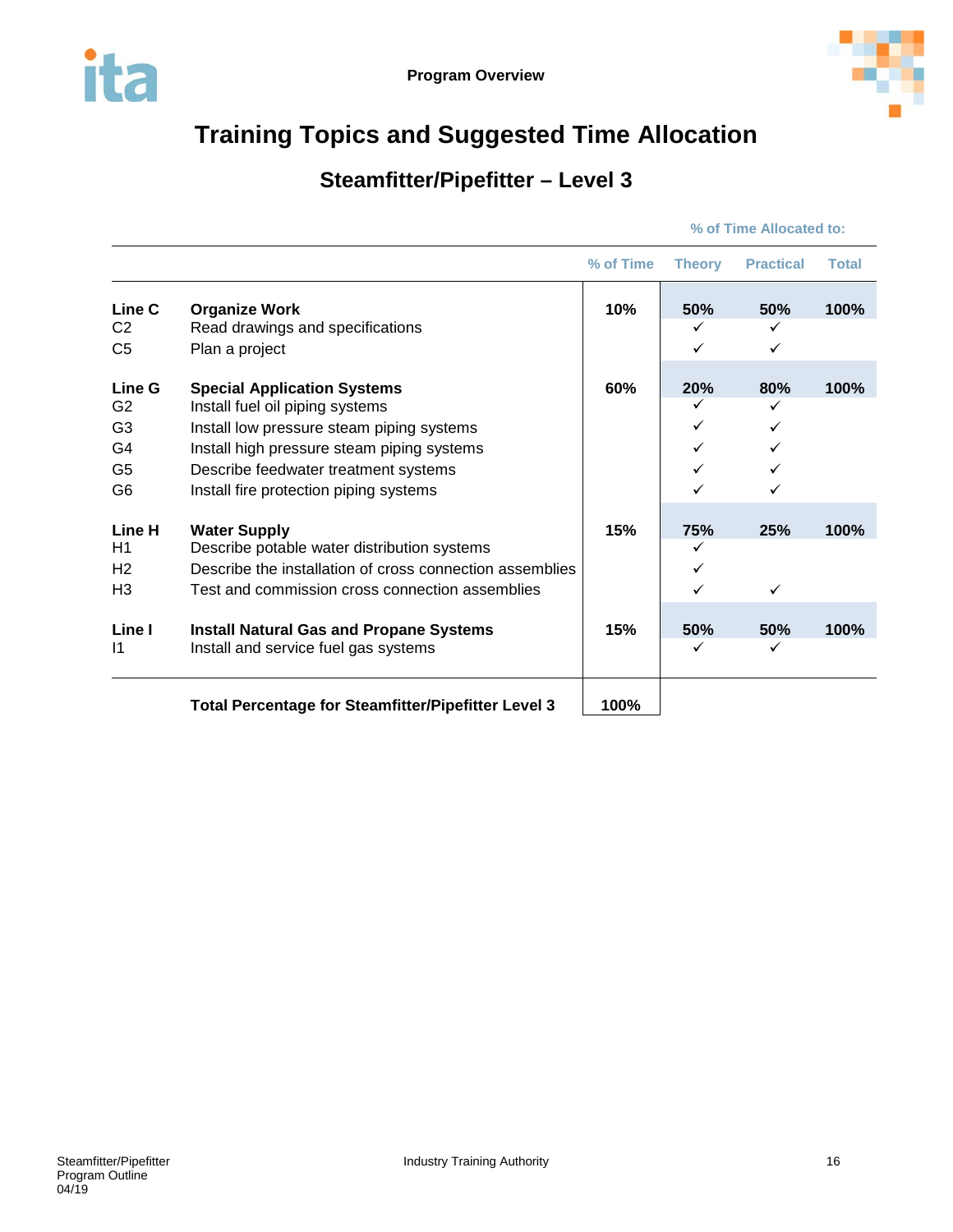## Training Topics and Suggested Time Allocation

### Steamfitter/Pipefitter – Level 3

| | | % of Time | % of Time Allocated to: Theory | Practical | Total |
|---|---|---|---|---|---|
| **Line C** | **Organize Work** | **10%** | **50%** | **50%** | **100%** |
| C2 | Read drawings and specifications | | ✓ | ✓ | |
| C5 | Plan a project | | ✓ | ✓ | |
| **Line G** | **Special Application Systems** | **60%** | **20%** | **80%** | **100%** |
| G2 | Install fuel oil piping systems | | ✓ | ✓ | |
| G3 | Install low pressure steam piping systems | | ✓ | ✓ | |
| G4 | Install high pressure steam piping systems | | ✓ | ✓ | |
| G5 | Describe feedwater treatment systems | | ✓ | ✓ | |
| G6 | Install fire protection piping systems | | ✓ | ✓ | |
| **Line H** | **Water Supply** | **15%** | **75%** | **25%** | **100%** |
| H1 | Describe potable water distribution systems | | ✓ | | |
| H2 | Describe the installation of cross connection assemblies | | ✓ | | |
| H3 | Test and commission cross connection assemblies | | ✓ | ✓ | |
| **Line I** | **Install Natural Gas and Propane Systems** | **15%** | **50%** | **50%** | **100%** |
| I1 | Install and service fuel gas systems | | ✓ | ✓ | |
| | **Total Percentage for Steamfitter/Pipefitter Level 3** | **100%** | | | |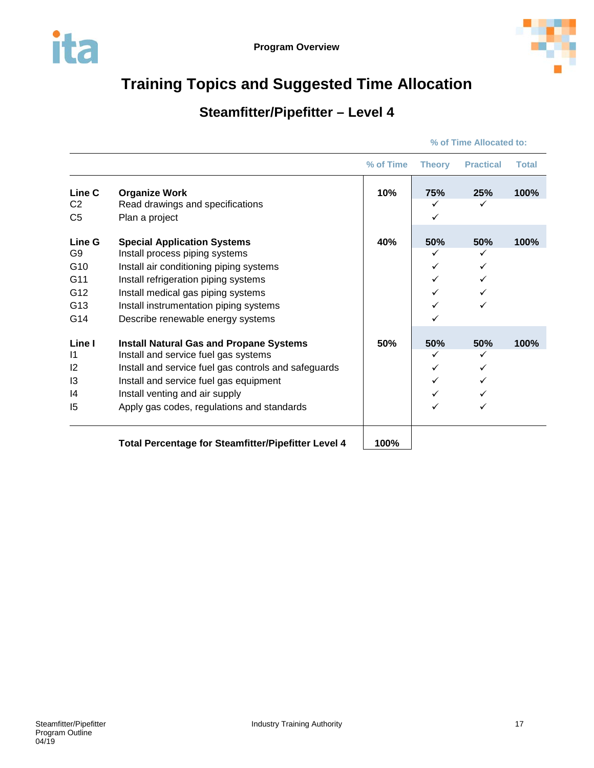# Training Topics and Suggested Time Allocation

## Steamfitter/Pipefitter – Level 4

| | | | % of Time Allocated to: | | |
|---|---|---|---|---|---|
| | | % of Time | Theory | Practical | Total |
| **Line C** | **Organize Work** | **10%** | **75%** | **25%** | **100%** |
| C2 | Read drawings and specifications | | ✓ | ✓ | |
| C5 | Plan a project | | ✓ | | |
| **Line G** | **Special Application Systems** | **40%** | **50%** | **50%** | **100%** |
| G9 | Install process piping systems | | ✓ | ✓ | |
| G10 | Install air conditioning piping systems | | ✓ | ✓ | |
| G11 | Install refrigeration piping systems | | ✓ | ✓ | |
| G12 | Install medical gas piping systems | | ✓ | ✓ | |
| G13 | Install instrumentation piping systems | | ✓ | ✓ | |
| G14 | Describe renewable energy systems | | ✓ | | |
| **Line I** | **Install Natural Gas and Propane Systems** | **50%** | **50%** | **50%** | **100%** |
| I1 | Install and service fuel gas systems | | ✓ | ✓ | |
| I2 | Install and service fuel gas controls and safeguards | | ✓ | ✓ | |
| I3 | Install and service fuel gas equipment | | ✓ | ✓ | |
| I4 | Install venting and air supply | | ✓ | ✓ | |
| I5 | Apply gas codes, regulations and standards | | ✓ | ✓ | |
| | **Total Percentage for Steamfitter/Pipefitter Level 4** | **100%** | | | |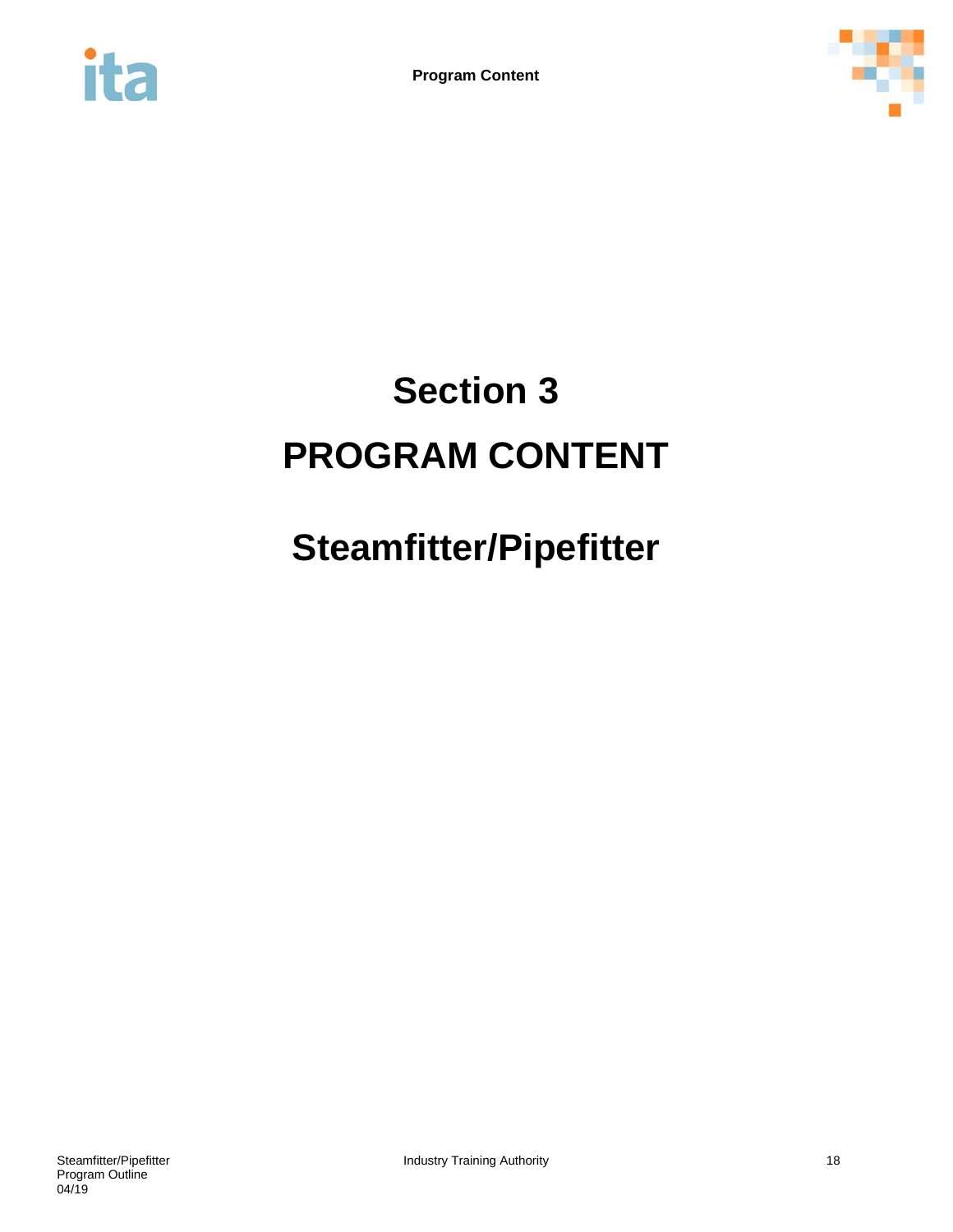# Section 3

# PROGRAM CONTENT

# Steamfitter/Pipefitter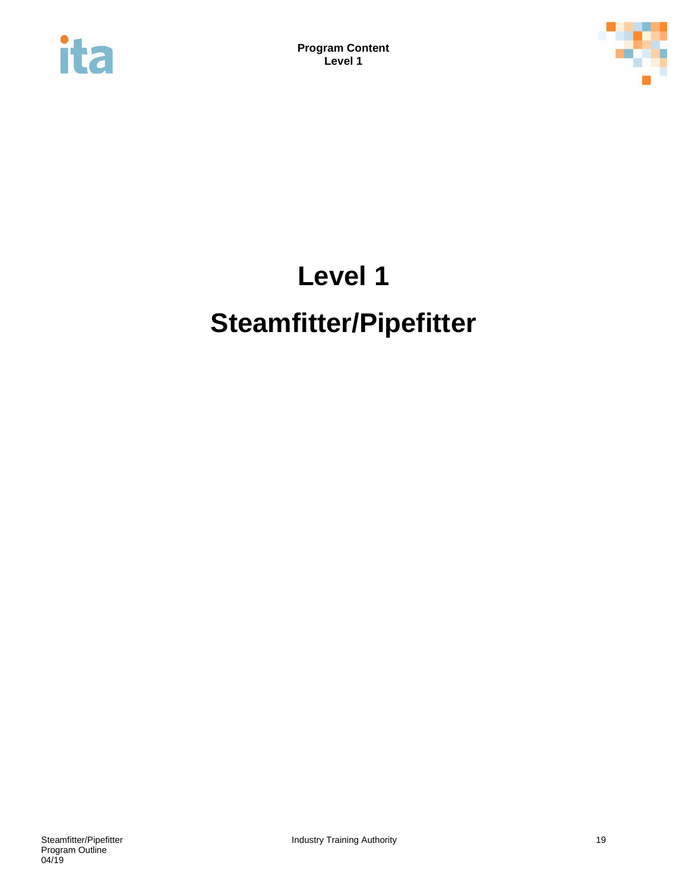# Level 1

# Steamfitter/Pipefitter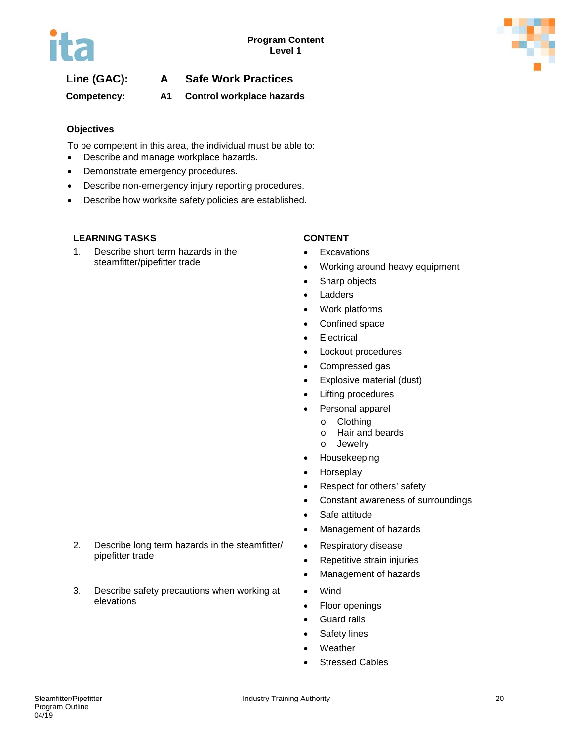Program Content
Level 1

## Line (GAC): A Safe Work Practices

### Competency: A1 Control workplace hazards

**Objectives**

To be competent in this area, the individual must be able to:

- Describe and manage workplace hazards.
- Demonstrate emergency procedures.
- Describe non-emergency injury reporting procedures.
- Describe how worksite safety policies are established.

| LEARNING TASKS | CONTENT |
|---|---|
| 1. Describe short term hazards in the steamfitter/pipefitter trade | • Excavations<br>• Working around heavy equipment<br>• Sharp objects<br>• Ladders<br>• Work platforms<br>• Confined space<br>• Electrical<br>• Lockout procedures<br>• Compressed gas<br>• Explosive material (dust)<br>• Lifting procedures<br>• Personal apparel<br>  o Clothing<br>  o Hair and beards<br>  o Jewelry<br>• Housekeeping<br>• Horseplay<br>• Respect for others' safety<br>• Constant awareness of surroundings<br>• Safe attitude<br>• Management of hazards |
| 2. Describe long term hazards in the steamfitter/ pipefitter trade | • Respiratory disease<br>• Repetitive strain injuries<br>• Management of hazards |
| 3. Describe safety precautions when working at elevations | • Wind<br>• Floor openings<br>• Guard rails<br>• Safety lines<br>• Weather<br>• Stressed Cables |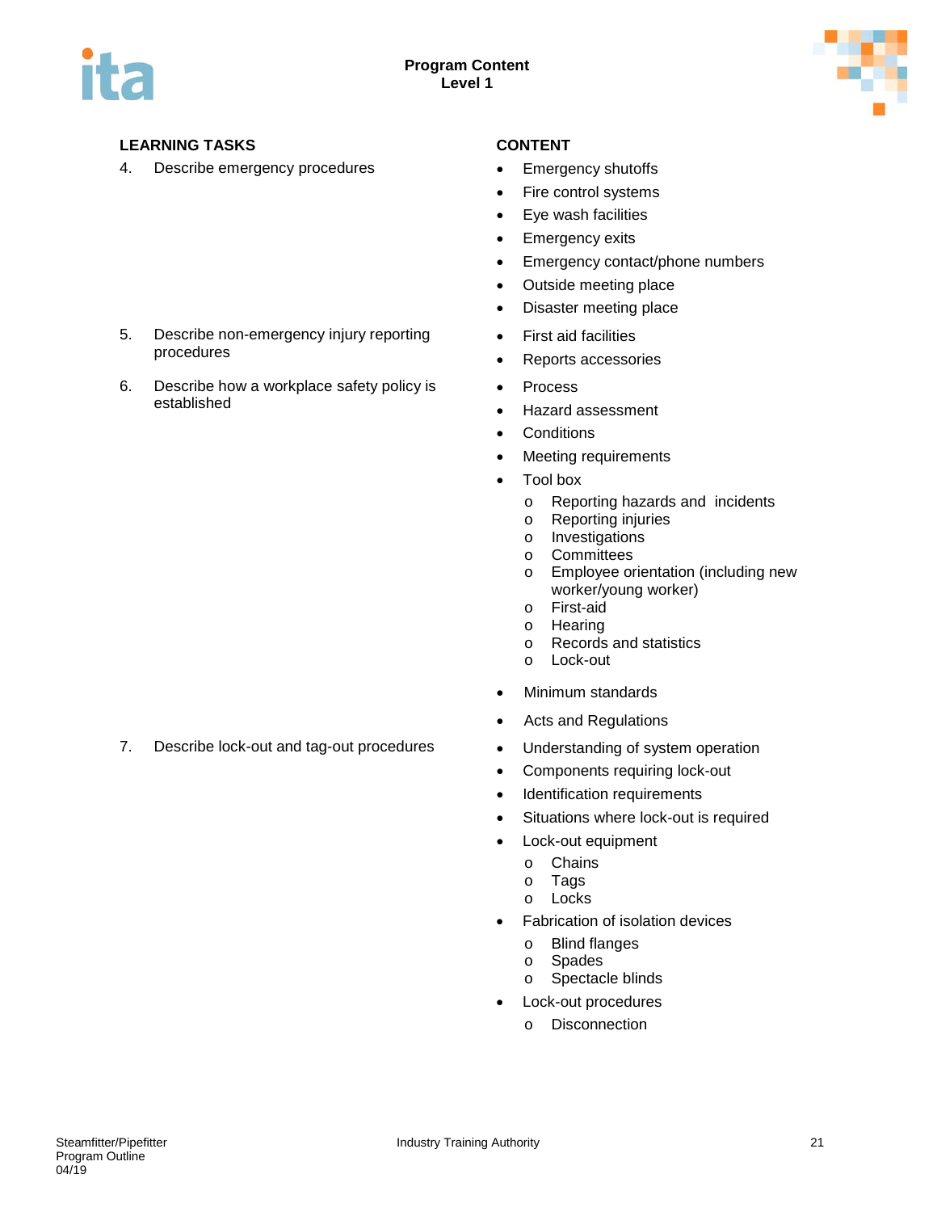| LEARNING TASKS | CONTENT |
|---|---|
| 4. Describe emergency procedures | • Emergency shutoffs<br>• Fire control systems<br>• Eye wash facilities<br>• Emergency exits<br>• Emergency contact/phone numbers<br>• Outside meeting place<br>• Disaster meeting place |
| 5. Describe non-emergency injury reporting procedures | • First aid facilities<br>• Reports accessories |
| 6. Describe how a workplace safety policy is established | • Process<br>• Hazard assessment<br>• Conditions<br>• Meeting requirements<br>• Tool box<br>  o Reporting hazards and incidents<br>  o Reporting injuries<br>  o Investigations<br>  o Committees<br>  o Employee orientation (including new worker/young worker)<br>  o First-aid<br>  o Hearing<br>  o Records and statistics<br>  o Lock-out<br>• Minimum standards<br>• Acts and Regulations |
| 7. Describe lock-out and tag-out procedures | • Understanding of system operation<br>• Components requiring lock-out<br>• Identification requirements<br>• Situations where lock-out is required<br>• Lock-out equipment<br>  o Chains<br>  o Tags<br>  o Locks<br>• Fabrication of isolation devices<br>  o Blind flanges<br>  o Spades<br>  o Spectacle blinds<br>• Lock-out procedures<br>  o Disconnection |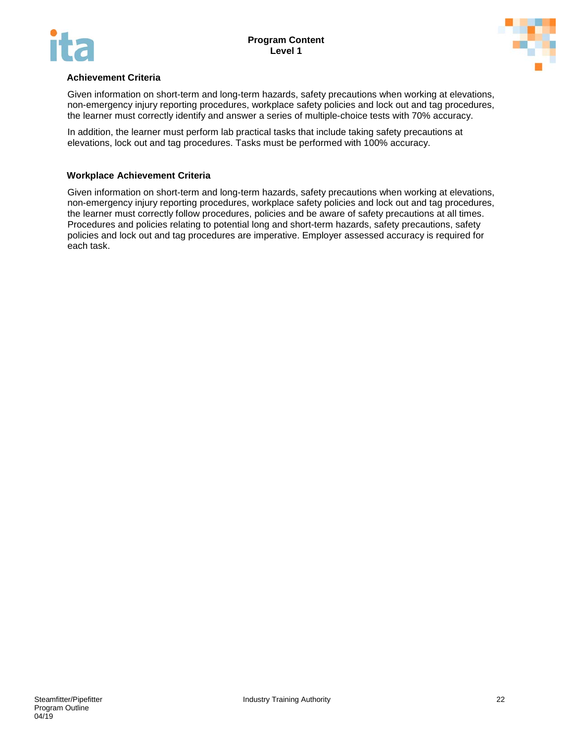### Achievement Criteria

Given information on short-term and long-term hazards, safety precautions when working at elevations, non-emergency injury reporting procedures, workplace safety policies and lock out and tag procedures, the learner must correctly identify and answer a series of multiple-choice tests with 70% accuracy.

In addition, the learner must perform lab practical tasks that include taking safety precautions at elevations, lock out and tag procedures. Tasks must be performed with 100% accuracy.

### Workplace Achievement Criteria

Given information on short-term and long-term hazards, safety precautions when working at elevations, non-emergency injury reporting procedures, workplace safety policies and lock out and tag procedures, the learner must correctly follow procedures, policies and be aware of safety precautions at all times. Procedures and policies relating to potential long and short-term hazards, safety precautions, safety policies and lock out and tag procedures are imperative. Employer assessed accuracy is required for each task.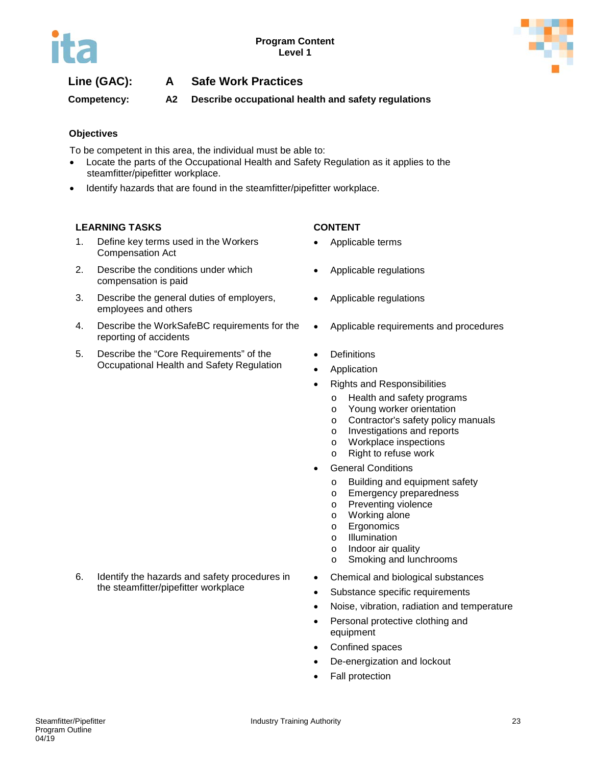**Line (GAC): A Safe Work Practices**

**Competency: A2 Describe occupational health and safety regulations**

### Objectives

To be competent in this area, the individual must be able to:

- Locate the parts of the Occupational Health and Safety Regulation as it applies to the steamfitter/pipefitter workplace.
- Identify hazards that are found in the steamfitter/pipefitter workplace.

| LEARNING TASKS | CONTENT |
| --- | --- |
| 1. Define key terms used in the Workers Compensation Act | • Applicable terms |
| 2. Describe the conditions under which compensation is paid | • Applicable regulations |
| 3. Describe the general duties of employers, employees and others | • Applicable regulations |
| 4. Describe the WorkSafeBC requirements for the reporting of accidents | • Applicable requirements and procedures |
| 5. Describe the "Core Requirements" of the Occupational Health and Safety Regulation | • Definitions<br>• Application<br>• Rights and Responsibilities<br>&nbsp;&nbsp;o Health and safety programs<br>&nbsp;&nbsp;o Young worker orientation<br>&nbsp;&nbsp;o Contractor's safety policy manuals<br>&nbsp;&nbsp;o Investigations and reports<br>&nbsp;&nbsp;o Workplace inspections<br>&nbsp;&nbsp;o Right to refuse work<br>• General Conditions<br>&nbsp;&nbsp;o Building and equipment safety<br>&nbsp;&nbsp;o Emergency preparedness<br>&nbsp;&nbsp;o Preventing violence<br>&nbsp;&nbsp;o Working alone<br>&nbsp;&nbsp;o Ergonomics<br>&nbsp;&nbsp;o Illumination<br>&nbsp;&nbsp;o Indoor air quality<br>&nbsp;&nbsp;o Smoking and lunchrooms |
| 6. Identify the hazards and safety procedures in the steamfitter/pipefitter workplace | • Chemical and biological substances<br>• Substance specific requirements<br>• Noise, vibration, radiation and temperature<br>• Personal protective clothing and equipment<br>• Confined spaces<br>• De-energization and lockout<br>• Fall protection |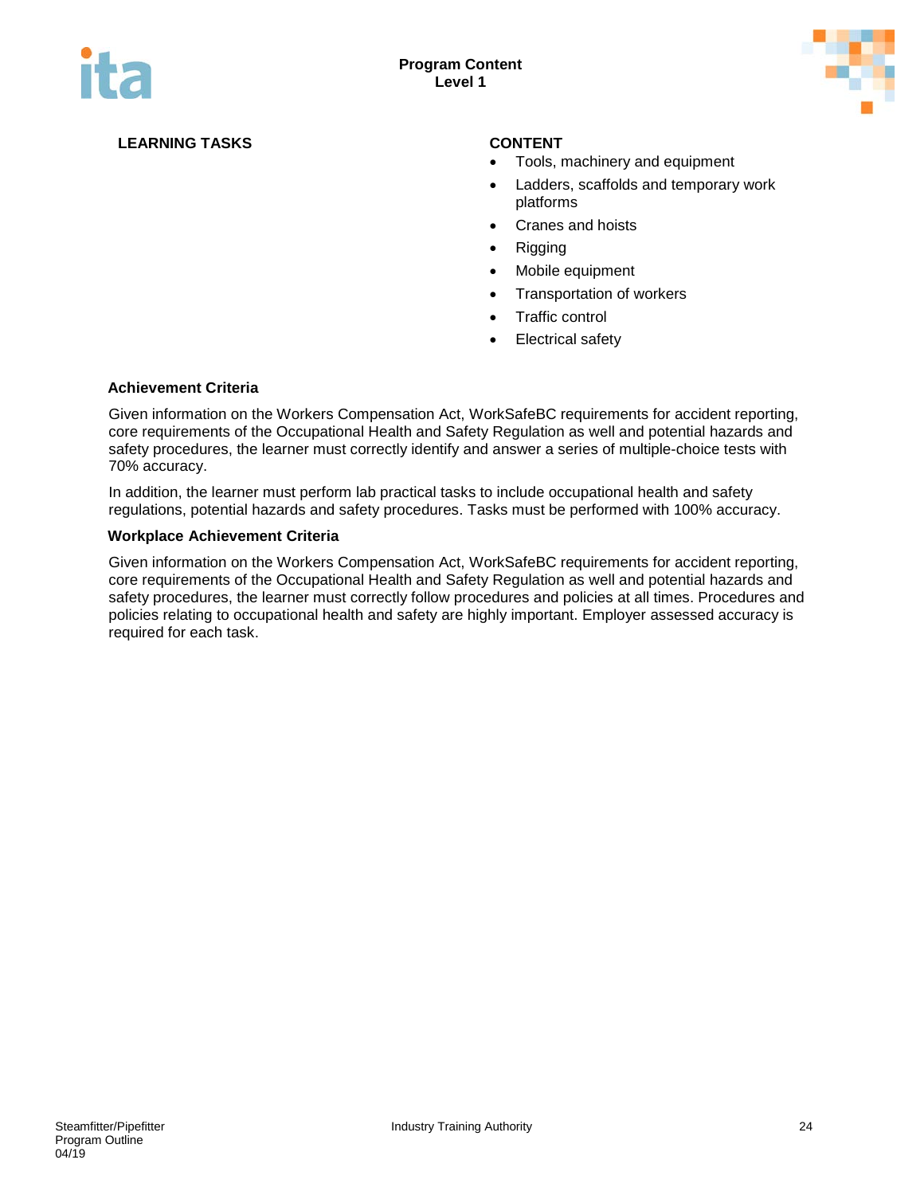| LEARNING TASKS | CONTENT |
| --- | --- |
| | • Tools, machinery and equipment<br>• Ladders, scaffolds and temporary work platforms<br>• Cranes and hoists<br>• Rigging<br>• Mobile equipment<br>• Transportation of workers<br>• Traffic control<br>• Electrical safety |

**Achievement Criteria**

Given information on the Workers Compensation Act, WorkSafeBC requirements for accident reporting, core requirements of the Occupational Health and Safety Regulation as well and potential hazards and safety procedures, the learner must correctly identify and answer a series of multiple-choice tests with 70% accuracy.

In addition, the learner must perform lab practical tasks to include occupational health and safety regulations, potential hazards and safety procedures. Tasks must be performed with 100% accuracy.

**Workplace Achievement Criteria**

Given information on the Workers Compensation Act, WorkSafeBC requirements for accident reporting, core requirements of the Occupational Health and Safety Regulation as well and potential hazards and safety procedures, the learner must correctly follow procedures and policies at all times. Procedures and policies relating to occupational health and safety are highly important. Employer assessed accuracy is required for each task.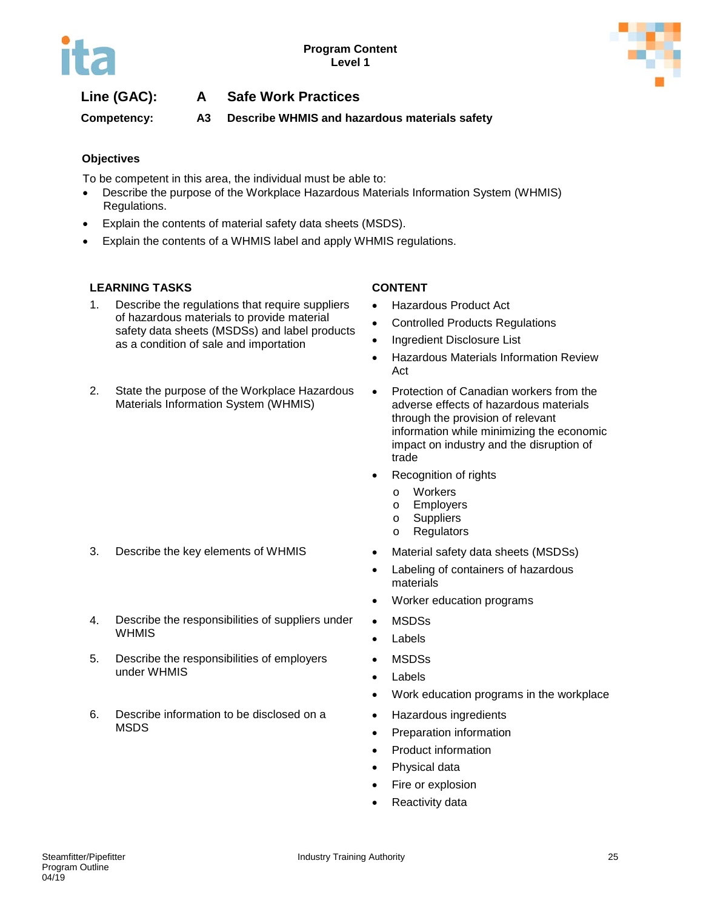Program Content
Level 1

**Line (GAC):** A Safe Work Practices

**Competency:** A3 Describe WHMIS and hazardous materials safety

### Objectives

To be competent in this area, the individual must be able to:

- Describe the purpose of the Workplace Hazardous Materials Information System (WHMIS) Regulations.
- Explain the contents of material safety data sheets (MSDS).
- Explain the contents of a WHMIS label and apply WHMIS regulations.

| LEARNING TASKS | CONTENT |
|---|---|
| 1. Describe the regulations that require suppliers of hazardous materials to provide material safety data sheets (MSDSs) and label products as a condition of sale and importation | • Hazardous Product Act<br>• Controlled Products Regulations<br>• Ingredient Disclosure List<br>• Hazardous Materials Information Review Act |
| 2. State the purpose of the Workplace Hazardous Materials Information System (WHMIS) | • Protection of Canadian workers from the adverse effects of hazardous materials through the provision of relevant information while minimizing the economic impact on industry and the disruption of trade<br>• Recognition of rights<br>&nbsp;&nbsp;&nbsp;o Workers<br>&nbsp;&nbsp;&nbsp;o Employers<br>&nbsp;&nbsp;&nbsp;o Suppliers<br>&nbsp;&nbsp;&nbsp;o Regulators |
| 3. Describe the key elements of WHMIS | • Material safety data sheets (MSDSs)<br>• Labeling of containers of hazardous materials<br>• Worker education programs |
| 4. Describe the responsibilities of suppliers under WHMIS | • MSDSs<br>• Labels |
| 5. Describe the responsibilities of employers under WHMIS | • MSDSs<br>• Labels<br>• Work education programs in the workplace |
| 6. Describe information to be disclosed on a MSDS | • Hazardous ingredients<br>• Preparation information<br>• Product information<br>• Physical data<br>• Fire or explosion<br>• Reactivity data |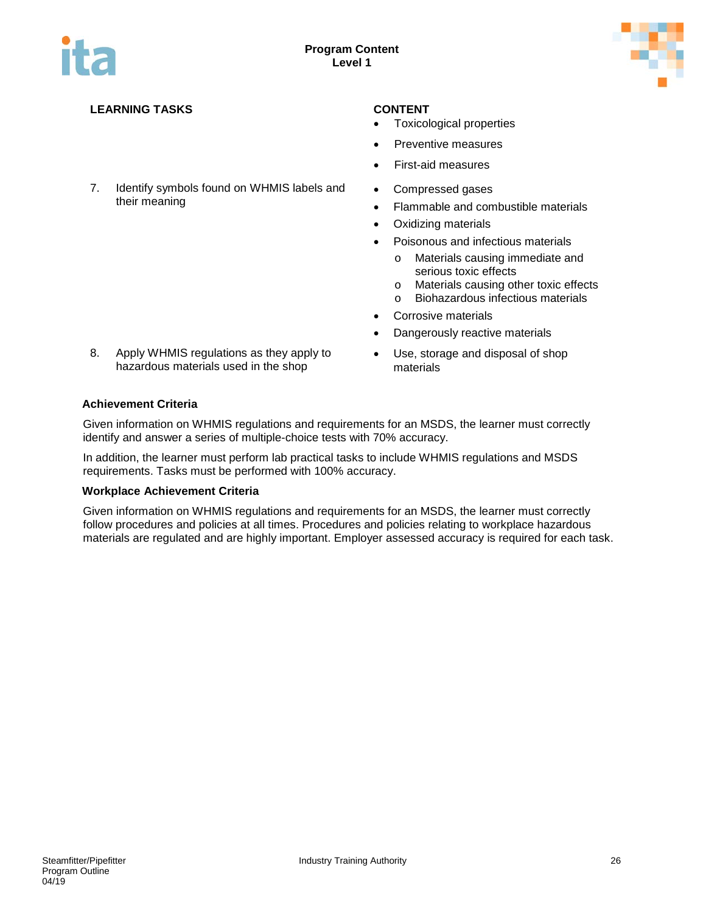| LEARNING TASKS | CONTENT |
|---|---|
| | • Toxicological properties<br>• Preventive measures<br>• First-aid measures |
| 7. Identify symbols found on WHMIS labels and their meaning | • Compressed gases<br>• Flammable and combustible materials<br>• Oxidizing materials<br>• Poisonous and infectious materials<br>  o Materials causing immediate and serious toxic effects<br>  o Materials causing other toxic effects<br>  o Biohazardous infectious materials<br>• Corrosive materials<br>• Dangerously reactive materials |
| 8. Apply WHMIS regulations as they apply to hazardous materials used in the shop | • Use, storage and disposal of shop materials |

**Achievement Criteria**

Given information on WHMIS regulations and requirements for an MSDS, the learner must correctly identify and answer a series of multiple-choice tests with 70% accuracy.

In addition, the learner must perform lab practical tasks to include WHMIS regulations and MSDS requirements. Tasks must be performed with 100% accuracy.

**Workplace Achievement Criteria**

Given information on WHMIS regulations and requirements for an MSDS, the learner must correctly follow procedures and policies at all times. Procedures and policies relating to workplace hazardous materials are regulated and are highly important. Employer assessed accuracy is required for each task.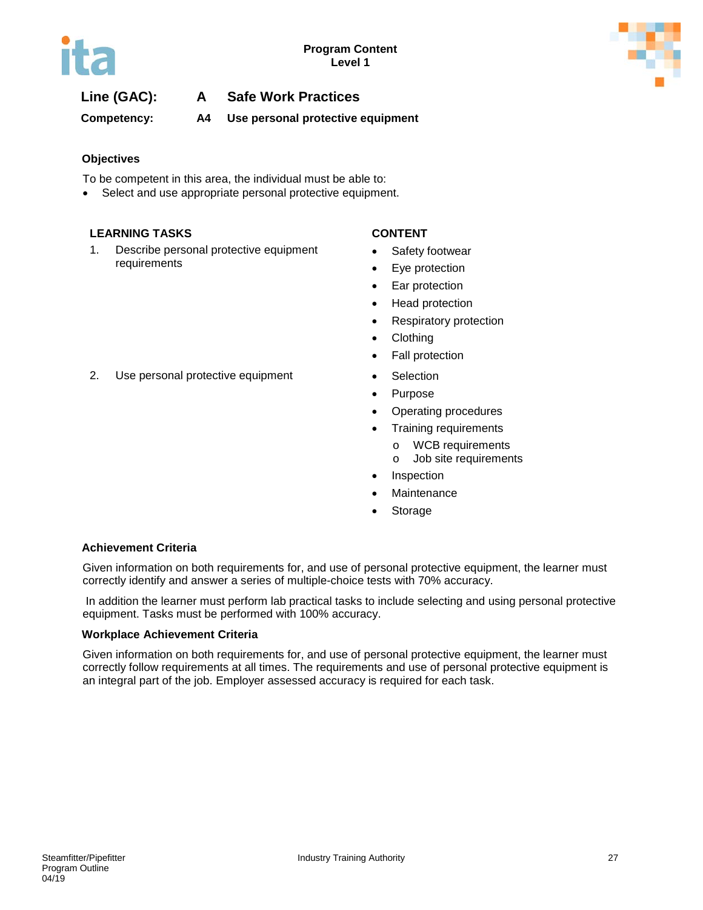**Program Content**
**Level 1**

## Line (GAC): A Safe Work Practices

### Competency: A4 Use personal protective equipment

**Objectives**

To be competent in this area, the individual must be able to:

- Select and use appropriate personal protective equipment.

| LEARNING TASKS | CONTENT |
|---|---|
| 1. Describe personal protective equipment requirements | • Safety footwear<br>• Eye protection<br>• Ear protection<br>• Head protection<br>• Respiratory protection<br>• Clothing<br>• Fall protection |
| 2. Use personal protective equipment | • Selection<br>• Purpose<br>• Operating procedures<br>• Training requirements<br>  o WCB requirements<br>  o Job site requirements<br>• Inspection<br>• Maintenance<br>• Storage |

**Achievement Criteria**

Given information on both requirements for, and use of personal protective equipment, the learner must correctly identify and answer a series of multiple-choice tests with 70% accuracy.

In addition the learner must perform lab practical tasks to include selecting and using personal protective equipment. Tasks must be performed with 100% accuracy.

**Workplace Achievement Criteria**

Given information on both requirements for, and use of personal protective equipment, the learner must correctly follow requirements at all times. The requirements and use of personal protective equipment is an integral part of the job. Employer assessed accuracy is required for each task.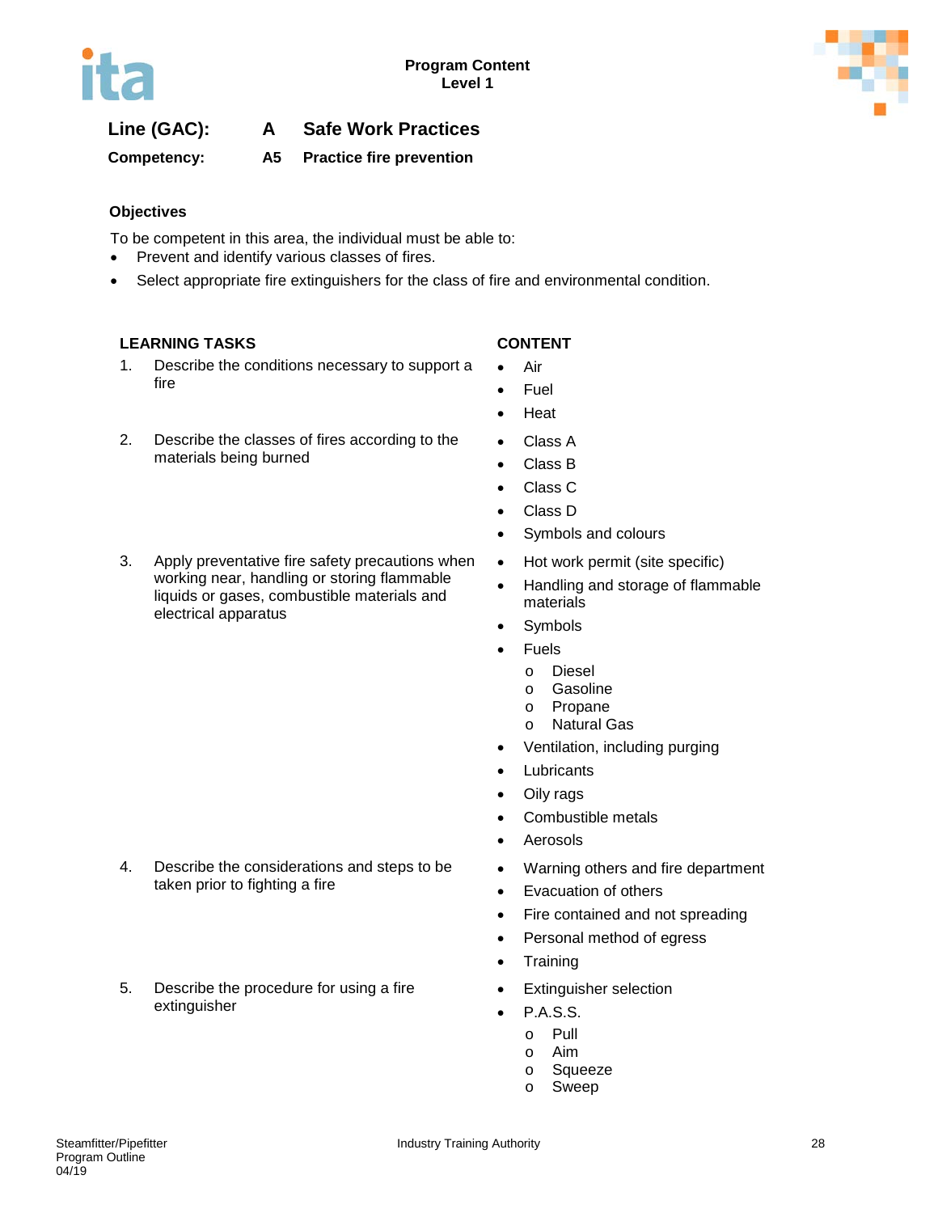**Line (GAC): A Safe Work Practices**

**Competency: A5 Practice fire prevention**

### Objectives

To be competent in this area, the individual must be able to:

- Prevent and identify various classes of fires.
- Select appropriate fire extinguishers for the class of fire and environmental condition.

| LEARNING TASKS | CONTENT |
| --- | --- |
| 1. Describe the conditions necessary to support a fire | • Air<br>• Fuel<br>• Heat |
| 2. Describe the classes of fires according to the materials being burned | • Class A<br>• Class B<br>• Class C<br>• Class D<br>• Symbols and colours |
| 3. Apply preventative fire safety precautions when working near, handling or storing flammable liquids or gases, combustible materials and electrical apparatus | • Hot work permit (site specific)<br>• Handling and storage of flammable materials<br>• Symbols<br>• Fuels<br>&nbsp;&nbsp;&nbsp;o Diesel<br>&nbsp;&nbsp;&nbsp;o Gasoline<br>&nbsp;&nbsp;&nbsp;o Propane<br>&nbsp;&nbsp;&nbsp;o Natural Gas<br>• Ventilation, including purging<br>• Lubricants<br>• Oily rags<br>• Combustible metals<br>• Aerosols |
| 4. Describe the considerations and steps to be taken prior to fighting a fire | • Warning others and fire department<br>• Evacuation of others<br>• Fire contained and not spreading<br>• Personal method of egress<br>• Training |
| 5. Describe the procedure for using a fire extinguisher | • Extinguisher selection<br>• P.A.S.S.<br>&nbsp;&nbsp;&nbsp;o Pull<br>&nbsp;&nbsp;&nbsp;o Aim<br>&nbsp;&nbsp;&nbsp;o Squeeze<br>&nbsp;&nbsp;&nbsp;o Sweep |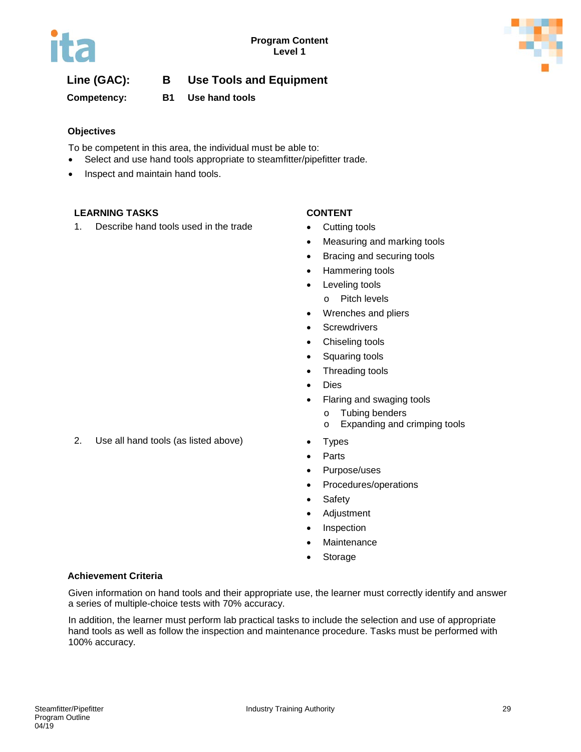**Program Content**
**Level 1**

## Line (GAC): B Use Tools and Equipment

**Competency: B1 Use hand tools**

### Objectives

To be competent in this area, the individual must be able to:

- Select and use hand tools appropriate to steamfitter/pipefitter trade.
- Inspect and maintain hand tools.

| LEARNING TASKS | CONTENT |
|---|---|
| 1. Describe hand tools used in the trade | • Cutting tools<br>• Measuring and marking tools<br>• Bracing and securing tools<br>• Hammering tools<br>• Leveling tools<br>  o Pitch levels<br>• Wrenches and pliers<br>• Screwdrivers<br>• Chiseling tools<br>• Squaring tools<br>• Threading tools<br>• Dies<br>• Flaring and swaging tools<br>  o Tubing benders<br>  o Expanding and crimping tools |
| 2. Use all hand tools (as listed above) | • Types<br>• Parts<br>• Purpose/uses<br>• Procedures/operations<br>• Safety<br>• Adjustment<br>• Inspection<br>• Maintenance<br>• Storage |

### Achievement Criteria

Given information on hand tools and their appropriate use, the learner must correctly identify and answer a series of multiple-choice tests with 70% accuracy.

In addition, the learner must perform lab practical tasks to include the selection and use of appropriate hand tools as well as follow the inspection and maintenance procedure. Tasks must be performed with 100% accuracy.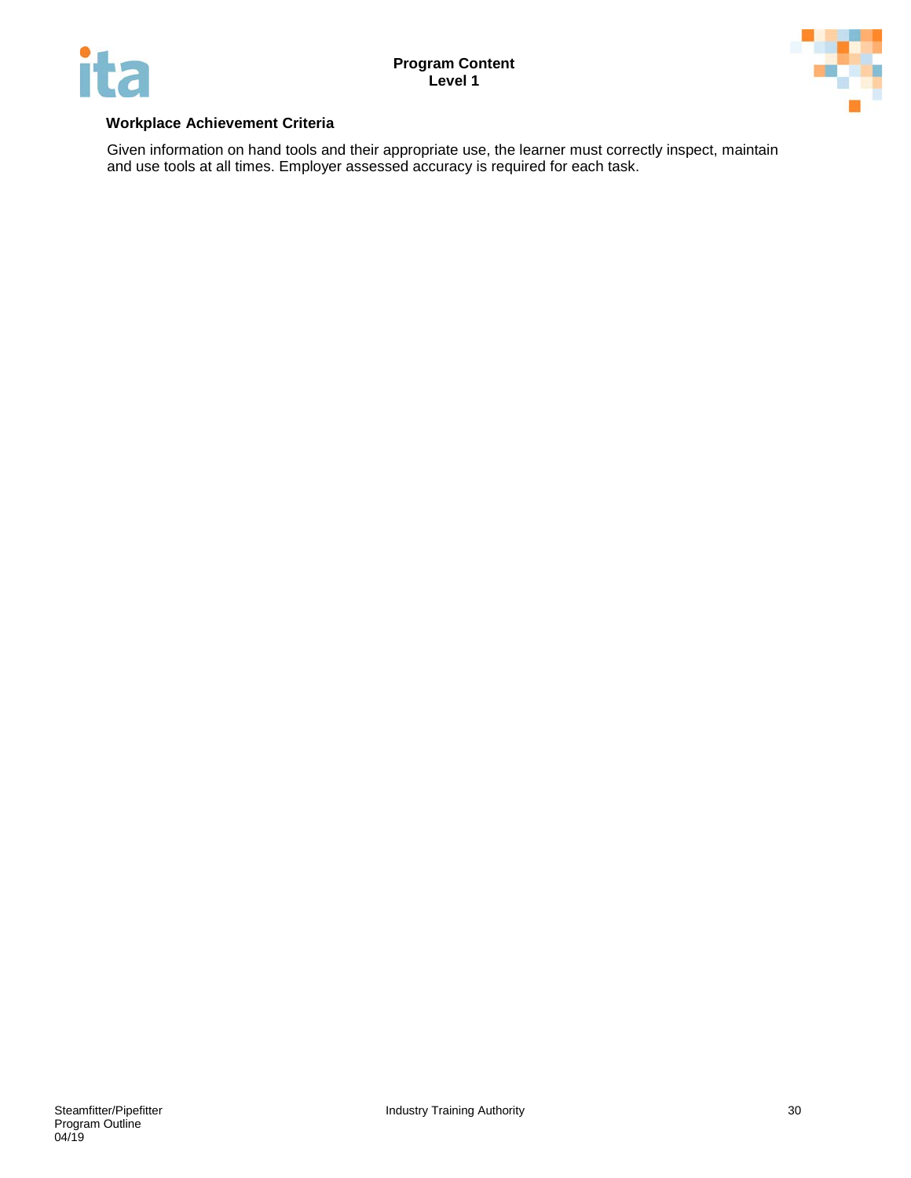**Workplace Achievement Criteria**

Given information on hand tools and their appropriate use, the learner must correctly inspect, maintain and use tools at all times. Employer assessed accuracy is required for each task.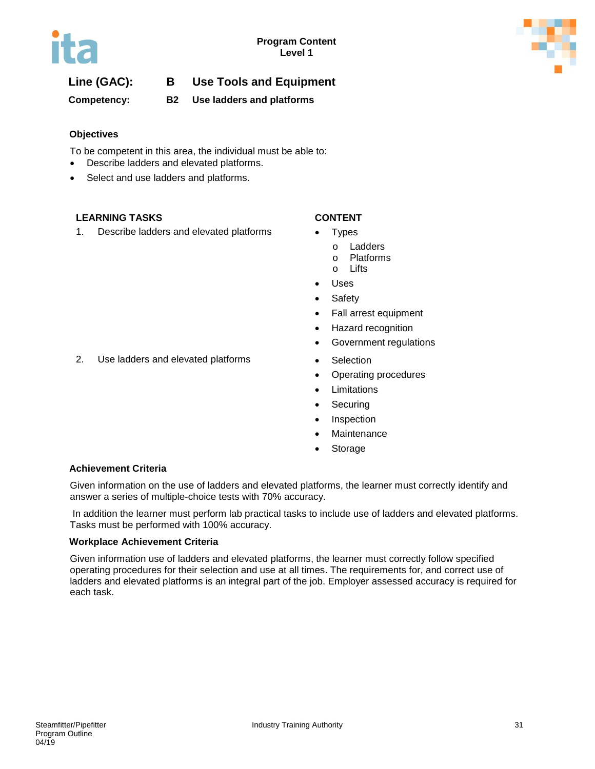**Program Content**
**Level 1**

## Line (GAC): B Use Tools and Equipment

### Competency: B2 Use ladders and platforms

**Objectives**

To be competent in this area, the individual must be able to:

- Describe ladders and elevated platforms.
- Select and use ladders and platforms.

| LEARNING TASKS | CONTENT |
|---|---|
| 1. Describe ladders and elevated platforms | • Types<br>o Ladders<br>o Platforms<br>o Lifts<br>• Uses<br>• Safety<br>• Fall arrest equipment<br>• Hazard recognition<br>• Government regulations |
| 2. Use ladders and elevated platforms | • Selection<br>• Operating procedures<br>• Limitations<br>• Securing<br>• Inspection<br>• Maintenance<br>• Storage |

**Achievement Criteria**

Given information on the use of ladders and elevated platforms, the learner must correctly identify and answer a series of multiple-choice tests with 70% accuracy.

In addition the learner must perform lab practical tasks to include use of ladders and elevated platforms. Tasks must be performed with 100% accuracy.

**Workplace Achievement Criteria**

Given information use of ladders and elevated platforms, the learner must correctly follow specified operating procedures for their selection and use at all times. The requirements for, and correct use of ladders and elevated platforms is an integral part of the job. Employer assessed accuracy is required for each task.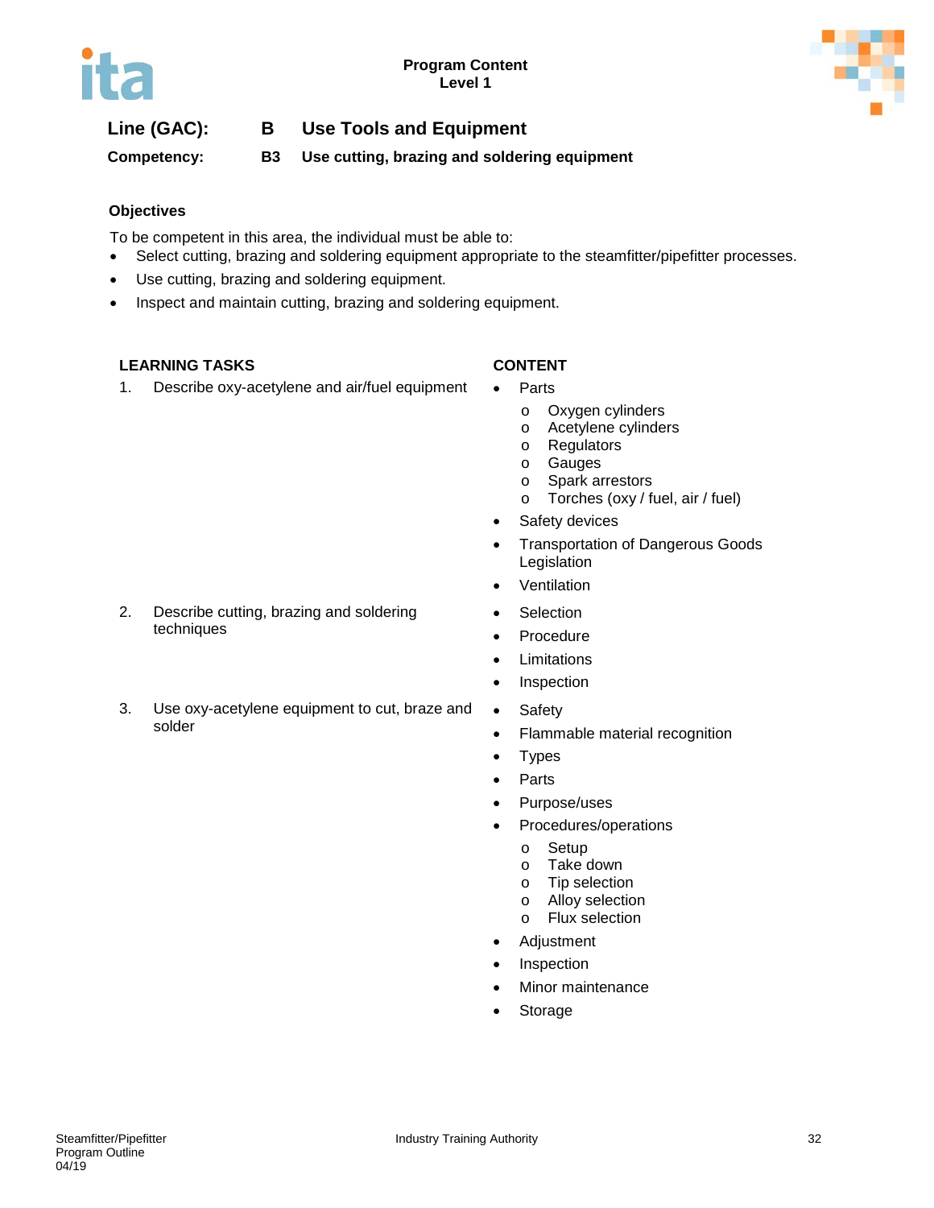**Program Content**
**Level 1**

## Line (GAC): B Use Tools and Equipment

**Competency: B3 Use cutting, brazing and soldering equipment**

### Objectives

To be competent in this area, the individual must be able to:

- Select cutting, brazing and soldering equipment appropriate to the steamfitter/pipefitter processes.
- Use cutting, brazing and soldering equipment.
- Inspect and maintain cutting, brazing and soldering equipment.

| LEARNING TASKS | CONTENT |
|---|---|
| 1. Describe oxy-acetylene and air/fuel equipment | • Parts<br>  o Oxygen cylinders<br>  o Acetylene cylinders<br>  o Regulators<br>  o Gauges<br>  o Spark arrestors<br>  o Torches (oxy / fuel, air / fuel)<br>• Safety devices<br>• Transportation of Dangerous Goods Legislation<br>• Ventilation |
| 2. Describe cutting, brazing and soldering techniques | • Selection<br>• Procedure<br>• Limitations<br>• Inspection |
| 3. Use oxy-acetylene equipment to cut, braze and solder | • Safety<br>• Flammable material recognition<br>• Types<br>• Parts<br>• Purpose/uses<br>• Procedures/operations<br>  o Setup<br>  o Take down<br>  o Tip selection<br>  o Alloy selection<br>  o Flux selection<br>• Adjustment<br>• Inspection<br>• Minor maintenance<br>• Storage |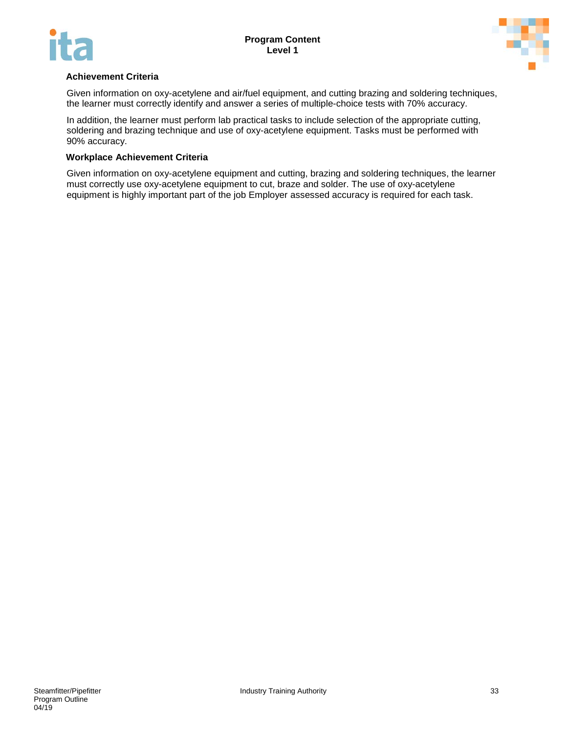**Achievement Criteria**

Given information on oxy-acetylene and air/fuel equipment, and cutting brazing and soldering techniques, the learner must correctly identify and answer a series of multiple-choice tests with 70% accuracy.

In addition, the learner must perform lab practical tasks to include selection of the appropriate cutting, soldering and brazing technique and use of oxy-acetylene equipment. Tasks must be performed with 90% accuracy.

**Workplace Achievement Criteria**

Given information on oxy-acetylene equipment and cutting, brazing and soldering techniques, the learner must correctly use oxy-acetylene equipment to cut, braze and solder. The use of oxy-acetylene equipment is highly important part of the job Employer assessed accuracy is required for each task.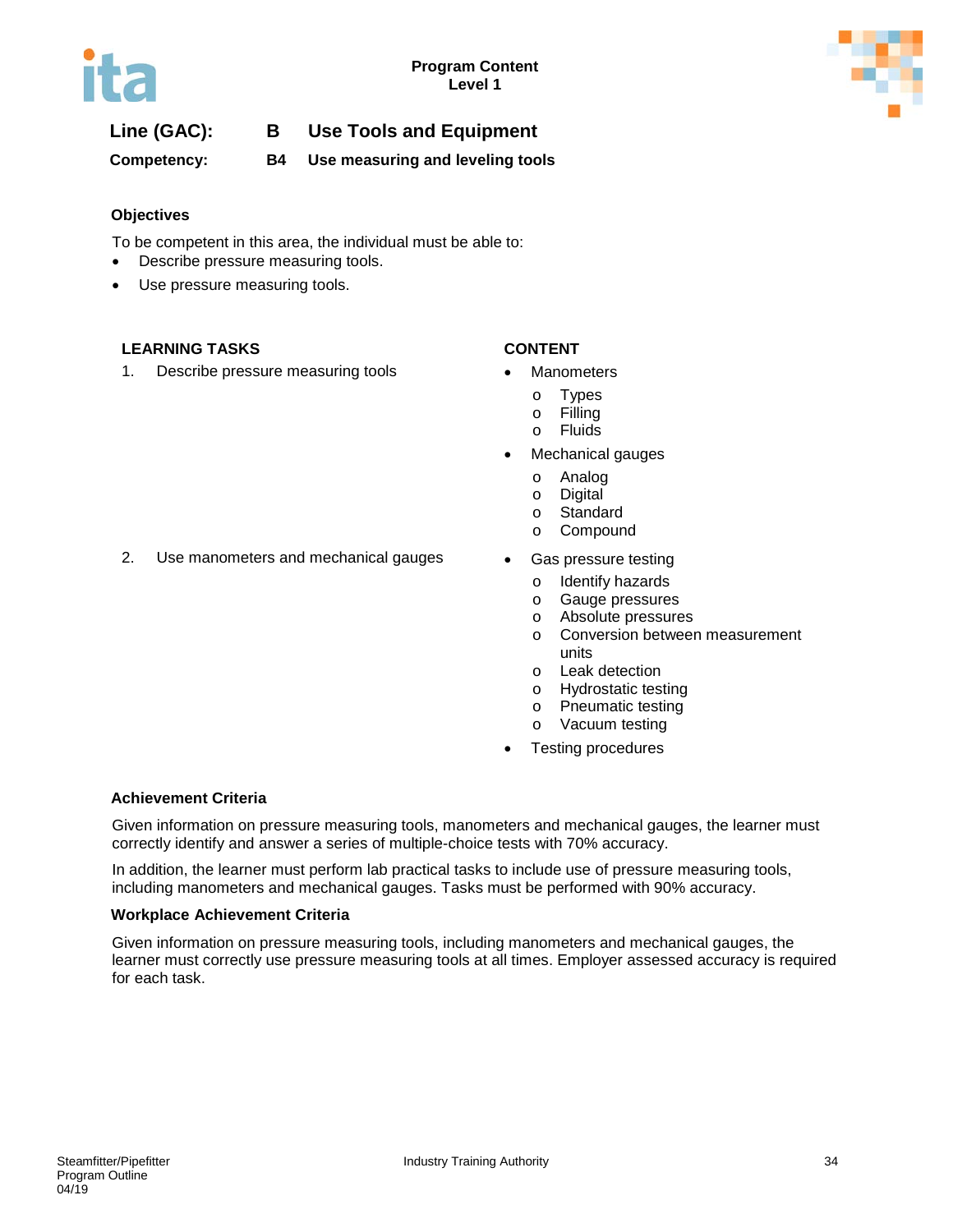**Program Content**
**Level 1**

## Line (GAC): B Use Tools and Equipment

**Competency: B4 Use measuring and leveling tools**

### Objectives

To be competent in this area, the individual must be able to:

- Describe pressure measuring tools.
- Use pressure measuring tools.

| LEARNING TASKS | CONTENT |
|---|---|
| 1. Describe pressure measuring tools | • Manometers<br>o Types<br>o Filling<br>o Fluids<br>• Mechanical gauges<br>o Analog<br>o Digital<br>o Standard<br>o Compound |
| 2. Use manometers and mechanical gauges | • Gas pressure testing<br>o Identify hazards<br>o Gauge pressures<br>o Absolute pressures<br>o Conversion between measurement units<br>o Leak detection<br>o Hydrostatic testing<br>o Pneumatic testing<br>o Vacuum testing<br>• Testing procedures |

### Achievement Criteria

Given information on pressure measuring tools, manometers and mechanical gauges, the learner must correctly identify and answer a series of multiple-choice tests with 70% accuracy.

In addition, the learner must perform lab practical tasks to include use of pressure measuring tools, including manometers and mechanical gauges. Tasks must be performed with 90% accuracy.

### Workplace Achievement Criteria

Given information on pressure measuring tools, including manometers and mechanical gauges, the learner must correctly use pressure measuring tools at all times. Employer assessed accuracy is required for each task.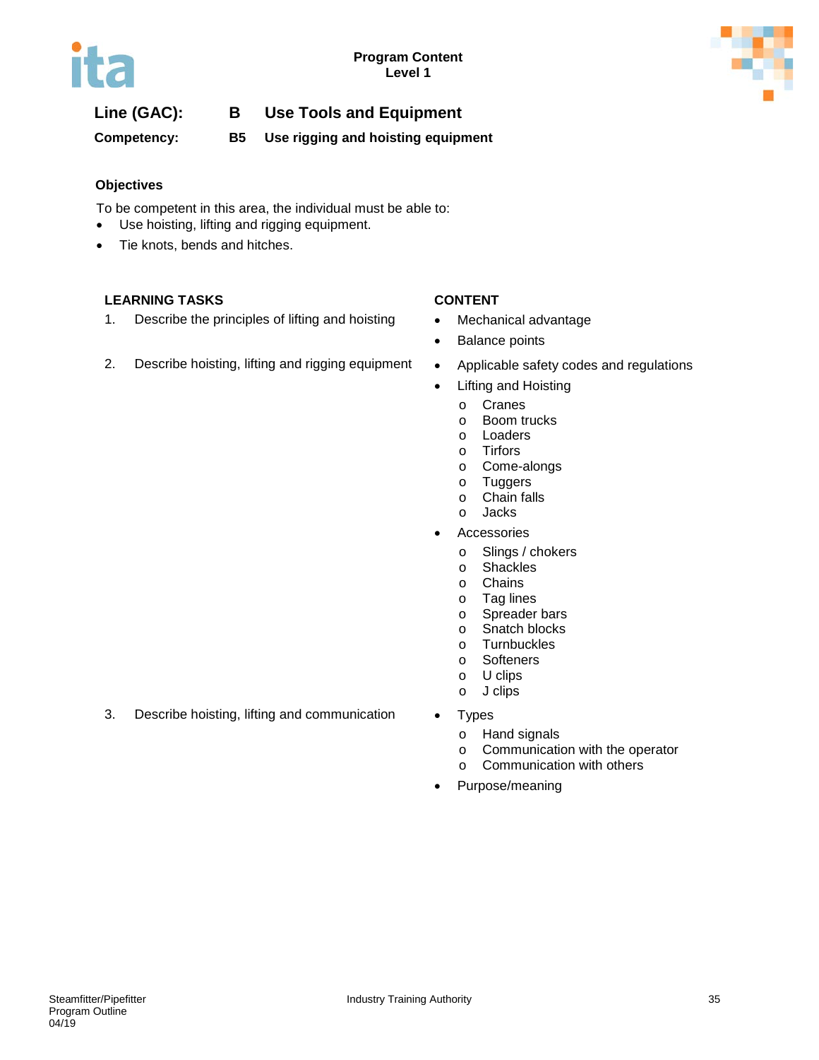**Program Content**
**Level 1**

## Line (GAC): B Use Tools and Equipment

**Competency: B5 Use rigging and hoisting equipment**

### Objectives

To be competent in this area, the individual must be able to:

- Use hoisting, lifting and rigging equipment.
- Tie knots, bends and hitches.

| LEARNING TASKS | CONTENT |
|---|---|
| 1. Describe the principles of lifting and hoisting | • Mechanical advantage<br>• Balance points |
| 2. Describe hoisting, lifting and rigging equipment | • Applicable safety codes and regulations<br>• Lifting and Hoisting<br>  o Cranes<br>  o Boom trucks<br>  o Loaders<br>  o Tirfors<br>  o Come-alongs<br>  o Tuggers<br>  o Chain falls<br>  o Jacks<br>• Accessories<br>  o Slings / chokers<br>  o Shackles<br>  o Chains<br>  o Tag lines<br>  o Spreader bars<br>  o Snatch blocks<br>  o Turnbuckles<br>  o Softeners<br>  o U clips<br>  o J clips |
| 3. Describe hoisting, lifting and communication | • Types<br>  o Hand signals<br>  o Communication with the operator<br>  o Communication with others<br>• Purpose/meaning |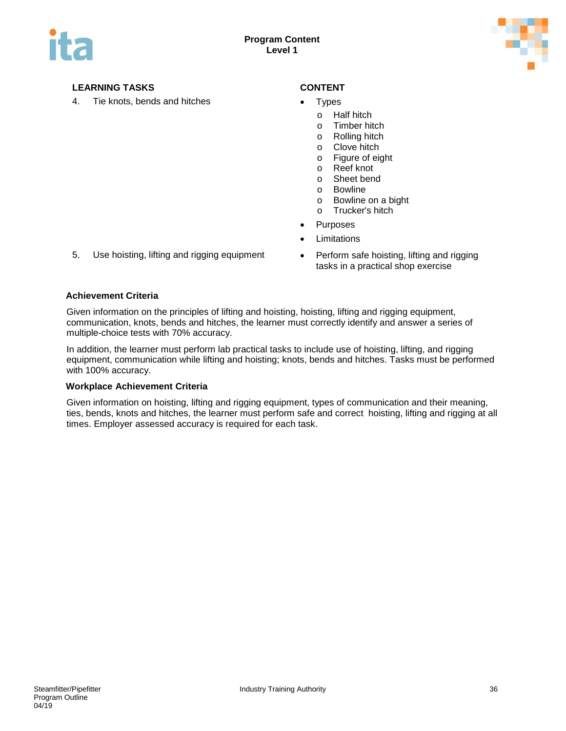**Program Content**
**Level 1**

| LEARNING TASKS | CONTENT |
|---|---|
| 4. Tie knots, bends and hitches | • Types<br>o Half hitch<br>o Timber hitch<br>o Rolling hitch<br>o Clove hitch<br>o Figure of eight<br>o Reef knot<br>o Sheet bend<br>o Bowline<br>o Bowline on a bight<br>o Trucker's hitch<br>• Purposes<br>• Limitations |
| 5. Use hoisting, lifting and rigging equipment | • Perform safe hoisting, lifting and rigging tasks in a practical shop exercise |

**Achievement Criteria**

Given information on the principles of lifting and hoisting, hoisting, lifting and rigging equipment, communication, knots, bends and hitches, the learner must correctly identify and answer a series of multiple-choice tests with 70% accuracy.

In addition, the learner must perform lab practical tasks to include use of hoisting, lifting, and rigging equipment, communication while lifting and hoisting; knots, bends and hitches. Tasks must be performed with 100% accuracy.

**Workplace Achievement Criteria**

Given information on hoisting, lifting and rigging equipment, types of communication and their meaning, ties, bends, knots and hitches, the learner must perform safe and correct hoisting, lifting and rigging at all times. Employer assessed accuracy is required for each task.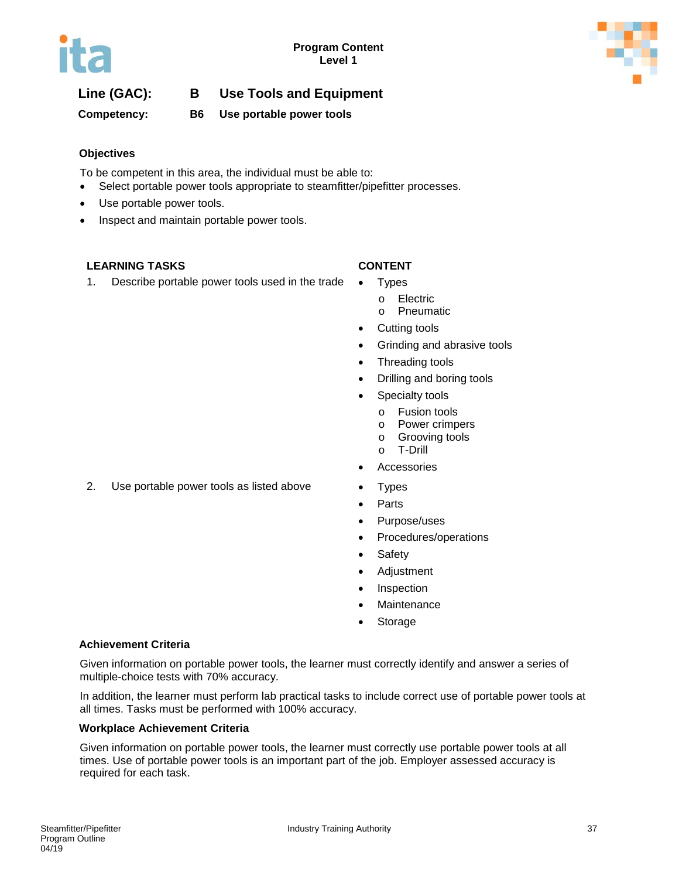**Line (GAC):** **B** **Use Tools and Equipment**

**Competency:** **B6** **Use portable power tools**

### Objectives

To be competent in this area, the individual must be able to:

- Select portable power tools appropriate to steamfitter/pipefitter processes.
- Use portable power tools.
- Inspect and maintain portable power tools.

| LEARNING TASKS | CONTENT |
| --- | --- |
| 1. Describe portable power tools used in the trade | • Types<br>  o Electric<br>  o Pneumatic<br>• Cutting tools<br>• Grinding and abrasive tools<br>• Threading tools<br>• Drilling and boring tools<br>• Specialty tools<br>  o Fusion tools<br>  o Power crimpers<br>  o Grooving tools<br>  o T-Drill<br>• Accessories |
| 2. Use portable power tools as listed above | • Types<br>• Parts<br>• Purpose/uses<br>• Procedures/operations<br>• Safety<br>• Adjustment<br>• Inspection<br>• Maintenance<br>• Storage |

### Achievement Criteria

Given information on portable power tools, the learner must correctly identify and answer a series of multiple-choice tests with 70% accuracy.

In addition, the learner must perform lab practical tasks to include correct use of portable power tools at all times. Tasks must be performed with 100% accuracy.

### Workplace Achievement Criteria

Given information on portable power tools, the learner must correctly use portable power tools at all times. Use of portable power tools is an important part of the job. Employer assessed accuracy is required for each task.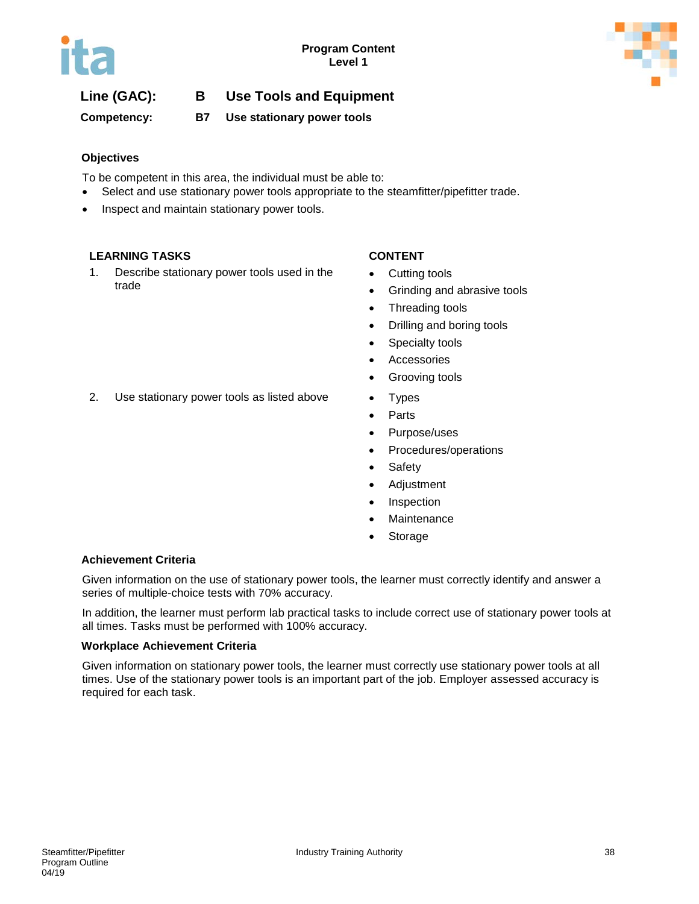**Line (GAC):** **B** **Use Tools and Equipment**

**Competency:** **B7** **Use stationary power tools**

**Objectives**

To be competent in this area, the individual must be able to:

- Select and use stationary power tools appropriate to the steamfitter/pipefitter trade.
- Inspect and maintain stationary power tools.

| LEARNING TASKS | CONTENT |
|---|---|
| 1. Describe stationary power tools used in the trade | • Cutting tools<br>• Grinding and abrasive tools<br>• Threading tools<br>• Drilling and boring tools<br>• Specialty tools<br>• Accessories<br>• Grooving tools |
| 2. Use stationary power tools as listed above | • Types<br>• Parts<br>• Purpose/uses<br>• Procedures/operations<br>• Safety<br>• Adjustment<br>• Inspection<br>• Maintenance<br>• Storage |

**Achievement Criteria**

Given information on the use of stationary power tools, the learner must correctly identify and answer a series of multiple-choice tests with 70% accuracy.

In addition, the learner must perform lab practical tasks to include correct use of stationary power tools at all times. Tasks must be performed with 100% accuracy.

**Workplace Achievement Criteria**

Given information on stationary power tools, the learner must correctly use stationary power tools at all times. Use of the stationary power tools is an important part of the job. Employer assessed accuracy is required for each task.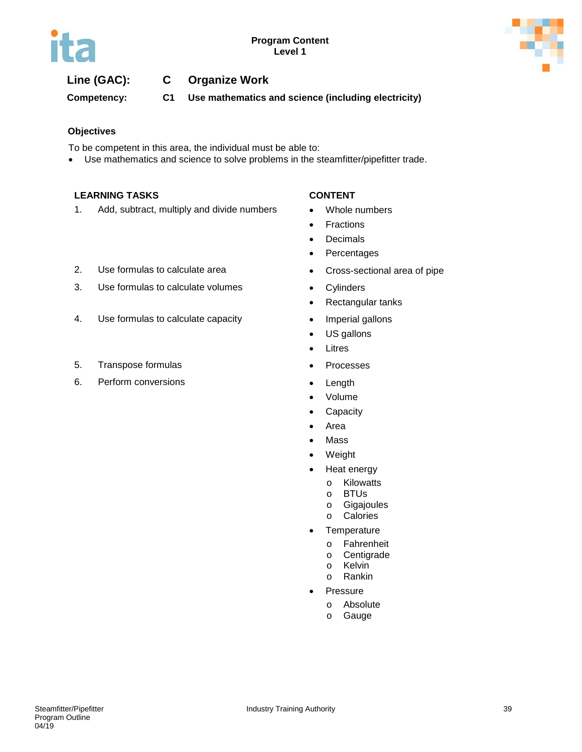**Line (GAC): C Organize Work**

**Competency: C1 Use mathematics and science (including electricity)**

**Objectives**

To be competent in this area, the individual must be able to:

- Use mathematics and science to solve problems in the steamfitter/pipefitter trade.

| LEARNING TASKS | CONTENT |
|---|---|
| 1. Add, subtract, multiply and divide numbers | • Whole numbers<br>• Fractions<br>• Decimals<br>• Percentages |
| 2. Use formulas to calculate area | • Cross-sectional area of pipe |
| 3. Use formulas to calculate volumes | • Cylinders<br>• Rectangular tanks |
| 4. Use formulas to calculate capacity | • Imperial gallons<br>• US gallons<br>• Litres |
| 5. Transpose formulas | • Processes |
| 6. Perform conversions | • Length<br>• Volume<br>• Capacity<br>• Area<br>• Mass<br>• Weight<br>• Heat energy<br>&nbsp;&nbsp;o Kilowatts<br>&nbsp;&nbsp;o BTUs<br>&nbsp;&nbsp;o Gigajoules<br>&nbsp;&nbsp;o Calories<br>• Temperature<br>&nbsp;&nbsp;o Fahrenheit<br>&nbsp;&nbsp;o Centigrade<br>&nbsp;&nbsp;o Kelvin<br>&nbsp;&nbsp;o Rankin<br>• Pressure<br>&nbsp;&nbsp;o Absolute<br>&nbsp;&nbsp;o Gauge |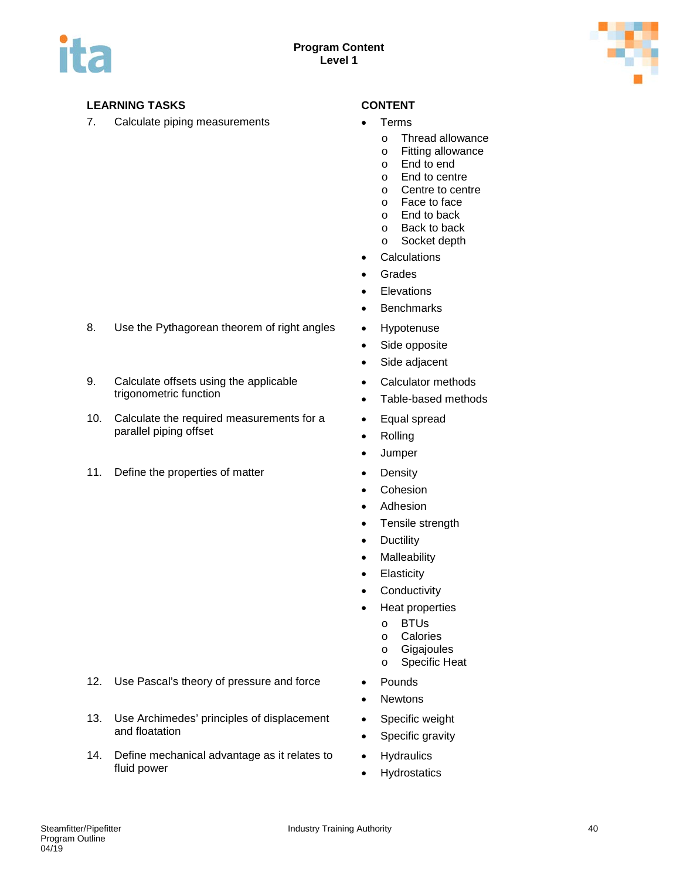## Program Content
### Level 1

| LEARNING TASKS | CONTENT |
|---|---|
| 7. Calculate piping measurements | • Terms<br>  o Thread allowance<br>  o Fitting allowance<br>  o End to end<br>  o End to centre<br>  o Centre to centre<br>  o Face to face<br>  o End to back<br>  o Back to back<br>  o Socket depth<br>• Calculations<br>• Grades<br>• Elevations<br>• Benchmarks |
| 8. Use the Pythagorean theorem of right angles | • Hypotenuse<br>• Side opposite<br>• Side adjacent |
| 9. Calculate offsets using the applicable trigonometric function | • Calculator methods<br>• Table-based methods |
| 10. Calculate the required measurements for a parallel piping offset | • Equal spread<br>• Rolling<br>• Jumper |
| 11. Define the properties of matter | • Density<br>• Cohesion<br>• Adhesion<br>• Tensile strength<br>• Ductility<br>• Malleability<br>• Elasticity<br>• Conductivity<br>• Heat properties<br>  o BTUs<br>  o Calories<br>  o Gigajoules<br>  o Specific Heat |
| 12. Use Pascal's theory of pressure and force | • Pounds<br>• Newtons |
| 13. Use Archimedes' principles of displacement and floatation | • Specific weight<br>• Specific gravity |
| 14. Define mechanical advantage as it relates to fluid power | • Hydraulics<br>• Hydrostatics |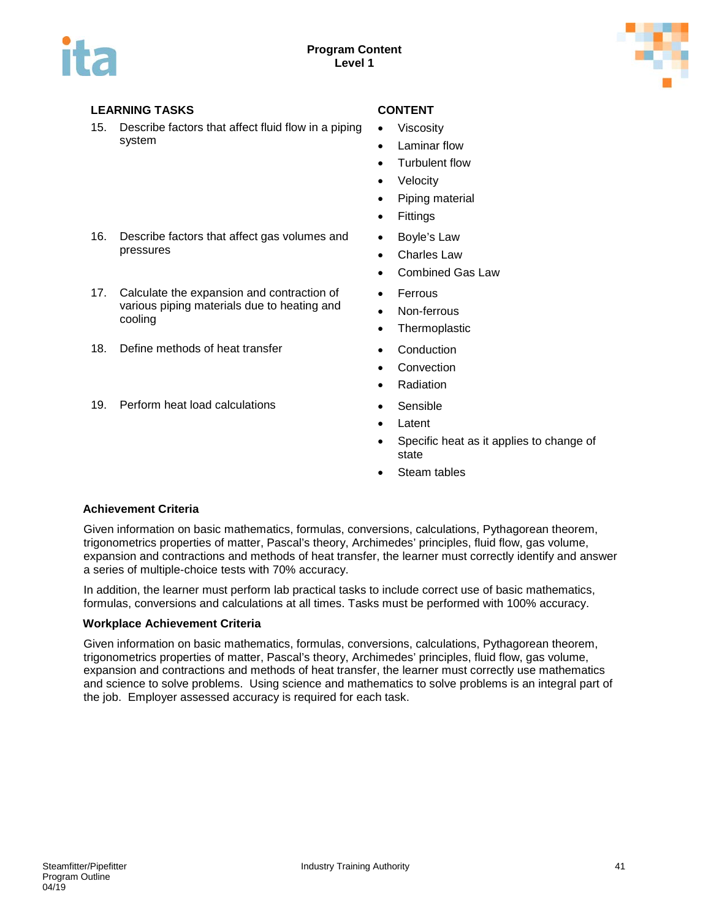| LEARNING TASKS | CONTENT |
|---|---|
| 15. Describe factors that affect fluid flow in a piping system | • Viscosity<br>• Laminar flow<br>• Turbulent flow<br>• Velocity<br>• Piping material<br>• Fittings |
| 16. Describe factors that affect gas volumes and pressures | • Boyle's Law<br>• Charles Law<br>• Combined Gas Law |
| 17. Calculate the expansion and contraction of various piping materials due to heating and cooling | • Ferrous<br>• Non-ferrous<br>• Thermoplastic |
| 18. Define methods of heat transfer | • Conduction<br>• Convection<br>• Radiation |
| 19. Perform heat load calculations | • Sensible<br>• Latent<br>• Specific heat as it applies to change of state<br>• Steam tables |

**Achievement Criteria**

Given information on basic mathematics, formulas, conversions, calculations, Pythagorean theorem, trigonometrics properties of matter, Pascal's theory, Archimedes' principles, fluid flow, gas volume, expansion and contractions and methods of heat transfer, the learner must correctly identify and answer a series of multiple-choice tests with 70% accuracy.

In addition, the learner must perform lab practical tasks to include correct use of basic mathematics, formulas, conversions and calculations at all times. Tasks must be performed with 100% accuracy.

**Workplace Achievement Criteria**

Given information on basic mathematics, formulas, conversions, calculations, Pythagorean theorem, trigonometrics properties of matter, Pascal's theory, Archimedes' principles, fluid flow, gas volume, expansion and contractions and methods of heat transfer, the learner must correctly use mathematics and science to solve problems. Using science and mathematics to solve problems is an integral part of the job. Employer assessed accuracy is required for each task.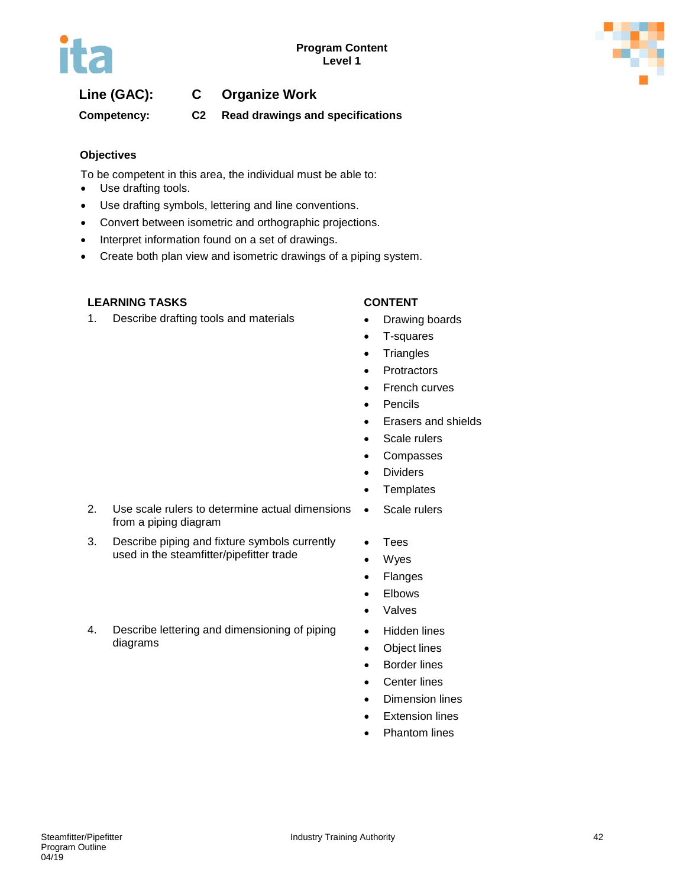**Program Content**
**Level 1**

**Line (GAC):** **C** **Organize Work**

**Competency:** **C2** **Read drawings and specifications**

### Objectives

To be competent in this area, the individual must be able to:

- Use drafting tools.
- Use drafting symbols, lettering and line conventions.
- Convert between isometric and orthographic projections.
- Interpret information found on a set of drawings.
- Create both plan view and isometric drawings of a piping system.

| LEARNING TASKS | CONTENT |
|---|---|
| 1. Describe drafting tools and materials | • Drawing boards<br>• T-squares<br>• Triangles<br>• Protractors<br>• French curves<br>• Pencils<br>• Erasers and shields<br>• Scale rulers<br>• Compasses<br>• Dividers<br>• Templates |
| 2. Use scale rulers to determine actual dimensions from a piping diagram | • Scale rulers |
| 3. Describe piping and fixture symbols currently used in the steamfitter/pipefitter trade | • Tees<br>• Wyes<br>• Flanges<br>• Elbows<br>• Valves |
| 4. Describe lettering and dimensioning of piping diagrams | • Hidden lines<br>• Object lines<br>• Border lines<br>• Center lines<br>• Dimension lines<br>• Extension lines<br>• Phantom lines |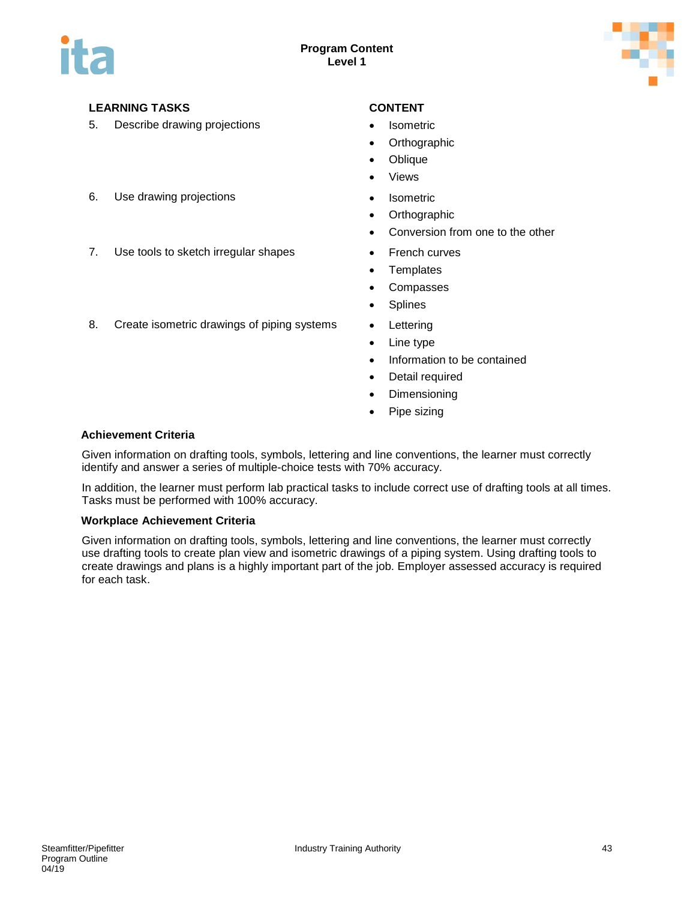| LEARNING TASKS | CONTENT |
|---|---|
| 5. Describe drawing projections | • Isometric<br>• Orthographic<br>• Oblique<br>• Views |
| 6. Use drawing projections | • Isometric<br>• Orthographic<br>• Conversion from one to the other |
| 7. Use tools to sketch irregular shapes | • French curves<br>• Templates<br>• Compasses<br>• Splines |
| 8. Create isometric drawings of piping systems | • Lettering<br>• Line type<br>• Information to be contained<br>• Detail required<br>• Dimensioning<br>• Pipe sizing |

**Achievement Criteria**

Given information on drafting tools, symbols, lettering and line conventions, the learner must correctly identify and answer a series of multiple-choice tests with 70% accuracy.

In addition, the learner must perform lab practical tasks to include correct use of drafting tools at all times. Tasks must be performed with 100% accuracy.

**Workplace Achievement Criteria**

Given information on drafting tools, symbols, lettering and line conventions, the learner must correctly use drafting tools to create plan view and isometric drawings of a piping system. Using drafting tools to create drawings and plans is a highly important part of the job. Employer assessed accuracy is required for each task.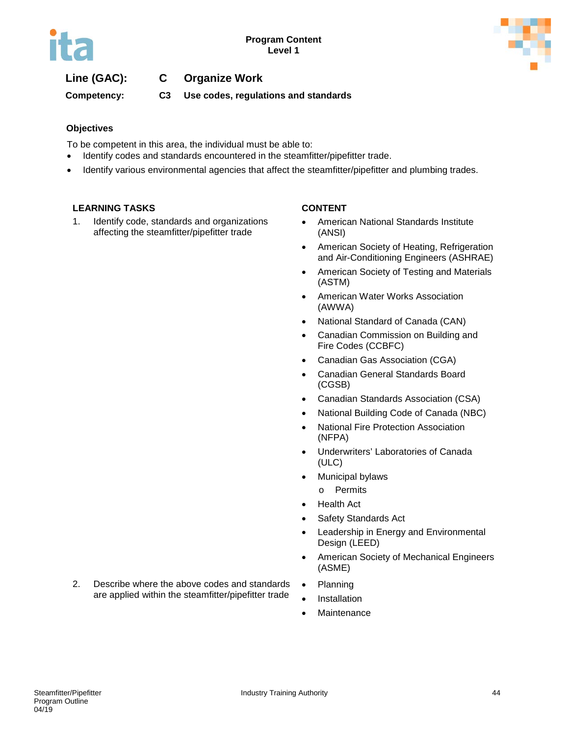**Line (GAC):** C Organize Work

**Competency:** C3 Use codes, regulations and standards

### Objectives

To be competent in this area, the individual must be able to:

- Identify codes and standards encountered in the steamfitter/pipefitter trade.
- Identify various environmental agencies that affect the steamfitter/pipefitter and plumbing trades.

| LEARNING TASKS | CONTENT |
|---|---|
| 1. Identify code, standards and organizations affecting the steamfitter/pipefitter trade | • American National Standards Institute (ANSI)<br>• American Society of Heating, Refrigeration and Air-Conditioning Engineers (ASHRAE)<br>• American Society of Testing and Materials (ASTM)<br>• American Water Works Association (AWWA)<br>• National Standard of Canada (CAN)<br>• Canadian Commission on Building and Fire Codes (CCBFC)<br>• Canadian Gas Association (CGA)<br>• Canadian General Standards Board (CGSB)<br>• Canadian Standards Association (CSA)<br>• National Building Code of Canada (NBC)<br>• National Fire Protection Association (NFPA)<br>• Underwriters' Laboratories of Canada (ULC)<br>• Municipal bylaws<br>&nbsp;&nbsp;&nbsp;&nbsp;o Permits<br>• Health Act<br>• Safety Standards Act<br>• Leadership in Energy and Environmental Design (LEED)<br>• American Society of Mechanical Engineers (ASME) |
| 2. Describe where the above codes and standards are applied within the steamfitter/pipefitter trade | • Planning<br>• Installation<br>• Maintenance |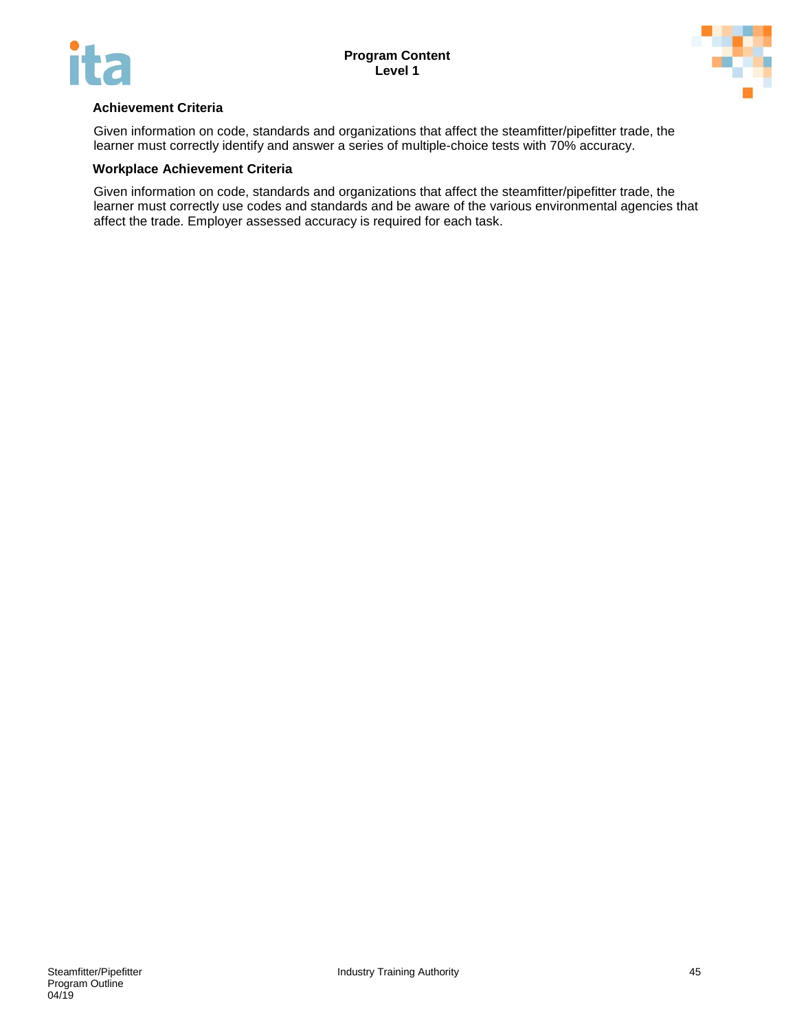**Achievement Criteria**

Given information on code, standards and organizations that affect the steamfitter/pipefitter trade, the learner must correctly identify and answer a series of multiple-choice tests with 70% accuracy.

**Workplace Achievement Criteria**

Given information on code, standards and organizations that affect the steamfitter/pipefitter trade, the learner must correctly use codes and standards and be aware of the various environmental agencies that affect the trade. Employer assessed accuracy is required for each task.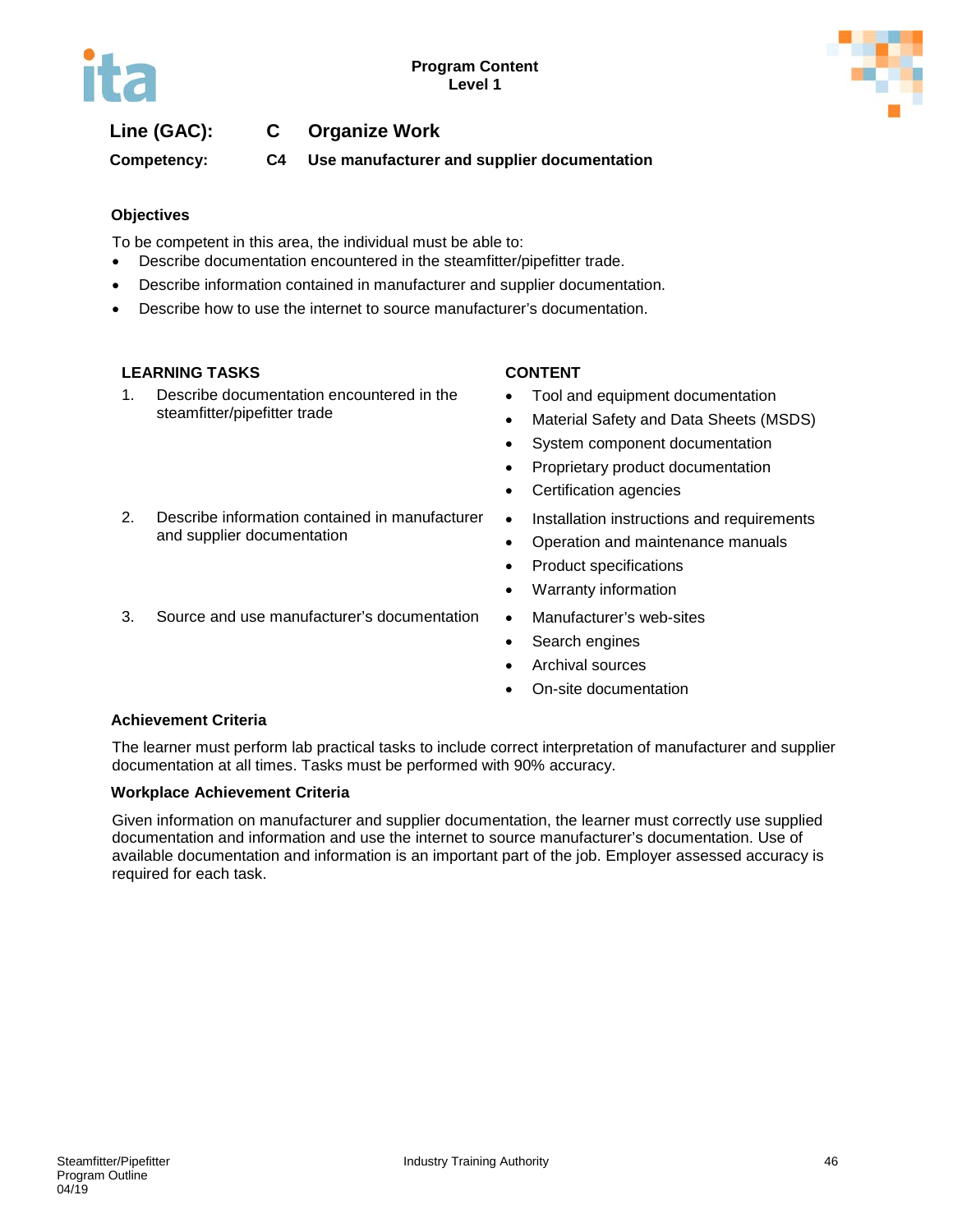**Line (GAC): C Organize Work**

**Competency: C4 Use manufacturer and supplier documentation**

### Objectives

To be competent in this area, the individual must be able to:

- Describe documentation encountered in the steamfitter/pipefitter trade.
- Describe information contained in manufacturer and supplier documentation.
- Describe how to use the internet to source manufacturer's documentation.

| LEARNING TASKS | CONTENT |
|---|---|
| 1. Describe documentation encountered in the steamfitter/pipefitter trade | • Tool and equipment documentation<br>• Material Safety and Data Sheets (MSDS)<br>• System component documentation<br>• Proprietary product documentation<br>• Certification agencies |
| 2. Describe information contained in manufacturer and supplier documentation | • Installation instructions and requirements<br>• Operation and maintenance manuals<br>• Product specifications<br>• Warranty information |
| 3. Source and use manufacturer's documentation | • Manufacturer's web-sites<br>• Search engines<br>• Archival sources<br>• On-site documentation |

### Achievement Criteria

The learner must perform lab practical tasks to include correct interpretation of manufacturer and supplier documentation at all times. Tasks must be performed with 90% accuracy.

### Workplace Achievement Criteria

Given information on manufacturer and supplier documentation, the learner must correctly use supplied documentation and information and use the internet to source manufacturer's documentation. Use of available documentation and information is an important part of the job. Employer assessed accuracy is required for each task.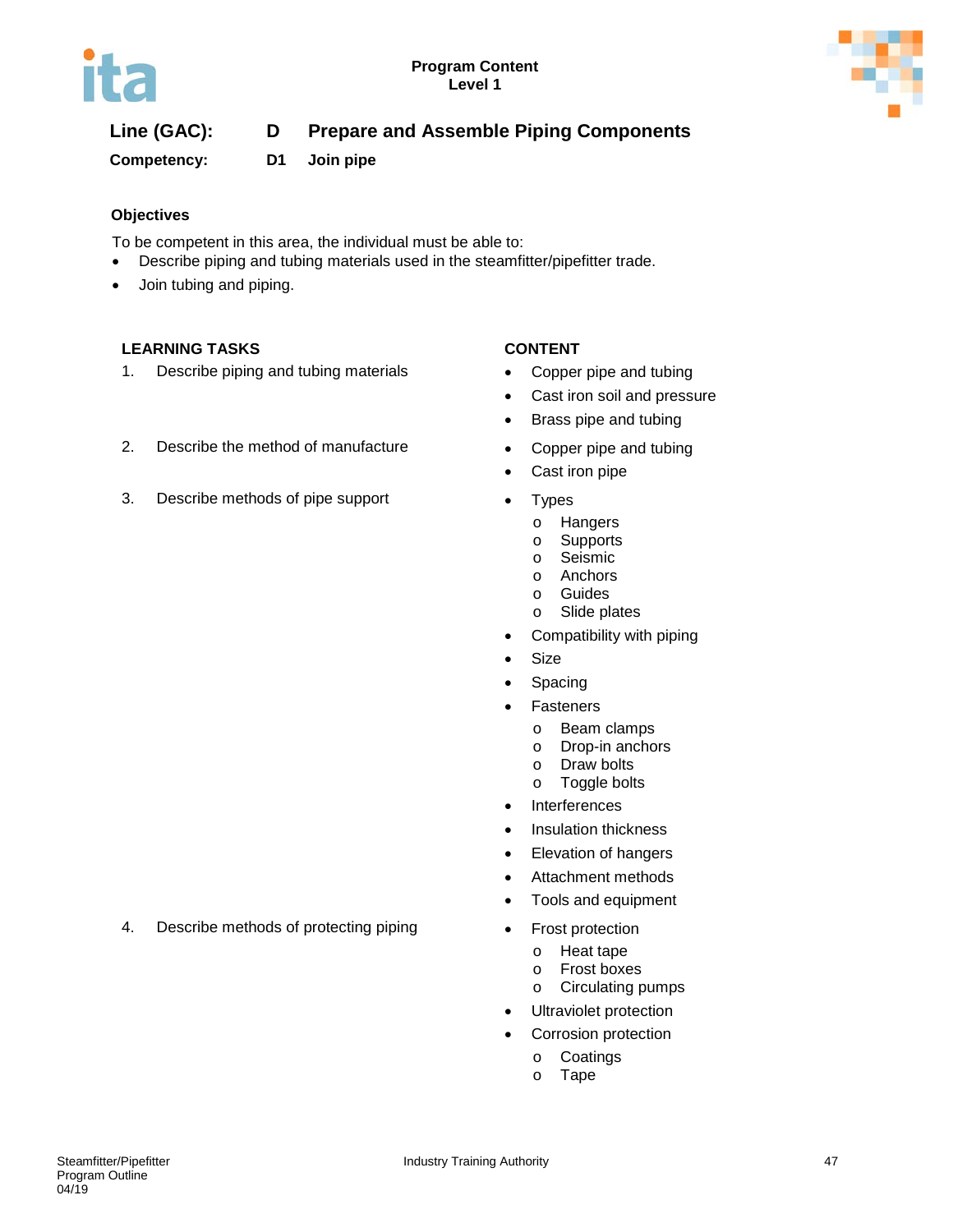**Program Content**
**Level 1**

**Line (GAC): D Prepare and Assemble Piping Components**

**Competency: D1 Join pipe**

**Objectives**

To be competent in this area, the individual must be able to:

- Describe piping and tubing materials used in the steamfitter/pipefitter trade.
- Join tubing and piping.

| LEARNING TASKS | CONTENT |
|---|---|
| 1. Describe piping and tubing materials | • Copper pipe and tubing<br>• Cast iron soil and pressure<br>• Brass pipe and tubing |
| 2. Describe the method of manufacture | • Copper pipe and tubing<br>• Cast iron pipe |
| 3. Describe methods of pipe support | • Types<br>  o Hangers<br>  o Supports<br>  o Seismic<br>  o Anchors<br>  o Guides<br>  o Slide plates<br>• Compatibility with piping<br>• Size<br>• Spacing<br>• Fasteners<br>  o Beam clamps<br>  o Drop-in anchors<br>  o Draw bolts<br>  o Toggle bolts<br>• Interferences<br>• Insulation thickness<br>• Elevation of hangers<br>• Attachment methods<br>• Tools and equipment |
| 4. Describe methods of protecting piping | • Frost protection<br>  o Heat tape<br>  o Frost boxes<br>  o Circulating pumps<br>• Ultraviolet protection<br>• Corrosion protection<br>  o Coatings<br>  o Tape |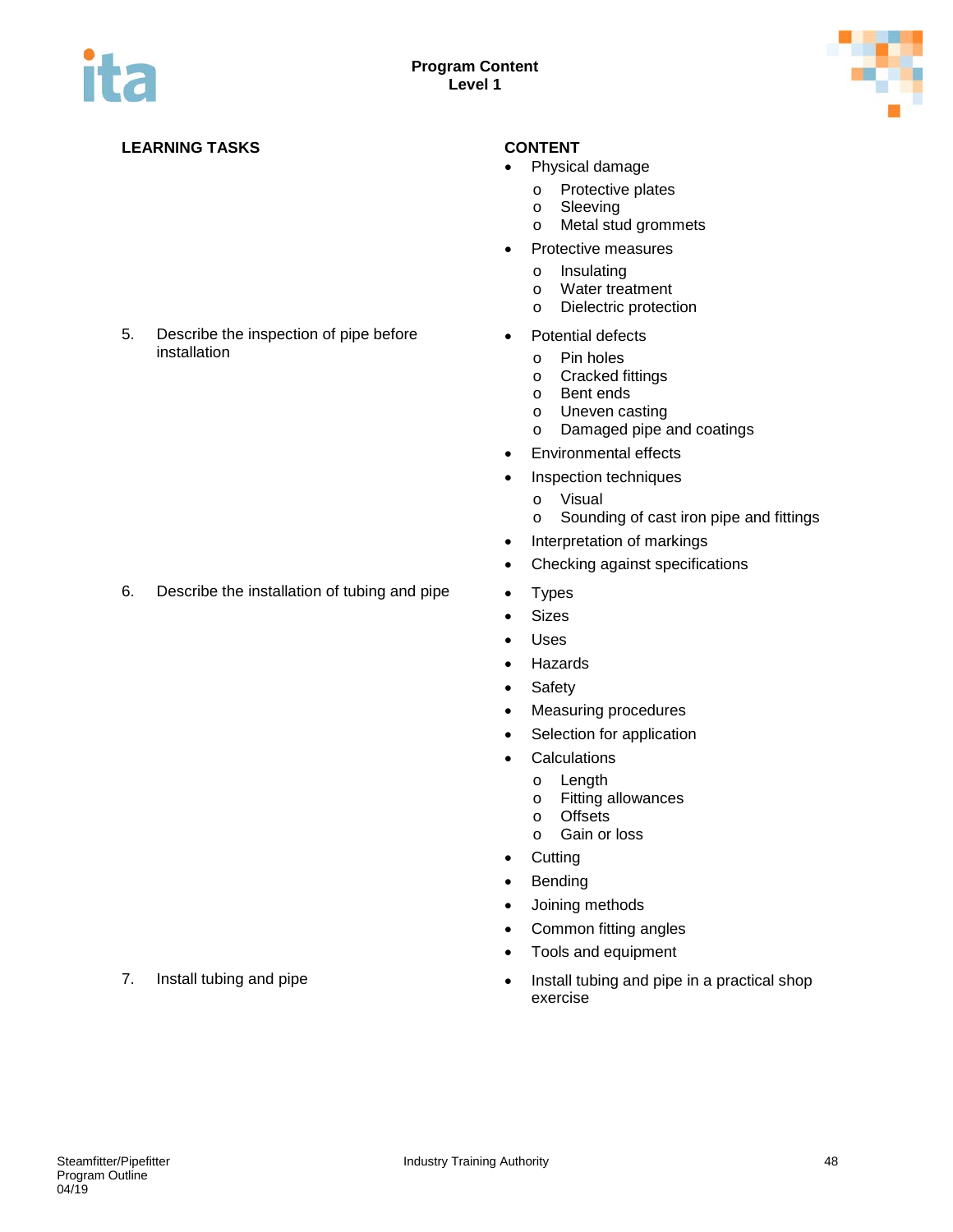| LEARNING TASKS | CONTENT |
|---|---|
| | • Physical damage<br>  o Protective plates<br>  o Sleeving<br>  o Metal stud grommets<br>• Protective measures<br>  o Insulating<br>  o Water treatment<br>  o Dielectric protection |
| 5. Describe the inspection of pipe before installation | • Potential defects<br>  o Pin holes<br>  o Cracked fittings<br>  o Bent ends<br>  o Uneven casting<br>  o Damaged pipe and coatings<br>• Environmental effects<br>• Inspection techniques<br>  o Visual<br>  o Sounding of cast iron pipe and fittings<br>• Interpretation of markings<br>• Checking against specifications |
| 6. Describe the installation of tubing and pipe | • Types<br>• Sizes<br>• Uses<br>• Hazards<br>• Safety<br>• Measuring procedures<br>• Selection for application<br>• Calculations<br>  o Length<br>  o Fitting allowances<br>  o Offsets<br>  o Gain or loss<br>• Cutting<br>• Bending<br>• Joining methods<br>• Common fitting angles<br>• Tools and equipment |
| 7. Install tubing and pipe | • Install tubing and pipe in a practical shop exercise |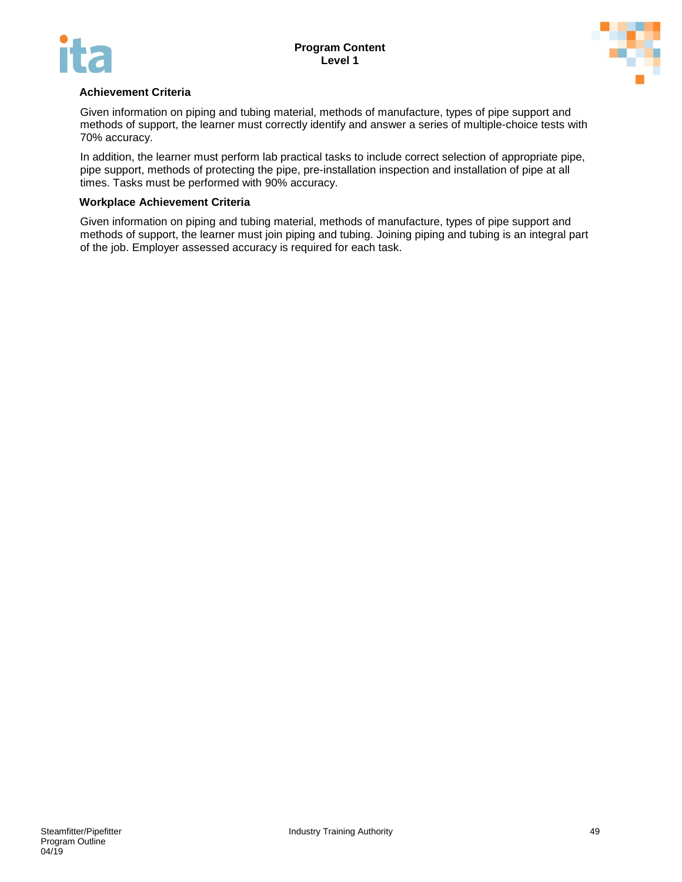**Achievement Criteria**

Given information on piping and tubing material, methods of manufacture, types of pipe support and methods of support, the learner must correctly identify and answer a series of multiple-choice tests with 70% accuracy.

In addition, the learner must perform lab practical tasks to include correct selection of appropriate pipe, pipe support, methods of protecting the pipe, pre-installation inspection and installation of pipe at all times. Tasks must be performed with 90% accuracy.

**Workplace Achievement Criteria**

Given information on piping and tubing material, methods of manufacture, types of pipe support and methods of support, the learner must join piping and tubing. Joining piping and tubing is an integral part of the job. Employer assessed accuracy is required for each task.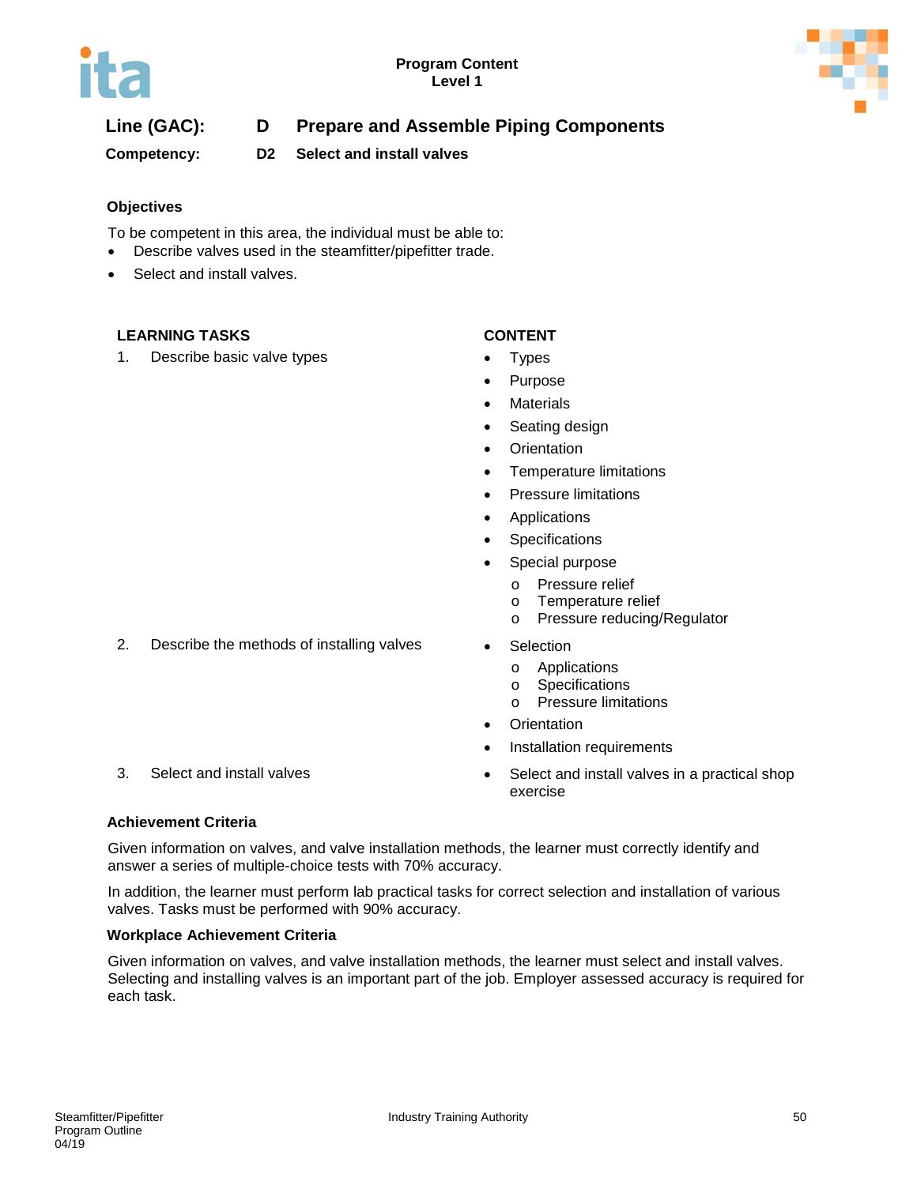Program Content
Level 1

**Line (GAC):** D **Prepare and Assemble Piping Components**

**Competency:** D2 **Select and install valves**

### Objectives

To be competent in this area, the individual must be able to:

- Describe valves used in the steamfitter/pipefitter trade.
- Select and install valves.

| LEARNING TASKS | CONTENT |
| --- | --- |
| 1. Describe basic valve types | • Types<br>• Purpose<br>• Materials<br>• Seating design<br>• Orientation<br>• Temperature limitations<br>• Pressure limitations<br>• Applications<br>• Specifications<br>• Special purpose<br>  o Pressure relief<br>  o Temperature relief<br>  o Pressure reducing/Regulator |
| 2. Describe the methods of installing valves | • Selection<br>  o Applications<br>  o Specifications<br>  o Pressure limitations<br>• Orientation<br>• Installation requirements |
| 3. Select and install valves | • Select and install valves in a practical shop exercise |

### Achievement Criteria

Given information on valves, and valve installation methods, the learner must correctly identify and answer a series of multiple-choice tests with 70% accuracy.

In addition, the learner must perform lab practical tasks for correct selection and installation of various valves. Tasks must be performed with 90% accuracy.

### Workplace Achievement Criteria

Given information on valves, and valve installation methods, the learner must select and install valves. Selecting and installing valves is an important part of the job. Employer assessed accuracy is required for each task.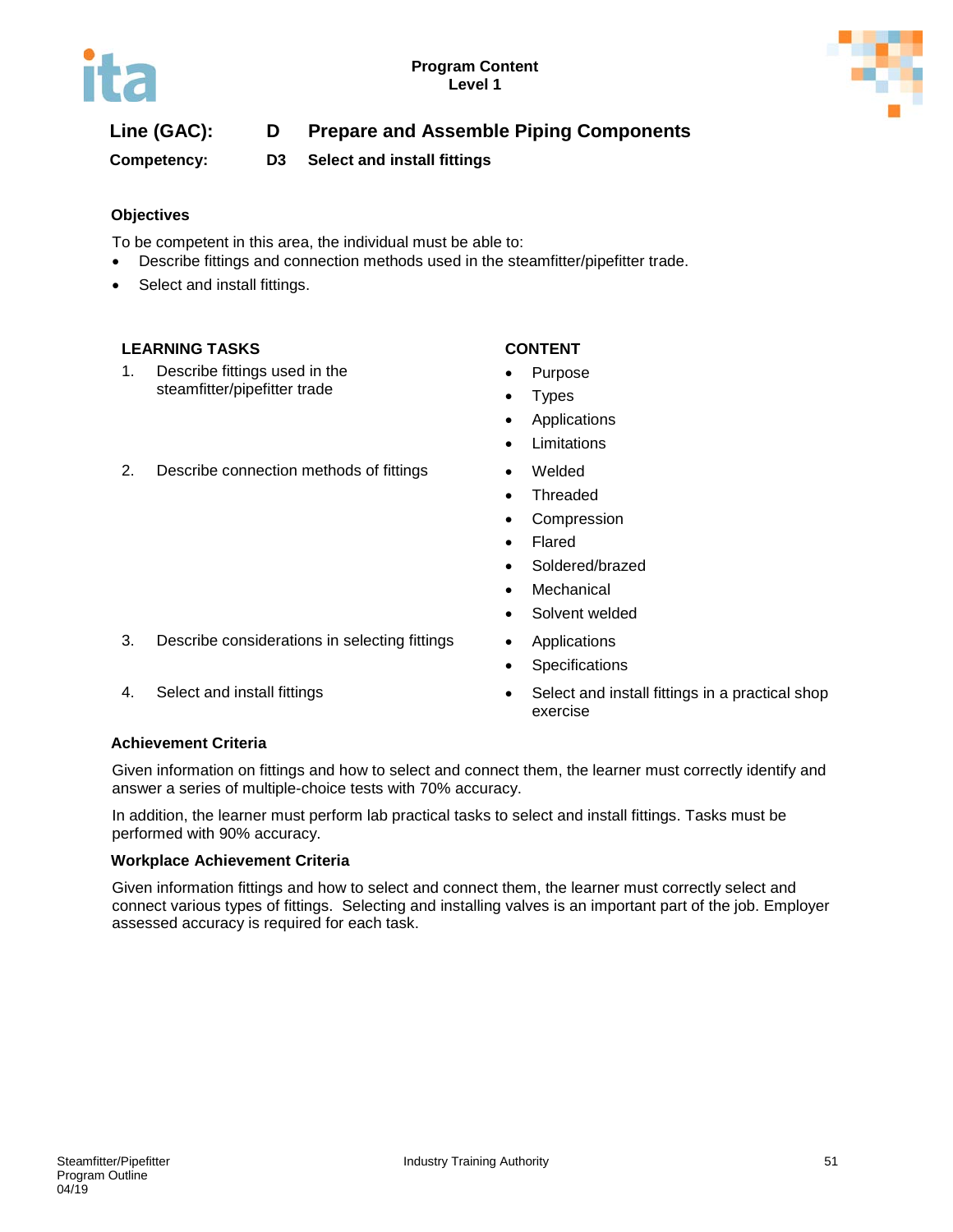**Line (GAC):** **D** **Prepare and Assemble Piping Components**

**Competency:** **D3** **Select and install fittings**

### Objectives

To be competent in this area, the individual must be able to:

- Describe fittings and connection methods used in the steamfitter/pipefitter trade.
- Select and install fittings.

| LEARNING TASKS | CONTENT |
|---|---|
| 1. Describe fittings used in the steamfitter/pipefitter trade | • Purpose<br>• Types<br>• Applications<br>• Limitations |
| 2. Describe connection methods of fittings | • Welded<br>• Threaded<br>• Compression<br>• Flared<br>• Soldered/brazed<br>• Mechanical<br>• Solvent welded |
| 3. Describe considerations in selecting fittings | • Applications<br>• Specifications |
| 4. Select and install fittings | • Select and install fittings in a practical shop exercise |

### Achievement Criteria

Given information on fittings and how to select and connect them, the learner must correctly identify and answer a series of multiple-choice tests with 70% accuracy.

In addition, the learner must perform lab practical tasks to select and install fittings. Tasks must be performed with 90% accuracy.

### Workplace Achievement Criteria

Given information fittings and how to select and connect them, the learner must correctly select and connect various types of fittings. Selecting and installing valves is an important part of the job. Employer assessed accuracy is required for each task.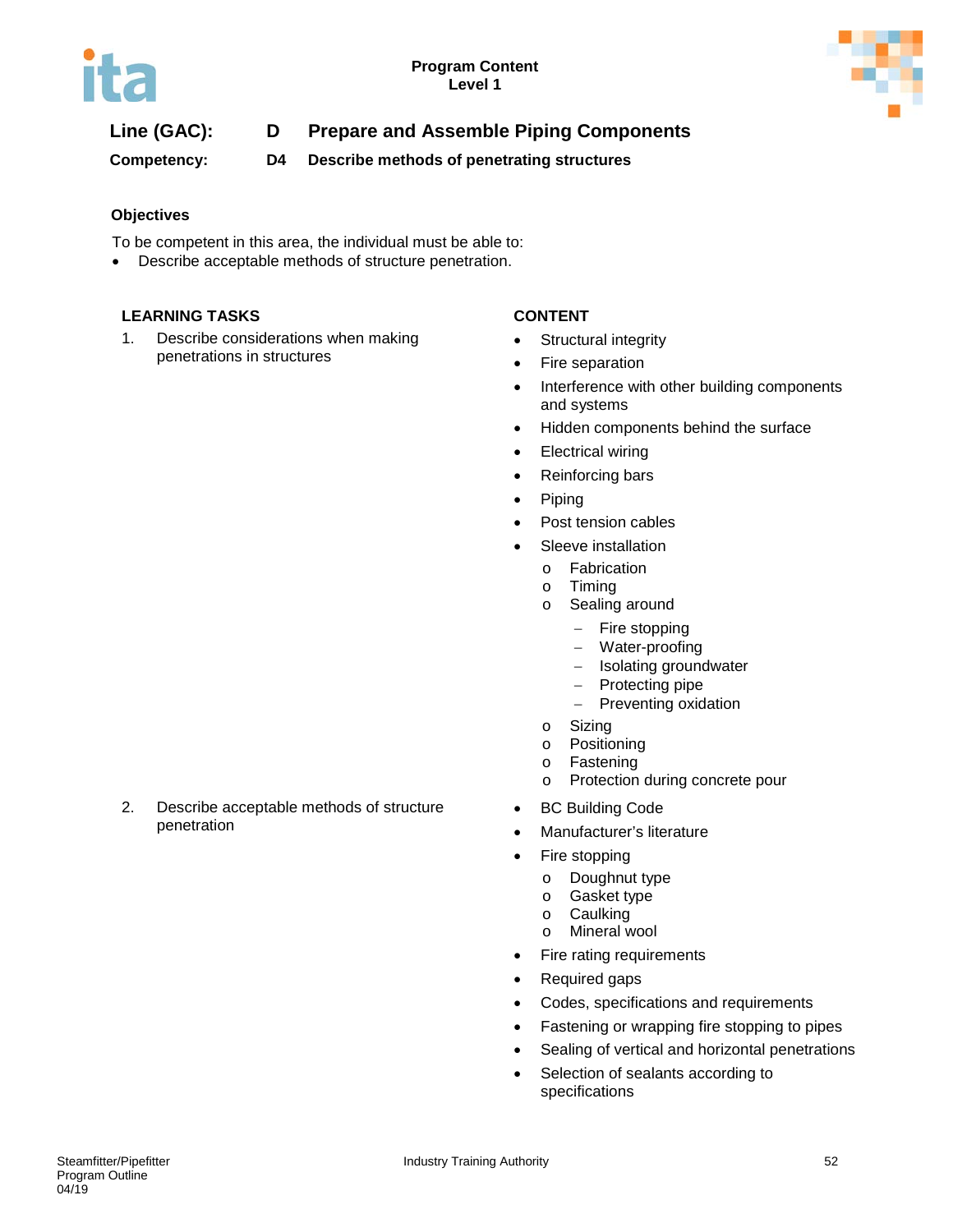Program Content
Level 1

**Line (GAC):** D **Prepare and Assemble Piping Components**

**Competency:** D4 **Describe methods of penetrating structures**

### Objectives

To be competent in this area, the individual must be able to:

- Describe acceptable methods of structure penetration.

| LEARNING TASKS | CONTENT |
|---|---|
| 1. Describe considerations when making penetrations in structures | • Structural integrity<br>• Fire separation<br>• Interference with other building components and systems<br>• Hidden components behind the surface<br>• Electrical wiring<br>• Reinforcing bars<br>• Piping<br>• Post tension cables<br>• Sleeve installation<br>&nbsp;&nbsp;o Fabrication<br>&nbsp;&nbsp;o Timing<br>&nbsp;&nbsp;o Sealing around<br>&nbsp;&nbsp;&nbsp;&nbsp;– Fire stopping<br>&nbsp;&nbsp;&nbsp;&nbsp;– Water-proofing<br>&nbsp;&nbsp;&nbsp;&nbsp;– Isolating groundwater<br>&nbsp;&nbsp;&nbsp;&nbsp;– Protecting pipe<br>&nbsp;&nbsp;&nbsp;&nbsp;– Preventing oxidation<br>&nbsp;&nbsp;o Sizing<br>&nbsp;&nbsp;o Positioning<br>&nbsp;&nbsp;o Fastening<br>&nbsp;&nbsp;o Protection during concrete pour |
| 2. Describe acceptable methods of structure penetration | • BC Building Code<br>• Manufacturer's literature<br>• Fire stopping<br>&nbsp;&nbsp;o Doughnut type<br>&nbsp;&nbsp;o Gasket type<br>&nbsp;&nbsp;o Caulking<br>&nbsp;&nbsp;o Mineral wool<br>• Fire rating requirements<br>• Required gaps<br>• Codes, specifications and requirements<br>• Fastening or wrapping fire stopping to pipes<br>• Sealing of vertical and horizontal penetrations<br>• Selection of sealants according to specifications |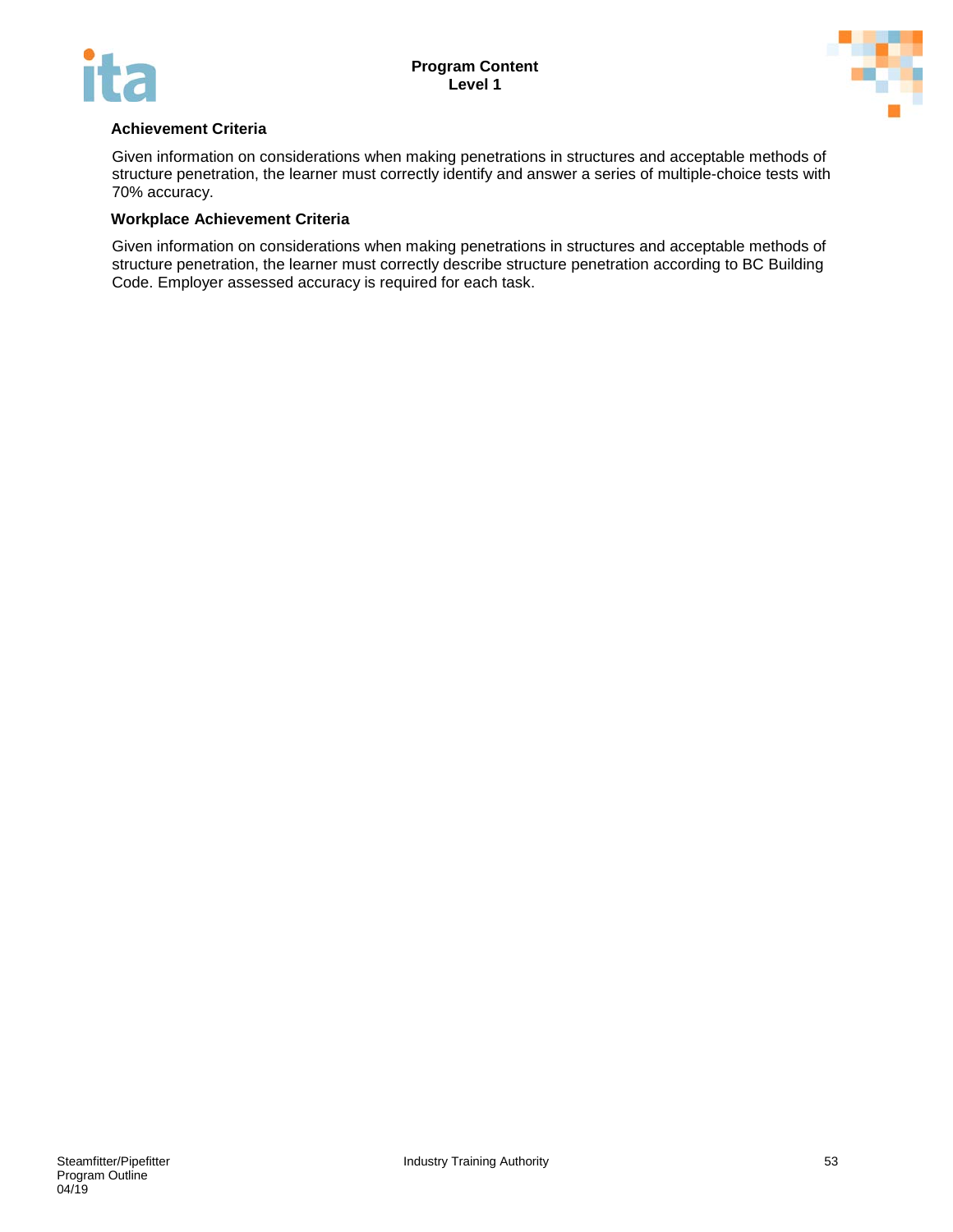**Achievement Criteria**

Given information on considerations when making penetrations in structures and acceptable methods of structure penetration, the learner must correctly identify and answer a series of multiple-choice tests with 70% accuracy.

**Workplace Achievement Criteria**

Given information on considerations when making penetrations in structures and acceptable methods of structure penetration, the learner must correctly describe structure penetration according to BC Building Code. Employer assessed accuracy is required for each task.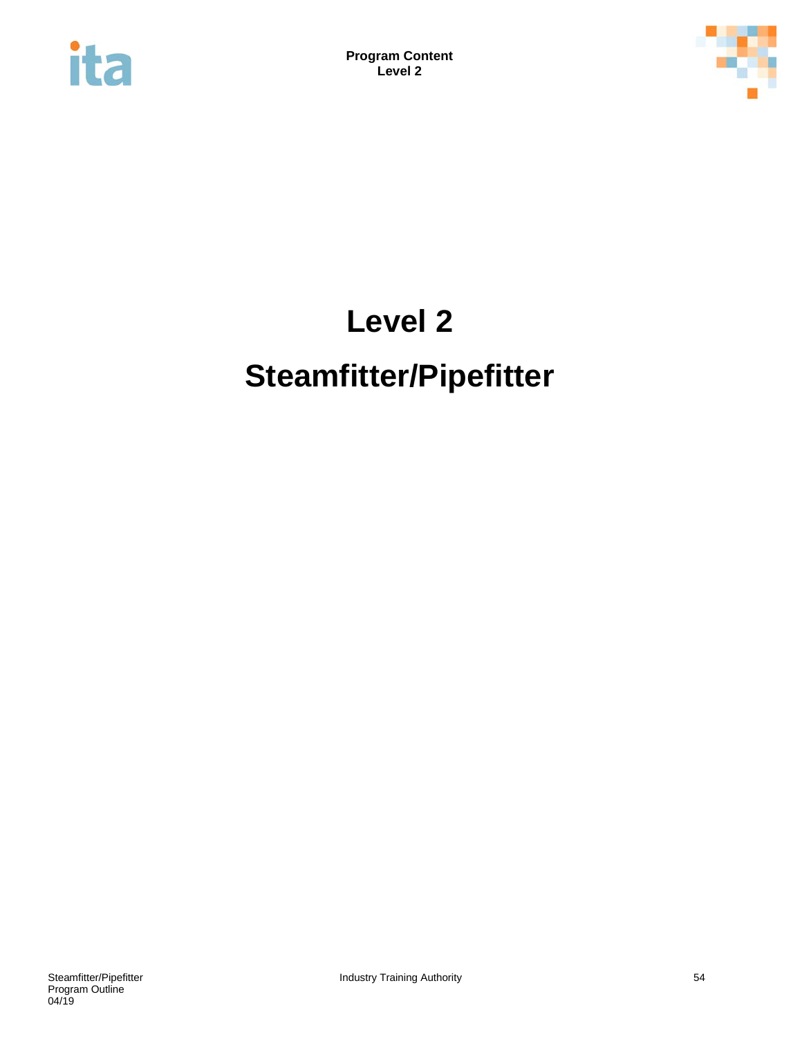# Level 2

# Steamfitter/Pipefitter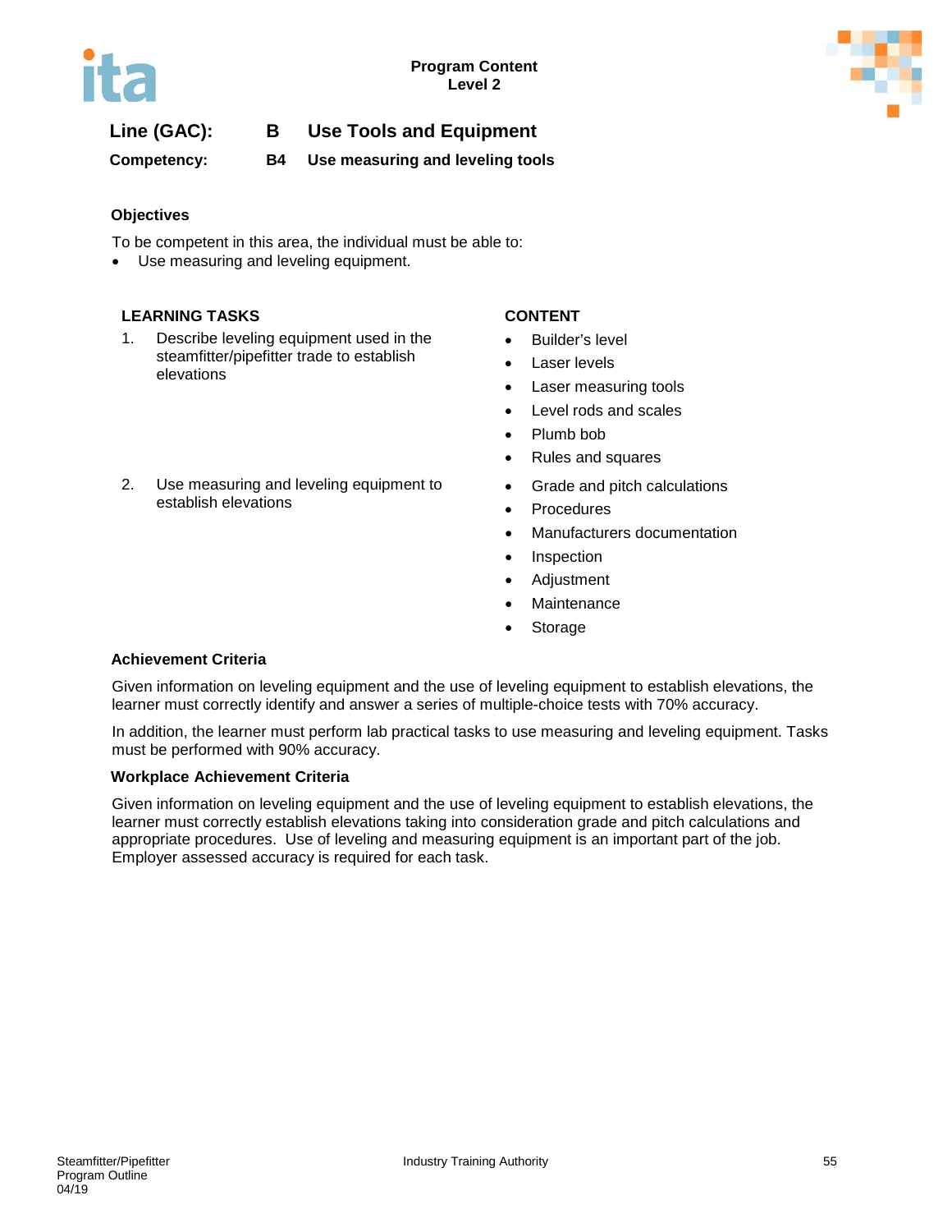**Program Content**
**Level 2**

**Line (GAC):** **B** **Use Tools and Equipment**

**Competency:** **B4** **Use measuring and leveling tools**

### Objectives

To be competent in this area, the individual must be able to:

- Use measuring and leveling equipment.

| LEARNING TASKS | CONTENT |
|---|---|
| 1. Describe leveling equipment used in the steamfitter/pipefitter trade to establish elevations | • Builder's level<br>• Laser levels<br>• Laser measuring tools<br>• Level rods and scales<br>• Plumb bob<br>• Rules and squares |
| 2. Use measuring and leveling equipment to establish elevations | • Grade and pitch calculations<br>• Procedures<br>• Manufacturers documentation<br>• Inspection<br>• Adjustment<br>• Maintenance<br>• Storage |

### Achievement Criteria

Given information on leveling equipment and the use of leveling equipment to establish elevations, the learner must correctly identify and answer a series of multiple-choice tests with 70% accuracy.

In addition, the learner must perform lab practical tasks to use measuring and leveling equipment. Tasks must be performed with 90% accuracy.

### Workplace Achievement Criteria

Given information on leveling equipment and the use of leveling equipment to establish elevations, the learner must correctly establish elevations taking into consideration grade and pitch calculations and appropriate procedures. Use of leveling and measuring equipment is an important part of the job. Employer assessed accuracy is required for each task.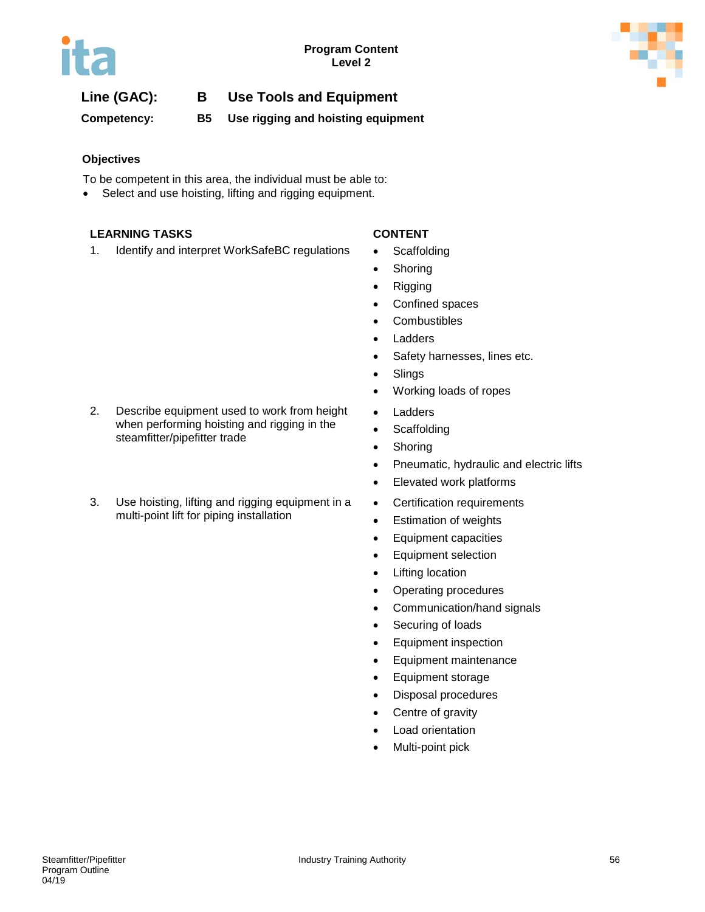Program Content
Level 2

**Line (GAC):** **B Use Tools and Equipment**

**Competency:** **B5 Use rigging and hoisting equipment**

**Objectives**

To be competent in this area, the individual must be able to:

- Select and use hoisting, lifting and rigging equipment.

| LEARNING TASKS | CONTENT |
| --- | --- |
| 1. Identify and interpret WorkSafeBC regulations | • Scaffolding<br>• Shoring<br>• Rigging<br>• Confined spaces<br>• Combustibles<br>• Ladders<br>• Safety harnesses, lines etc.<br>• Slings<br>• Working loads of ropes |
| 2. Describe equipment used to work from height when performing hoisting and rigging in the steamfitter/pipefitter trade | • Ladders<br>• Scaffolding<br>• Shoring<br>• Pneumatic, hydraulic and electric lifts<br>• Elevated work platforms |
| 3. Use hoisting, lifting and rigging equipment in a multi-point lift for piping installation | • Certification requirements<br>• Estimation of weights<br>• Equipment capacities<br>• Equipment selection<br>• Lifting location<br>• Operating procedures<br>• Communication/hand signals<br>• Securing of loads<br>• Equipment inspection<br>• Equipment maintenance<br>• Equipment storage<br>• Disposal procedures<br>• Centre of gravity<br>• Load orientation<br>• Multi-point pick |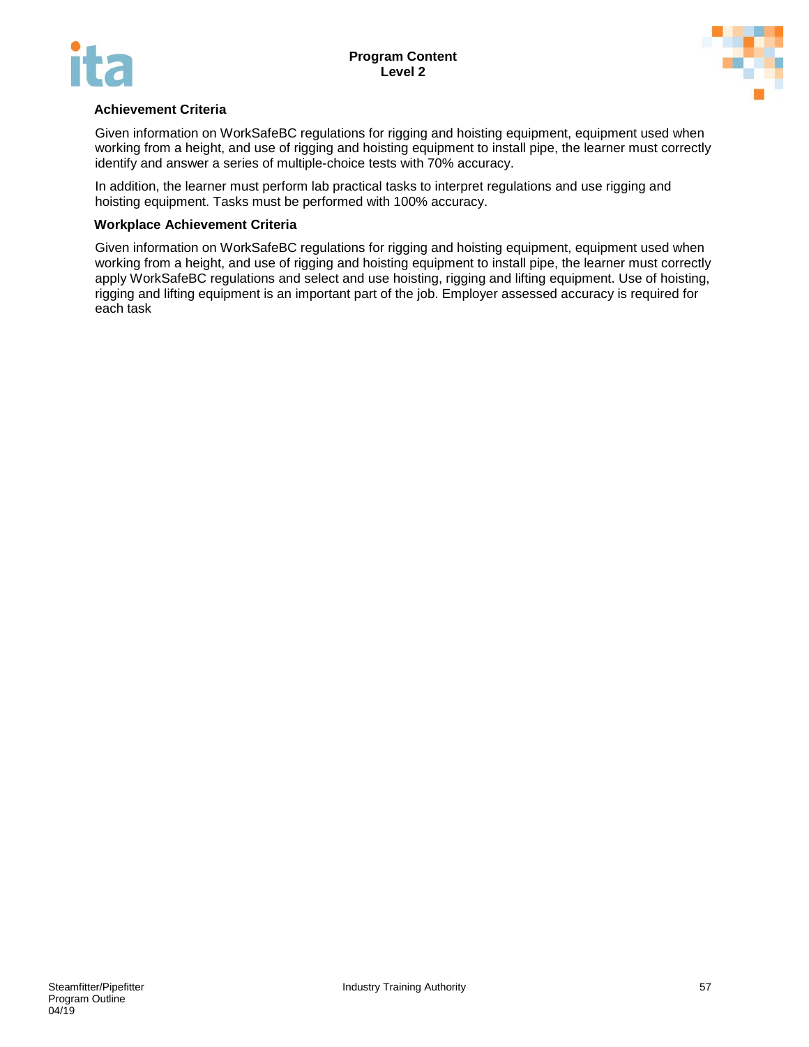**Achievement Criteria**

Given information on WorkSafeBC regulations for rigging and hoisting equipment, equipment used when working from a height, and use of rigging and hoisting equipment to install pipe, the learner must correctly identify and answer a series of multiple-choice tests with 70% accuracy.

In addition, the learner must perform lab practical tasks to interpret regulations and use rigging and hoisting equipment. Tasks must be performed with 100% accuracy.

**Workplace Achievement Criteria**

Given information on WorkSafeBC regulations for rigging and hoisting equipment, equipment used when working from a height, and use of rigging and hoisting equipment to install pipe, the learner must correctly apply WorkSafeBC regulations and select and use hoisting, rigging and lifting equipment. Use of hoisting, rigging and lifting equipment is an important part of the job. Employer assessed accuracy is required for each task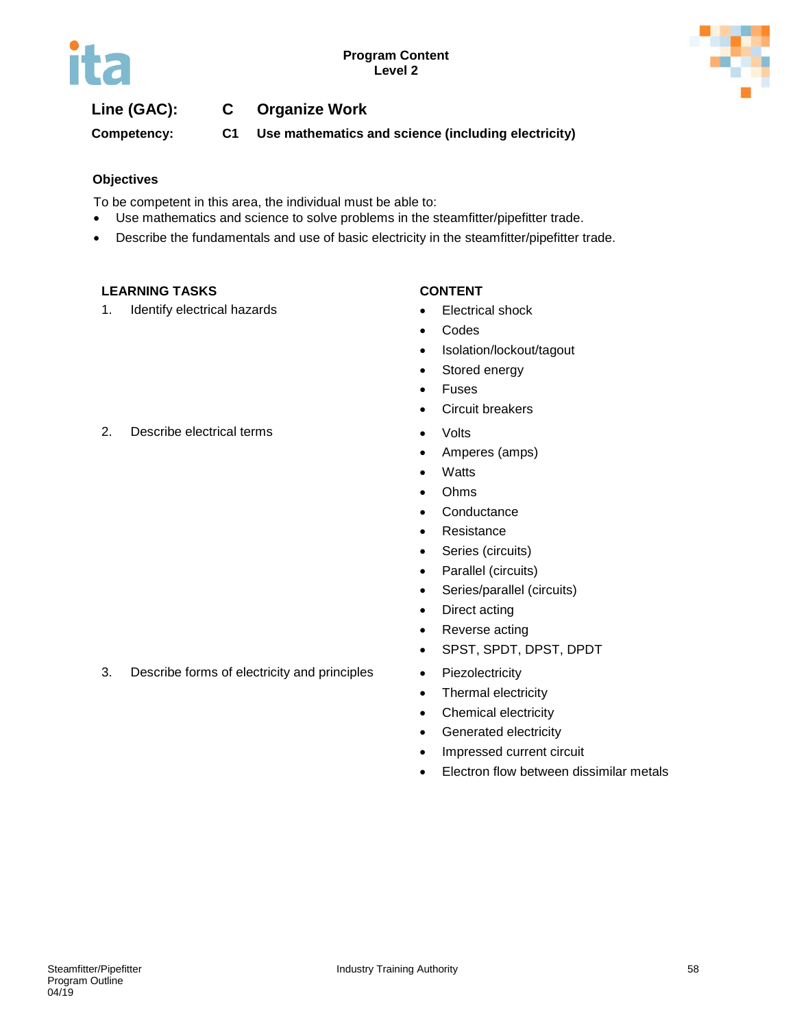**Line (GAC):** C Organize Work

**Competency:** C1 Use mathematics and science (including electricity)

### Objectives

To be competent in this area, the individual must be able to:

- Use mathematics and science to solve problems in the steamfitter/pipefitter trade.
- Describe the fundamentals and use of basic electricity in the steamfitter/pipefitter trade.

| LEARNING TASKS | CONTENT |
|---|---|
| 1. Identify electrical hazards | • Electrical shock<br>• Codes<br>• Isolation/lockout/tagout<br>• Stored energy<br>• Fuses<br>• Circuit breakers |
| 2. Describe electrical terms | • Volts<br>• Amperes (amps)<br>• Watts<br>• Ohms<br>• Conductance<br>• Resistance<br>• Series (circuits)<br>• Parallel (circuits)<br>• Series/parallel (circuits)<br>• Direct acting<br>• Reverse acting<br>• SPST, SPDT, DPST, DPDT |
| 3. Describe forms of electricity and principles | • Piezolectricity<br>• Thermal electricity<br>• Chemical electricity<br>• Generated electricity<br>• Impressed current circuit<br>• Electron flow between dissimilar metals |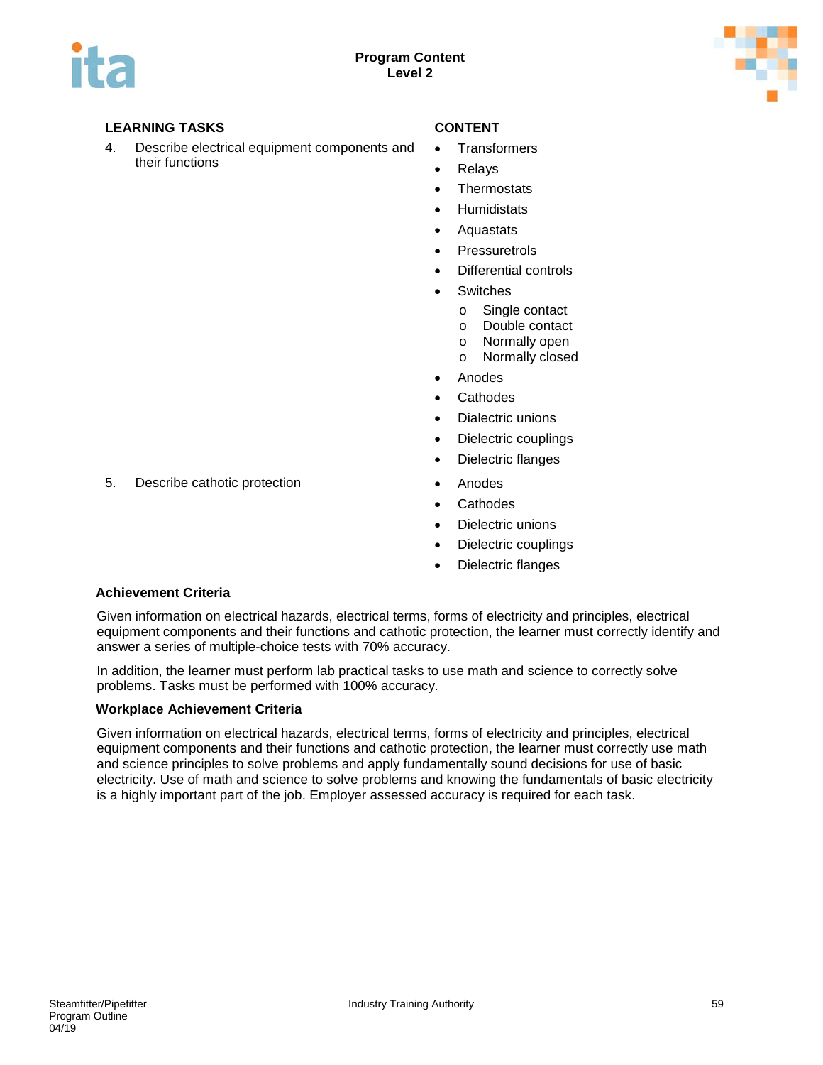**Program Content**
**Level 2**

| LEARNING TASKS | CONTENT |
|---|---|
| 4. Describe electrical equipment components and their functions | • Transformers<br>• Relays<br>• Thermostats<br>• Humidistats<br>• Aquastats<br>• Pressuretrols<br>• Differential controls<br>• Switches<br>  o Single contact<br>  o Double contact<br>  o Normally open<br>  o Normally closed<br>• Anodes<br>• Cathodes<br>• Dialectric unions<br>• Dielectric couplings<br>• Dielectric flanges |
| 5. Describe cathotic protection | • Anodes<br>• Cathodes<br>• Dielectric unions<br>• Dielectric couplings<br>• Dielectric flanges |

**Achievement Criteria**

Given information on electrical hazards, electrical terms, forms of electricity and principles, electrical equipment components and their functions and cathotic protection, the learner must correctly identify and answer a series of multiple-choice tests with 70% accuracy.

In addition, the learner must perform lab practical tasks to use math and science to correctly solve problems. Tasks must be performed with 100% accuracy.

**Workplace Achievement Criteria**

Given information on electrical hazards, electrical terms, forms of electricity and principles, electrical equipment components and their functions and cathotic protection, the learner must correctly use math and science principles to solve problems and apply fundamentally sound decisions for use of basic electricity. Use of math and science to solve problems and knowing the fundamentals of basic electricity is a highly important part of the job. Employer assessed accuracy is required for each task.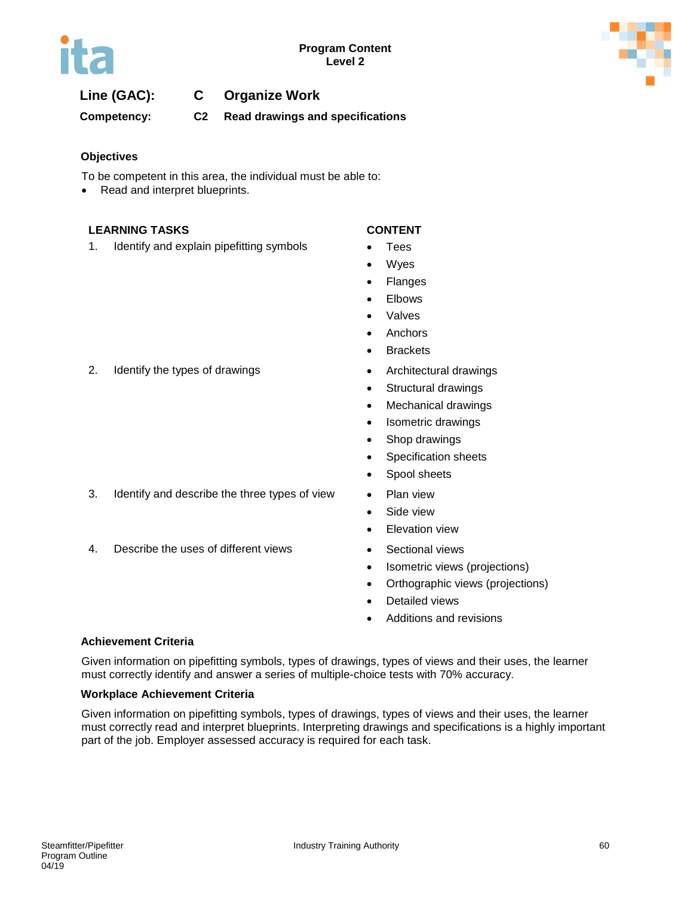**Line (GAC):** C Organize Work

**Competency:** C2 Read drawings and specifications

### Objectives

To be competent in this area, the individual must be able to:

- Read and interpret blueprints.

| LEARNING TASKS | CONTENT |
| --- | --- |
| 1. Identify and explain pipefitting symbols | • Tees<br>• Wyes<br>• Flanges<br>• Elbows<br>• Valves<br>• Anchors<br>• Brackets |
| 2. Identify the types of drawings | • Architectural drawings<br>• Structural drawings<br>• Mechanical drawings<br>• Isometric drawings<br>• Shop drawings<br>• Specification sheets<br>• Spool sheets |
| 3. Identify and describe the three types of view | • Plan view<br>• Side view<br>• Elevation view |
| 4. Describe the uses of different views | • Sectional views<br>• Isometric views (projections)<br>• Orthographic views (projections)<br>• Detailed views<br>• Additions and revisions |

### Achievement Criteria

Given information on pipefitting symbols, types of drawings, types of views and their uses, the learner must correctly identify and answer a series of multiple-choice tests with 70% accuracy.

### Workplace Achievement Criteria

Given information on pipefitting symbols, types of drawings, types of views and their uses, the learner must correctly read and interpret blueprints. Interpreting drawings and specifications is a highly important part of the job. Employer assessed accuracy is required for each task.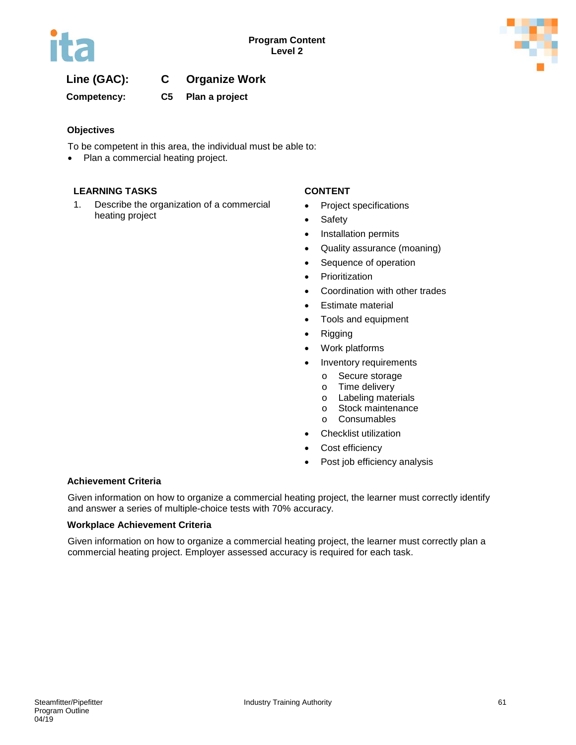**Program Content**
**Level 2**

**Line (GAC): C Organize Work**

**Competency: C5 Plan a project**

### Objectives

To be competent in this area, the individual must be able to:

- Plan a commercial heating project.

| LEARNING TASKS | CONTENT |
|---|---|
| 1. Describe the organization of a commercial heating project | • Project specifications<br>• Safety<br>• Installation permits<br>• Quality assurance (moaning)<br>• Sequence of operation<br>• Prioritization<br>• Coordination with other trades<br>• Estimate material<br>• Tools and equipment<br>• Rigging<br>• Work platforms<br>• Inventory requirements<br>  o Secure storage<br>  o Time delivery<br>  o Labeling materials<br>  o Stock maintenance<br>  o Consumables<br>• Checklist utilization<br>• Cost efficiency<br>• Post job efficiency analysis |

### Achievement Criteria

Given information on how to organize a commercial heating project, the learner must correctly identify and answer a series of multiple-choice tests with 70% accuracy.

### Workplace Achievement Criteria

Given information on how to organize a commercial heating project, the learner must correctly plan a commercial heating project. Employer assessed accuracy is required for each task.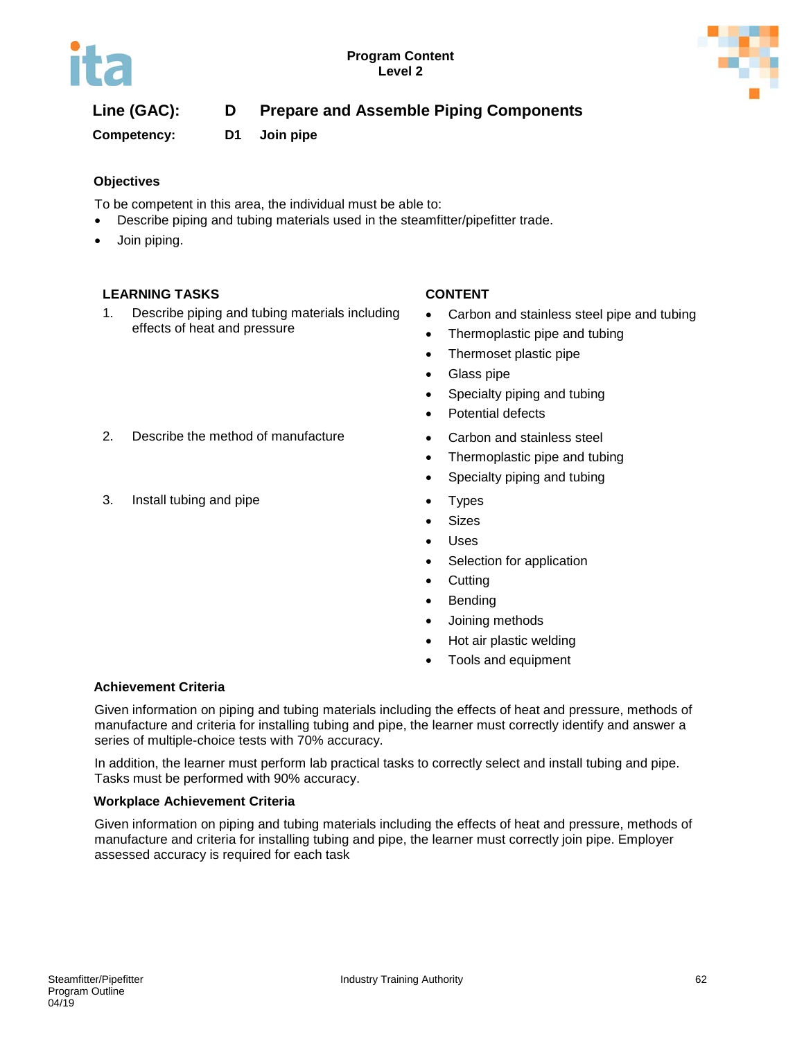**Program Content**
**Level 2**

**Line (GAC):** **D** **Prepare and Assemble Piping Components**

**Competency:** **D1** **Join pipe**

### Objectives

To be competent in this area, the individual must be able to:

- Describe piping and tubing materials used in the steamfitter/pipefitter trade.
- Join piping.

| LEARNING TASKS | CONTENT |
| --- | --- |
| 1. Describe piping and tubing materials including effects of heat and pressure | • Carbon and stainless steel pipe and tubing<br>• Thermoplastic pipe and tubing<br>• Thermoset plastic pipe<br>• Glass pipe<br>• Specialty piping and tubing<br>• Potential defects |
| 2. Describe the method of manufacture | • Carbon and stainless steel<br>• Thermoplastic pipe and tubing<br>• Specialty piping and tubing |
| 3. Install tubing and pipe | • Types<br>• Sizes<br>• Uses<br>• Selection for application<br>• Cutting<br>• Bending<br>• Joining methods<br>• Hot air plastic welding<br>• Tools and equipment |

### Achievement Criteria

Given information on piping and tubing materials including the effects of heat and pressure, methods of manufacture and criteria for installing tubing and pipe, the learner must correctly identify and answer a series of multiple-choice tests with 70% accuracy.

In addition, the learner must perform lab practical tasks to correctly select and install tubing and pipe. Tasks must be performed with 90% accuracy.

### Workplace Achievement Criteria

Given information on piping and tubing materials including the effects of heat and pressure, methods of manufacture and criteria for installing tubing and pipe, the learner must correctly join pipe. Employer assessed accuracy is required for each task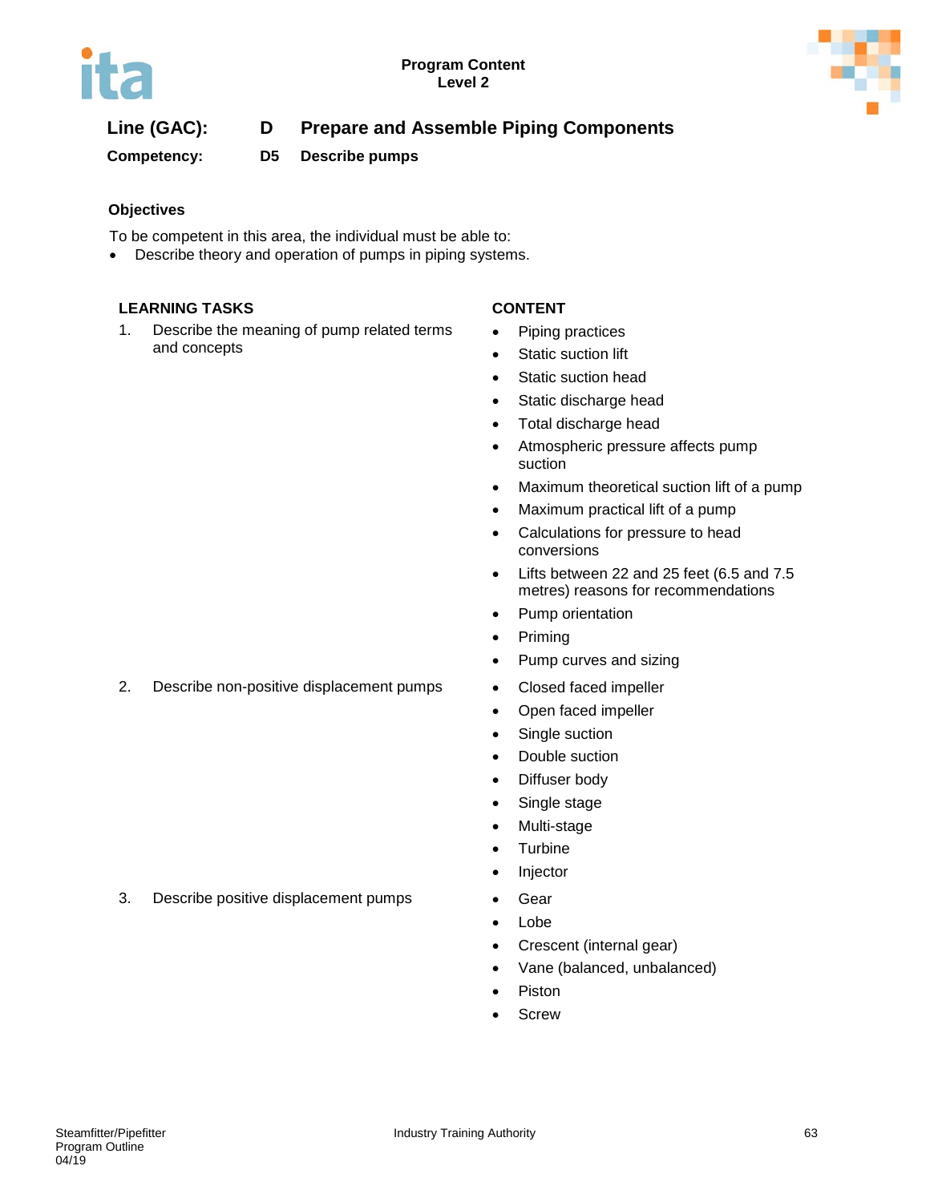**Program Content**
**Level 2**

## Line (GAC): D Prepare and Assemble Piping Components

### Competency: D5 Describe pumps

#### Objectives

To be competent in this area, the individual must be able to:

- Describe theory and operation of pumps in piping systems.

| LEARNING TASKS | CONTENT |
|---|---|
| 1. Describe the meaning of pump related terms and concepts | • Piping practices<br>• Static suction lift<br>• Static suction head<br>• Static discharge head<br>• Total discharge head<br>• Atmospheric pressure affects pump suction<br>• Maximum theoretical suction lift of a pump<br>• Maximum practical lift of a pump<br>• Calculations for pressure to head conversions<br>• Lifts between 22 and 25 feet (6.5 and 7.5 metres) reasons for recommendations<br>• Pump orientation<br>• Priming<br>• Pump curves and sizing |
| 2. Describe non-positive displacement pumps | • Closed faced impeller<br>• Open faced impeller<br>• Single suction<br>• Double suction<br>• Diffuser body<br>• Single stage<br>• Multi-stage<br>• Turbine<br>• Injector |
| 3. Describe positive displacement pumps | • Gear<br>• Lobe<br>• Crescent (internal gear)<br>• Vane (balanced, unbalanced)<br>• Piston<br>• Screw |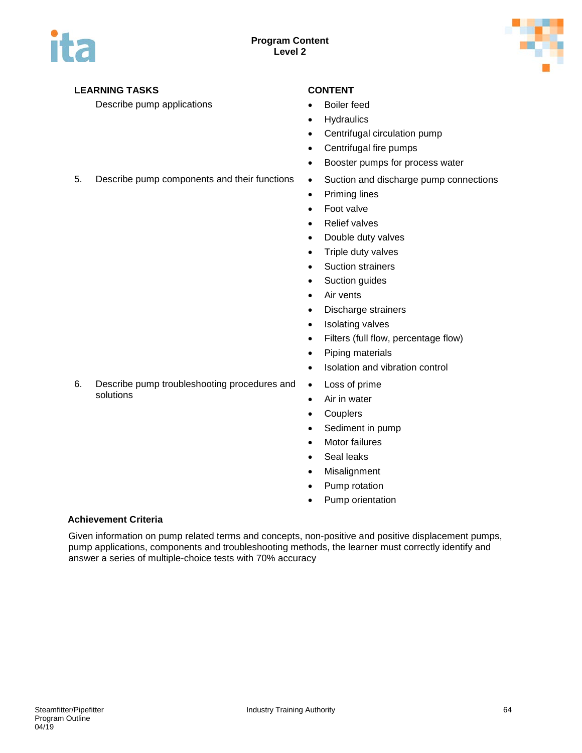| LEARNING TASKS | CONTENT |
|---|---|
| Describe pump applications | • Boiler feed<br>• Hydraulics<br>• Centrifugal circulation pump<br>• Centrifugal fire pumps<br>• Booster pumps for process water |
| 5. Describe pump components and their functions | • Suction and discharge pump connections<br>• Priming lines<br>• Foot valve<br>• Relief valves<br>• Double duty valves<br>• Triple duty valves<br>• Suction strainers<br>• Suction guides<br>• Air vents<br>• Discharge strainers<br>• Isolating valves<br>• Filters (full flow, percentage flow)<br>• Piping materials<br>• Isolation and vibration control |
| 6. Describe pump troubleshooting procedures and solutions | • Loss of prime<br>• Air in water<br>• Couplers<br>• Sediment in pump<br>• Motor failures<br>• Seal leaks<br>• Misalignment<br>• Pump rotation<br>• Pump orientation |

**Achievement Criteria**

Given information on pump related terms and concepts, non-positive and positive displacement pumps, pump applications, components and troubleshooting methods, the learner must correctly identify and answer a series of multiple-choice tests with 70% accuracy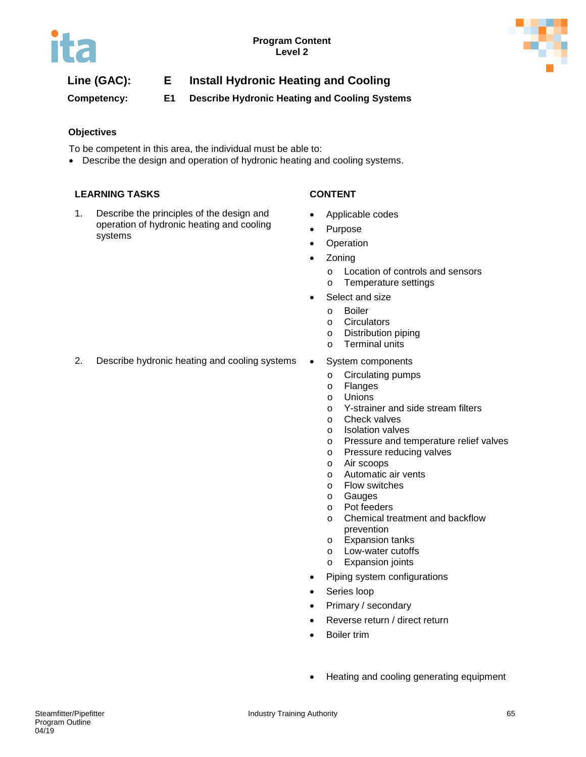**Line (GAC):** E **Install Hydronic Heating and Cooling**

**Competency:** E1 **Describe Hydronic Heating and Cooling Systems**

**Objectives**

To be competent in this area, the individual must be able to:

- Describe the design and operation of hydronic heating and cooling systems.

| LEARNING TASKS | CONTENT |
|---|---|
| 1. Describe the principles of the design and operation of hydronic heating and cooling systems | • Applicable codes<br>• Purpose<br>• Operation<br>• Zoning<br>  o Location of controls and sensors<br>  o Temperature settings<br>• Select and size<br>  o Boiler<br>  o Circulators<br>  o Distribution piping<br>  o Terminal units |
| 2. Describe hydronic heating and cooling systems | • System components<br>  o Circulating pumps<br>  o Flanges<br>  o Unions<br>  o Y-strainer and side stream filters<br>  o Check valves<br>  o Isolation valves<br>  o Pressure and temperature relief valves<br>  o Pressure reducing valves<br>  o Air scoops<br>  o Automatic air vents<br>  o Flow switches<br>  o Gauges<br>  o Pot feeders<br>  o Chemical treatment and backflow prevention<br>  o Expansion tanks<br>  o Low-water cutoffs<br>  o Expansion joints<br>• Piping system configurations<br>• Series loop<br>• Primary / secondary<br>• Reverse return / direct return<br>• Boiler trim<br>• Heating and cooling generating equipment |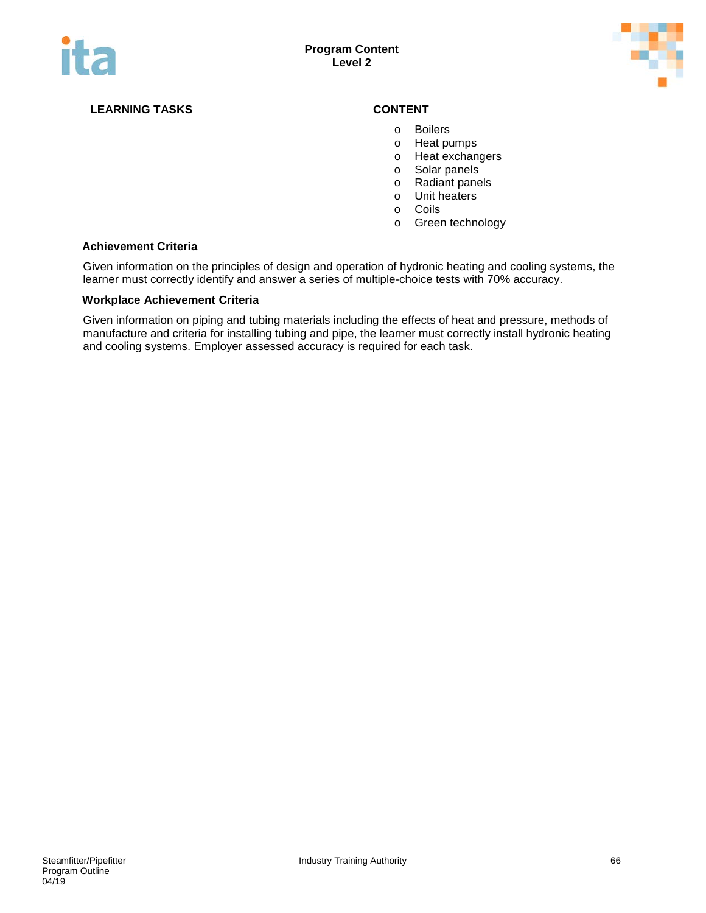| LEARNING TASKS | CONTENT |
|---|---|
| | o Boilers<br>o Heat pumps<br>o Heat exchangers<br>o Solar panels<br>o Radiant panels<br>o Unit heaters<br>o Coils<br>o Green technology |

**Achievement Criteria**

Given information on the principles of design and operation of hydronic heating and cooling systems, the learner must correctly identify and answer a series of multiple-choice tests with 70% accuracy.

**Workplace Achievement Criteria**

Given information on piping and tubing materials including the effects of heat and pressure, methods of manufacture and criteria for installing tubing and pipe, the learner must correctly install hydronic heating and cooling systems. Employer assessed accuracy is required for each task.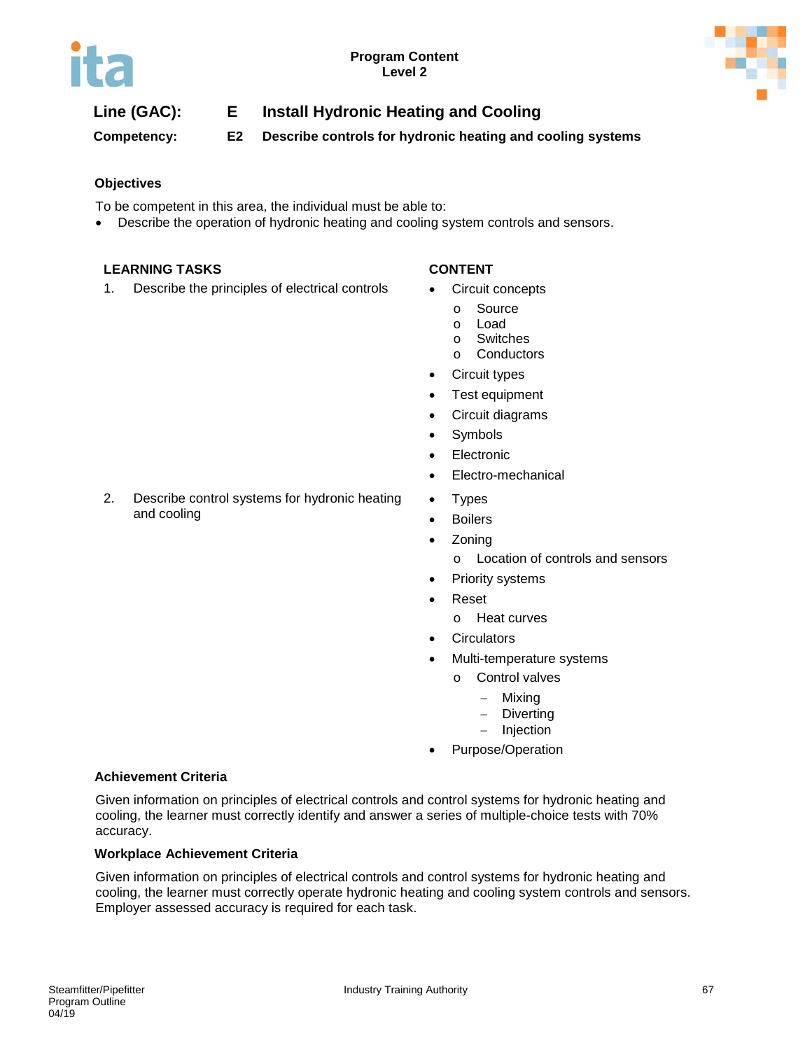**Program Content**
**Level 2**

## Line (GAC): E Install Hydronic Heating and Cooling

### Competency: E2 Describe controls for hydronic heating and cooling systems

#### Objectives

To be competent in this area, the individual must be able to:

- Describe the operation of hydronic heating and cooling system controls and sensors.

| LEARNING TASKS | CONTENT |
|---|---|
| 1. Describe the principles of electrical controls | • Circuit concepts<br>  o Source<br>  o Load<br>  o Switches<br>  o Conductors<br>• Circuit types<br>• Test equipment<br>• Circuit diagrams<br>• Symbols<br>• Electronic<br>• Electro-mechanical |
| 2. Describe control systems for hydronic heating and cooling | • Types<br>• Boilers<br>• Zoning<br>  o Location of controls and sensors<br>• Priority systems<br>• Reset<br>  o Heat curves<br>• Circulators<br>• Multi-temperature systems<br>  o Control valves<br>    – Mixing<br>    – Diverting<br>    – Injection<br>• Purpose/Operation |

#### Achievement Criteria

Given information on principles of electrical controls and control systems for hydronic heating and cooling, the learner must correctly identify and answer a series of multiple-choice tests with 70% accuracy.

#### Workplace Achievement Criteria

Given information on principles of electrical controls and control systems for hydronic heating and cooling, the learner must correctly operate hydronic heating and cooling system controls and sensors. Employer assessed accuracy is required for each task.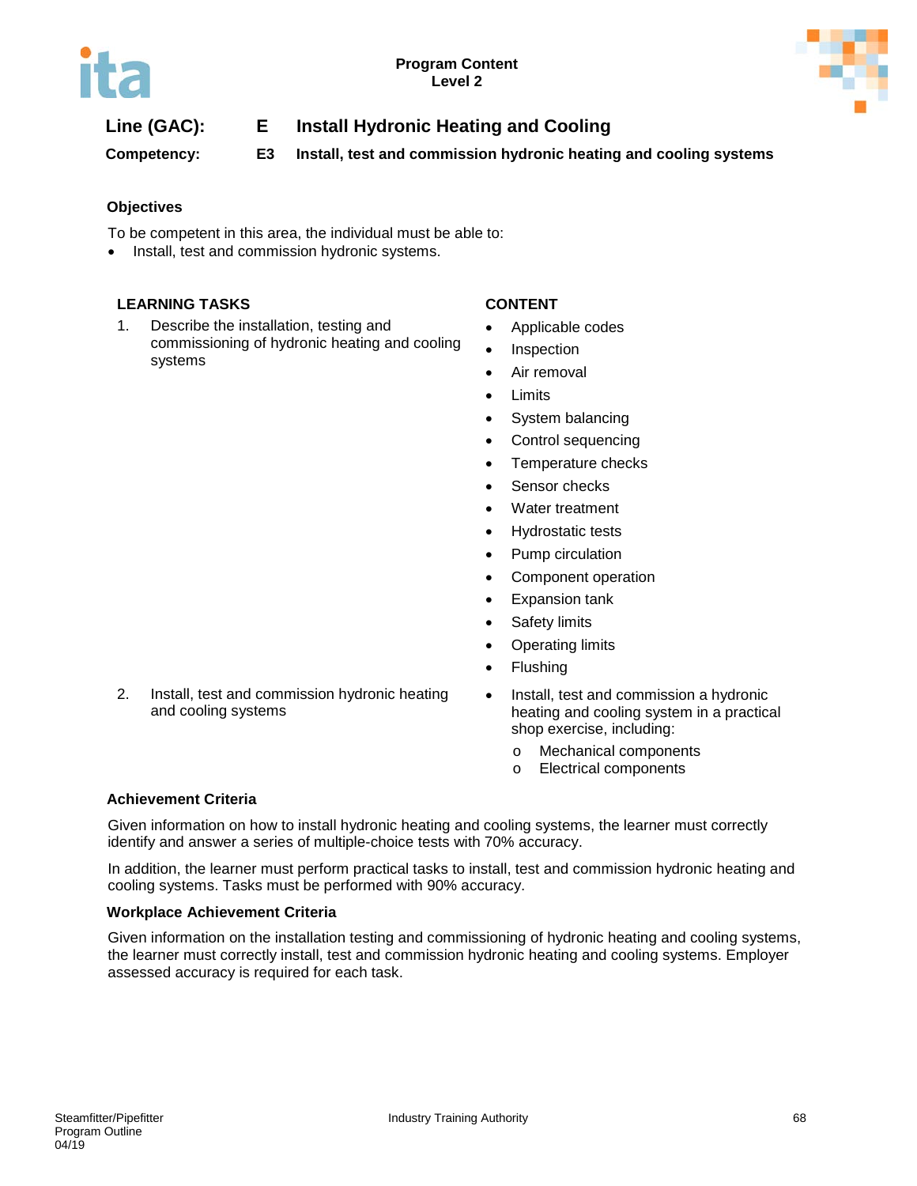**Program Content**
**Level 2**

**Line (GAC):** **E** **Install Hydronic Heating and Cooling**

**Competency:** **E3** **Install, test and commission hydronic heating and cooling systems**

### Objectives

To be competent in this area, the individual must be able to:

- Install, test and commission hydronic systems.

| LEARNING TASKS | CONTENT |
|---|---|
| 1. Describe the installation, testing and commissioning of hydronic heating and cooling systems | • Applicable codes<br>• Inspection<br>• Air removal<br>• Limits<br>• System balancing<br>• Control sequencing<br>• Temperature checks<br>• Sensor checks<br>• Water treatment<br>• Hydrostatic tests<br>• Pump circulation<br>• Component operation<br>• Expansion tank<br>• Safety limits<br>• Operating limits<br>• Flushing |
| 2. Install, test and commission hydronic heating and cooling systems | • Install, test and commission a hydronic heating and cooling system in a practical shop exercise, including:<br>o Mechanical components<br>o Electrical components |

### Achievement Criteria

Given information on how to install hydronic heating and cooling systems, the learner must correctly identify and answer a series of multiple-choice tests with 70% accuracy.

In addition, the learner must perform practical tasks to install, test and commission hydronic heating and cooling systems. Tasks must be performed with 90% accuracy.

### Workplace Achievement Criteria

Given information on the installation testing and commissioning of hydronic heating and cooling systems, the learner must correctly install, test and commission hydronic heating and cooling systems. Employer assessed accuracy is required for each task.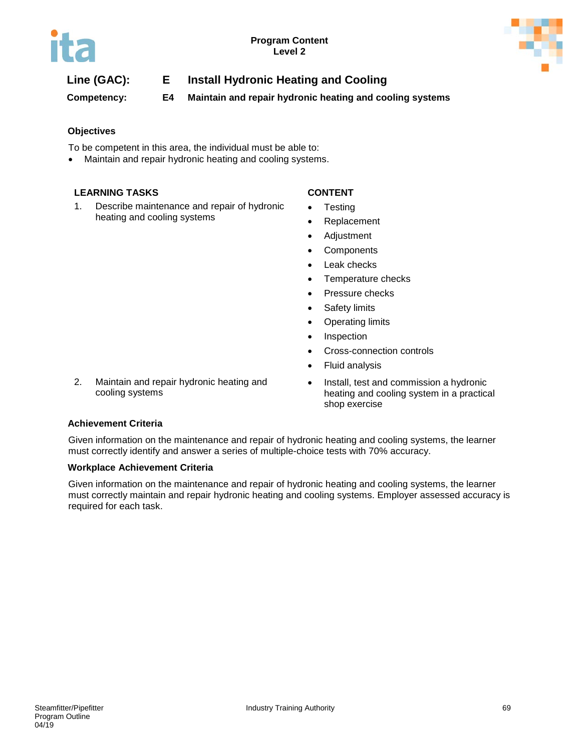**Line (GAC):** **E** **Install Hydronic Heating and Cooling**

**Competency:** **E4** **Maintain and repair hydronic heating and cooling systems**

### Objectives

To be competent in this area, the individual must be able to:

- Maintain and repair hydronic heating and cooling systems.

| LEARNING TASKS | CONTENT |
|---|---|
| 1. Describe maintenance and repair of hydronic heating and cooling systems | • Testing<br>• Replacement<br>• Adjustment<br>• Components<br>• Leak checks<br>• Temperature checks<br>• Pressure checks<br>• Safety limits<br>• Operating limits<br>• Inspection<br>• Cross-connection controls<br>• Fluid analysis |
| 2. Maintain and repair hydronic heating and cooling systems | • Install, test and commission a hydronic heating and cooling system in a practical shop exercise |

### Achievement Criteria

Given information on the maintenance and repair of hydronic heating and cooling systems, the learner must correctly identify and answer a series of multiple-choice tests with 70% accuracy.

### Workplace Achievement Criteria

Given information on the maintenance and repair of hydronic heating and cooling systems, the learner must correctly maintain and repair hydronic heating and cooling systems. Employer assessed accuracy is required for each task.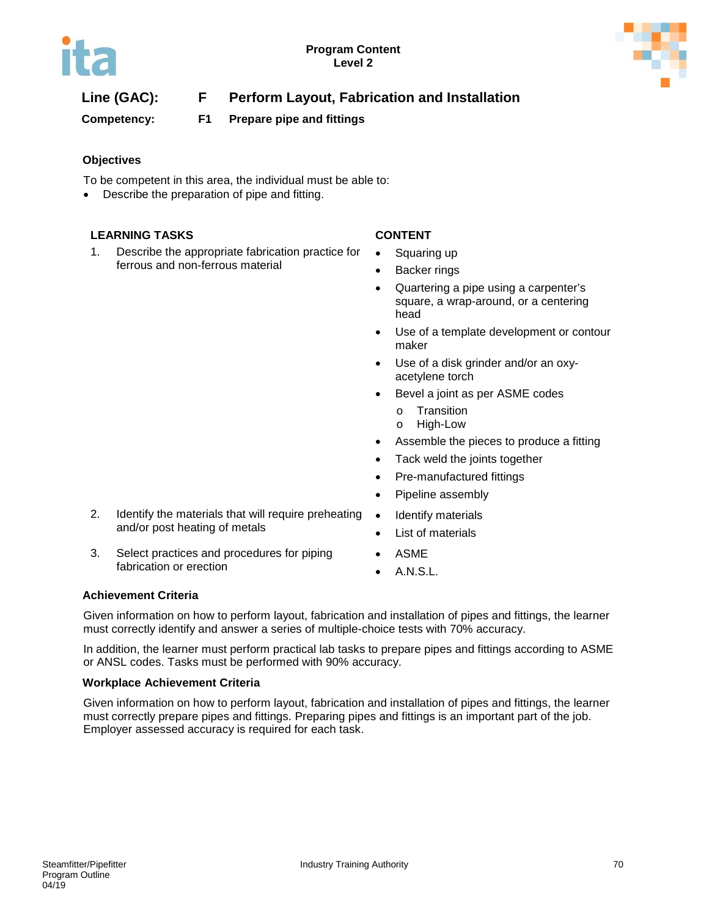**Line (GAC):** **F** **Perform Layout, Fabrication and Installation**

**Competency:** **F1** **Prepare pipe and fittings**

### Objectives

To be competent in this area, the individual must be able to:

- Describe the preparation of pipe and fitting.

| LEARNING TASKS | CONTENT |
| --- | --- |
| 1. Describe the appropriate fabrication practice for ferrous and non-ferrous material | • Squaring up<br>• Backer rings<br>• Quartering a pipe using a carpenter's square, a wrap-around, or a centering head<br>• Use of a template development or contour maker<br>• Use of a disk grinder and/or an oxy-acetylene torch<br>• Bevel a joint as per ASME codes<br>&nbsp;&nbsp;&nbsp;&nbsp;o Transition<br>&nbsp;&nbsp;&nbsp;&nbsp;o High-Low<br>• Assemble the pieces to produce a fitting<br>• Tack weld the joints together<br>• Pre-manufactured fittings<br>• Pipeline assembly |
| 2. Identify the materials that will require preheating and/or post heating of metals | • Identify materials<br>• List of materials |
| 3. Select practices and procedures for piping fabrication or erection | • ASME<br>• A.N.S.L. |

### Achievement Criteria

Given information on how to perform layout, fabrication and installation of pipes and fittings, the learner must correctly identify and answer a series of multiple-choice tests with 70% accuracy.

In addition, the learner must perform practical lab tasks to prepare pipes and fittings according to ASME or ANSL codes. Tasks must be performed with 90% accuracy.

### Workplace Achievement Criteria

Given information on how to perform layout, fabrication and installation of pipes and fittings, the learner must correctly prepare pipes and fittings. Preparing pipes and fittings is an important part of the job. Employer assessed accuracy is required for each task.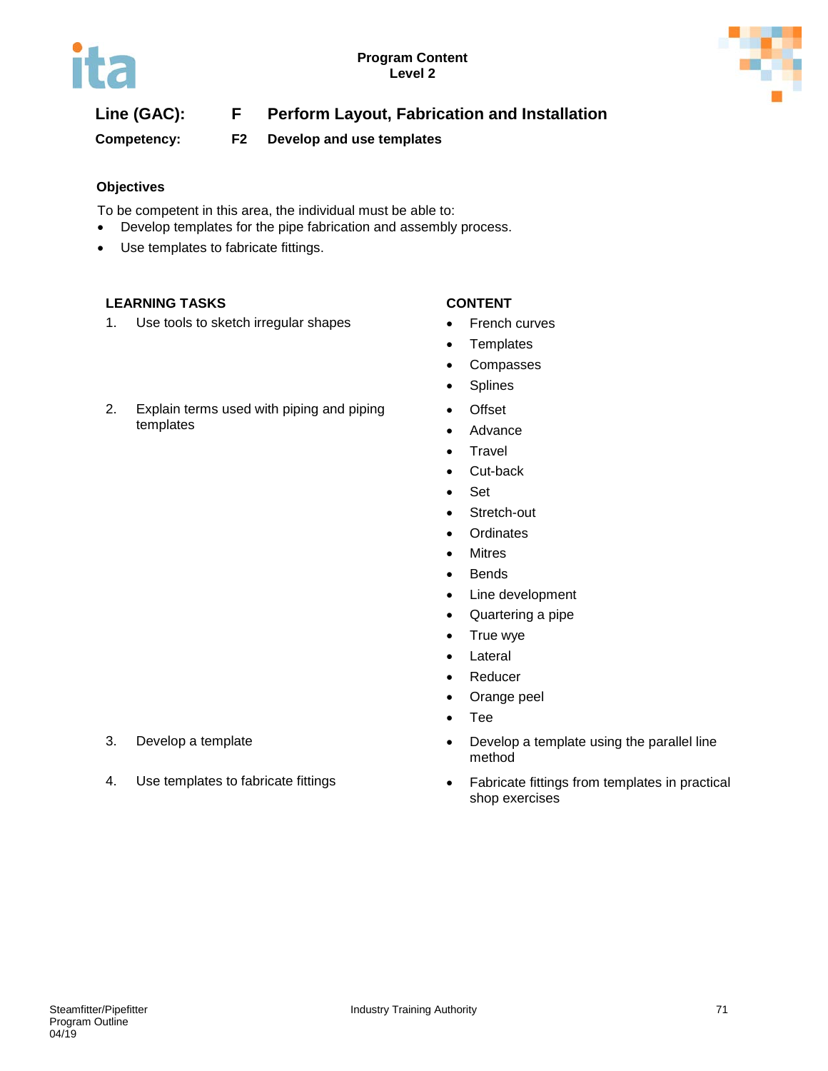**Program Content**
**Level 2**

## Line (GAC): F Perform Layout, Fabrication and Installation

### Competency: F2 Develop and use templates

**Objectives**

To be competent in this area, the individual must be able to:

- Develop templates for the pipe fabrication and assembly process.
- Use templates to fabricate fittings.

| LEARNING TASKS | CONTENT |
|---|---|
| 1. Use tools to sketch irregular shapes | • French curves<br>• Templates<br>• Compasses<br>• Splines |
| 2. Explain terms used with piping and piping templates | • Offset<br>• Advance<br>• Travel<br>• Cut-back<br>• Set<br>• Stretch-out<br>• Ordinates<br>• Mitres<br>• Bends<br>• Line development<br>• Quartering a pipe<br>• True wye<br>• Lateral<br>• Reducer<br>• Orange peel<br>• Tee |
| 3. Develop a template | • Develop a template using the parallel line method |
| 4. Use templates to fabricate fittings | • Fabricate fittings from templates in practical shop exercises |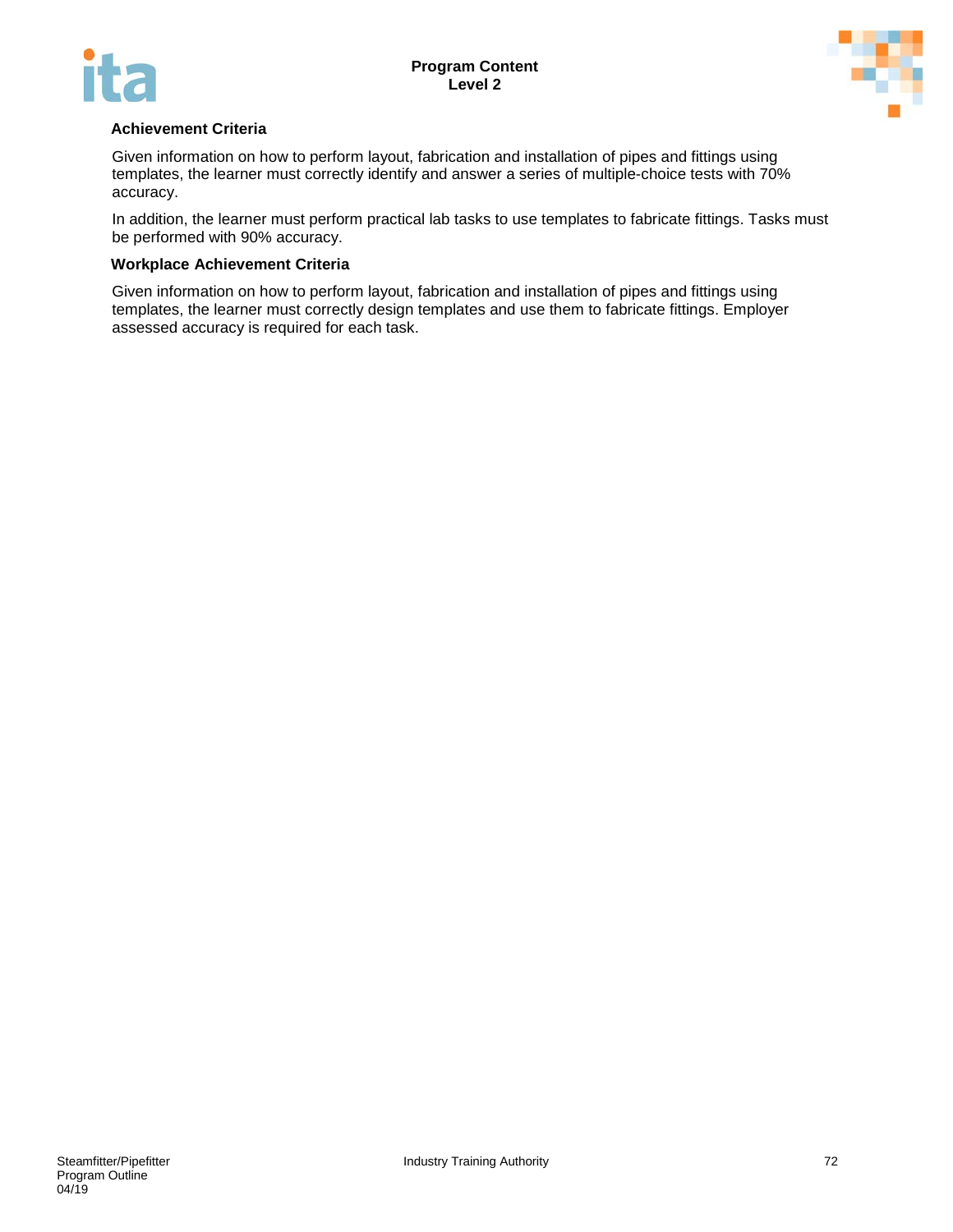**Achievement Criteria**

Given information on how to perform layout, fabrication and installation of pipes and fittings using templates, the learner must correctly identify and answer a series of multiple-choice tests with 70% accuracy.

In addition, the learner must perform practical lab tasks to use templates to fabricate fittings. Tasks must be performed with 90% accuracy.

**Workplace Achievement Criteria**

Given information on how to perform layout, fabrication and installation of pipes and fittings using templates, the learner must correctly design templates and use them to fabricate fittings. Employer assessed accuracy is required for each task.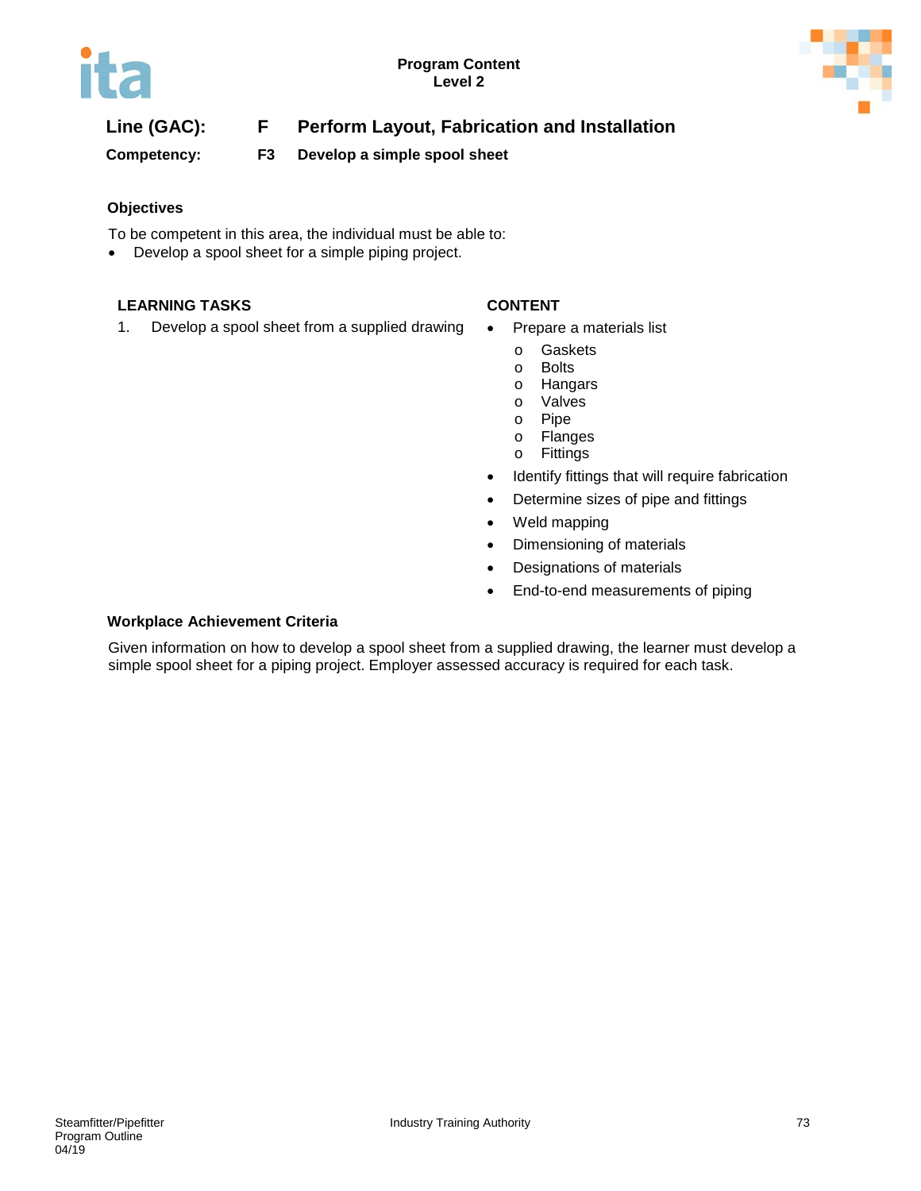**Line (GAC):** **F** **Perform Layout, Fabrication and Installation**

**Competency:** **F3** **Develop a simple spool sheet**

### Objectives

To be competent in this area, the individual must be able to:

- Develop a spool sheet for a simple piping project.

| LEARNING TASKS | CONTENT |
| --- | --- |
| 1. Develop a spool sheet from a supplied drawing | • Prepare a materials list<br>  o Gaskets<br>  o Bolts<br>  o Hangars<br>  o Valves<br>  o Pipe<br>  o Flanges<br>  o Fittings<br>• Identify fittings that will require fabrication<br>• Determine sizes of pipe and fittings<br>• Weld mapping<br>• Dimensioning of materials<br>• Designations of materials<br>• End-to-end measurements of piping |

### Workplace Achievement Criteria

Given information on how to develop a spool sheet from a supplied drawing, the learner must develop a simple spool sheet for a piping project. Employer assessed accuracy is required for each task.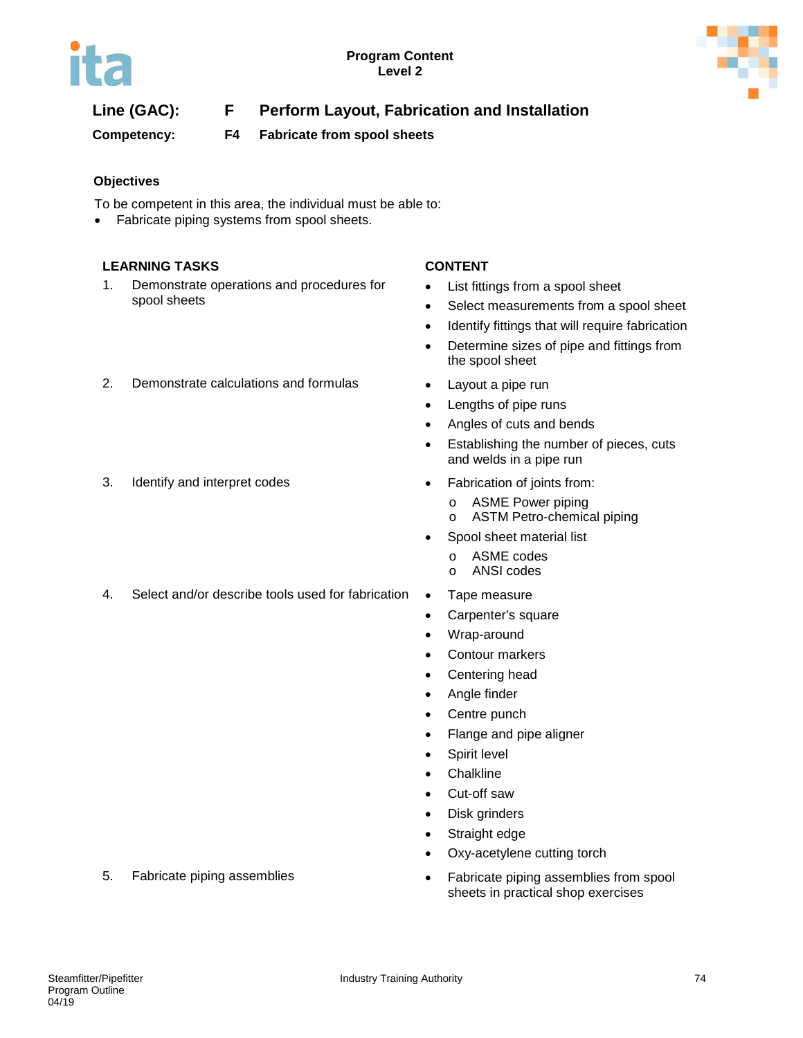**Program Content**
**Level 2**

**Line (GAC):** **F** **Perform Layout, Fabrication and Installation**

**Competency:** **F4** **Fabricate from spool sheets**

### Objectives

To be competent in this area, the individual must be able to:

- Fabricate piping systems from spool sheets.

| LEARNING TASKS | CONTENT |
|---|---|
| 1. Demonstrate operations and procedures for spool sheets | • List fittings from a spool sheet<br>• Select measurements from a spool sheet<br>• Identify fittings that will require fabrication<br>• Determine sizes of pipe and fittings from the spool sheet |
| 2. Demonstrate calculations and formulas | • Layout a pipe run<br>• Lengths of pipe runs<br>• Angles of cuts and bends<br>• Establishing the number of pieces, cuts and welds in a pipe run |
| 3. Identify and interpret codes | • Fabrication of joints from:<br>  o ASME Power piping<br>  o ASTM Petro-chemical piping<br>• Spool sheet material list<br>  o ASME codes<br>  o ANSI codes |
| 4. Select and/or describe tools used for fabrication | • Tape measure<br>• Carpenter's square<br>• Wrap-around<br>• Contour markers<br>• Centering head<br>• Angle finder<br>• Centre punch<br>• Flange and pipe aligner<br>• Spirit level<br>• Chalkline<br>• Cut-off saw<br>• Disk grinders<br>• Straight edge<br>• Oxy-acetylene cutting torch |
| 5. Fabricate piping assemblies | • Fabricate piping assemblies from spool sheets in practical shop exercises |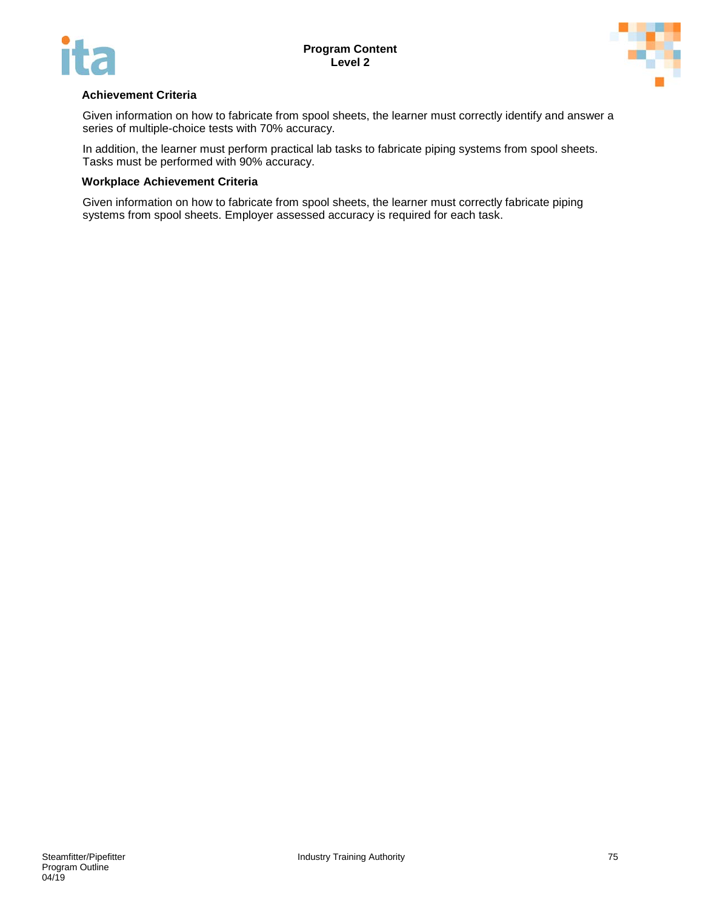### Achievement Criteria

Given information on how to fabricate from spool sheets, the learner must correctly identify and answer a series of multiple-choice tests with 70% accuracy.

In addition, the learner must perform practical lab tasks to fabricate piping systems from spool sheets. Tasks must be performed with 90% accuracy.

### Workplace Achievement Criteria

Given information on how to fabricate from spool sheets, the learner must correctly fabricate piping systems from spool sheets. Employer assessed accuracy is required for each task.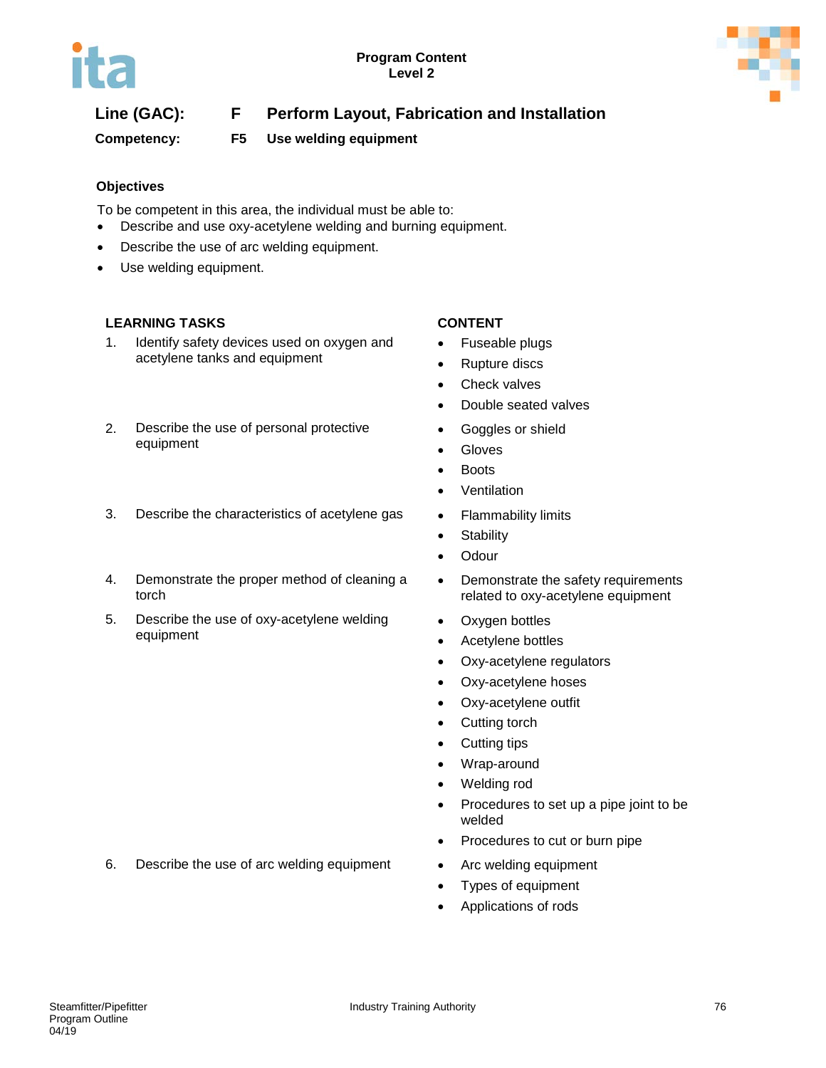**Program Content**
**Level 2**

**Line (GAC):** **F** **Perform Layout, Fabrication and Installation**

**Competency:** **F5** **Use welding equipment**

### Objectives

To be competent in this area, the individual must be able to:

- Describe and use oxy-acetylene welding and burning equipment.
- Describe the use of arc welding equipment.
- Use welding equipment.

| LEARNING TASKS | CONTENT |
|---|---|
| 1. Identify safety devices used on oxygen and acetylene tanks and equipment | • Fuseable plugs<br>• Rupture discs<br>• Check valves<br>• Double seated valves |
| 2. Describe the use of personal protective equipment | • Goggles or shield<br>• Gloves<br>• Boots<br>• Ventilation |
| 3. Describe the characteristics of acetylene gas | • Flammability limits<br>• Stability<br>• Odour |
| 4. Demonstrate the proper method of cleaning a torch | • Demonstrate the safety requirements related to oxy-acetylene equipment |
| 5. Describe the use of oxy-acetylene welding equipment | • Oxygen bottles<br>• Acetylene bottles<br>• Oxy-acetylene regulators<br>• Oxy-acetylene hoses<br>• Oxy-acetylene outfit<br>• Cutting torch<br>• Cutting tips<br>• Wrap-around<br>• Welding rod<br>• Procedures to set up a pipe joint to be welded<br>• Procedures to cut or burn pipe |
| 6. Describe the use of arc welding equipment | • Arc welding equipment<br>• Types of equipment<br>• Applications of rods |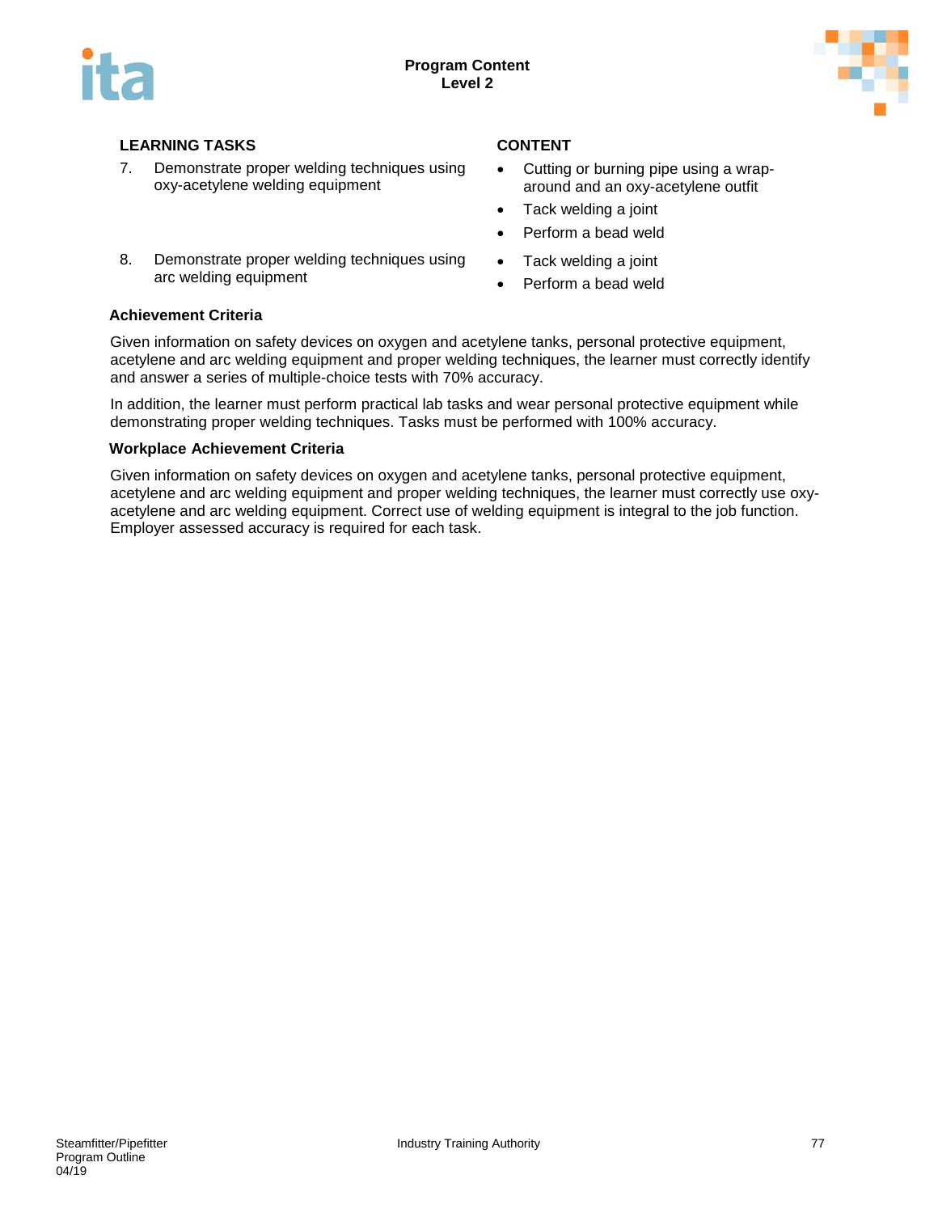| LEARNING TASKS | CONTENT |
|---|---|
| 7. Demonstrate proper welding techniques using oxy-acetylene welding equipment | • Cutting or burning pipe using a wrap-around and an oxy-acetylene outfit<br>• Tack welding a joint<br>• Perform a bead weld |
| 8. Demonstrate proper welding techniques using arc welding equipment | • Tack welding a joint<br>• Perform a bead weld |

**Achievement Criteria**

Given information on safety devices on oxygen and acetylene tanks, personal protective equipment, acetylene and arc welding equipment and proper welding techniques, the learner must correctly identify and answer a series of multiple-choice tests with 70% accuracy.

In addition, the learner must perform practical lab tasks and wear personal protective equipment while demonstrating proper welding techniques. Tasks must be performed with 100% accuracy.

**Workplace Achievement Criteria**

Given information on safety devices on oxygen and acetylene tanks, personal protective equipment, acetylene and arc welding equipment and proper welding techniques, the learner must correctly use oxy-acetylene and arc welding equipment. Correct use of welding equipment is integral to the job function. Employer assessed accuracy is required for each task.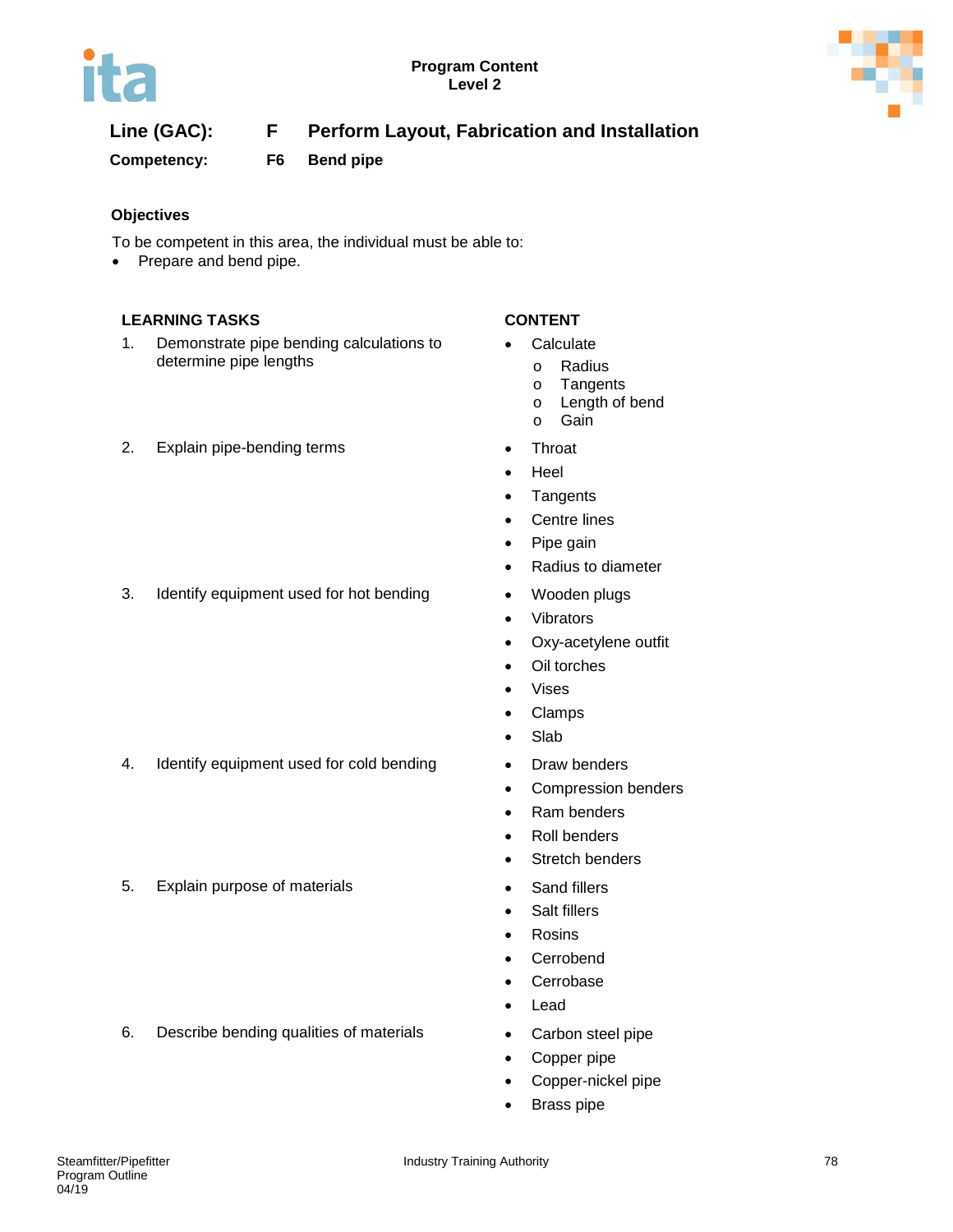**Line (GAC):** F Perform Layout, Fabrication and Installation

**Competency:** F6 Bend pipe

### Objectives

To be competent in this area, the individual must be able to:

- Prepare and bend pipe.

| LEARNING TASKS | CONTENT |
| --- | --- |
| 1. Demonstrate pipe bending calculations to determine pipe lengths | • Calculate<br>o Radius<br>o Tangents<br>o Length of bend<br>o Gain |
| 2. Explain pipe-bending terms | • Throat<br>• Heel<br>• Tangents<br>• Centre lines<br>• Pipe gain<br>• Radius to diameter |
| 3. Identify equipment used for hot bending | • Wooden plugs<br>• Vibrators<br>• Oxy-acetylene outfit<br>• Oil torches<br>• Vises<br>• Clamps<br>• Slab |
| 4. Identify equipment used for cold bending | • Draw benders<br>• Compression benders<br>• Ram benders<br>• Roll benders<br>• Stretch benders |
| 5. Explain purpose of materials | • Sand fillers<br>• Salt fillers<br>• Rosins<br>• Cerrobend<br>• Cerrobase<br>• Lead |
| 6. Describe bending qualities of materials | • Carbon steel pipe<br>• Copper pipe<br>• Copper-nickel pipe<br>• Brass pipe |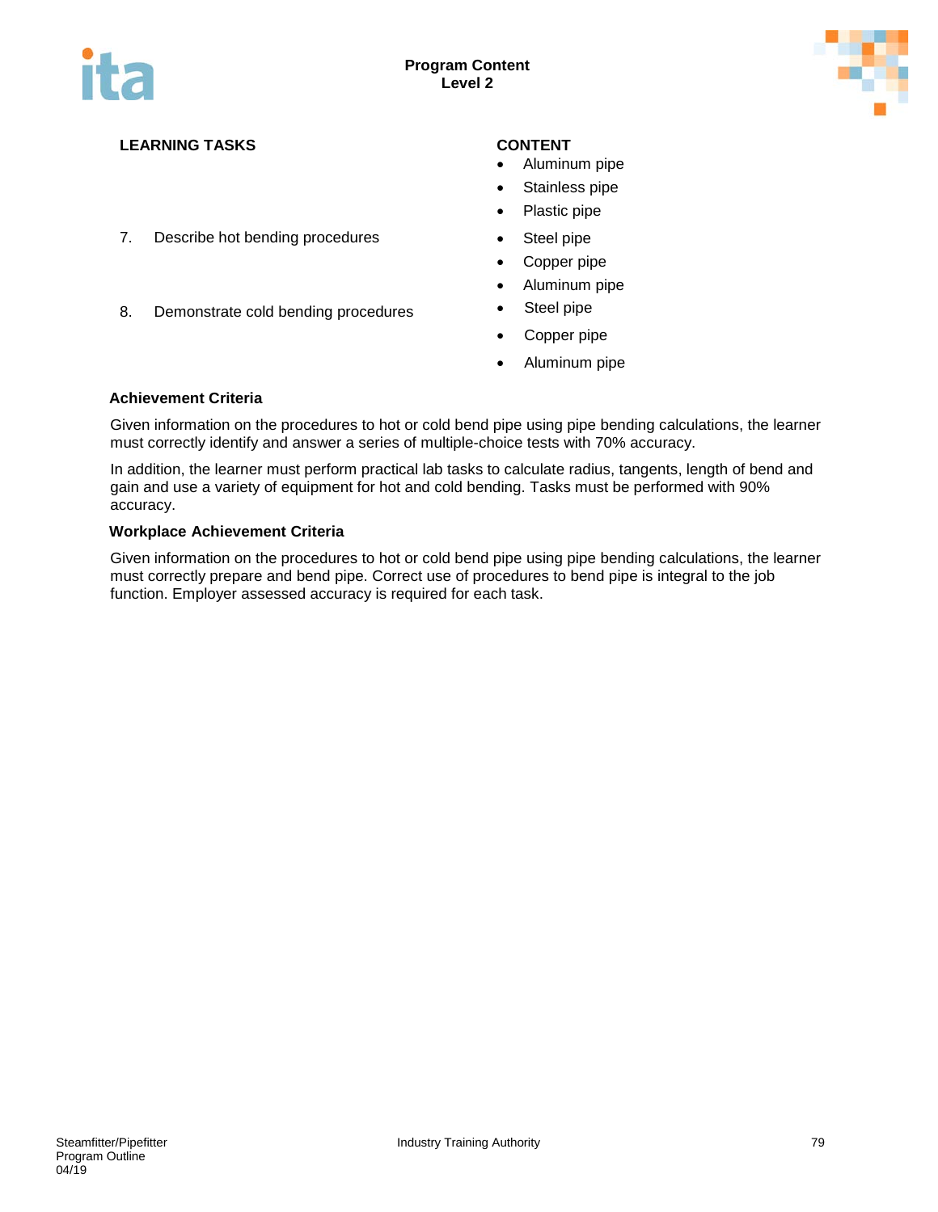| LEARNING TASKS | CONTENT |
| --- | --- |
| | • Aluminum pipe<br>• Stainless pipe<br>• Plastic pipe |
| 7. Describe hot bending procedures | • Steel pipe<br>• Copper pipe<br>• Aluminum pipe |
| 8. Demonstrate cold bending procedures | • Steel pipe<br>• Copper pipe<br>• Aluminum pipe |

**Achievement Criteria**

Given information on the procedures to hot or cold bend pipe using pipe bending calculations, the learner must correctly identify and answer a series of multiple-choice tests with 70% accuracy.

In addition, the learner must perform practical lab tasks to calculate radius, tangents, length of bend and gain and use a variety of equipment for hot and cold bending. Tasks must be performed with 90% accuracy.

**Workplace Achievement Criteria**

Given information on the procedures to hot or cold bend pipe using pipe bending calculations, the learner must correctly prepare and bend pipe. Correct use of procedures to bend pipe is integral to the job function. Employer assessed accuracy is required for each task.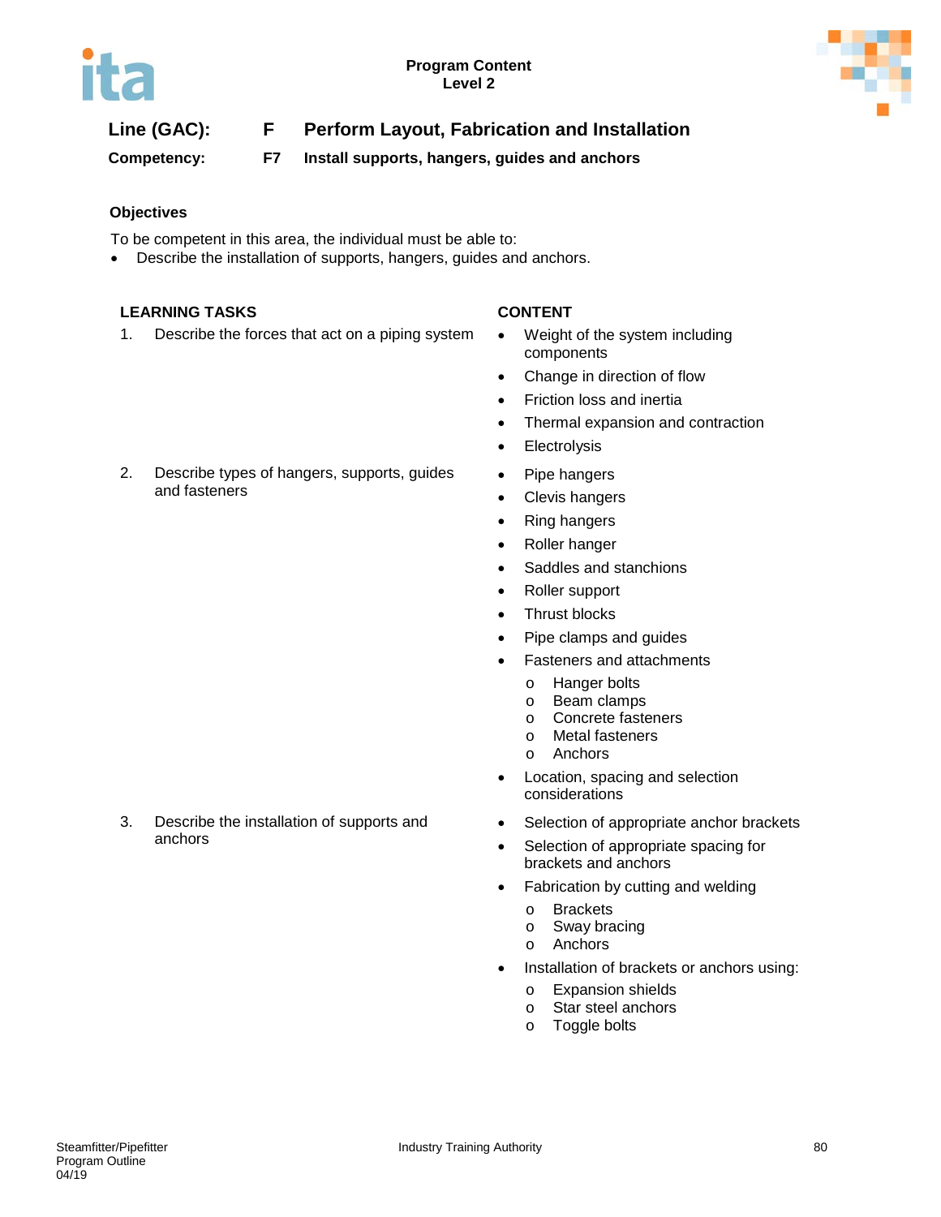**Line (GAC):** **F** **Perform Layout, Fabrication and Installation**

**Competency:** **F7** **Install supports, hangers, guides and anchors**

**Objectives**

To be competent in this area, the individual must be able to:

- Describe the installation of supports, hangers, guides and anchors.

| LEARNING TASKS | CONTENT |
|---|---|
| 1. Describe the forces that act on a piping system | • Weight of the system including components<br>• Change in direction of flow<br>• Friction loss and inertia<br>• Thermal expansion and contraction<br>• Electrolysis |
| 2. Describe types of hangers, supports, guides and fasteners | • Pipe hangers<br>• Clevis hangers<br>• Ring hangers<br>• Roller hanger<br>• Saddles and stanchions<br>• Roller support<br>• Thrust blocks<br>• Pipe clamps and guides<br>• Fasteners and attachments<br>  o Hanger bolts<br>  o Beam clamps<br>  o Concrete fasteners<br>  o Metal fasteners<br>  o Anchors<br>• Location, spacing and selection considerations |
| 3. Describe the installation of supports and anchors | • Selection of appropriate anchor brackets<br>• Selection of appropriate spacing for brackets and anchors<br>• Fabrication by cutting and welding<br>  o Brackets<br>  o Sway bracing<br>  o Anchors<br>• Installation of brackets or anchors using:<br>  o Expansion shields<br>  o Star steel anchors<br>  o Toggle bolts |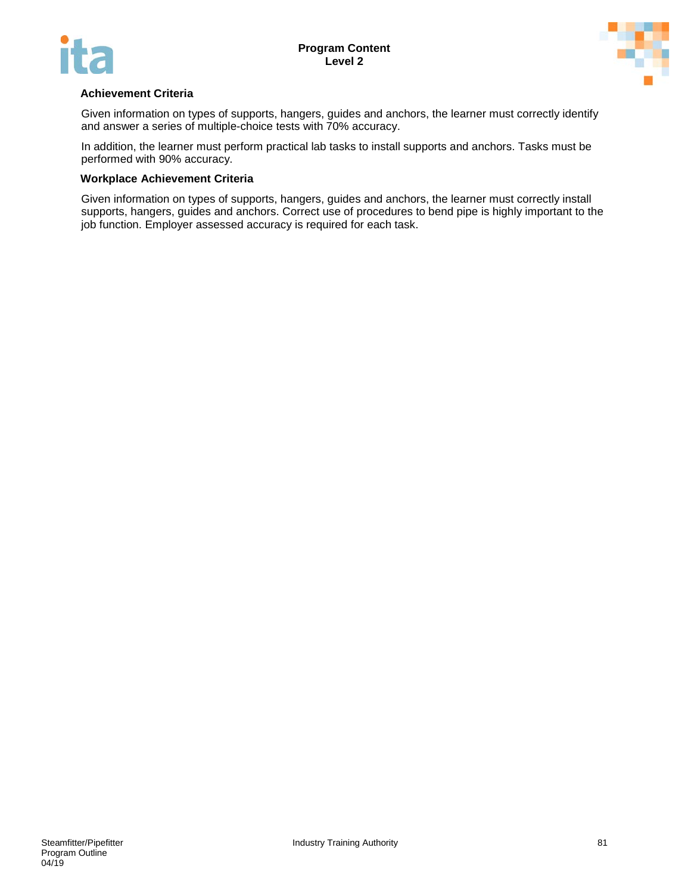#### Achievement Criteria

Given information on types of supports, hangers, guides and anchors, the learner must correctly identify and answer a series of multiple-choice tests with 70% accuracy.

In addition, the learner must perform practical lab tasks to install supports and anchors. Tasks must be performed with 90% accuracy.

#### Workplace Achievement Criteria

Given information on types of supports, hangers, guides and anchors, the learner must correctly install supports, hangers, guides and anchors. Correct use of procedures to bend pipe is highly important to the job function. Employer assessed accuracy is required for each task.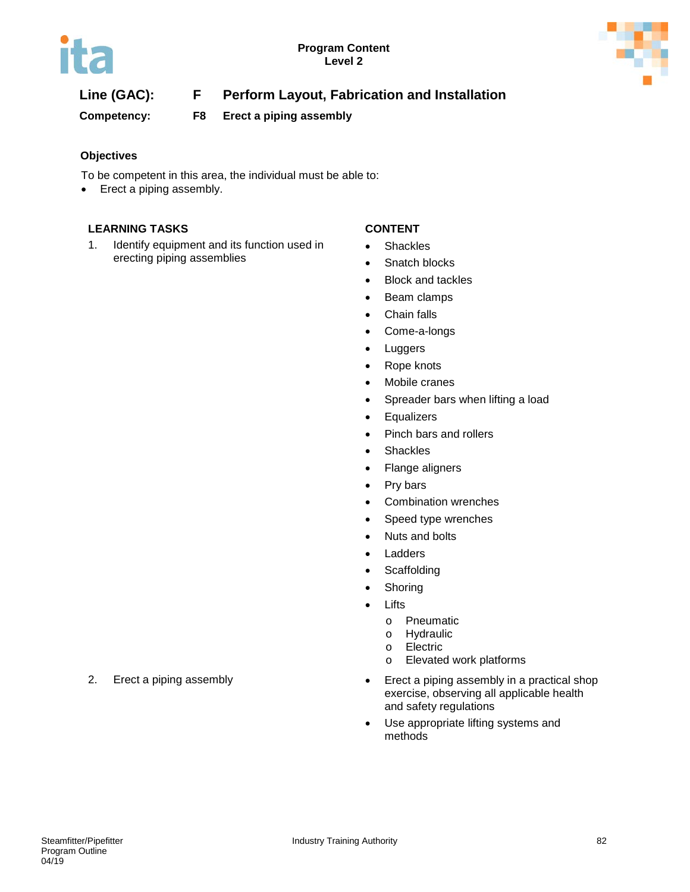Program Content
Level 2

**Line (GAC):** **F** **Perform Layout, Fabrication and Installation**

**Competency:** **F8** **Erect a piping assembly**

### Objectives

To be competent in this area, the individual must be able to:

- Erect a piping assembly.

| LEARNING TASKS | CONTENT |
|---|---|
| 1. Identify equipment and its function used in erecting piping assemblies | • Shackles<br>• Snatch blocks<br>• Block and tackles<br>• Beam clamps<br>• Chain falls<br>• Come-a-longs<br>• Luggers<br>• Rope knots<br>• Mobile cranes<br>• Spreader bars when lifting a load<br>• Equalizers<br>• Pinch bars and rollers<br>• Shackles<br>• Flange aligners<br>• Pry bars<br>• Combination wrenches<br>• Speed type wrenches<br>• Nuts and bolts<br>• Ladders<br>• Scaffolding<br>• Shoring<br>• Lifts<br>&nbsp;&nbsp;&nbsp;&nbsp;o Pneumatic<br>&nbsp;&nbsp;&nbsp;&nbsp;o Hydraulic<br>&nbsp;&nbsp;&nbsp;&nbsp;o Electric<br>&nbsp;&nbsp;&nbsp;&nbsp;o Elevated work platforms |
| 2. Erect a piping assembly | • Erect a piping assembly in a practical shop exercise, observing all applicable health and safety regulations<br>• Use appropriate lifting systems and methods |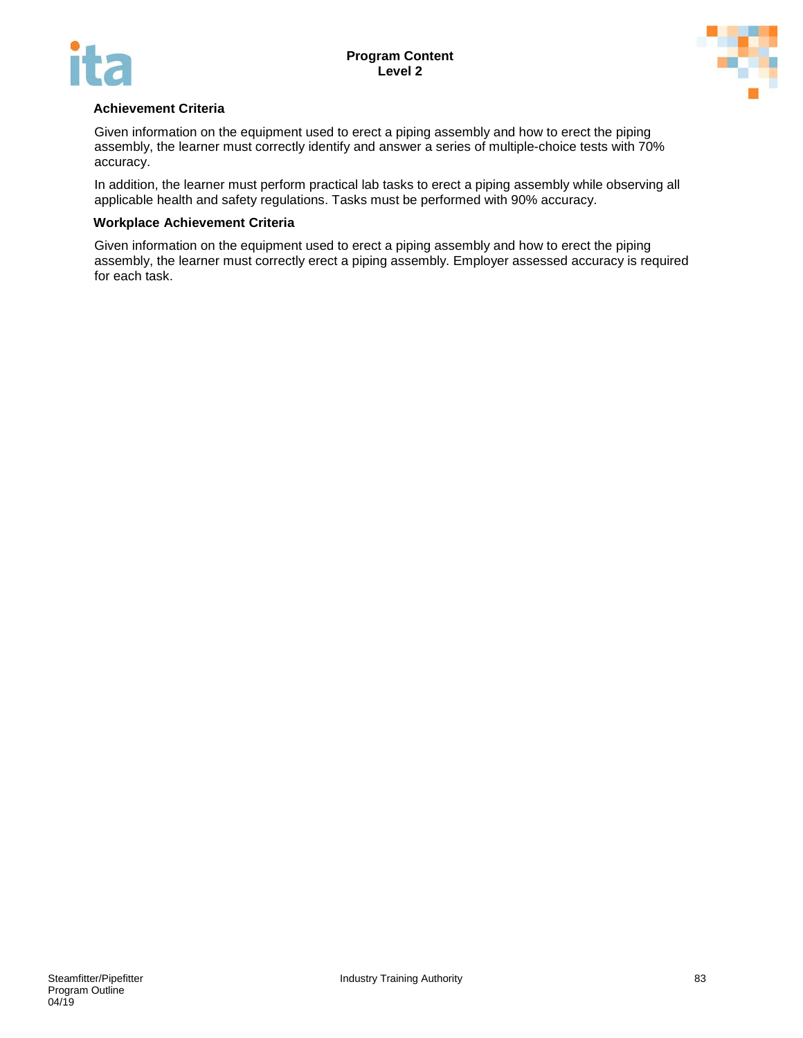**Achievement Criteria**

Given information on the equipment used to erect a piping assembly and how to erect the piping assembly, the learner must correctly identify and answer a series of multiple-choice tests with 70% accuracy.

In addition, the learner must perform practical lab tasks to erect a piping assembly while observing all applicable health and safety regulations. Tasks must be performed with 90% accuracy.

**Workplace Achievement Criteria**

Given information on the equipment used to erect a piping assembly and how to erect the piping assembly, the learner must correctly erect a piping assembly. Employer assessed accuracy is required for each task.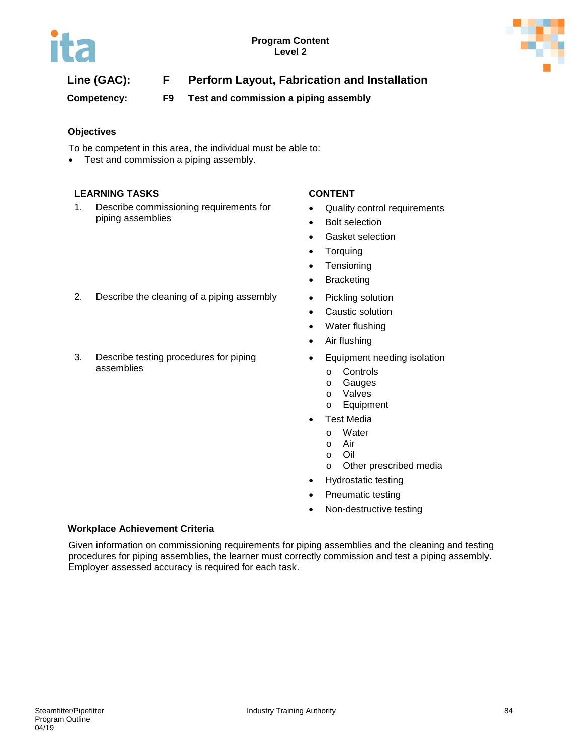Program Content
Level 2

**Line (GAC):** **F** **Perform Layout, Fabrication and Installation**

**Competency:** **F9** **Test and commission a piping assembly**

### Objectives

To be competent in this area, the individual must be able to:

- Test and commission a piping assembly.

| LEARNING TASKS | CONTENT |
| --- | --- |
| 1. Describe commissioning requirements for piping assemblies | • Quality control requirements<br>• Bolt selection<br>• Gasket selection<br>• Torquing<br>• Tensioning<br>• Bracketing |
| 2. Describe the cleaning of a piping assembly | • Pickling solution<br>• Caustic solution<br>• Water flushing<br>• Air flushing |
| 3. Describe testing procedures for piping assemblies | • Equipment needing isolation<br>&nbsp;&nbsp;o Controls<br>&nbsp;&nbsp;o Gauges<br>&nbsp;&nbsp;o Valves<br>&nbsp;&nbsp;o Equipment<br>• Test Media<br>&nbsp;&nbsp;o Water<br>&nbsp;&nbsp;o Air<br>&nbsp;&nbsp;o Oil<br>&nbsp;&nbsp;o Other prescribed media<br>• Hydrostatic testing<br>• Pneumatic testing<br>• Non-destructive testing |

### Workplace Achievement Criteria

Given information on commissioning requirements for piping assemblies and the cleaning and testing procedures for piping assemblies, the learner must correctly commission and test a piping assembly. Employer assessed accuracy is required for each task.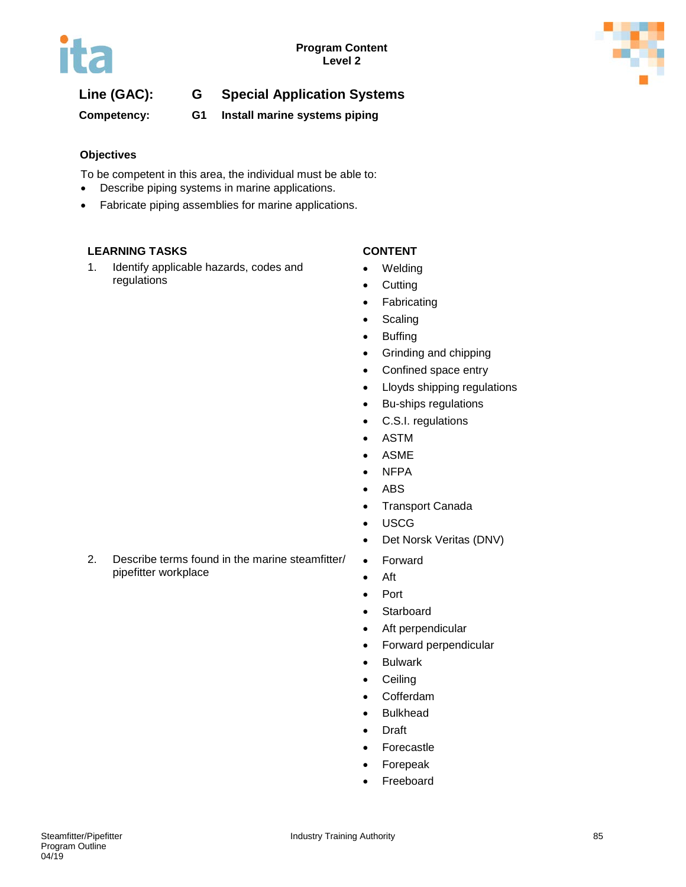Program Content
Level 2

## Line (GAC): G Special Application Systems

**Competency: G1 Install marine systems piping**

### Objectives

To be competent in this area, the individual must be able to:

- Describe piping systems in marine applications.
- Fabricate piping assemblies for marine applications.

| LEARNING TASKS | CONTENT |
| --- | --- |
| 1. Identify applicable hazards, codes and regulations | • Welding<br>• Cutting<br>• Fabricating<br>• Scaling<br>• Buffing<br>• Grinding and chipping<br>• Confined space entry<br>• Lloyds shipping regulations<br>• Bu-ships regulations<br>• C.S.I. regulations<br>• ASTM<br>• ASME<br>• NFPA<br>• ABS<br>• Transport Canada<br>• USCG<br>• Det Norsk Veritas (DNV) |
| 2. Describe terms found in the marine steamfitter/ pipefitter workplace | • Forward<br>• Aft<br>• Port<br>• Starboard<br>• Aft perpendicular<br>• Forward perpendicular<br>• Bulwark<br>• Ceiling<br>• Cofferdam<br>• Bulkhead<br>• Draft<br>• Forecastle<br>• Forepeak<br>• Freeboard |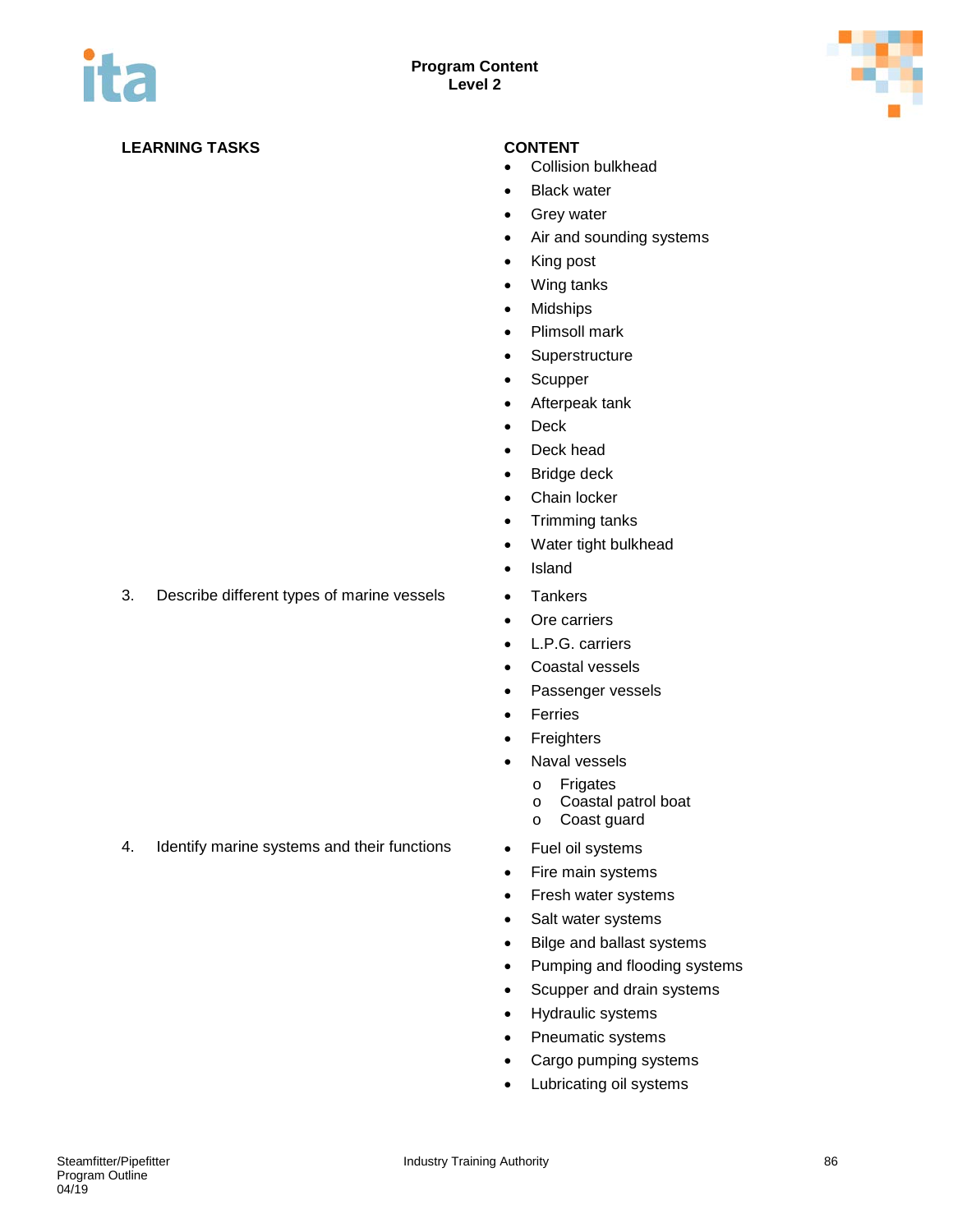**Program Content**
**Level 2**

| LEARNING TASKS | CONTENT |
| --- | --- |
| | • Collision bulkhead<br>• Black water<br>• Grey water<br>• Air and sounding systems<br>• King post<br>• Wing tanks<br>• Midships<br>• Plimsoll mark<br>• Superstructure<br>• Scupper<br>• Afterpeak tank<br>• Deck<br>• Deck head<br>• Bridge deck<br>• Chain locker<br>• Trimming tanks<br>• Water tight bulkhead<br>• Island |
| 3. Describe different types of marine vessels | • Tankers<br>• Ore carriers<br>• L.P.G. carriers<br>• Coastal vessels<br>• Passenger vessels<br>• Ferries<br>• Freighters<br>• Naval vessels<br>&nbsp;&nbsp;&nbsp;&nbsp;o Frigates<br>&nbsp;&nbsp;&nbsp;&nbsp;o Coastal patrol boat<br>&nbsp;&nbsp;&nbsp;&nbsp;o Coast guard |
| 4. Identify marine systems and their functions | • Fuel oil systems<br>• Fire main systems<br>• Fresh water systems<br>• Salt water systems<br>• Bilge and ballast systems<br>• Pumping and flooding systems<br>• Scupper and drain systems<br>• Hydraulic systems<br>• Pneumatic systems<br>• Cargo pumping systems<br>• Lubricating oil systems |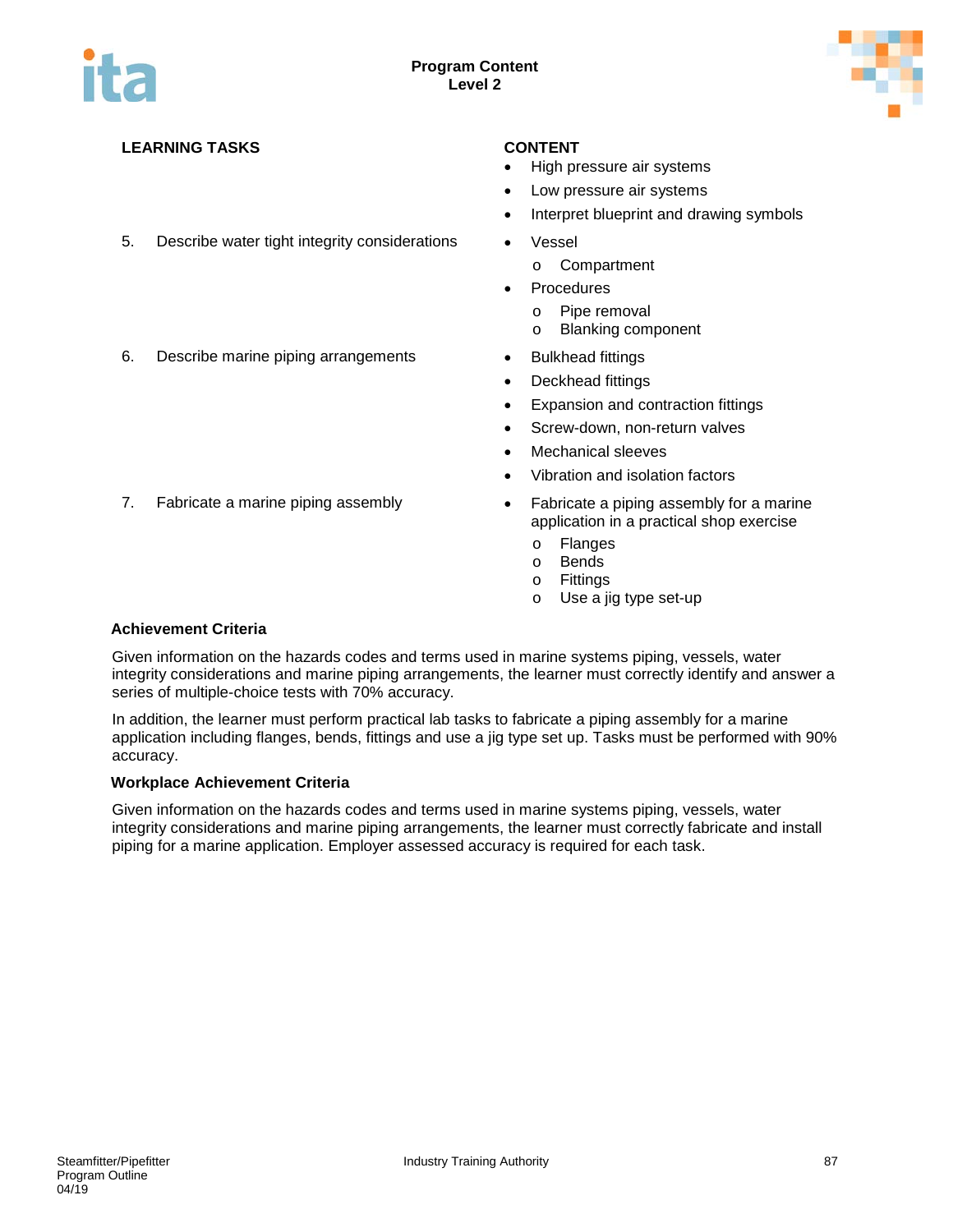| LEARNING TASKS | CONTENT |
|---|---|
| | • High pressure air systems<br>• Low pressure air systems<br>• Interpret blueprint and drawing symbols |
| 5. Describe water tight integrity considerations | • Vessel<br>  o Compartment<br>• Procedures<br>  o Pipe removal<br>  o Blanking component |
| 6. Describe marine piping arrangements | • Bulkhead fittings<br>• Deckhead fittings<br>• Expansion and contraction fittings<br>• Screw-down, non-return valves<br>• Mechanical sleeves<br>• Vibration and isolation factors |
| 7. Fabricate a marine piping assembly | • Fabricate a piping assembly for a marine application in a practical shop exercise<br>  o Flanges<br>  o Bends<br>  o Fittings<br>  o Use a jig type set-up |

**Achievement Criteria**

Given information on the hazards codes and terms used in marine systems piping, vessels, water integrity considerations and marine piping arrangements, the learner must correctly identify and answer a series of multiple-choice tests with 70% accuracy.

In addition, the learner must perform practical lab tasks to fabricate a piping assembly for a marine application including flanges, bends, fittings and use a jig type set up. Tasks must be performed with 90% accuracy.

**Workplace Achievement Criteria**

Given information on the hazards codes and terms used in marine systems piping, vessels, water integrity considerations and marine piping arrangements, the learner must correctly fabricate and install piping for a marine application. Employer assessed accuracy is required for each task.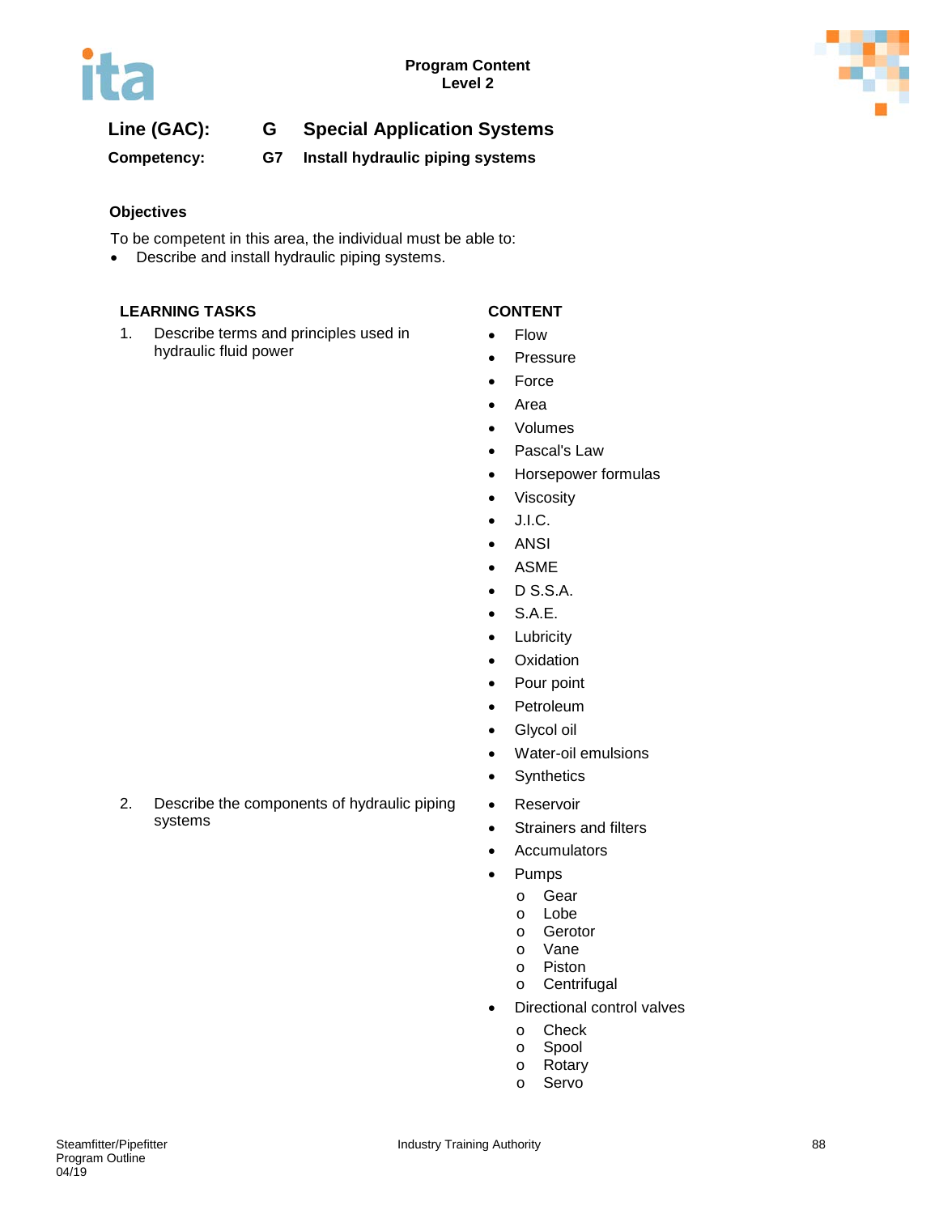Program Content
Level 2

**Line (GAC):** G **Special Application Systems**

**Competency:** G7 **Install hydraulic piping systems**

**Objectives**

To be competent in this area, the individual must be able to:

- Describe and install hydraulic piping systems.

| LEARNING TASKS | CONTENT |
|---|---|
| 1. Describe terms and principles used in hydraulic fluid power | • Flow<br>• Pressure<br>• Force<br>• Area<br>• Volumes<br>• Pascal's Law<br>• Horsepower formulas<br>• Viscosity<br>• J.I.C.<br>• ANSI<br>• ASME<br>• D S.S.A.<br>• S.A.E.<br>• Lubricity<br>• Oxidation<br>• Pour point<br>• Petroleum<br>• Glycol oil<br>• Water-oil emulsions<br>• Synthetics |
| 2. Describe the components of hydraulic piping systems | • Reservoir<br>• Strainers and filters<br>• Accumulators<br>• Pumps<br>&nbsp;&nbsp;o Gear<br>&nbsp;&nbsp;o Lobe<br>&nbsp;&nbsp;o Gerotor<br>&nbsp;&nbsp;o Vane<br>&nbsp;&nbsp;o Piston<br>&nbsp;&nbsp;o Centrifugal<br>• Directional control valves<br>&nbsp;&nbsp;o Check<br>&nbsp;&nbsp;o Spool<br>&nbsp;&nbsp;o Rotary<br>&nbsp;&nbsp;o Servo |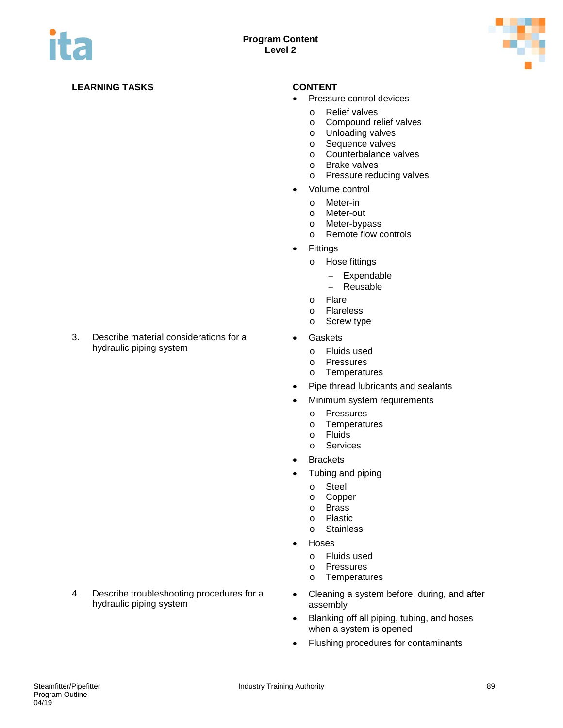| LEARNING TASKS | CONTENT |
|---|---|
| | • Pressure control devices<br>  o Relief valves<br>  o Compound relief valves<br>  o Unloading valves<br>  o Sequence valves<br>  o Counterbalance valves<br>  o Brake valves<br>  o Pressure reducing valves<br>• Volume control<br>  o Meter-in<br>  o Meter-out<br>  o Meter-bypass<br>  o Remote flow controls<br>• Fittings<br>  o Hose fittings<br>    – Expendable<br>    – Reusable<br>  o Flare<br>  o Flareless<br>  o Screw type |
| 3. Describe material considerations for a hydraulic piping system | • Gaskets<br>  o Fluids used<br>  o Pressures<br>  o Temperatures<br>• Pipe thread lubricants and sealants<br>• Minimum system requirements<br>  o Pressures<br>  o Temperatures<br>  o Fluids<br>  o Services<br>• Brackets<br>• Tubing and piping<br>  o Steel<br>  o Copper<br>  o Brass<br>  o Plastic<br>  o Stainless<br>• Hoses<br>  o Fluids used<br>  o Pressures<br>  o Temperatures |
| 4. Describe troubleshooting procedures for a hydraulic piping system | • Cleaning a system before, during, and after assembly<br>• Blanking off all piping, tubing, and hoses when a system is opened<br>• Flushing procedures for contaminants |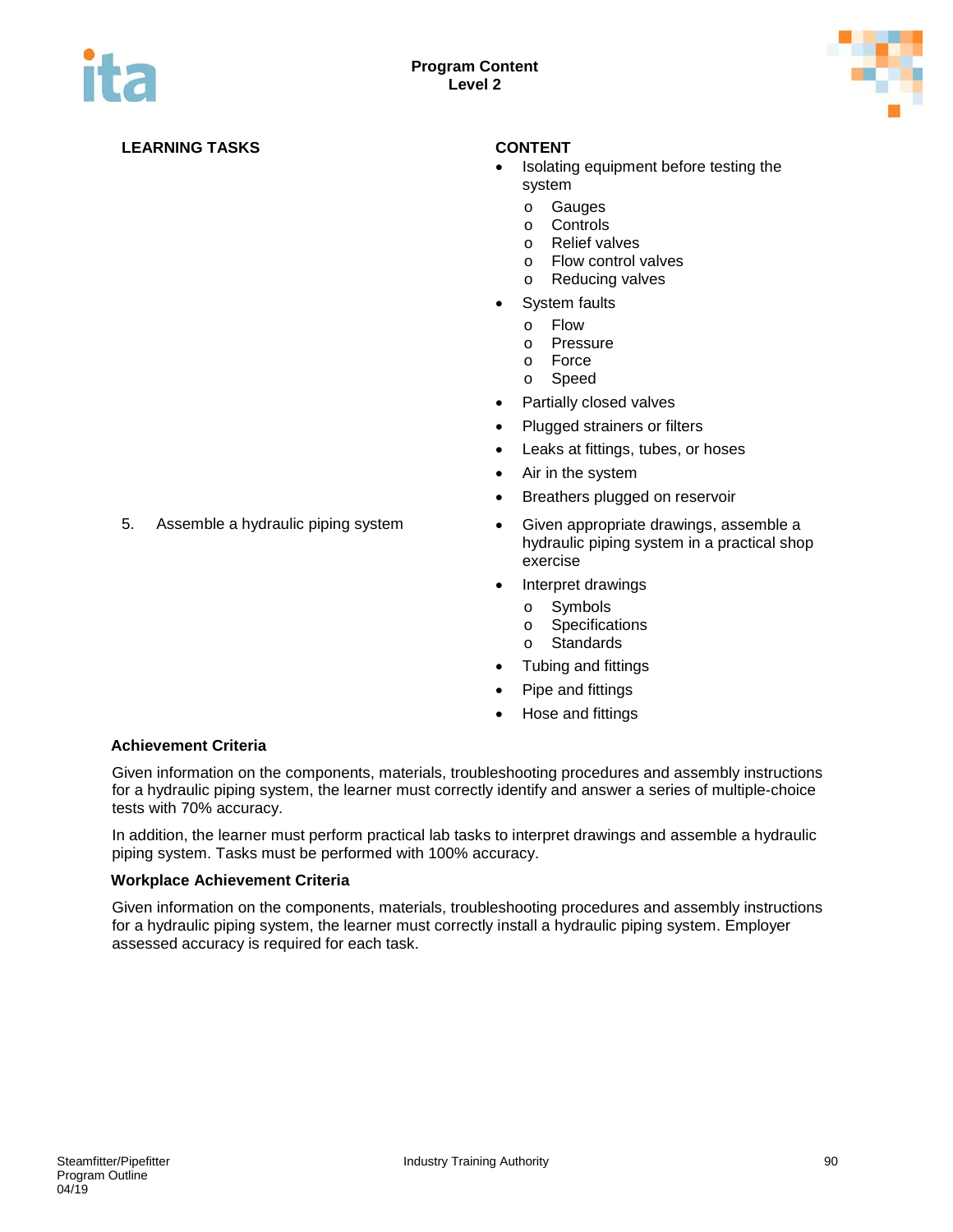| LEARNING TASKS | CONTENT |
|---|---|
| | • Isolating equipment before testing the system<br>o Gauges<br>o Controls<br>o Relief valves<br>o Flow control valves<br>o Reducing valves<br>• System faults<br>o Flow<br>o Pressure<br>o Force<br>o Speed<br>• Partially closed valves<br>• Plugged strainers or filters<br>• Leaks at fittings, tubes, or hoses<br>• Air in the system<br>• Breathers plugged on reservoir |
| 5. Assemble a hydraulic piping system | • Given appropriate drawings, assemble a hydraulic piping system in a practical shop exercise<br>• Interpret drawings<br>o Symbols<br>o Specifications<br>o Standards<br>• Tubing and fittings<br>• Pipe and fittings<br>• Hose and fittings |

**Achievement Criteria**

Given information on the components, materials, troubleshooting procedures and assembly instructions for a hydraulic piping system, the learner must correctly identify and answer a series of multiple-choice tests with 70% accuracy.

In addition, the learner must perform practical lab tasks to interpret drawings and assemble a hydraulic piping system. Tasks must be performed with 100% accuracy.

**Workplace Achievement Criteria**

Given information on the components, materials, troubleshooting procedures and assembly instructions for a hydraulic piping system, the learner must correctly install a hydraulic piping system. Employer assessed accuracy is required for each task.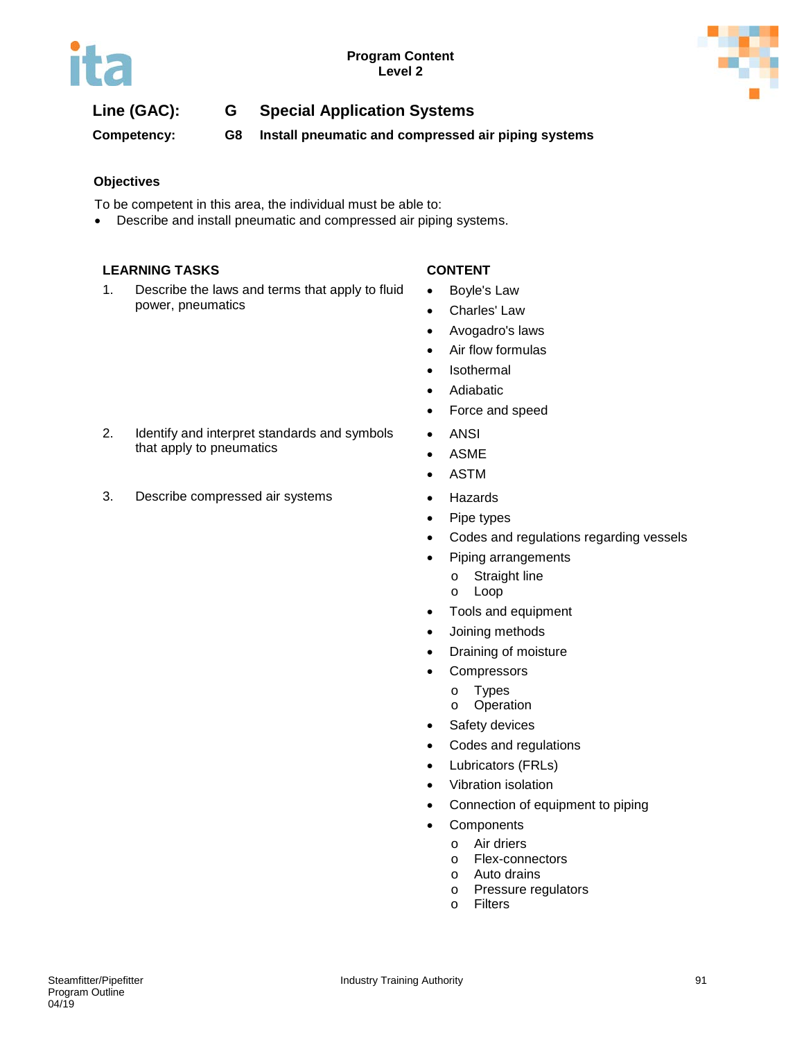Program Content
Level 2

**Line (GAC): G Special Application Systems**

**Competency: G8 Install pneumatic and compressed air piping systems**

**Objectives**

To be competent in this area, the individual must be able to:

- Describe and install pneumatic and compressed air piping systems.

| LEARNING TASKS | CONTENT |
|---|---|
| 1. Describe the laws and terms that apply to fluid power, pneumatics | • Boyle's Law<br>• Charles' Law<br>• Avogadro's laws<br>• Air flow formulas<br>• Isothermal<br>• Adiabatic<br>• Force and speed |
| 2. Identify and interpret standards and symbols that apply to pneumatics | • ANSI<br>• ASME<br>• ASTM |
| 3. Describe compressed air systems | • Hazards<br>• Pipe types<br>• Codes and regulations regarding vessels<br>• Piping arrangements<br>  o Straight line<br>  o Loop<br>• Tools and equipment<br>• Joining methods<br>• Draining of moisture<br>• Compressors<br>  o Types<br>  o Operation<br>• Safety devices<br>• Codes and regulations<br>• Lubricators (FRLs)<br>• Vibration isolation<br>• Connection of equipment to piping<br>• Components<br>  o Air driers<br>  o Flex-connectors<br>  o Auto drains<br>  o Pressure regulators<br>  o Filters |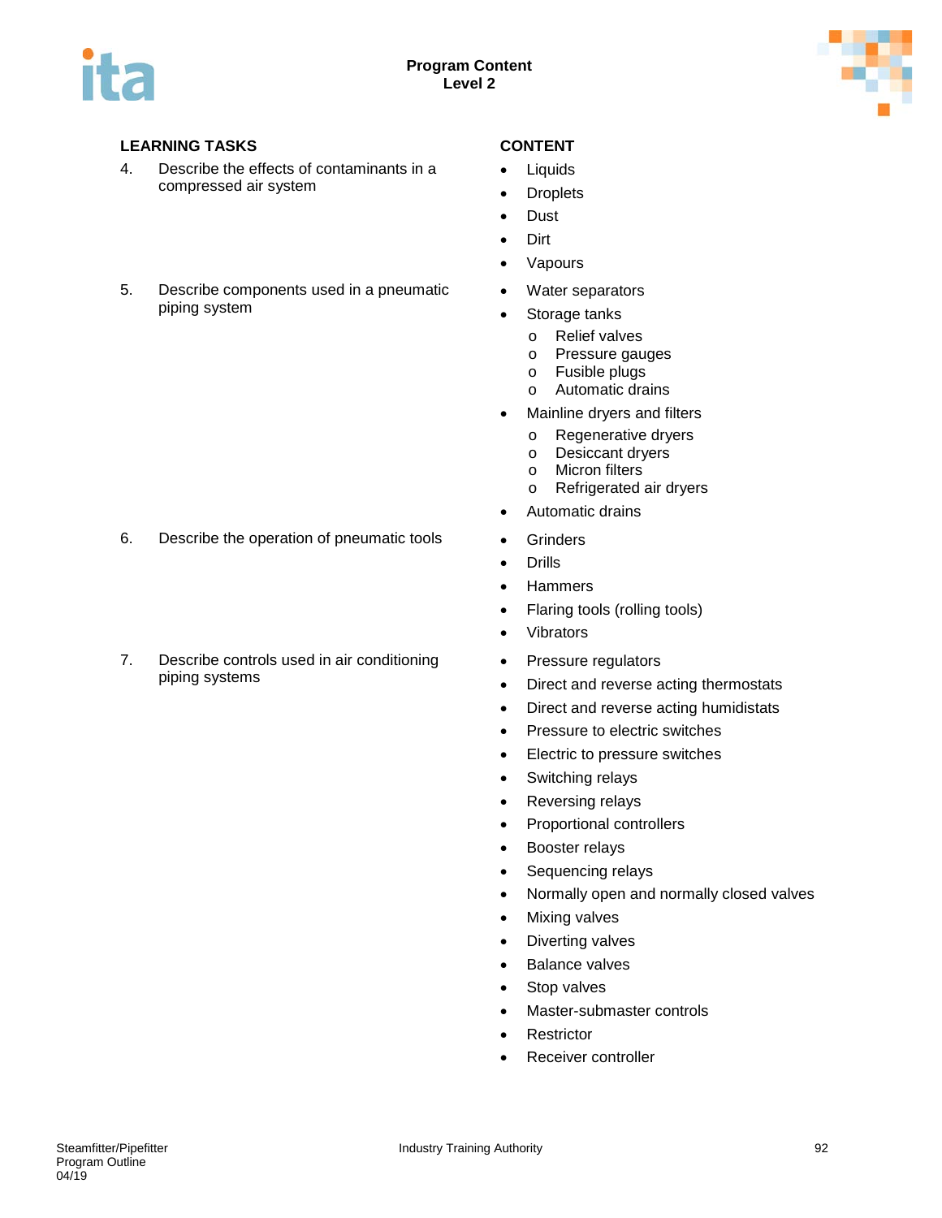**Program Content**
**Level 2**

| LEARNING TASKS | CONTENT |
|---|---|
| 4. Describe the effects of contaminants in a compressed air system | • Liquids<br>• Droplets<br>• Dust<br>• Dirt<br>• Vapours |
| 5. Describe components used in a pneumatic piping system | • Water separators<br>• Storage tanks<br>  o Relief valves<br>  o Pressure gauges<br>  o Fusible plugs<br>  o Automatic drains<br>• Mainline dryers and filters<br>  o Regenerative dryers<br>  o Desiccant dryers<br>  o Micron filters<br>  o Refrigerated air dryers<br>• Automatic drains |
| 6. Describe the operation of pneumatic tools | • Grinders<br>• Drills<br>• Hammers<br>• Flaring tools (rolling tools)<br>• Vibrators |
| 7. Describe controls used in air conditioning piping systems | • Pressure regulators<br>• Direct and reverse acting thermostats<br>• Direct and reverse acting humidistats<br>• Pressure to electric switches<br>• Electric to pressure switches<br>• Switching relays<br>• Reversing relays<br>• Proportional controllers<br>• Booster relays<br>• Sequencing relays<br>• Normally open and normally closed valves<br>• Mixing valves<br>• Diverting valves<br>• Balance valves<br>• Stop valves<br>• Master-submaster controls<br>• Restrictor<br>• Receiver controller |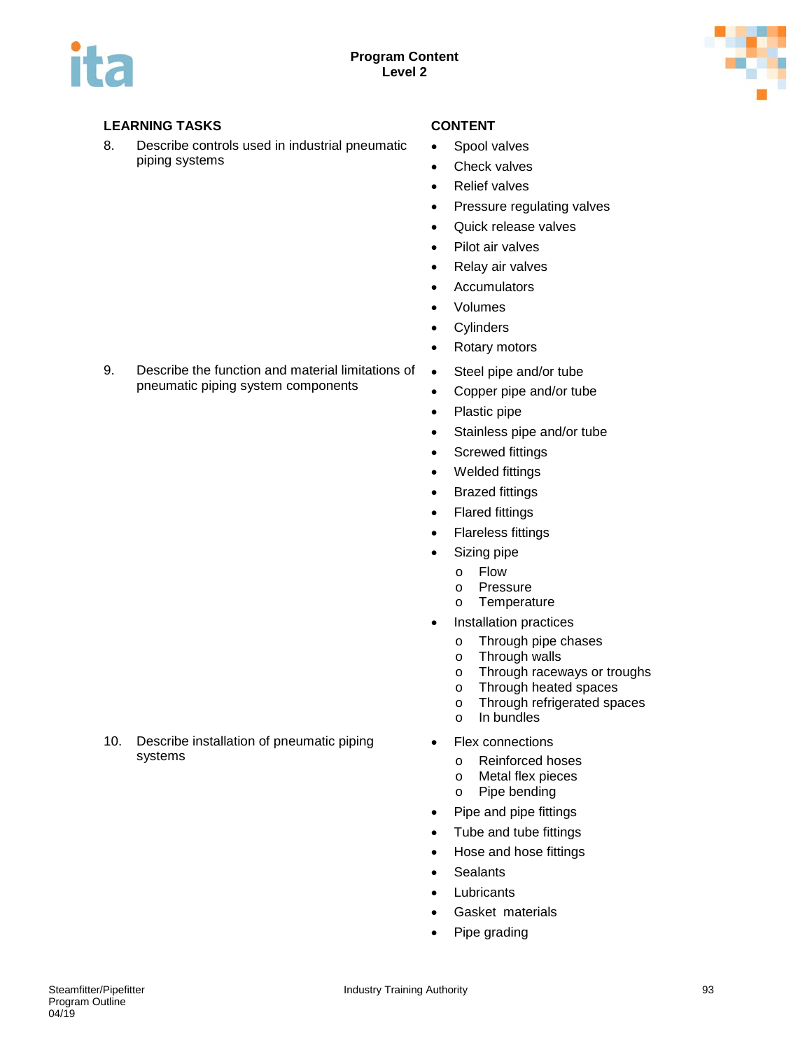**Program Content**
**Level 2**

| LEARNING TASKS | CONTENT |
|---|---|
| 8. Describe controls used in industrial pneumatic piping systems | • Spool valves<br>• Check valves<br>• Relief valves<br>• Pressure regulating valves<br>• Quick release valves<br>• Pilot air valves<br>• Relay air valves<br>• Accumulators<br>• Volumes<br>• Cylinders<br>• Rotary motors |
| 9. Describe the function and material limitations of pneumatic piping system components | • Steel pipe and/or tube<br>• Copper pipe and/or tube<br>• Plastic pipe<br>• Stainless pipe and/or tube<br>• Screwed fittings<br>• Welded fittings<br>• Brazed fittings<br>• Flared fittings<br>• Flareless fittings<br>• Sizing pipe<br>&nbsp;&nbsp;o Flow<br>&nbsp;&nbsp;o Pressure<br>&nbsp;&nbsp;o Temperature<br>• Installation practices<br>&nbsp;&nbsp;o Through pipe chases<br>&nbsp;&nbsp;o Through walls<br>&nbsp;&nbsp;o Through raceways or troughs<br>&nbsp;&nbsp;o Through heated spaces<br>&nbsp;&nbsp;o Through refrigerated spaces<br>&nbsp;&nbsp;o In bundles |
| 10. Describe installation of pneumatic piping systems | • Flex connections<br>&nbsp;&nbsp;o Reinforced hoses<br>&nbsp;&nbsp;o Metal flex pieces<br>&nbsp;&nbsp;o Pipe bending<br>• Pipe and pipe fittings<br>• Tube and tube fittings<br>• Hose and hose fittings<br>• Sealants<br>• Lubricants<br>• Gasket materials<br>• Pipe grading |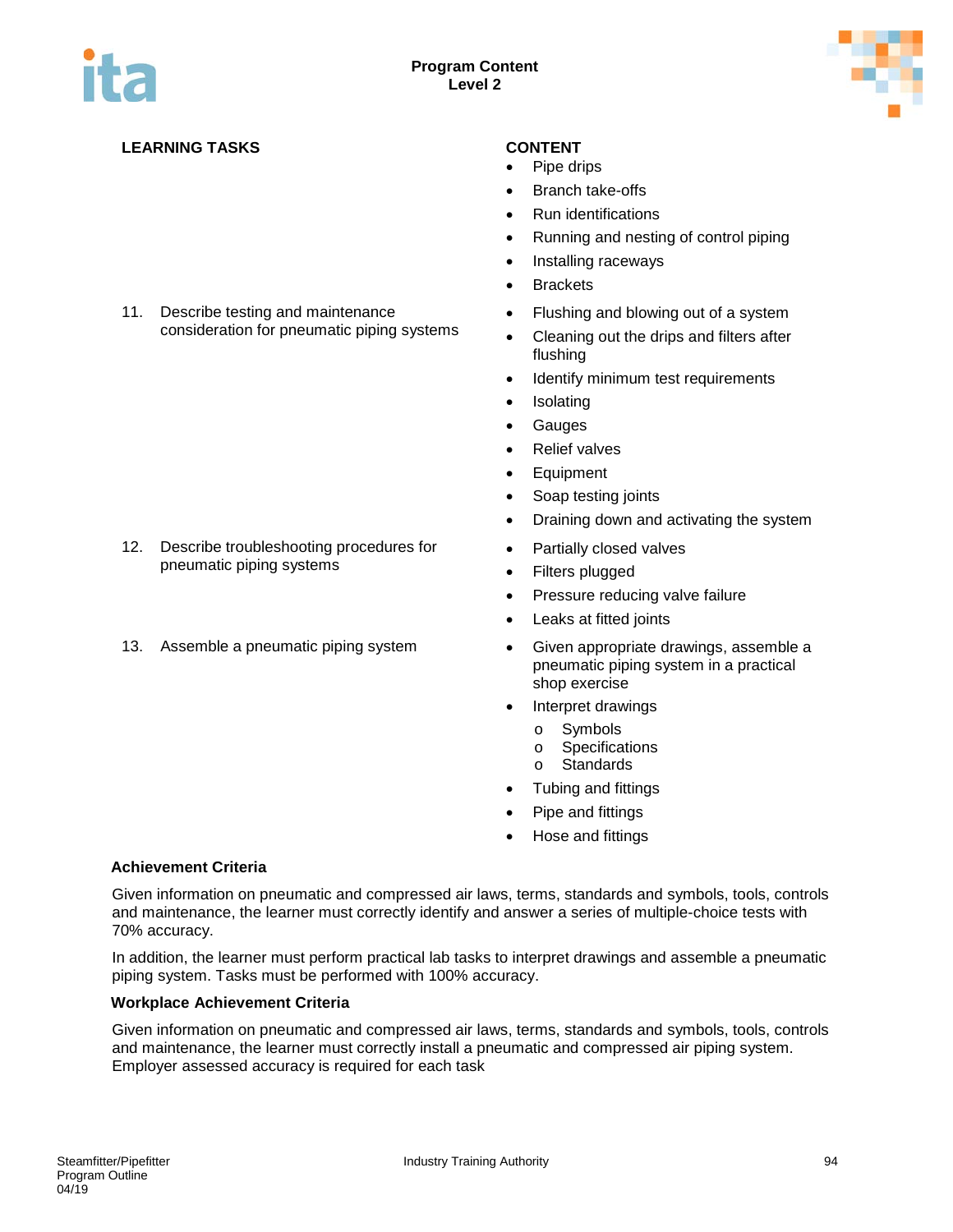| LEARNING TASKS | CONTENT |
|---|---|
| | • Pipe drips<br>• Branch take-offs<br>• Run identifications<br>• Running and nesting of control piping<br>• Installing raceways<br>• Brackets |
| 11. Describe testing and maintenance consideration for pneumatic piping systems | • Flushing and blowing out of a system<br>• Cleaning out the drips and filters after flushing<br>• Identify minimum test requirements<br>• Isolating<br>• Gauges<br>• Relief valves<br>• Equipment<br>• Soap testing joints<br>• Draining down and activating the system |
| 12. Describe troubleshooting procedures for pneumatic piping systems | • Partially closed valves<br>• Filters plugged<br>• Pressure reducing valve failure<br>• Leaks at fitted joints |
| 13. Assemble a pneumatic piping system | • Given appropriate drawings, assemble a pneumatic piping system in a practical shop exercise<br>• Interpret drawings<br>  o Symbols<br>  o Specifications<br>  o Standards<br>• Tubing and fittings<br>• Pipe and fittings<br>• Hose and fittings |

**Achievement Criteria**

Given information on pneumatic and compressed air laws, terms, standards and symbols, tools, controls and maintenance, the learner must correctly identify and answer a series of multiple-choice tests with 70% accuracy.

In addition, the learner must perform practical lab tasks to interpret drawings and assemble a pneumatic piping system. Tasks must be performed with 100% accuracy.

**Workplace Achievement Criteria**

Given information on pneumatic and compressed air laws, terms, standards and symbols, tools, controls and maintenance, the learner must correctly install a pneumatic and compressed air piping system. Employer assessed accuracy is required for each task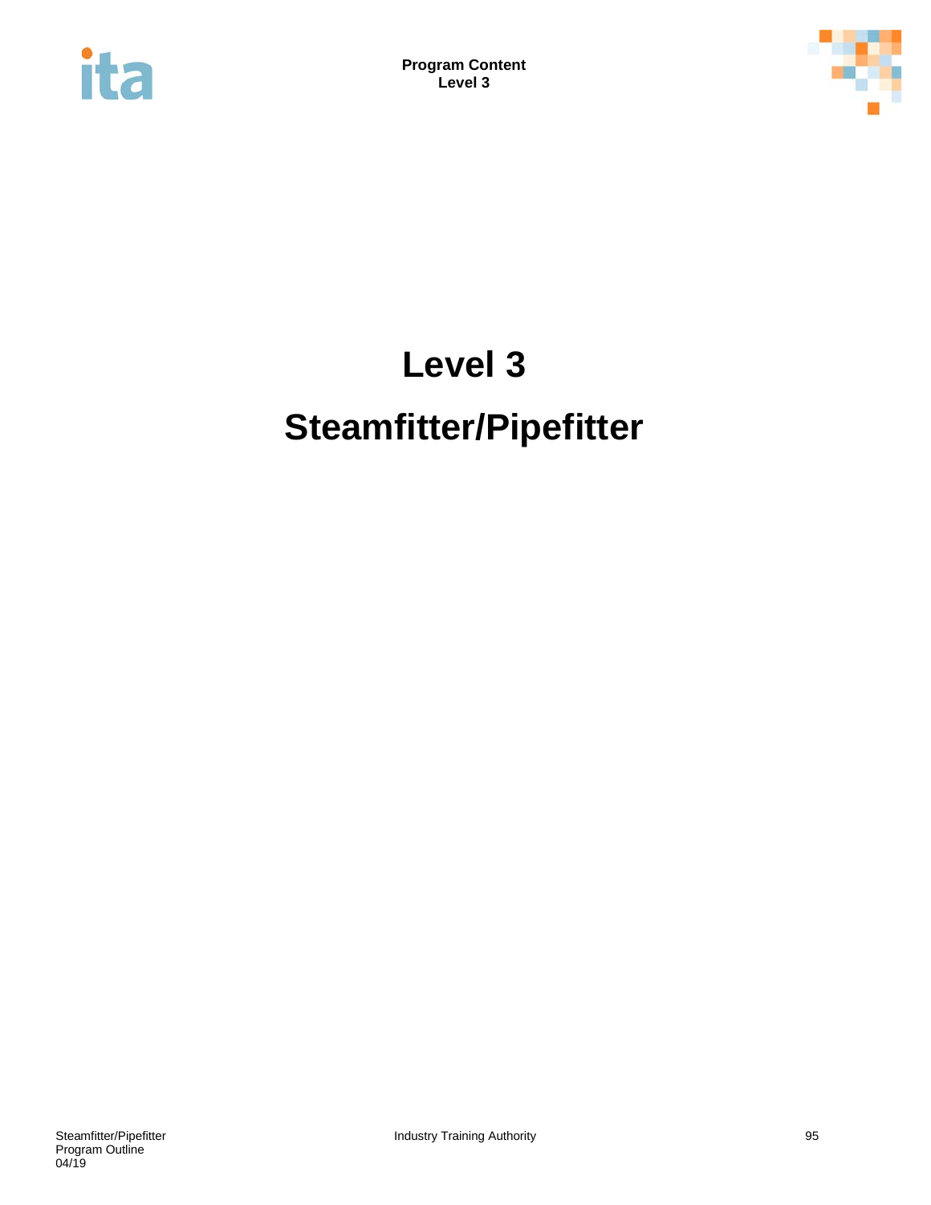# Level 3

# Steamfitter/Pipefitter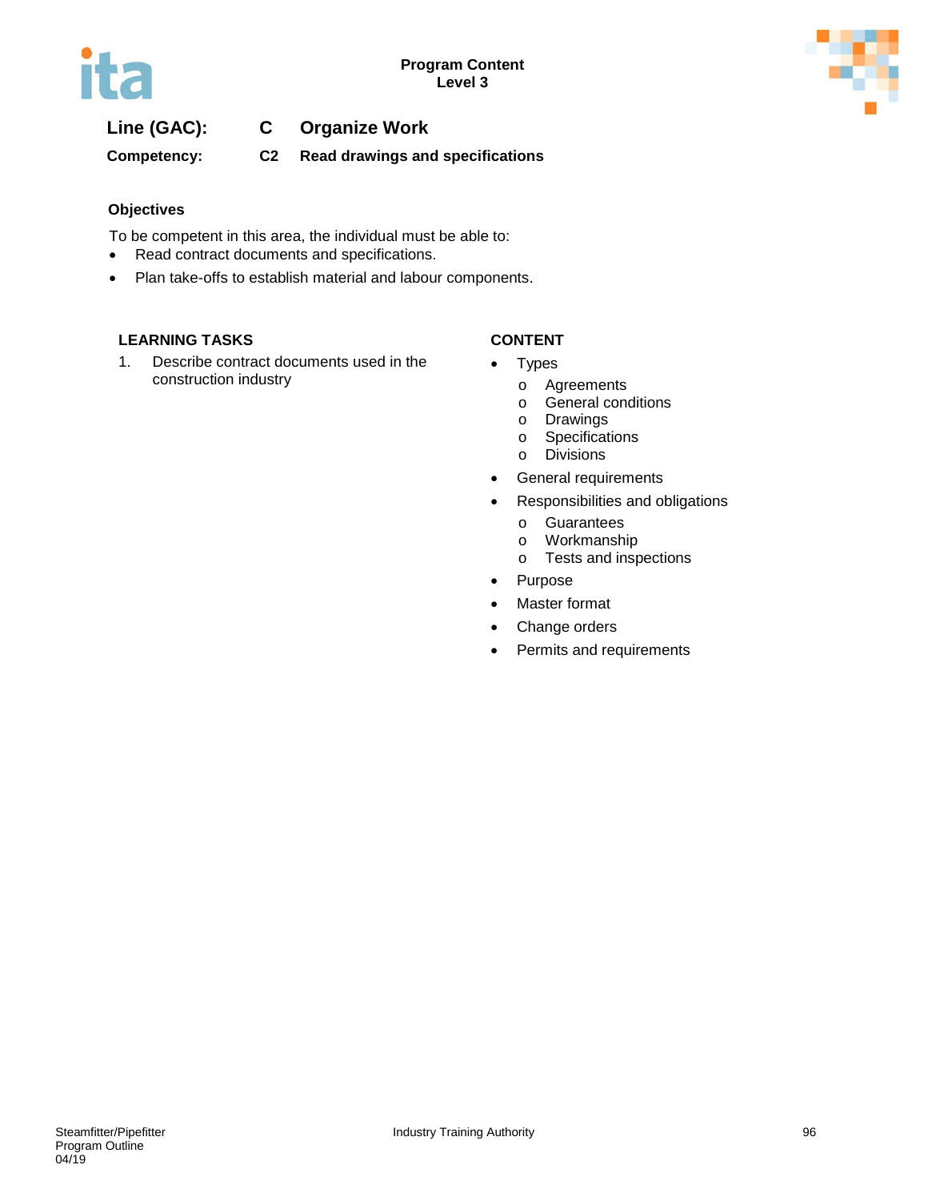## Line (GAC): C Organize Work

### Competency: C2 Read drawings and specifications

**Objectives**

To be competent in this area, the individual must be able to:

- Read contract documents and specifications.
- Plan take-offs to establish material and labour components.

| LEARNING TASKS | CONTENT |
|---|---|
| 1. Describe contract documents used in the construction industry | • Types<br>o Agreements<br>o General conditions<br>o Drawings<br>o Specifications<br>o Divisions<br>• General requirements<br>• Responsibilities and obligations<br>o Guarantees<br>o Workmanship<br>o Tests and inspections<br>• Purpose<br>• Master format<br>• Change orders<br>• Permits and requirements |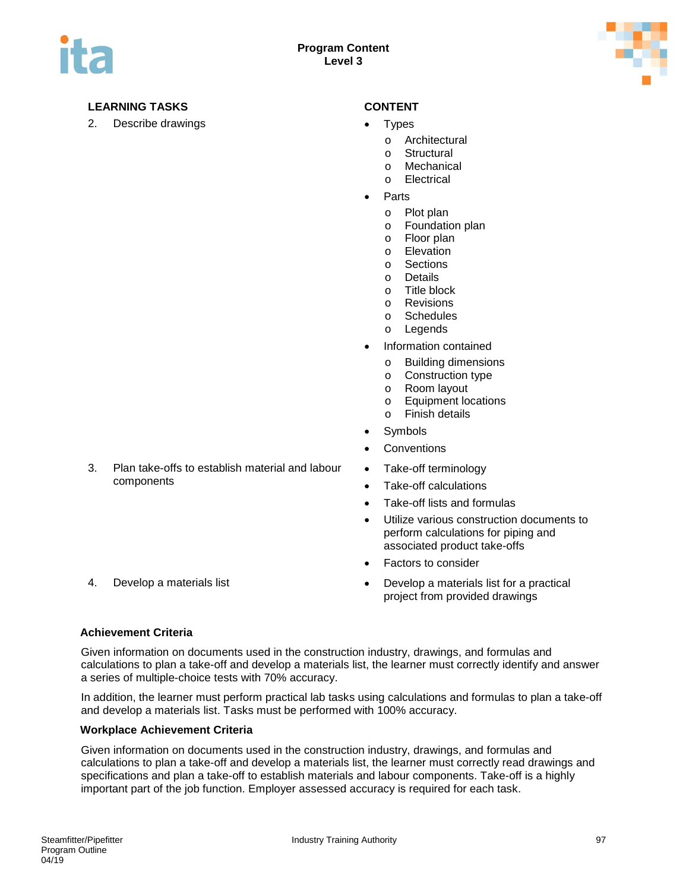**Program Content**
**Level 3**

| LEARNING TASKS | CONTENT |
|---|---|
| 2. Describe drawings | • Types<br>o Architectural<br>o Structural<br>o Mechanical<br>o Electrical<br>• Parts<br>o Plot plan<br>o Foundation plan<br>o Floor plan<br>o Elevation<br>o Sections<br>o Details<br>o Title block<br>o Revisions<br>o Schedules<br>o Legends<br>• Information contained<br>o Building dimensions<br>o Construction type<br>o Room layout<br>o Equipment locations<br>o Finish details<br>• Symbols<br>• Conventions |
| 3. Plan take-offs to establish material and labour components | • Take-off terminology<br>• Take-off calculations<br>• Take-off lists and formulas<br>• Utilize various construction documents to perform calculations for piping and associated product take-offs<br>• Factors to consider |
| 4. Develop a materials list | • Develop a materials list for a practical project from provided drawings |

**Achievement Criteria**

Given information on documents used in the construction industry, drawings, and formulas and calculations to plan a take-off and develop a materials list, the learner must correctly identify and answer a series of multiple-choice tests with 70% accuracy.

In addition, the learner must perform practical lab tasks using calculations and formulas to plan a take-off and develop a materials list. Tasks must be performed with 100% accuracy.

**Workplace Achievement Criteria**

Given information on documents used in the construction industry, drawings, and formulas and calculations to plan a take-off and develop a materials list, the learner must correctly read drawings and specifications and plan a take-off to establish materials and labour components. Take-off is a highly important part of the job function. Employer assessed accuracy is required for each task.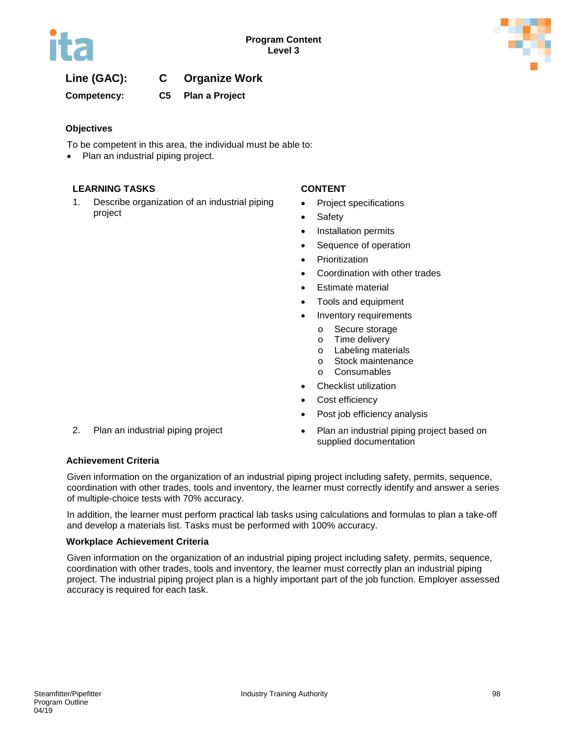Program Content
Level 3

**Line (GAC):** **C** **Organize Work**

**Competency:** **C5** **Plan a Project**

### Objectives

To be competent in this area, the individual must be able to:

- Plan an industrial piping project.

| LEARNING TASKS | CONTENT |
|---|---|
| 1. Describe organization of an industrial piping project | • Project specifications<br>• Safety<br>• Installation permits<br>• Sequence of operation<br>• Prioritization<br>• Coordination with other trades<br>• Estimate material<br>• Tools and equipment<br>• Inventory requirements<br>  o Secure storage<br>  o Time delivery<br>  o Labeling materials<br>  o Stock maintenance<br>  o Consumables<br>• Checklist utilization<br>• Cost efficiency<br>• Post job efficiency analysis |
| 2. Plan an industrial piping project | • Plan an industrial piping project based on supplied documentation |

### Achievement Criteria

Given information on the organization of an industrial piping project including safety, permits, sequence, coordination with other trades, tools and inventory, the learner must correctly identify and answer a series of multiple-choice tests with 70% accuracy.

In addition, the learner must perform practical lab tasks using calculations and formulas to plan a take-off and develop a materials list. Tasks must be performed with 100% accuracy.

### Workplace Achievement Criteria

Given information on the organization of an industrial piping project including safety, permits, sequence, coordination with other trades, tools and inventory, the learner must correctly plan an industrial piping project. The industrial piping project plan is a highly important part of the job function. Employer assessed accuracy is required for each task.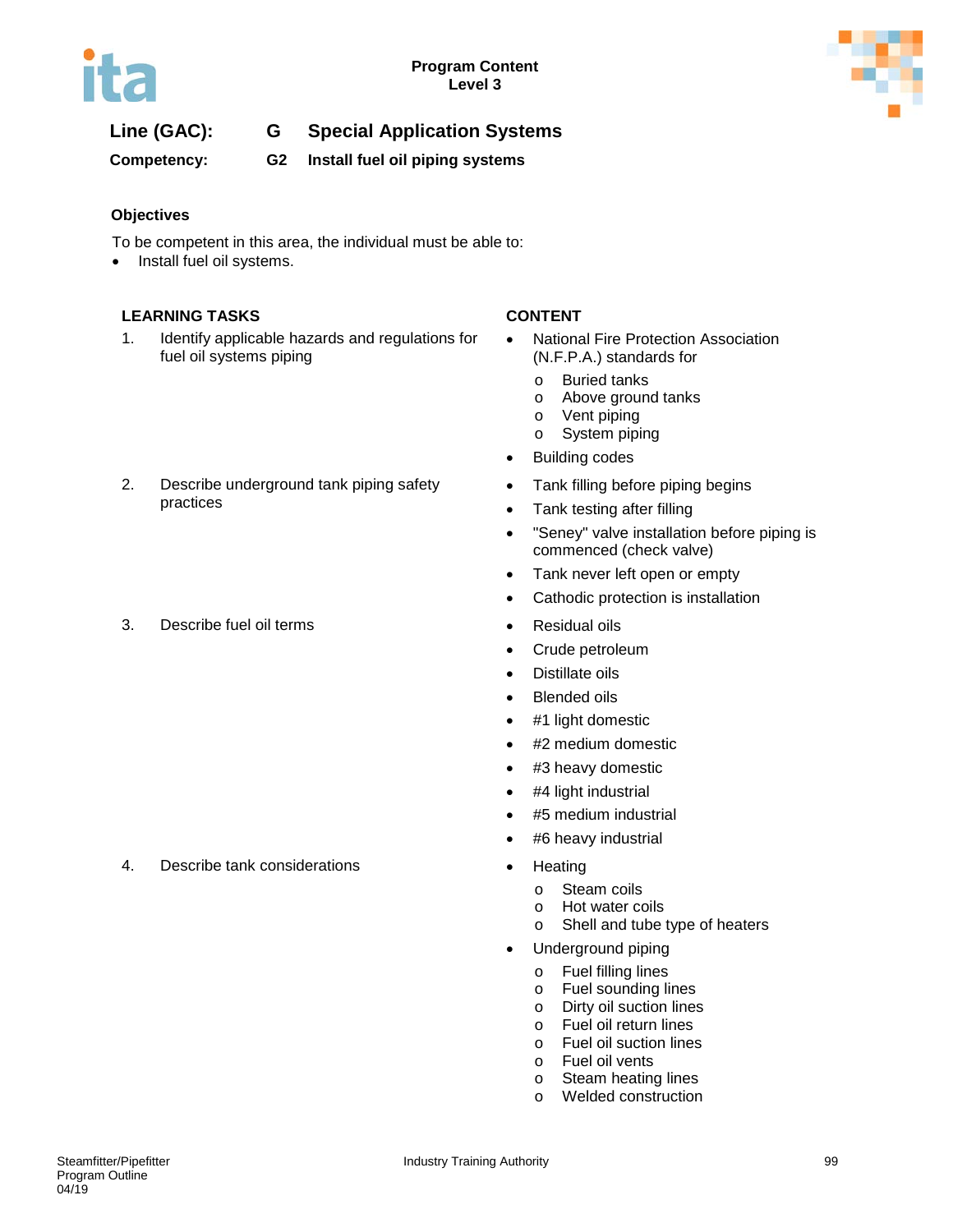**Program Content**
**Level 3**

| | | |
|---|---|---|
| **Line (GAC):** | **G** | **Special Application Systems** |
| **Competency:** | **G2** | **Install fuel oil piping systems** |

### Objectives

To be competent in this area, the individual must be able to:

- Install fuel oil systems.

| LEARNING TASKS | CONTENT |
|---|---|
| 1. Identify applicable hazards and regulations for fuel oil systems piping | • National Fire Protection Association (N.F.P.A.) standards for<br>o Buried tanks<br>o Above ground tanks<br>o Vent piping<br>o System piping<br>• Building codes |
| 2. Describe underground tank piping safety practices | • Tank filling before piping begins<br>• Tank testing after filling<br>• "Seney" valve installation before piping is commenced (check valve)<br>• Tank never left open or empty<br>• Cathodic protection is installation |
| 3. Describe fuel oil terms | • Residual oils<br>• Crude petroleum<br>• Distillate oils<br>• Blended oils<br>• #1 light domestic<br>• #2 medium domestic<br>• #3 heavy domestic<br>• #4 light industrial<br>• #5 medium industrial<br>• #6 heavy industrial |
| 4. Describe tank considerations | • Heating<br>o Steam coils<br>o Hot water coils<br>o Shell and tube type of heaters<br>• Underground piping<br>o Fuel filling lines<br>o Fuel sounding lines<br>o Dirty oil suction lines<br>o Fuel oil return lines<br>o Fuel oil suction lines<br>o Fuel oil vents<br>o Steam heating lines<br>o Welded construction |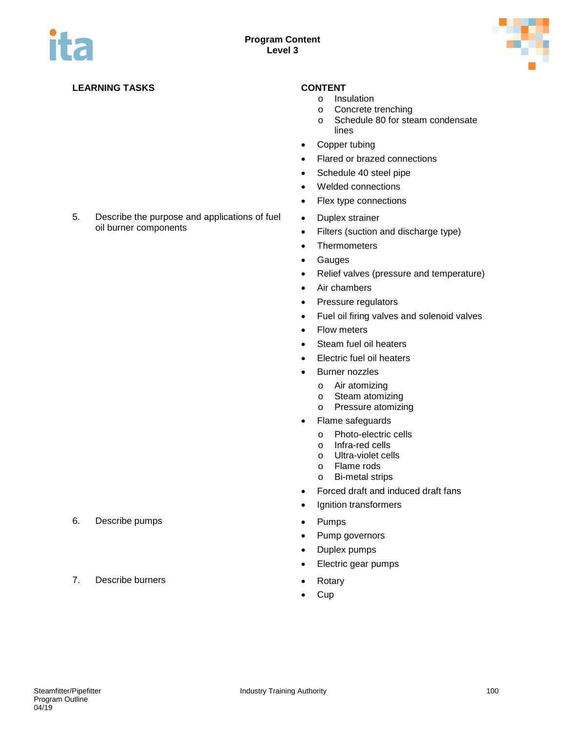## Program Content
### Level 3

| LEARNING TASKS | CONTENT |
| --- | --- |
| | o Insulation<br>o Concrete trenching<br>o Schedule 80 for steam condensate lines<br>• Copper tubing<br>• Flared or brazed connections<br>• Schedule 40 steel pipe<br>• Welded connections<br>• Flex type connections |
| 5. Describe the purpose and applications of fuel oil burner components | • Duplex strainer<br>• Filters (suction and discharge type)<br>• Thermometers<br>• Gauges<br>• Relief valves (pressure and temperature)<br>• Air chambers<br>• Pressure regulators<br>• Fuel oil firing valves and solenoid valves<br>• Flow meters<br>• Steam fuel oil heaters<br>• Electric fuel oil heaters<br>• Burner nozzles<br>o Air atomizing<br>o Steam atomizing<br>o Pressure atomizing<br>• Flame safeguards<br>o Photo-electric cells<br>o Infra-red cells<br>o Ultra-violet cells<br>o Flame rods<br>o Bi-metal strips<br>• Forced draft and induced draft fans<br>• Ignition transformers |
| 6. Describe pumps | • Pumps<br>• Pump governors<br>• Duplex pumps<br>• Electric gear pumps |
| 7. Describe burners | • Rotary<br>• Cup |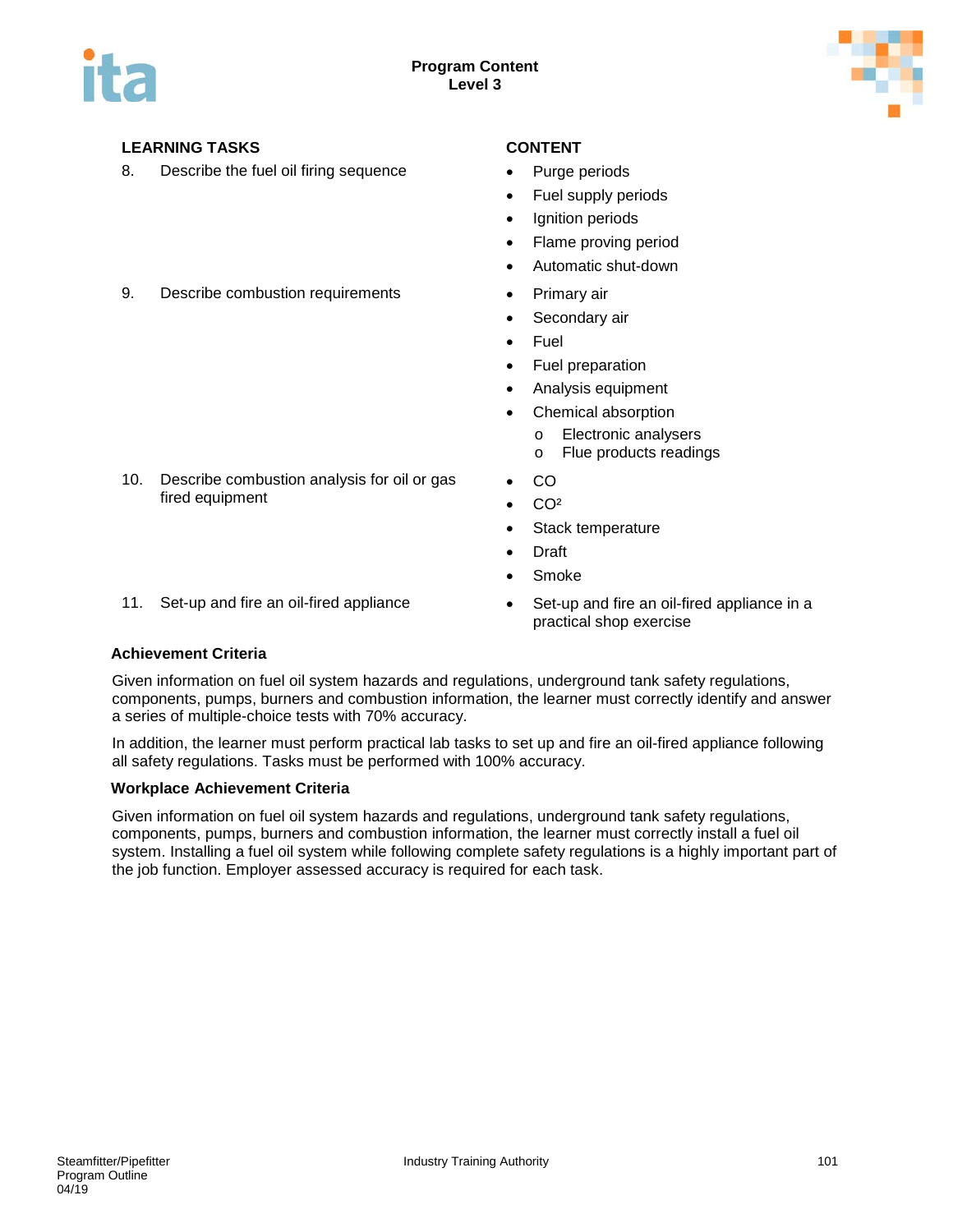| LEARNING TASKS | CONTENT |
| --- | --- |
| 8. Describe the fuel oil firing sequence | • Purge periods<br>• Fuel supply periods<br>• Ignition periods<br>• Flame proving period<br>• Automatic shut-down |
| 9. Describe combustion requirements | • Primary air<br>• Secondary air<br>• Fuel<br>• Fuel preparation<br>• Analysis equipment<br>• Chemical absorption<br>  o Electronic analysers<br>  o Flue products readings |
| 10. Describe combustion analysis for oil or gas fired equipment | • CO<br>• $CO^2$<br>• Stack temperature<br>• Draft<br>• Smoke |
| 11. Set-up and fire an oil-fired appliance | • Set-up and fire an oil-fired appliance in a practical shop exercise |

### Achievement Criteria

Given information on fuel oil system hazards and regulations, underground tank safety regulations, components, pumps, burners and combustion information, the learner must correctly identify and answer a series of multiple-choice tests with 70% accuracy.

In addition, the learner must perform practical lab tasks to set up and fire an oil-fired appliance following all safety regulations. Tasks must be performed with 100% accuracy.

### Workplace Achievement Criteria

Given information on fuel oil system hazards and regulations, underground tank safety regulations, components, pumps, burners and combustion information, the learner must correctly install a fuel oil system. Installing a fuel oil system while following complete safety regulations is a highly important part of the job function. Employer assessed accuracy is required for each task.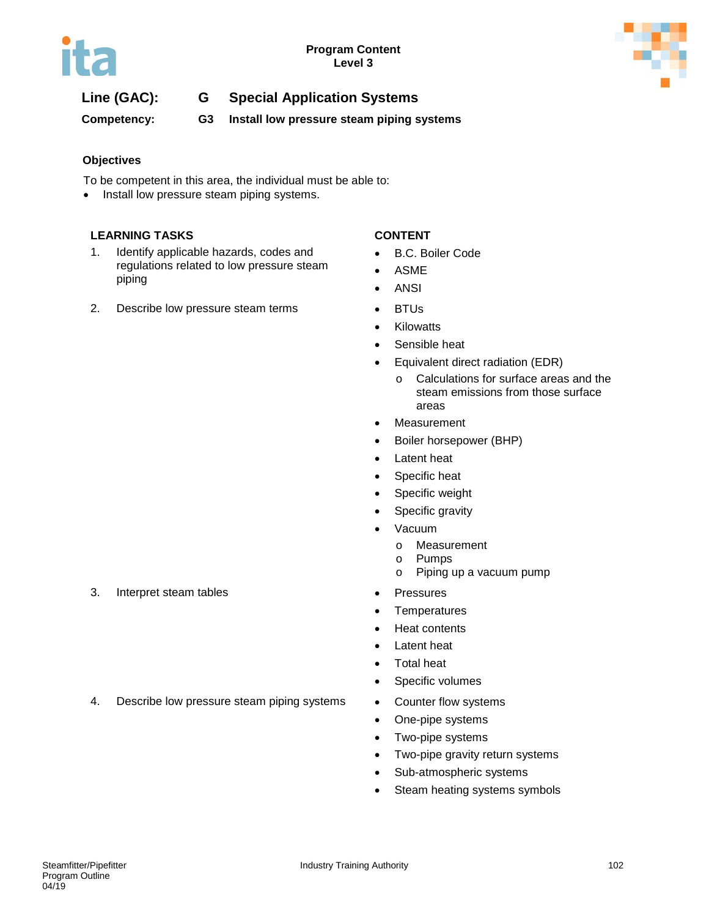**Line (GAC):** G Special Application Systems

**Competency:** G3 Install low pressure steam piping systems

**Objectives**

To be competent in this area, the individual must be able to:

- Install low pressure steam piping systems.

| LEARNING TASKS | CONTENT |
|---|---|
| 1. Identify applicable hazards, codes and regulations related to low pressure steam piping | • B.C. Boiler Code<br>• ASME<br>• ANSI |
| 2. Describe low pressure steam terms | • BTUs<br>• Kilowatts<br>• Sensible heat<br>• Equivalent direct radiation (EDR)<br>&nbsp;&nbsp;&nbsp;&nbsp;o Calculations for surface areas and the steam emissions from those surface areas<br>• Measurement<br>• Boiler horsepower (BHP)<br>• Latent heat<br>• Specific heat<br>• Specific weight<br>• Specific gravity<br>• Vacuum<br>&nbsp;&nbsp;&nbsp;&nbsp;o Measurement<br>&nbsp;&nbsp;&nbsp;&nbsp;o Pumps<br>&nbsp;&nbsp;&nbsp;&nbsp;o Piping up a vacuum pump |
| 3. Interpret steam tables | • Pressures<br>• Temperatures<br>• Heat contents<br>• Latent heat<br>• Total heat<br>• Specific volumes |
| 4. Describe low pressure steam piping systems | • Counter flow systems<br>• One-pipe systems<br>• Two-pipe systems<br>• Two-pipe gravity return systems<br>• Sub-atmospheric systems<br>• Steam heating systems symbols |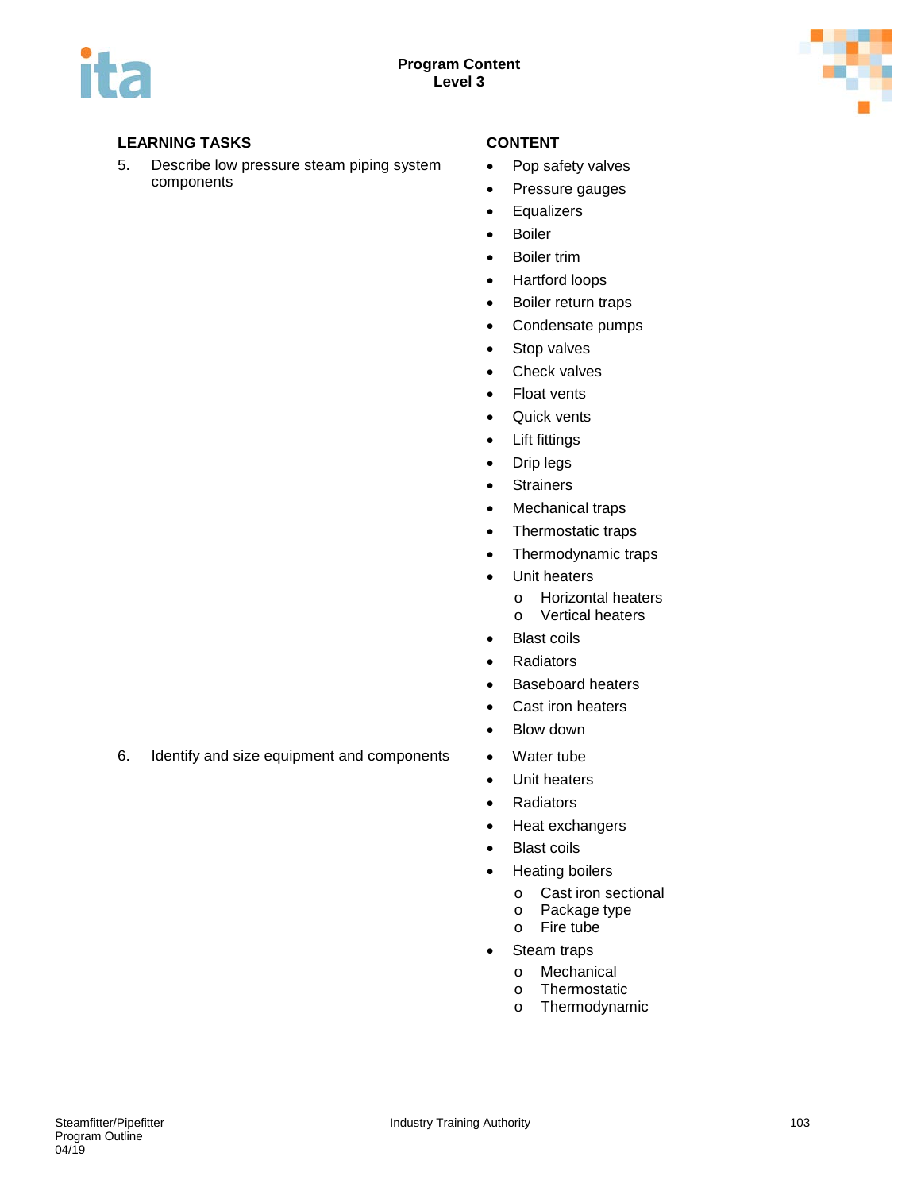| LEARNING TASKS | CONTENT |
|---|---|
| 5. Describe low pressure steam piping system components | • Pop safety valves<br>• Pressure gauges<br>• Equalizers<br>• Boiler<br>• Boiler trim<br>• Hartford loops<br>• Boiler return traps<br>• Condensate pumps<br>• Stop valves<br>• Check valves<br>• Float vents<br>• Quick vents<br>• Lift fittings<br>• Drip legs<br>• Strainers<br>• Mechanical traps<br>• Thermostatic traps<br>• Thermodynamic traps<br>• Unit heaters<br>&nbsp;&nbsp;&nbsp;&nbsp;o Horizontal heaters<br>&nbsp;&nbsp;&nbsp;&nbsp;o Vertical heaters<br>• Blast coils<br>• Radiators<br>• Baseboard heaters<br>• Cast iron heaters<br>• Blow down |
| 6. Identify and size equipment and components | • Water tube<br>• Unit heaters<br>• Radiators<br>• Heat exchangers<br>• Blast coils<br>• Heating boilers<br>&nbsp;&nbsp;&nbsp;&nbsp;o Cast iron sectional<br>&nbsp;&nbsp;&nbsp;&nbsp;o Package type<br>&nbsp;&nbsp;&nbsp;&nbsp;o Fire tube<br>• Steam traps<br>&nbsp;&nbsp;&nbsp;&nbsp;o Mechanical<br>&nbsp;&nbsp;&nbsp;&nbsp;o Thermostatic<br>&nbsp;&nbsp;&nbsp;&nbsp;o Thermodynamic |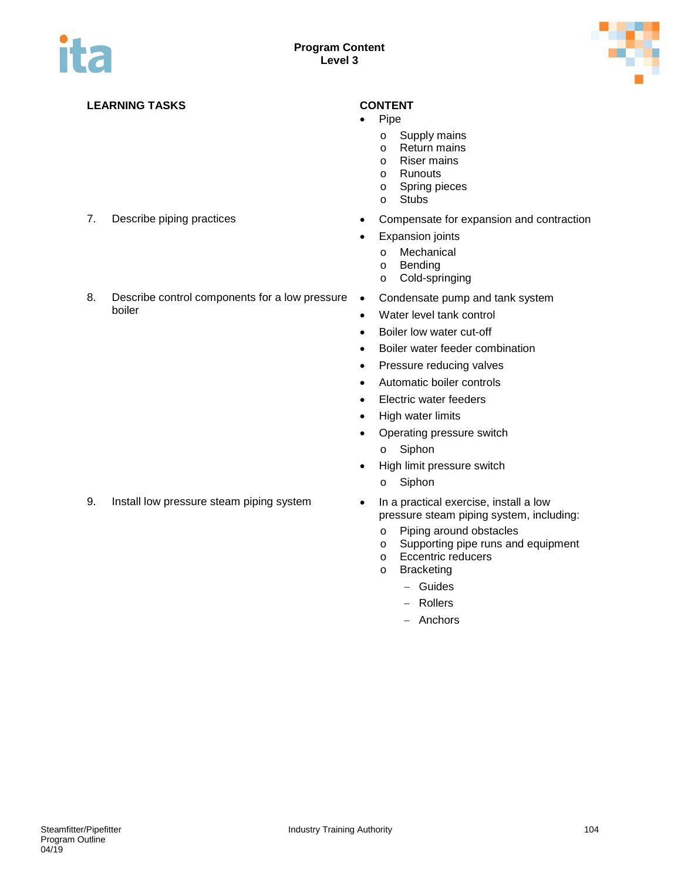| LEARNING TASKS | CONTENT |
|---|---|
| | • Pipe<br>o Supply mains<br>o Return mains<br>o Riser mains<br>o Runouts<br>o Spring pieces<br>o Stubs |
| 7. Describe piping practices | • Compensate for expansion and contraction<br>• Expansion joints<br>o Mechanical<br>o Bending<br>o Cold-springing |
| 8. Describe control components for a low pressure boiler | • Condensate pump and tank system<br>• Water level tank control<br>• Boiler low water cut-off<br>• Boiler water feeder combination<br>• Pressure reducing valves<br>• Automatic boiler controls<br>• Electric water feeders<br>• High water limits<br>• Operating pressure switch<br>o Siphon<br>• High limit pressure switch<br>o Siphon |
| 9. Install low pressure steam piping system | • In a practical exercise, install a low pressure steam piping system, including:<br>o Piping around obstacles<br>o Supporting pipe runs and equipment<br>o Eccentric reducers<br>o Bracketing<br>– Guides<br>– Rollers<br>– Anchors |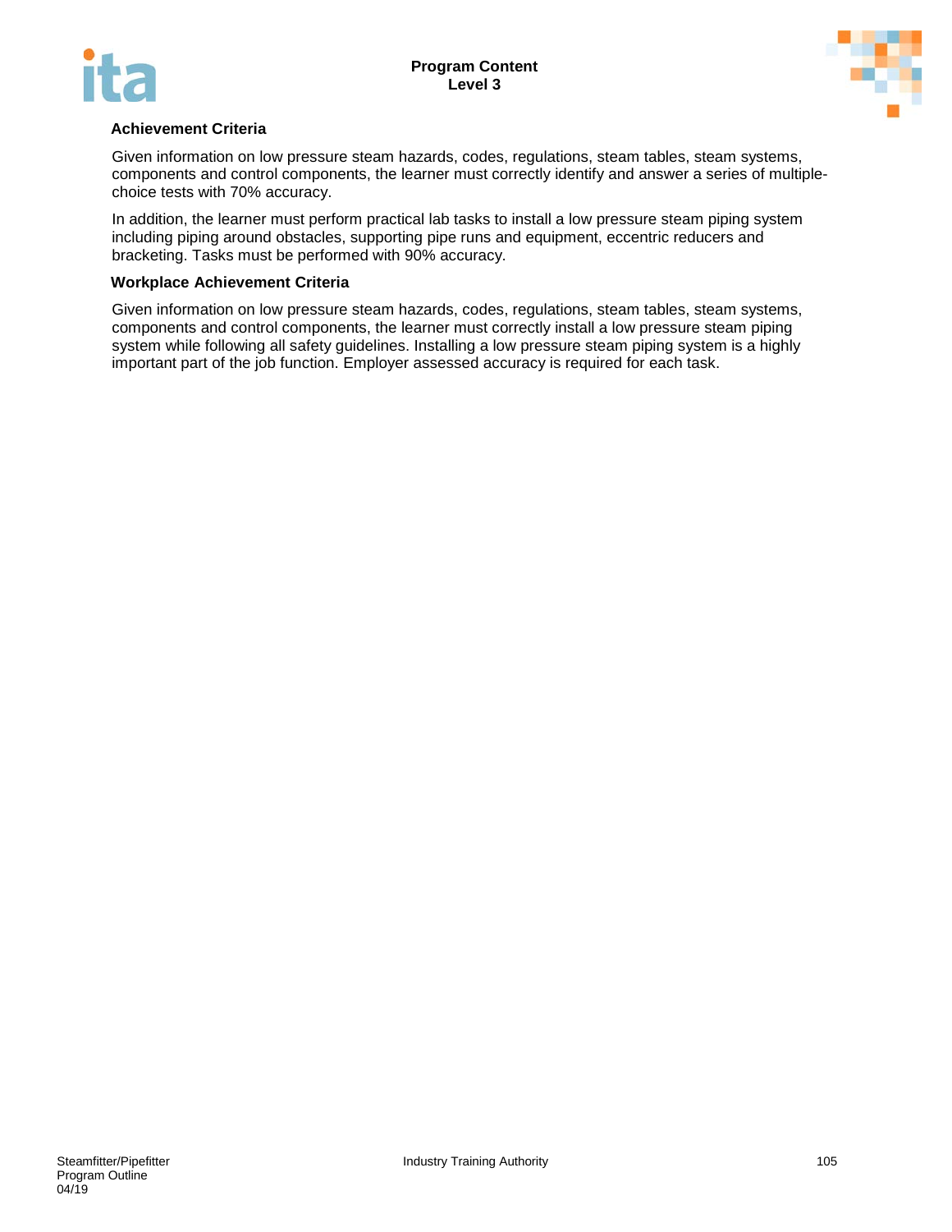**Achievement Criteria**

Given information on low pressure steam hazards, codes, regulations, steam tables, steam systems, components and control components, the learner must correctly identify and answer a series of multiple-choice tests with 70% accuracy.

In addition, the learner must perform practical lab tasks to install a low pressure steam piping system including piping around obstacles, supporting pipe runs and equipment, eccentric reducers and bracketing. Tasks must be performed with 90% accuracy.

**Workplace Achievement Criteria**

Given information on low pressure steam hazards, codes, regulations, steam tables, steam systems, components and control components, the learner must correctly install a low pressure steam piping system while following all safety guidelines. Installing a low pressure steam piping system is a highly important part of the job function. Employer assessed accuracy is required for each task.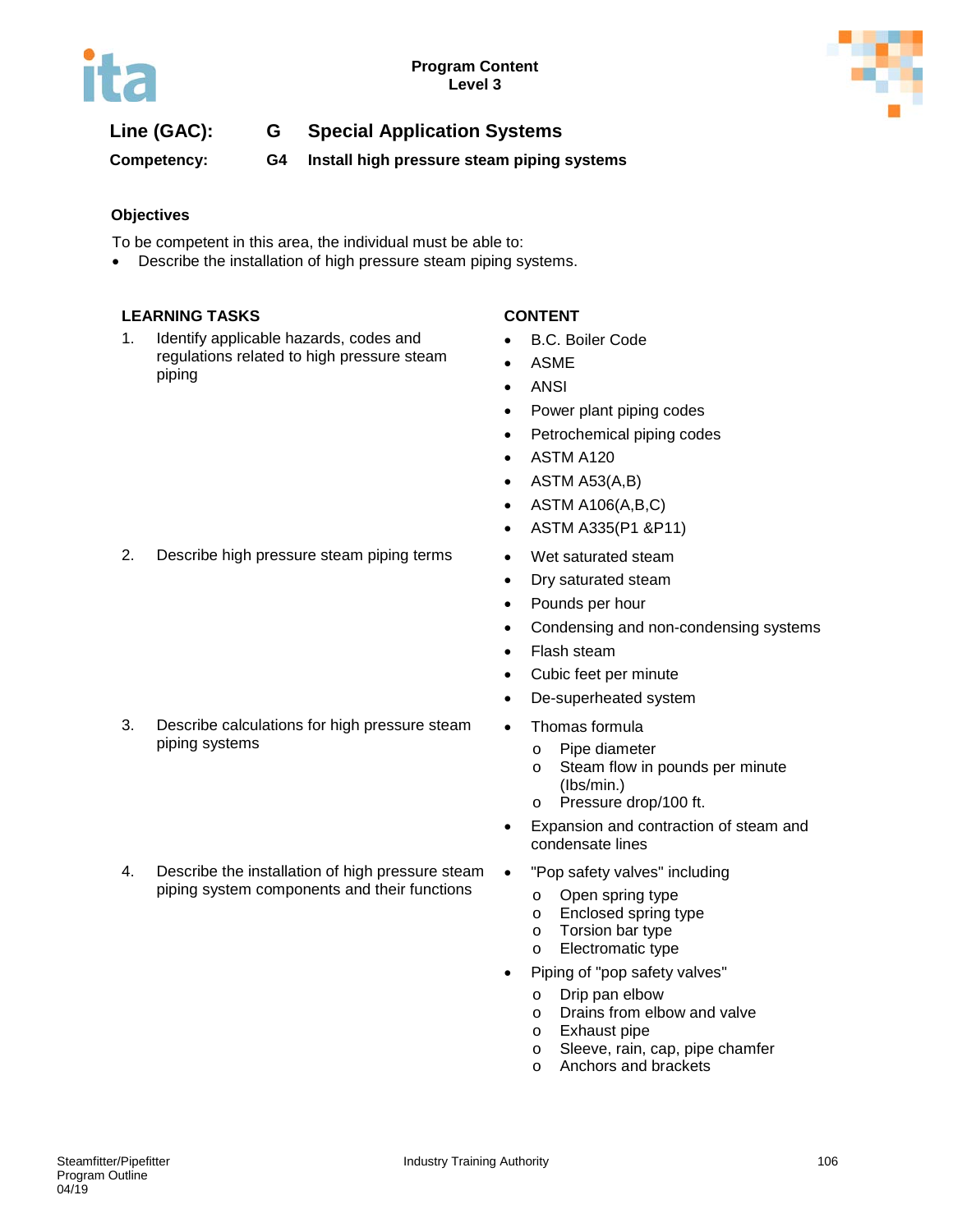Program Content
Level 3

**Line (GAC):** **G Special Application Systems**

**Competency:** **G4 Install high pressure steam piping systems**

### Objectives

To be competent in this area, the individual must be able to:

- Describe the installation of high pressure steam piping systems.

| LEARNING TASKS | CONTENT |
|---|---|
| 1. Identify applicable hazards, codes and regulations related to high pressure steam piping | • B.C. Boiler Code<br>• ASME<br>• ANSI<br>• Power plant piping codes<br>• Petrochemical piping codes<br>• ASTM A120<br>• ASTM A53(A,B)<br>• ASTM A106(A,B,C)<br>• ASTM A335(P1 &P11) |
| 2. Describe high pressure steam piping terms | • Wet saturated steam<br>• Dry saturated steam<br>• Pounds per hour<br>• Condensing and non-condensing systems<br>• Flash steam<br>• Cubic feet per minute<br>• De-superheated system |
| 3. Describe calculations for high pressure steam piping systems | • Thomas formula<br>  o Pipe diameter<br>  o Steam flow in pounds per minute (lbs/min.)<br>  o Pressure drop/100 ft.<br>• Expansion and contraction of steam and condensate lines |
| 4. Describe the installation of high pressure steam piping system components and their functions | • "Pop safety valves" including<br>  o Open spring type<br>  o Enclosed spring type<br>  o Torsion bar type<br>  o Electromatic type<br>• Piping of "pop safety valves"<br>  o Drip pan elbow<br>  o Drains from elbow and valve<br>  o Exhaust pipe<br>  o Sleeve, rain, cap, pipe chamfer<br>  o Anchors and brackets |

Steamfitter/Pipefitter
Program Outline
04/19

Industry Training Authority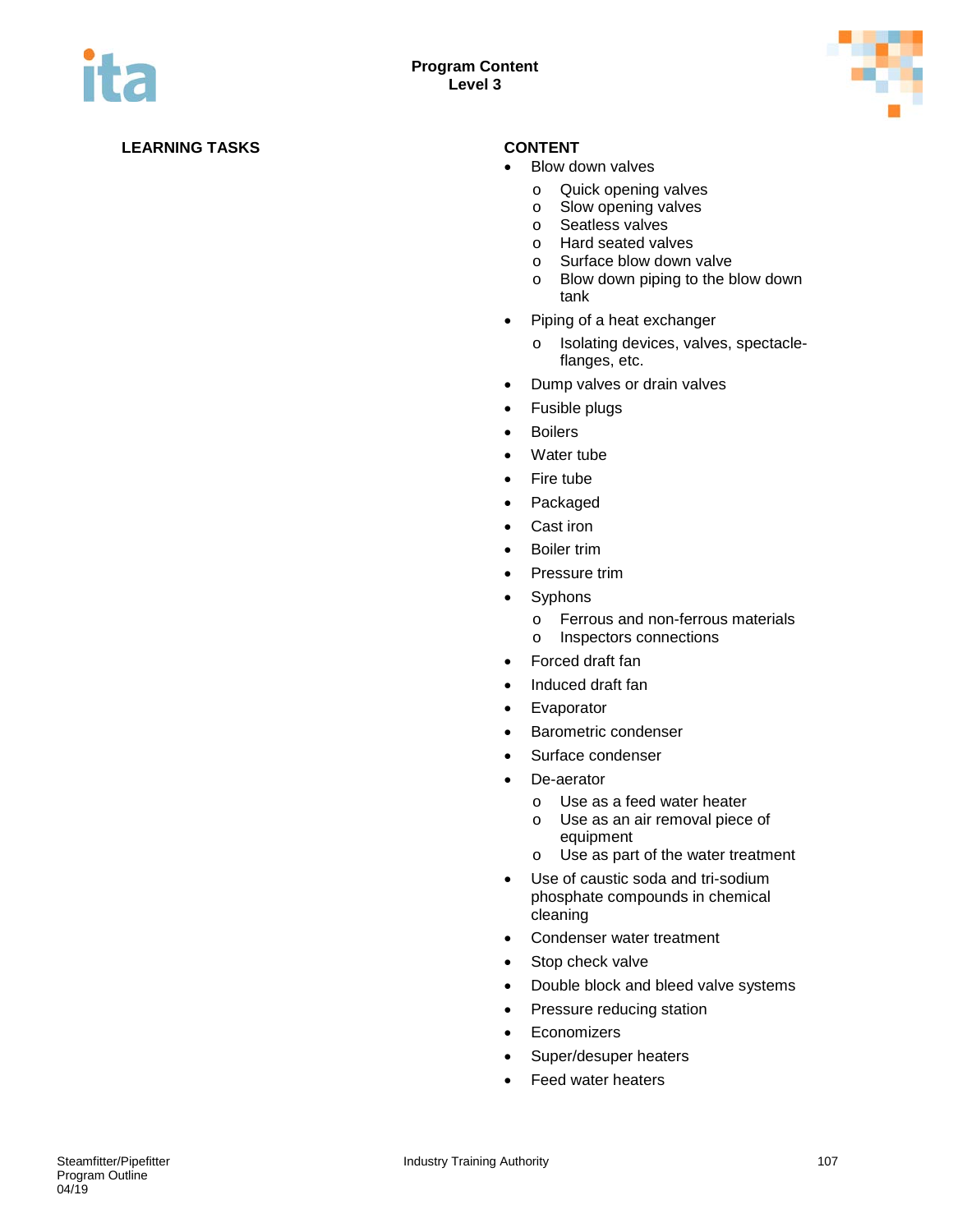**LEARNING TASKS**

**CONTENT**

- Blow down valves
  - Quick opening valves
  - Slow opening valves
  - Seatless valves
  - Hard seated valves
  - Surface blow down valve
  - Blow down piping to the blow down tank
- Piping of a heat exchanger
  - Isolating devices, valves, spectacle-flanges, etc.
- Dump valves or drain valves
- Fusible plugs
- Boilers
- Water tube
- Fire tube
- Packaged
- Cast iron
- Boiler trim
- Pressure trim
- Syphons
  - Ferrous and non-ferrous materials
  - Inspectors connections
- Forced draft fan
- Induced draft fan
- Evaporator
- Barometric condenser
- Surface condenser
- De-aerator
  - Use as a feed water heater
  - Use as an air removal piece of equipment
  - Use as part of the water treatment
- Use of caustic soda and tri-sodium phosphate compounds in chemical cleaning
- Condenser water treatment
- Stop check valve
- Double block and bleed valve systems
- Pressure reducing station
- Economizers
- Super/desuper heaters
- Feed water heaters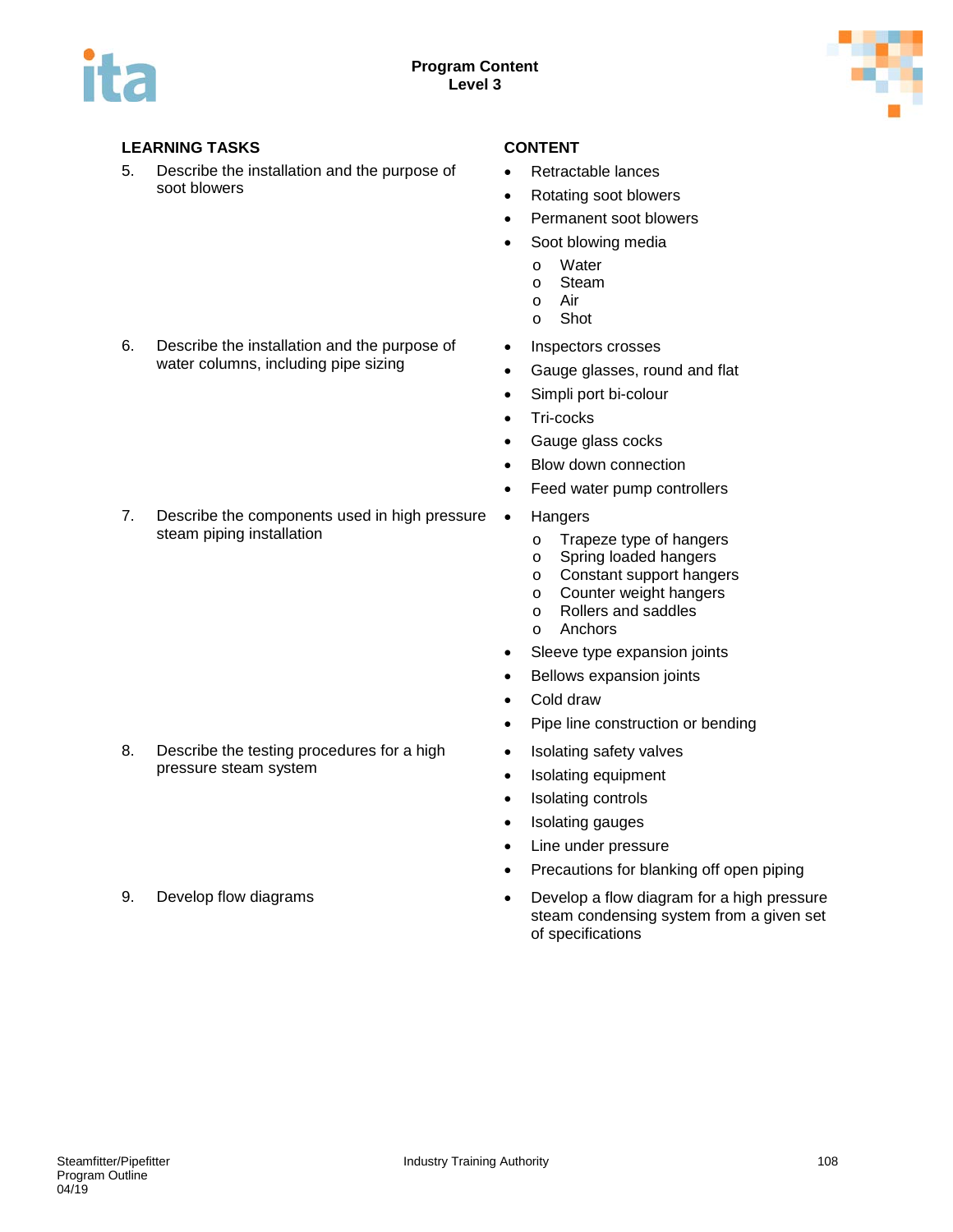| LEARNING TASKS | CONTENT |
|---|---|
| 5. Describe the installation and the purpose of soot blowers | • Retractable lances<br>• Rotating soot blowers<br>• Permanent soot blowers<br>• Soot blowing media<br>  o Water<br>  o Steam<br>  o Air<br>  o Shot |
| 6. Describe the installation and the purpose of water columns, including pipe sizing | • Inspectors crosses<br>• Gauge glasses, round and flat<br>• Simpli port bi-colour<br>• Tri-cocks<br>• Gauge glass cocks<br>• Blow down connection<br>• Feed water pump controllers |
| 7. Describe the components used in high pressure steam piping installation | • Hangers<br>  o Trapeze type of hangers<br>  o Spring loaded hangers<br>  o Constant support hangers<br>  o Counter weight hangers<br>  o Rollers and saddles<br>  o Anchors<br>• Sleeve type expansion joints<br>• Bellows expansion joints<br>• Cold draw<br>• Pipe line construction or bending |
| 8. Describe the testing procedures for a high pressure steam system | • Isolating safety valves<br>• Isolating equipment<br>• Isolating controls<br>• Isolating gauges<br>• Line under pressure<br>• Precautions for blanking off open piping |
| 9. Develop flow diagrams | • Develop a flow diagram for a high pressure steam condensing system from a given set of specifications |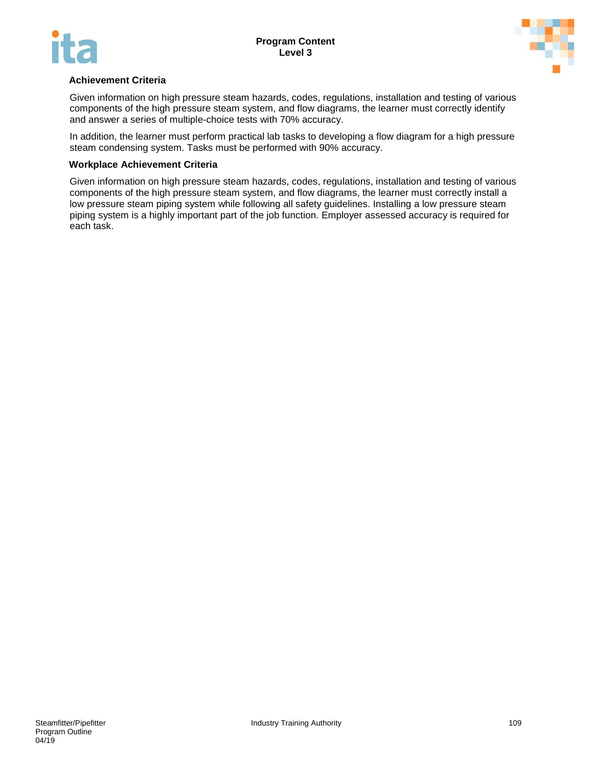**Achievement Criteria**

Given information on high pressure steam hazards, codes, regulations, installation and testing of various components of the high pressure steam system, and flow diagrams, the learner must correctly identify and answer a series of multiple-choice tests with 70% accuracy.

In addition, the learner must perform practical lab tasks to developing a flow diagram for a high pressure steam condensing system. Tasks must be performed with 90% accuracy.

**Workplace Achievement Criteria**

Given information on high pressure steam hazards, codes, regulations, installation and testing of various components of the high pressure steam system, and flow diagrams, the learner must correctly install a low pressure steam piping system while following all safety guidelines. Installing a low pressure steam piping system is a highly important part of the job function. Employer assessed accuracy is required for each task.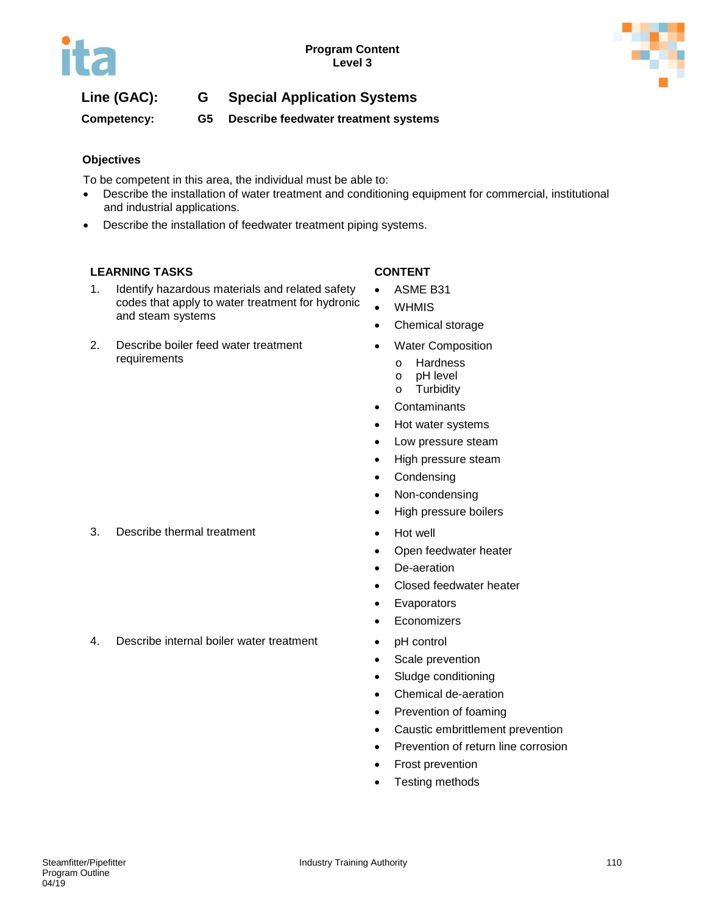Program Content
Level 3

**Line (GAC):** G Special Application Systems

**Competency:** G5 Describe feedwater treatment systems

### Objectives

To be competent in this area, the individual must be able to:

- Describe the installation of water treatment and conditioning equipment for commercial, institutional and industrial applications.
- Describe the installation of feedwater treatment piping systems.

| LEARNING TASKS | CONTENT |
|---|---|
| 1. Identify hazardous materials and related safety codes that apply to water treatment for hydronic and steam systems | • ASME B31<br>• WHMIS<br>• Chemical storage |
| 2. Describe boiler feed water treatment requirements | • Water Composition<br>  o Hardness<br>  o pH level<br>  o Turbidity<br>• Contaminants<br>• Hot water systems<br>• Low pressure steam<br>• High pressure steam<br>• Condensing<br>• Non-condensing<br>• High pressure boilers |
| 3. Describe thermal treatment | • Hot well<br>• Open feedwater heater<br>• De-aeration<br>• Closed feedwater heater<br>• Evaporators<br>• Economizers |
| 4. Describe internal boiler water treatment | • pH control<br>• Scale prevention<br>• Sludge conditioning<br>• Chemical de-aeration<br>• Prevention of foaming<br>• Caustic embrittlement prevention<br>• Prevention of return line corrosion<br>• Frost prevention<br>• Testing methods |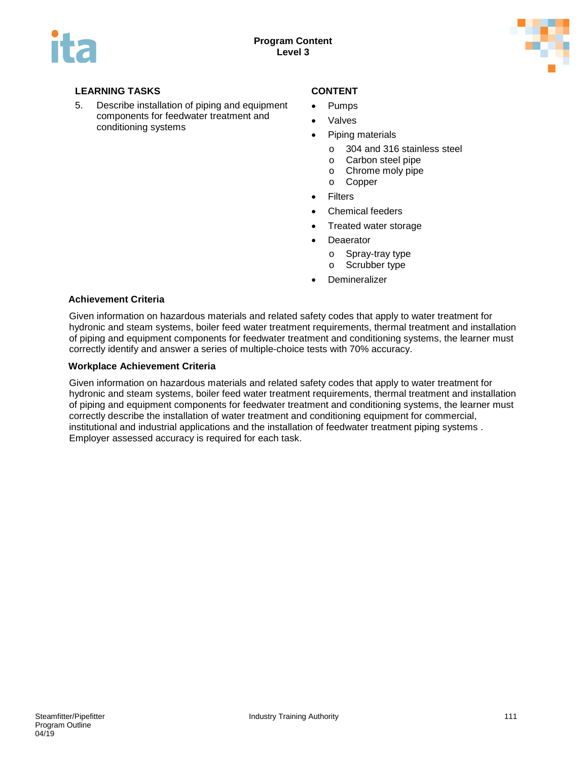| LEARNING TASKS | CONTENT |
| --- | --- |
| 5. Describe installation of piping and equipment components for feedwater treatment and conditioning systems | • Pumps<br>• Valves<br>• Piping materials<br>  o 304 and 316 stainless steel<br>  o Carbon steel pipe<br>  o Chrome moly pipe<br>  o Copper<br>• Filters<br>• Chemical feeders<br>• Treated water storage<br>• Deaerator<br>  o Spray-tray type<br>  o Scrubber type<br>• Demineralizer |

**Achievement Criteria**

Given information on hazardous materials and related safety codes that apply to water treatment for hydronic and steam systems, boiler feed water treatment requirements, thermal treatment and installation of piping and equipment components for feedwater treatment and conditioning systems, the learner must correctly identify and answer a series of multiple-choice tests with 70% accuracy.

**Workplace Achievement Criteria**

Given information on hazardous materials and related safety codes that apply to water treatment for hydronic and steam systems, boiler feed water treatment requirements, thermal treatment and installation of piping and equipment components for feedwater treatment and conditioning systems, the learner must correctly describe the installation of water treatment and conditioning equipment for commercial, institutional and industrial applications and the installation of feedwater treatment piping systems . Employer assessed accuracy is required for each task.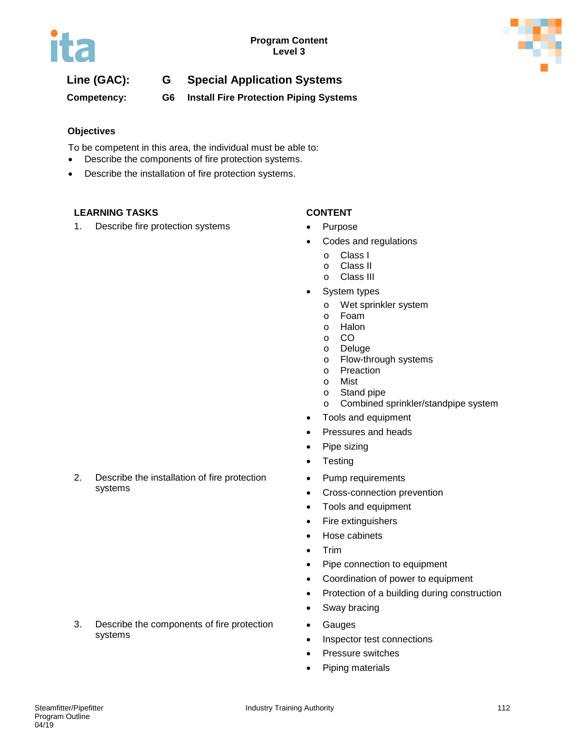**Line (GAC):** G **Special Application Systems**

**Competency:** G6 **Install Fire Protection Piping Systems**

### Objectives

To be competent in this area, the individual must be able to:

- Describe the components of fire protection systems.
- Describe the installation of fire protection systems.

| LEARNING TASKS | CONTENT |
|---|---|
| 1. Describe fire protection systems | • Purpose<br>• Codes and regulations<br>  o Class I<br>  o Class II<br>  o Class III<br>• System types<br>  o Wet sprinkler system<br>  o Foam<br>  o Halon<br>  o CO<br>  o Deluge<br>  o Flow-through systems<br>  o Preaction<br>  o Mist<br>  o Stand pipe<br>  o Combined sprinkler/standpipe system<br>• Tools and equipment<br>• Pressures and heads<br>• Pipe sizing<br>• Testing |
| 2. Describe the installation of fire protection systems | • Pump requirements<br>• Cross-connection prevention<br>• Tools and equipment<br>• Fire extinguishers<br>• Hose cabinets<br>• Trim<br>• Pipe connection to equipment<br>• Coordination of power to equipment<br>• Protection of a building during construction<br>• Sway bracing |
| 3. Describe the components of fire protection systems | • Gauges<br>• Inspector test connections<br>• Pressure switches<br>• Piping materials |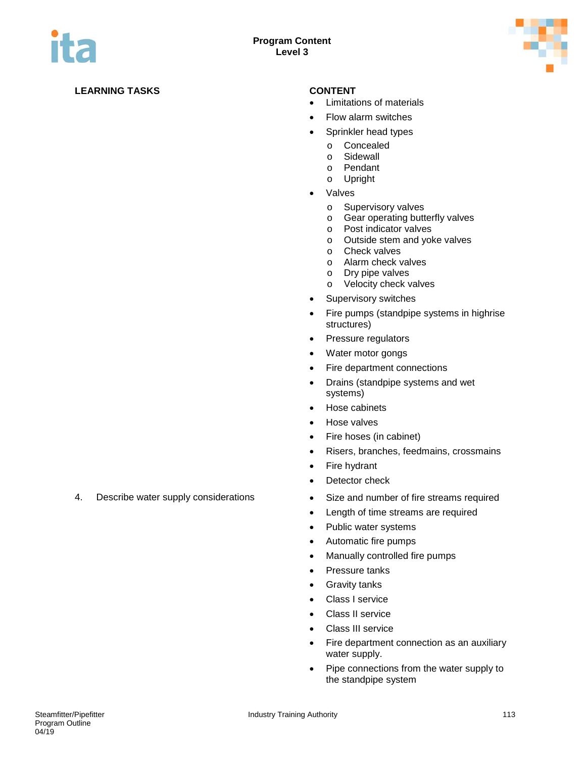| LEARNING TASKS | CONTENT |
|---|---|
| | • Limitations of materials<br>• Flow alarm switches<br>• Sprinkler head types<br>  o Concealed<br>  o Sidewall<br>  o Pendant<br>  o Upright<br>• Valves<br>  o Supervisory valves<br>  o Gear operating butterfly valves<br>  o Post indicator valves<br>  o Outside stem and yoke valves<br>  o Check valves<br>  o Alarm check valves<br>  o Dry pipe valves<br>  o Velocity check valves<br>• Supervisory switches<br>• Fire pumps (standpipe systems in highrise structures)<br>• Pressure regulators<br>• Water motor gongs<br>• Fire department connections<br>• Drains (standpipe systems and wet systems)<br>• Hose cabinets<br>• Hose valves<br>• Fire hoses (in cabinet)<br>• Risers, branches, feedmains, crossmains<br>• Fire hydrant<br>• Detector check |
| 4. Describe water supply considerations | • Size and number of fire streams required<br>• Length of time streams are required<br>• Public water systems<br>• Automatic fire pumps<br>• Manually controlled fire pumps<br>• Pressure tanks<br>• Gravity tanks<br>• Class I service<br>• Class II service<br>• Class III service<br>• Fire department connection as an auxiliary water supply.<br>• Pipe connections from the water supply to the standpipe system |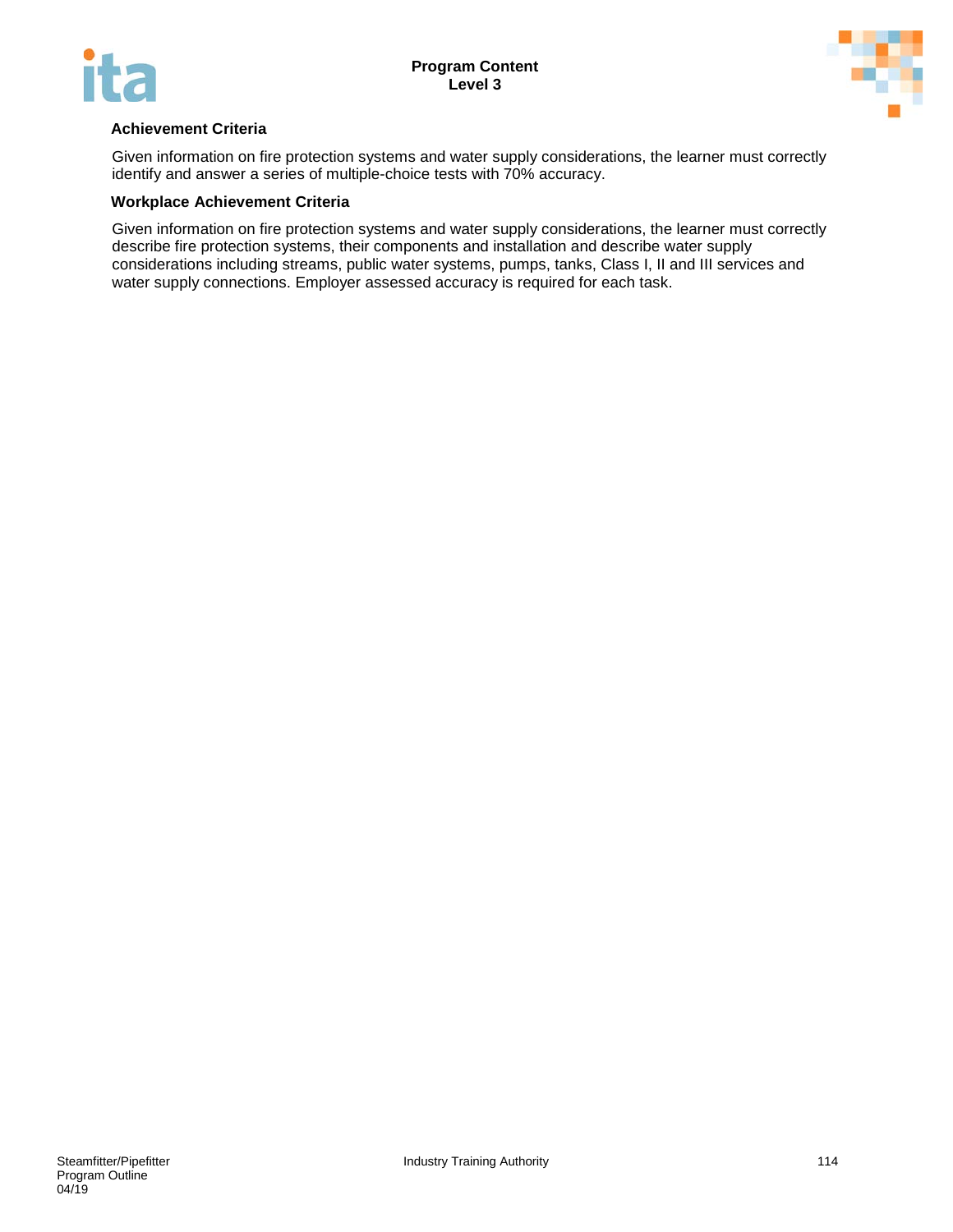**Achievement Criteria**

Given information on fire protection systems and water supply considerations, the learner must correctly identify and answer a series of multiple-choice tests with 70% accuracy.

**Workplace Achievement Criteria**

Given information on fire protection systems and water supply considerations, the learner must correctly describe fire protection systems, their components and installation and describe water supply considerations including streams, public water systems, pumps, tanks, Class I, II and III services and water supply connections. Employer assessed accuracy is required for each task.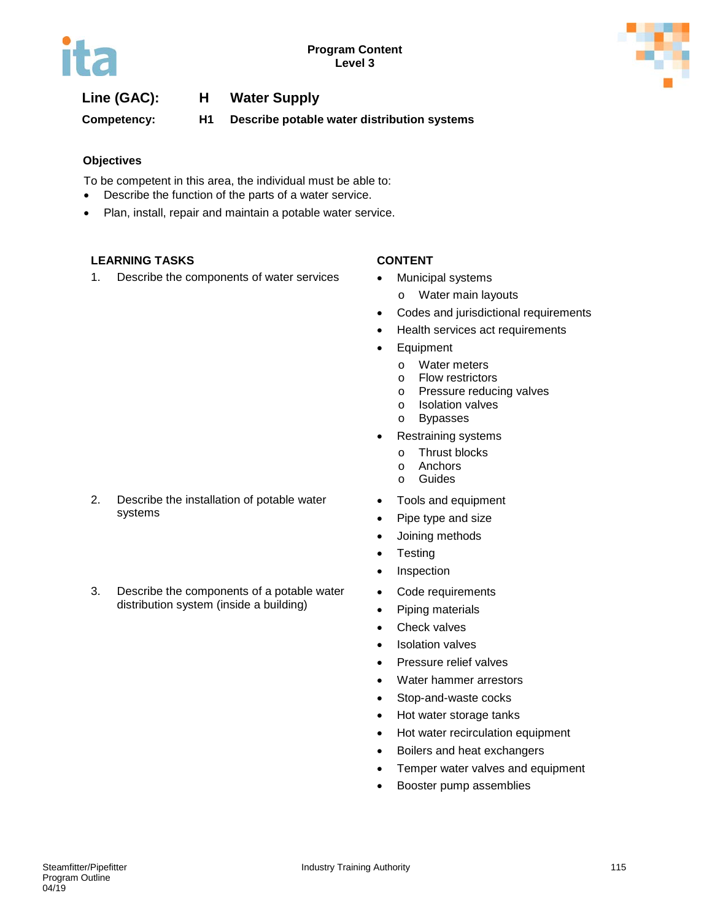Program Content
Level 3

**Line (GAC):** **H** **Water Supply**

**Competency:** **H1** **Describe potable water distribution systems**

### Objectives

To be competent in this area, the individual must be able to:

- Describe the function of the parts of a water service.
- Plan, install, repair and maintain a potable water service.

| LEARNING TASKS | CONTENT |
|---|---|
| 1. Describe the components of water services | • Municipal systems<br>o Water main layouts<br>• Codes and jurisdictional requirements<br>• Health services act requirements<br>• Equipment<br>o Water meters<br>o Flow restrictors<br>o Pressure reducing valves<br>o Isolation valves<br>o Bypasses<br>• Restraining systems<br>o Thrust blocks<br>o Anchors<br>o Guides |
| 2. Describe the installation of potable water systems | • Tools and equipment<br>• Pipe type and size<br>• Joining methods<br>• Testing<br>• Inspection |
| 3. Describe the components of a potable water distribution system (inside a building) | • Code requirements<br>• Piping materials<br>• Check valves<br>• Isolation valves<br>• Pressure relief valves<br>• Water hammer arrestors<br>• Stop-and-waste cocks<br>• Hot water storage tanks<br>• Hot water recirculation equipment<br>• Boilers and heat exchangers<br>• Temper water valves and equipment<br>• Booster pump assemblies |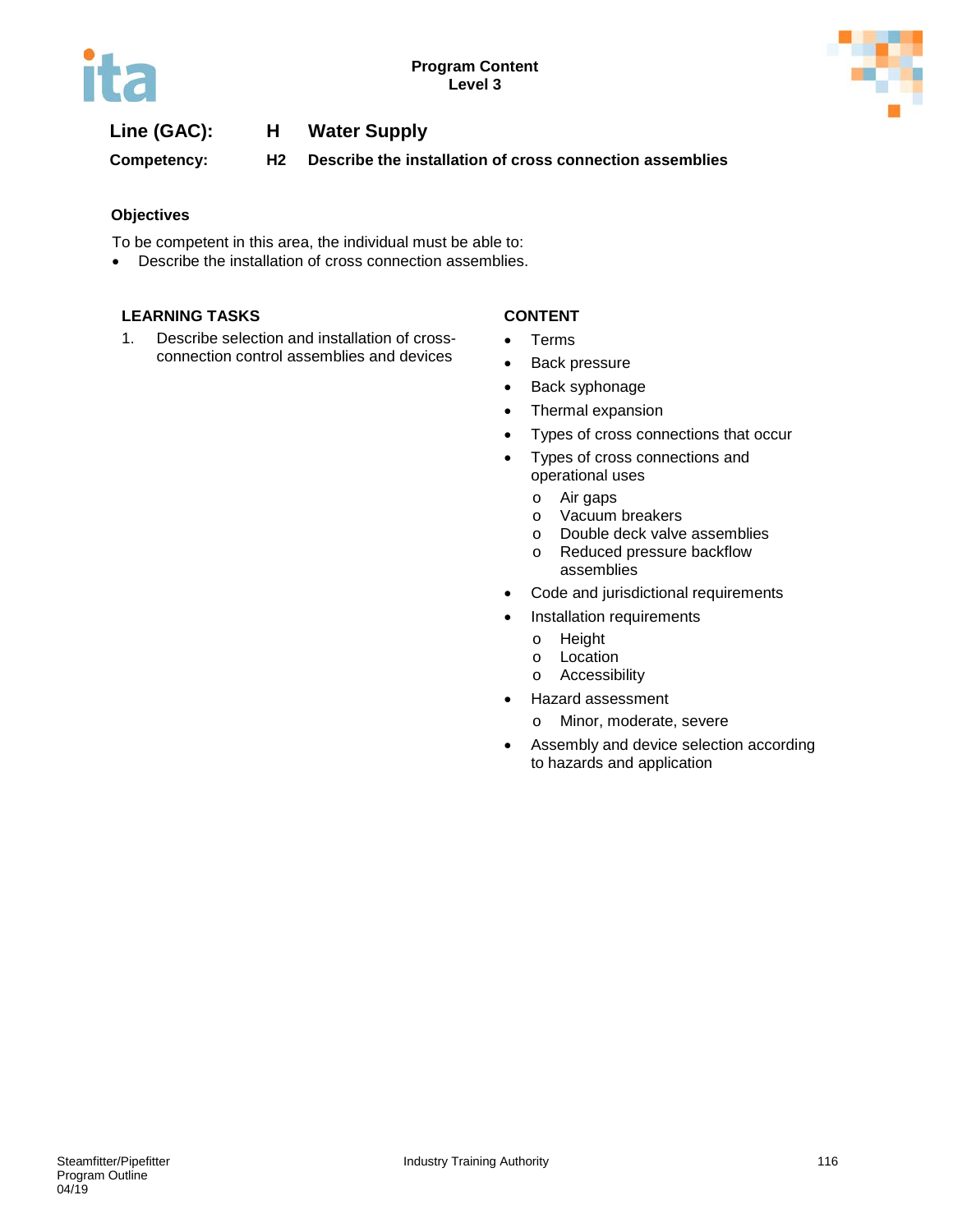**Line (GAC):** **H** **Water Supply**

**Competency:** **H2** **Describe the installation of cross connection assemblies**

### Objectives

To be competent in this area, the individual must be able to:

- Describe the installation of cross connection assemblies.

| LEARNING TASKS | CONTENT |
| --- | --- |
| 1. Describe selection and installation of cross-connection control assemblies and devices | • Terms<br>• Back pressure<br>• Back syphonage<br>• Thermal expansion<br>• Types of cross connections that occur<br>• Types of cross connections and operational uses<br>  o Air gaps<br>  o Vacuum breakers<br>  o Double deck valve assemblies<br>  o Reduced pressure backflow assemblies<br>• Code and jurisdictional requirements<br>• Installation requirements<br>  o Height<br>  o Location<br>  o Accessibility<br>• Hazard assessment<br>  o Minor, moderate, severe<br>• Assembly and device selection according to hazards and application |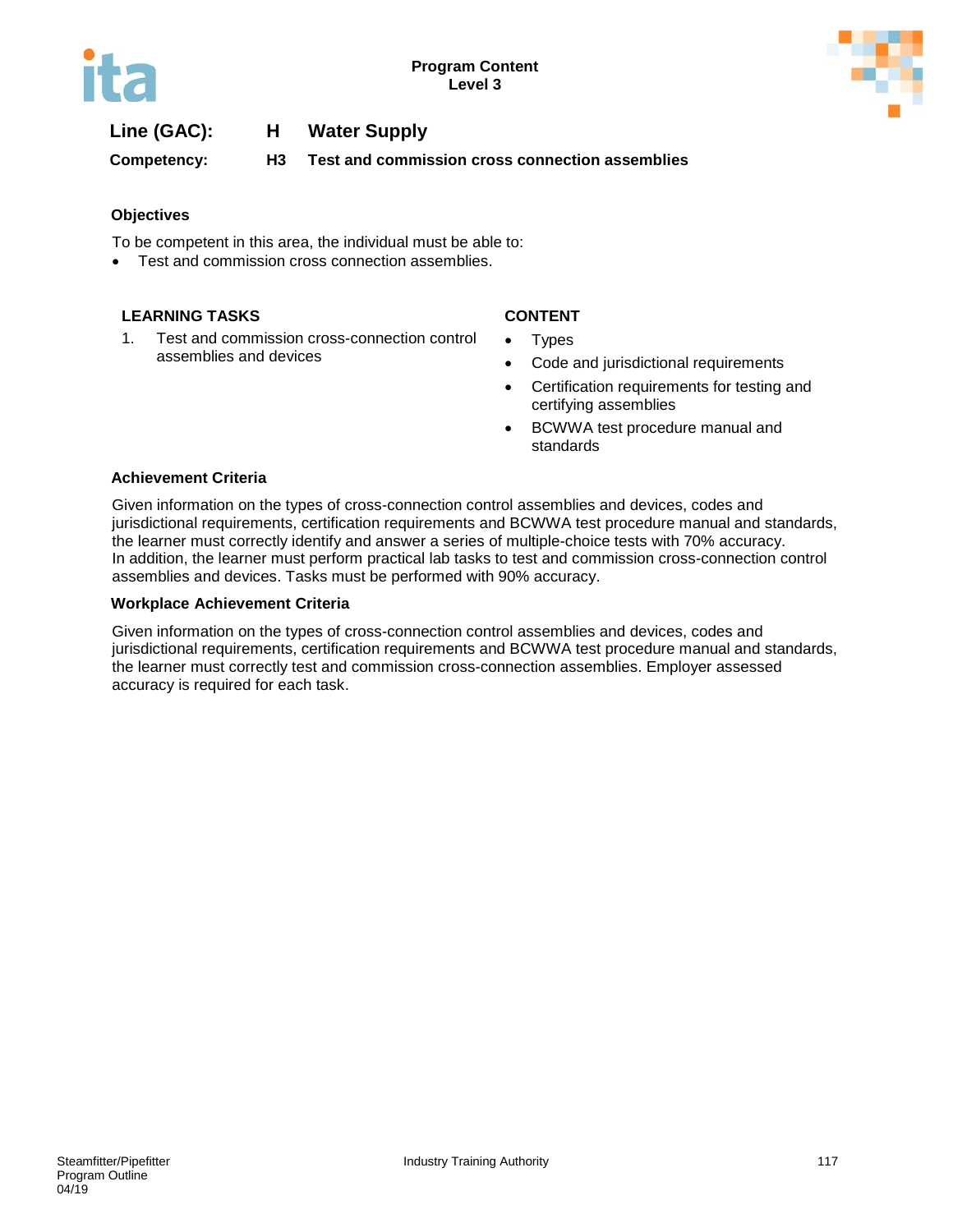**Program Content**
**Level 3**

**Line (GAC):** **H** **Water Supply**

**Competency:** **H3** **Test and commission cross connection assemblies**

### Objectives

To be competent in this area, the individual must be able to:

- Test and commission cross connection assemblies.

| LEARNING TASKS | CONTENT |
|---|---|
| 1. Test and commission cross-connection control assemblies and devices | • Types<br>• Code and jurisdictional requirements<br>• Certification requirements for testing and certifying assemblies<br>• BCWWA test procedure manual and standards |

### Achievement Criteria

Given information on the types of cross-connection control assemblies and devices, codes and jurisdictional requirements, certification requirements and BCWWA test procedure manual and standards, the learner must correctly identify and answer a series of multiple-choice tests with 70% accuracy.
In addition, the learner must perform practical lab tasks to test and commission cross-connection control assemblies and devices. Tasks must be performed with 90% accuracy.

### Workplace Achievement Criteria

Given information on the types of cross-connection control assemblies and devices, codes and jurisdictional requirements, certification requirements and BCWWA test procedure manual and standards, the learner must correctly test and commission cross-connection assemblies. Employer assessed accuracy is required for each task.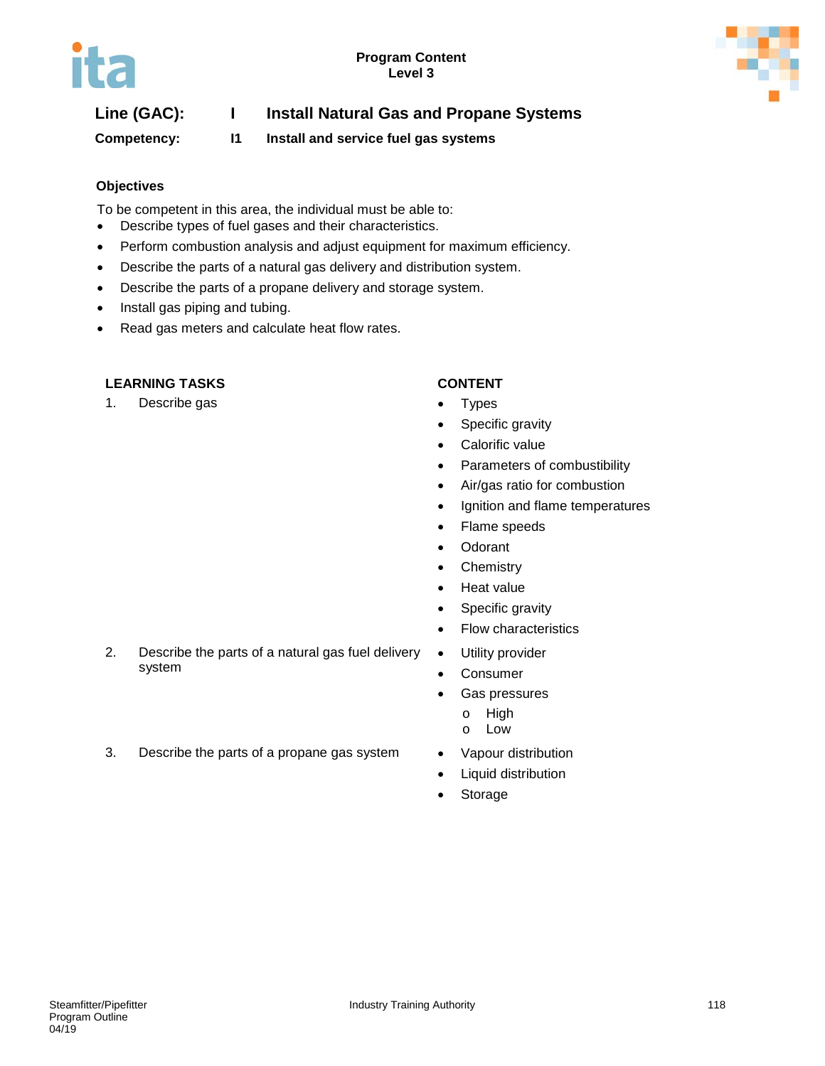Program Content
Level 3

**Line (GAC):** **I** **Install Natural Gas and Propane Systems**

**Competency:** **I1** **Install and service fuel gas systems**

### Objectives

To be competent in this area, the individual must be able to:

- Describe types of fuel gases and their characteristics.
- Perform combustion analysis and adjust equipment for maximum efficiency.
- Describe the parts of a natural gas delivery and distribution system.
- Describe the parts of a propane delivery and storage system.
- Install gas piping and tubing.
- Read gas meters and calculate heat flow rates.

| LEARNING TASKS | CONTENT |
|---|---|
| 1. Describe gas | • Types<br>• Specific gravity<br>• Calorific value<br>• Parameters of combustibility<br>• Air/gas ratio for combustion<br>• Ignition and flame temperatures<br>• Flame speeds<br>• Odorant<br>• Chemistry<br>• Heat value<br>• Specific gravity<br>• Flow characteristics |
| 2. Describe the parts of a natural gas fuel delivery system | • Utility provider<br>• Consumer<br>• Gas pressures<br>&nbsp;&nbsp;&nbsp;&nbsp;o High<br>&nbsp;&nbsp;&nbsp;&nbsp;o Low |
| 3. Describe the parts of a propane gas system | • Vapour distribution<br>• Liquid distribution<br>• Storage |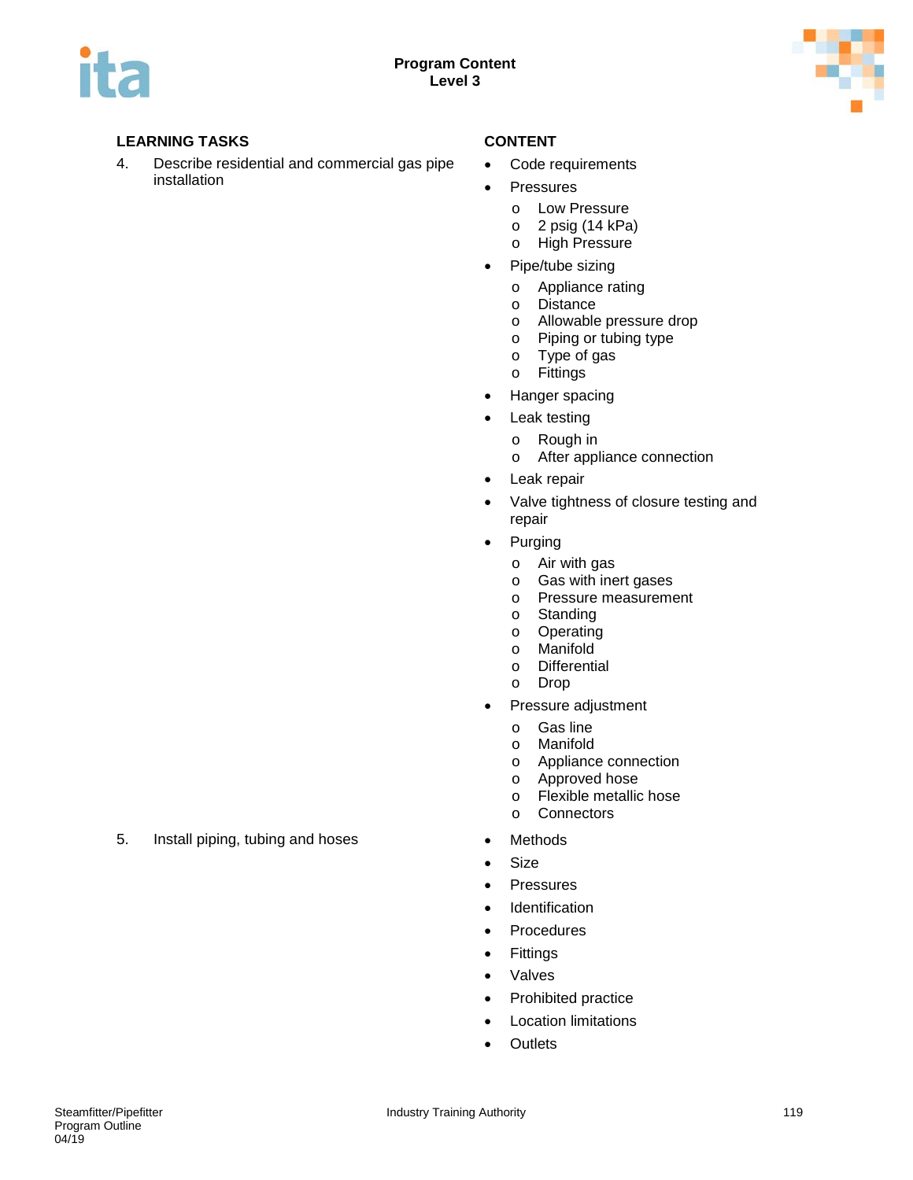| LEARNING TASKS | CONTENT |
|---|---|
| 4. Describe residential and commercial gas pipe installation | • Code requirements<br>• Pressures<br>  o Low Pressure<br>  o 2 psig (14 kPa)<br>  o High Pressure<br>• Pipe/tube sizing<br>  o Appliance rating<br>  o Distance<br>  o Allowable pressure drop<br>  o Piping or tubing type<br>  o Type of gas<br>  o Fittings<br>• Hanger spacing<br>• Leak testing<br>  o Rough in<br>  o After appliance connection<br>• Leak repair<br>• Valve tightness of closure testing and repair<br>• Purging<br>  o Air with gas<br>  o Gas with inert gases<br>  o Pressure measurement<br>  o Standing<br>  o Operating<br>  o Manifold<br>  o Differential<br>  o Drop<br>• Pressure adjustment<br>  o Gas line<br>  o Manifold<br>  o Appliance connection<br>  o Approved hose<br>  o Flexible metallic hose<br>  o Connectors |
| 5. Install piping, tubing and hoses | • Methods<br>• Size<br>• Pressures<br>• Identification<br>• Procedures<br>• Fittings<br>• Valves<br>• Prohibited practice<br>• Location limitations<br>• Outlets |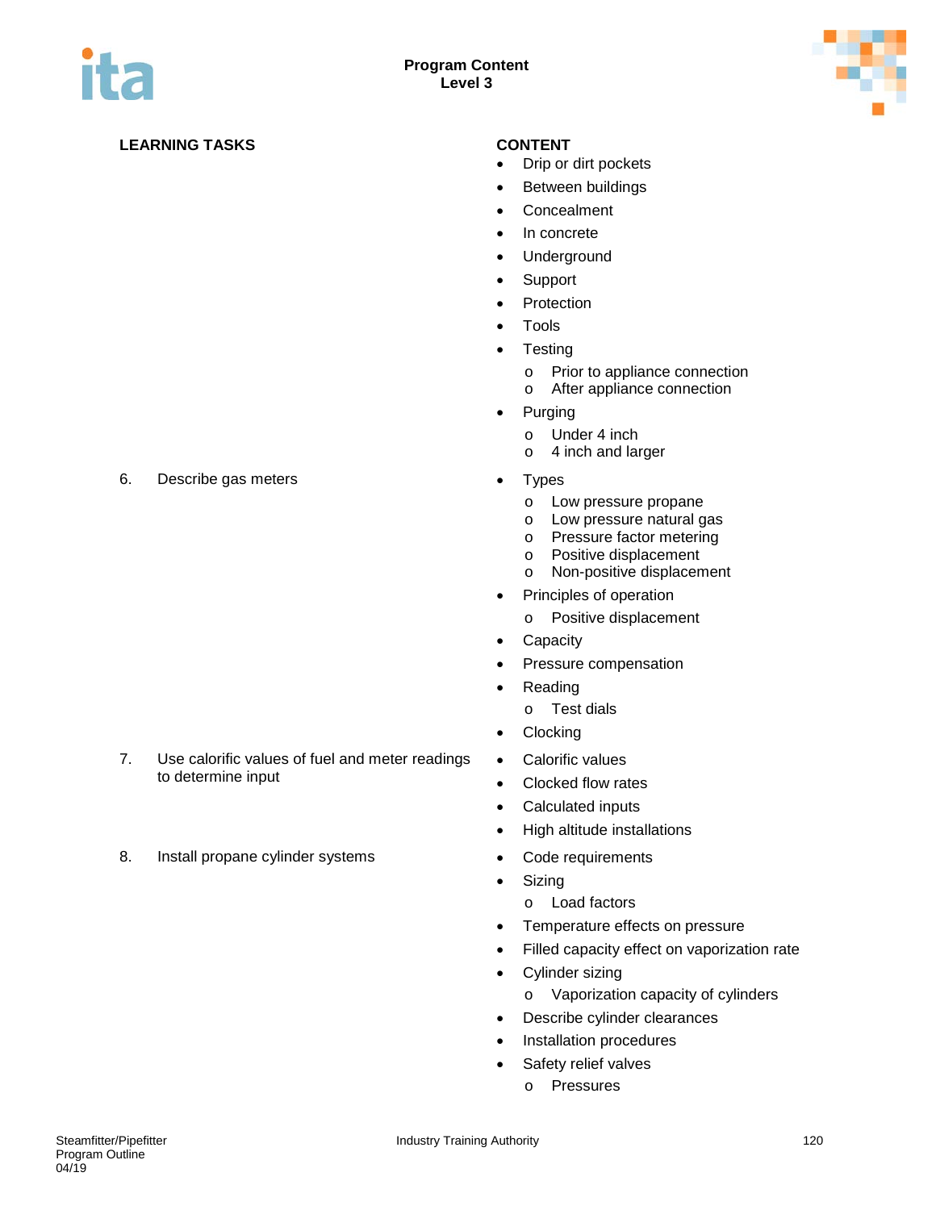## Program Content
## Level 3

| LEARNING TASKS | CONTENT |
|---|---|
| | • Drip or dirt pockets<br>• Between buildings<br>• Concealment<br>• In concrete<br>• Underground<br>• Support<br>• Protection<br>• Tools<br>• Testing<br>  o Prior to appliance connection<br>  o After appliance connection<br>• Purging<br>  o Under 4 inch<br>  o 4 inch and larger |
| 6. Describe gas meters | • Types<br>  o Low pressure propane<br>  o Low pressure natural gas<br>  o Pressure factor metering<br>  o Positive displacement<br>  o Non-positive displacement<br>• Principles of operation<br>  o Positive displacement<br>• Capacity<br>• Pressure compensation<br>• Reading<br>  o Test dials<br>• Clocking |
| 7. Use calorific values of fuel and meter readings to determine input | • Calorific values<br>• Clocked flow rates<br>• Calculated inputs<br>• High altitude installations |
| 8. Install propane cylinder systems | • Code requirements<br>• Sizing<br>  o Load factors<br>• Temperature effects on pressure<br>• Filled capacity effect on vaporization rate<br>• Cylinder sizing<br>  o Vaporization capacity of cylinders<br>• Describe cylinder clearances<br>• Installation procedures<br>• Safety relief valves<br>  o Pressures |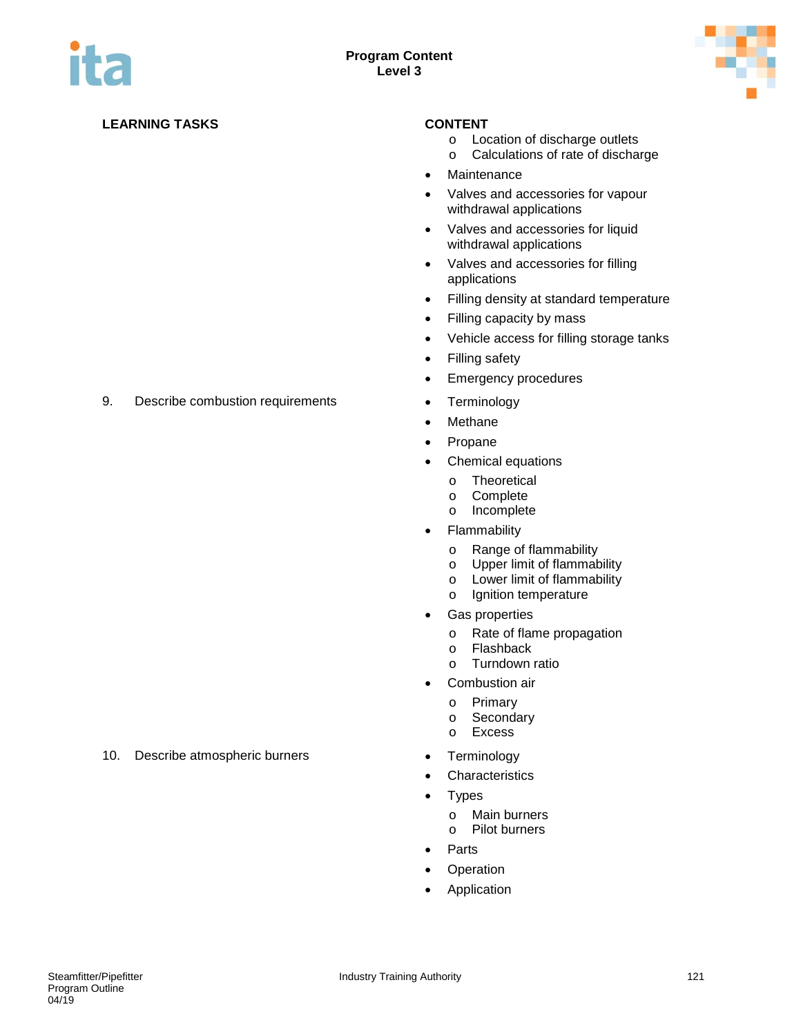| LEARNING TASKS | CONTENT |
|---|---|
| | o Location of discharge outlets<br>o Calculations of rate of discharge<br>• Maintenance<br>• Valves and accessories for vapour withdrawal applications<br>• Valves and accessories for liquid withdrawal applications<br>• Valves and accessories for filling applications<br>• Filling density at standard temperature<br>• Filling capacity by mass<br>• Vehicle access for filling storage tanks<br>• Filling safety<br>• Emergency procedures |
| 9. Describe combustion requirements | • Terminology<br>• Methane<br>• Propane<br>• Chemical equations<br>o Theoretical<br>o Complete<br>o Incomplete<br>• Flammability<br>o Range of flammability<br>o Upper limit of flammability<br>o Lower limit of flammability<br>o Ignition temperature<br>• Gas properties<br>o Rate of flame propagation<br>o Flashback<br>o Turndown ratio<br>• Combustion air<br>o Primary<br>o Secondary<br>o Excess |
| 10. Describe atmospheric burners | • Terminology<br>• Characteristics<br>• Types<br>o Main burners<br>o Pilot burners<br>• Parts<br>• Operation<br>• Application |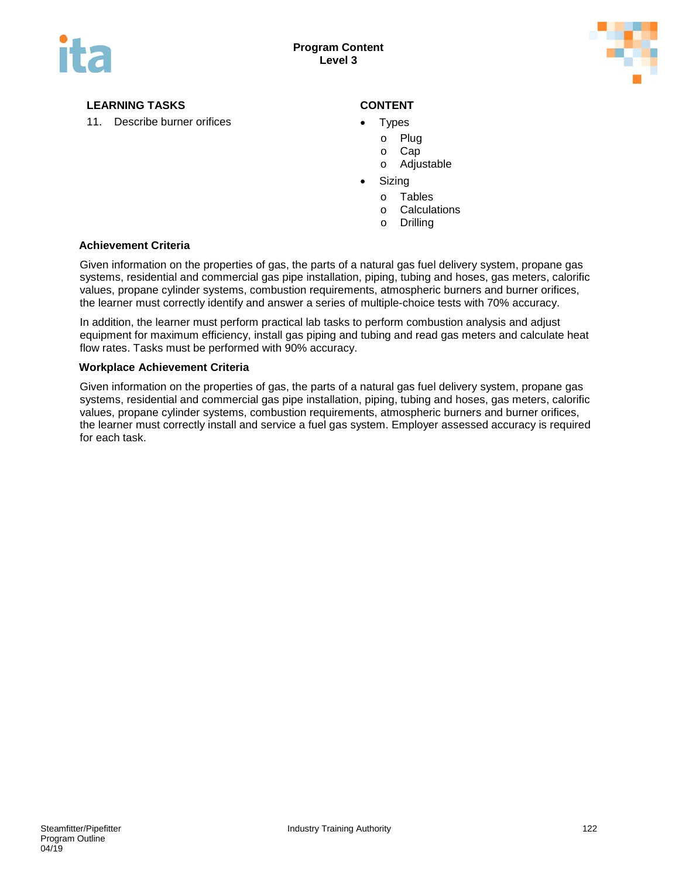| LEARNING TASKS | CONTENT |
|---|---|
| 11. Describe burner orifices | • Types<br>o Plug<br>o Cap<br>o Adjustable<br>• Sizing<br>o Tables<br>o Calculations<br>o Drilling |

**Achievement Criteria**

Given information on the properties of gas, the parts of a natural gas fuel delivery system, propane gas systems, residential and commercial gas pipe installation, piping, tubing and hoses, gas meters, calorific values, propane cylinder systems, combustion requirements, atmospheric burners and burner orifices, the learner must correctly identify and answer a series of multiple-choice tests with 70% accuracy.

In addition, the learner must perform practical lab tasks to perform combustion analysis and adjust equipment for maximum efficiency, install gas piping and tubing and read gas meters and calculate heat flow rates. Tasks must be performed with 90% accuracy.

**Workplace Achievement Criteria**

Given information on the properties of gas, the parts of a natural gas fuel delivery system, propane gas systems, residential and commercial gas pipe installation, piping, tubing and hoses, gas meters, calorific values, propane cylinder systems, combustion requirements, atmospheric burners and burner orifices, the learner must correctly install and service a fuel gas system. Employer assessed accuracy is required for each task.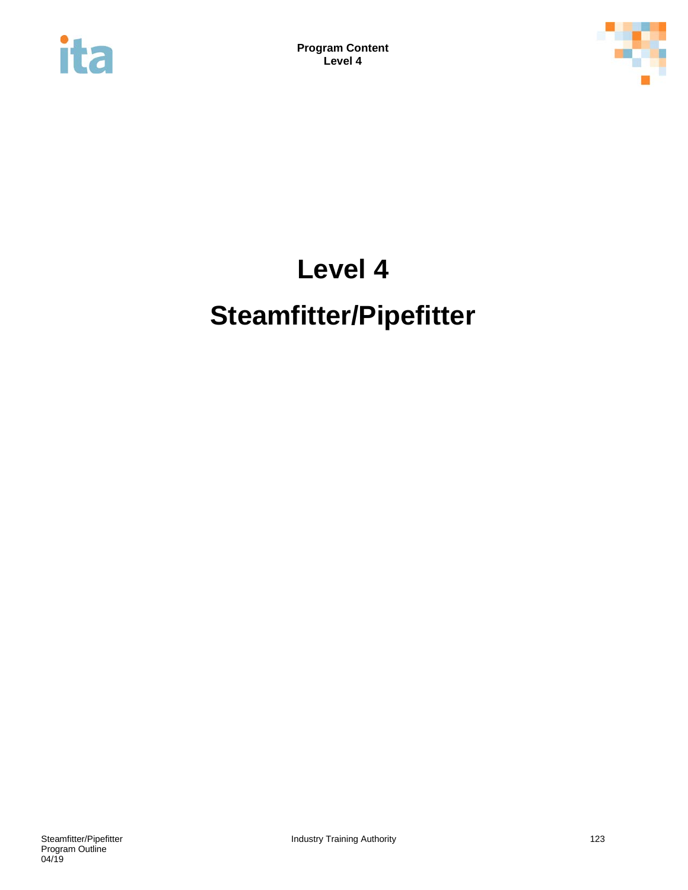# Level 4

# Steamfitter/Pipefitter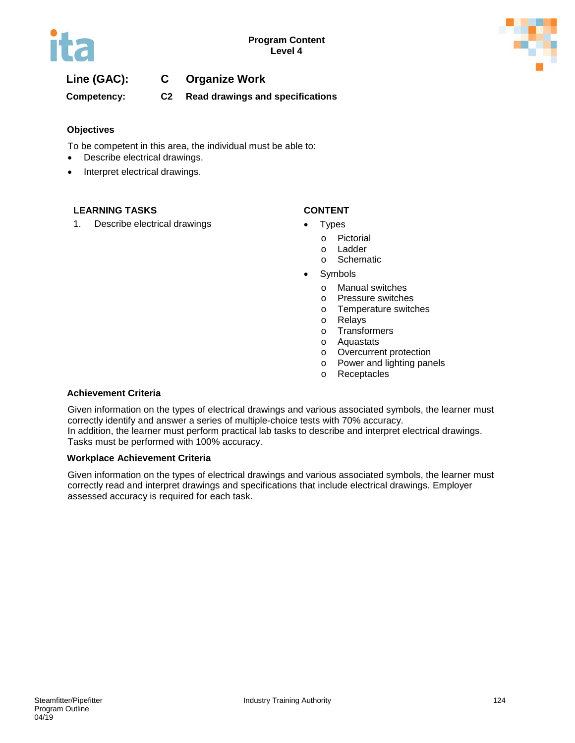**Line (GAC):** C Organize Work

**Competency:** C2 Read drawings and specifications

### Objectives

To be competent in this area, the individual must be able to:

- Describe electrical drawings.
- Interpret electrical drawings.

| LEARNING TASKS | CONTENT |
|---|---|
| 1. Describe electrical drawings | • Types<br>o Pictorial<br>o Ladder<br>o Schematic<br>• Symbols<br>o Manual switches<br>o Pressure switches<br>o Temperature switches<br>o Relays<br>o Transformers<br>o Aquastats<br>o Overcurrent protection<br>o Power and lighting panels<br>o Receptacles |

### Achievement Criteria

Given information on the types of electrical drawings and various associated symbols, the learner must correctly identify and answer a series of multiple-choice tests with 70% accuracy.
In addition, the learner must perform practical lab tasks to describe and interpret electrical drawings. Tasks must be performed with 100% accuracy.

### Workplace Achievement Criteria

Given information on the types of electrical drawings and various associated symbols, the learner must correctly read and interpret drawings and specifications that include electrical drawings. Employer assessed accuracy is required for each task.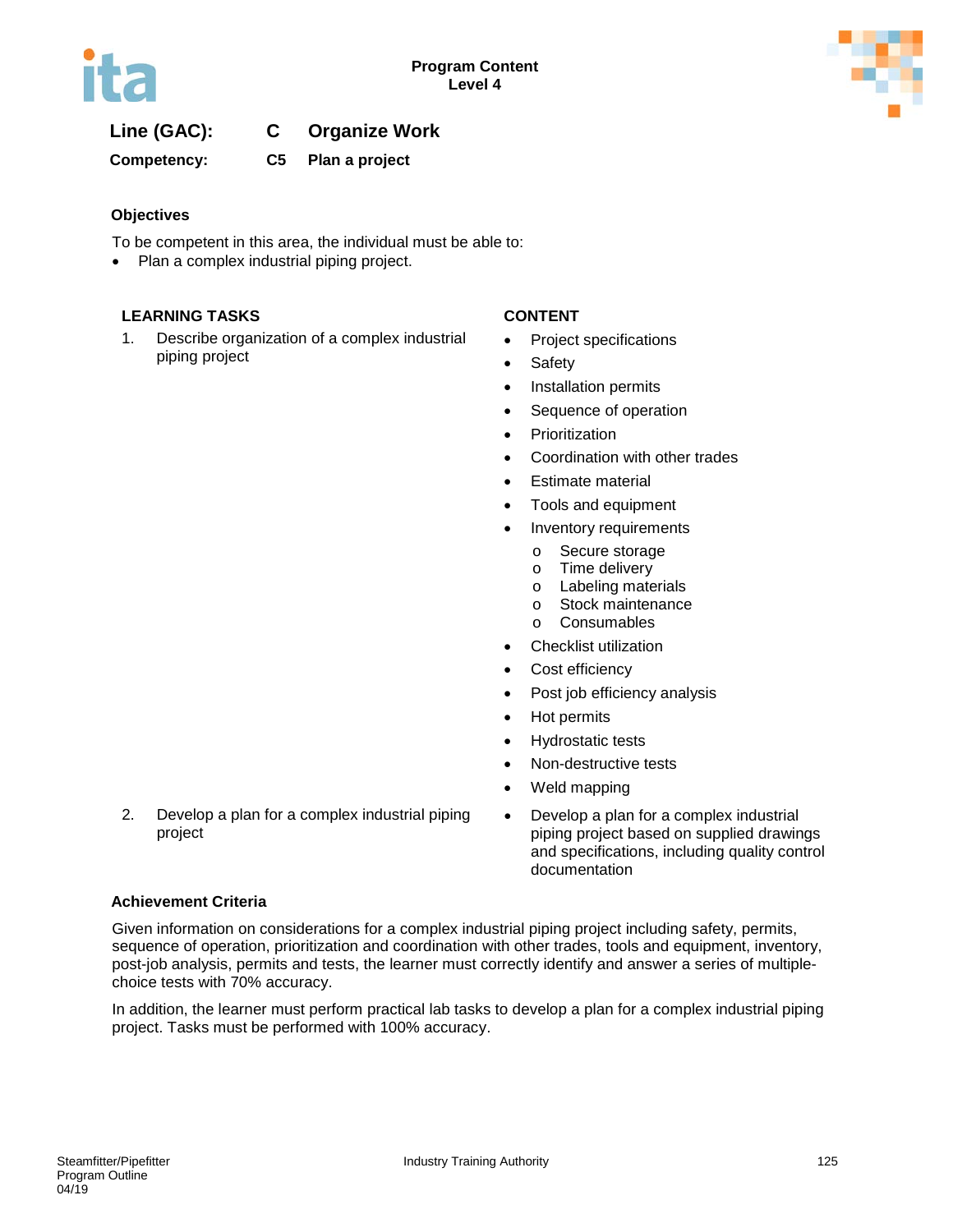**Line (GAC):** C Organize Work

**Competency:** C5 Plan a project

### Objectives

To be competent in this area, the individual must be able to:

- Plan a complex industrial piping project.

| LEARNING TASKS | CONTENT |
|---|---|
| 1. Describe organization of a complex industrial piping project | • Project specifications<br>• Safety<br>• Installation permits<br>• Sequence of operation<br>• Prioritization<br>• Coordination with other trades<br>• Estimate material<br>• Tools and equipment<br>• Inventory requirements<br>  o Secure storage<br>  o Time delivery<br>  o Labeling materials<br>  o Stock maintenance<br>  o Consumables<br>• Checklist utilization<br>• Cost efficiency<br>• Post job efficiency analysis<br>• Hot permits<br>• Hydrostatic tests<br>• Non-destructive tests<br>• Weld mapping |
| 2. Develop a plan for a complex industrial piping project | • Develop a plan for a complex industrial piping project based on supplied drawings and specifications, including quality control documentation |

### Achievement Criteria

Given information on considerations for a complex industrial piping project including safety, permits, sequence of operation, prioritization and coordination with other trades, tools and equipment, inventory, post-job analysis, permits and tests, the learner must correctly identify and answer a series of multiple-choice tests with 70% accuracy.

In addition, the learner must perform practical lab tasks to develop a plan for a complex industrial piping project. Tasks must be performed with 100% accuracy.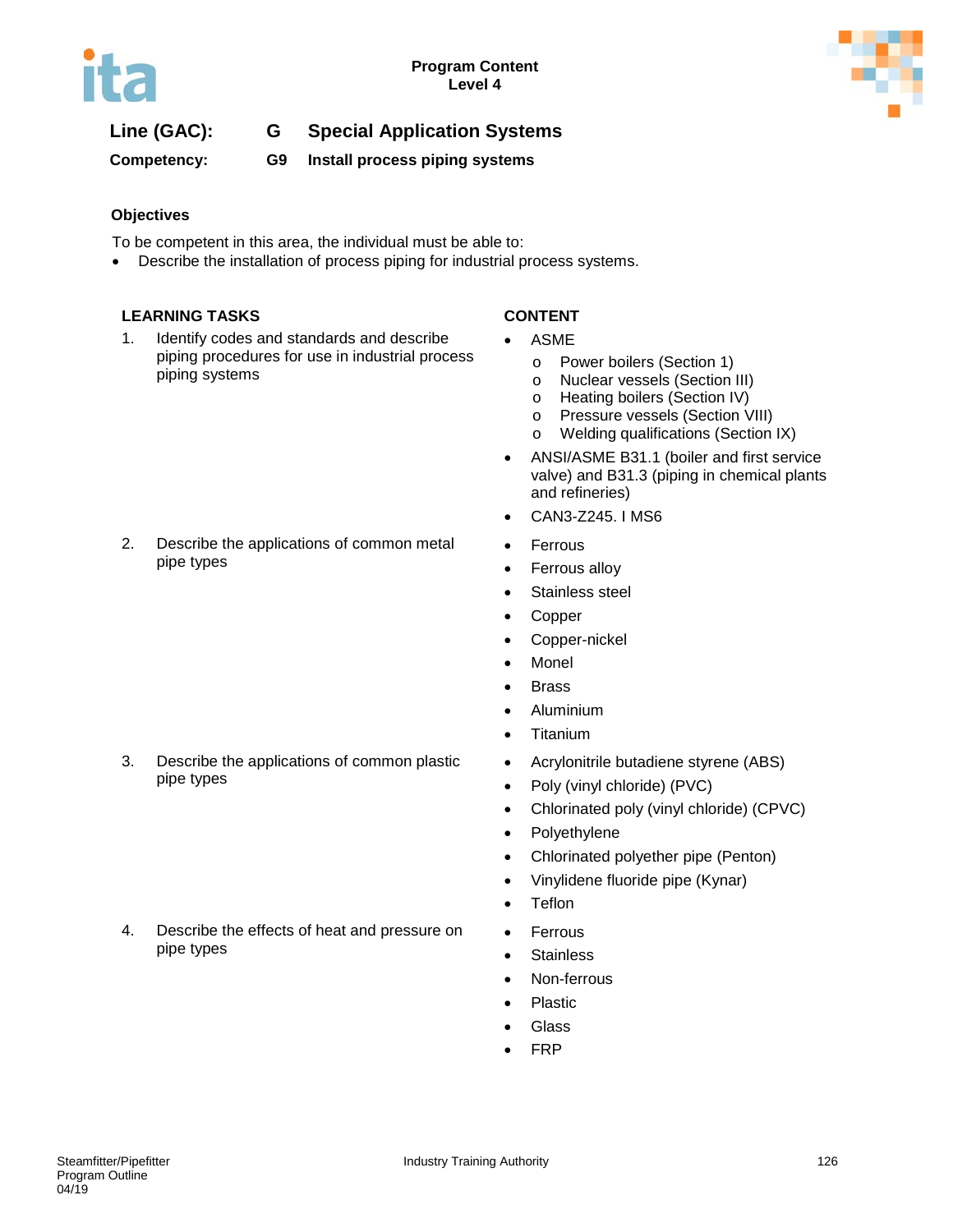Program Content
Level 4

**Line (GAC):** **G** **Special Application Systems**

**Competency:** **G9** **Install process piping systems**

### Objectives

To be competent in this area, the individual must be able to:

- Describe the installation of process piping for industrial process systems.

| LEARNING TASKS | CONTENT |
| --- | --- |
| 1. Identify codes and standards and describe piping procedures for use in industrial process piping systems | • ASME<br>o Power boilers (Section 1)<br>o Nuclear vessels (Section III)<br>o Heating boilers (Section IV)<br>o Pressure vessels (Section VIII)<br>o Welding qualifications (Section IX)<br>• ANSI/ASME B31.1 (boiler and first service valve) and B31.3 (piping in chemical plants and refineries)<br>• CAN3-Z245. I MS6 |
| 2. Describe the applications of common metal pipe types | • Ferrous<br>• Ferrous alloy<br>• Stainless steel<br>• Copper<br>• Copper-nickel<br>• Monel<br>• Brass<br>• Aluminium<br>• Titanium |
| 3. Describe the applications of common plastic pipe types | • Acrylonitrile butadiene styrene (ABS)<br>• Poly (vinyl chloride) (PVC)<br>• Chlorinated poly (vinyl chloride) (CPVC)<br>• Polyethylene<br>• Chlorinated polyether pipe (Penton)<br>• Vinylidene fluoride pipe (Kynar)<br>• Teflon |
| 4. Describe the effects of heat and pressure on pipe types | • Ferrous<br>• Stainless<br>• Non-ferrous<br>• Plastic<br>• Glass<br>• FRP |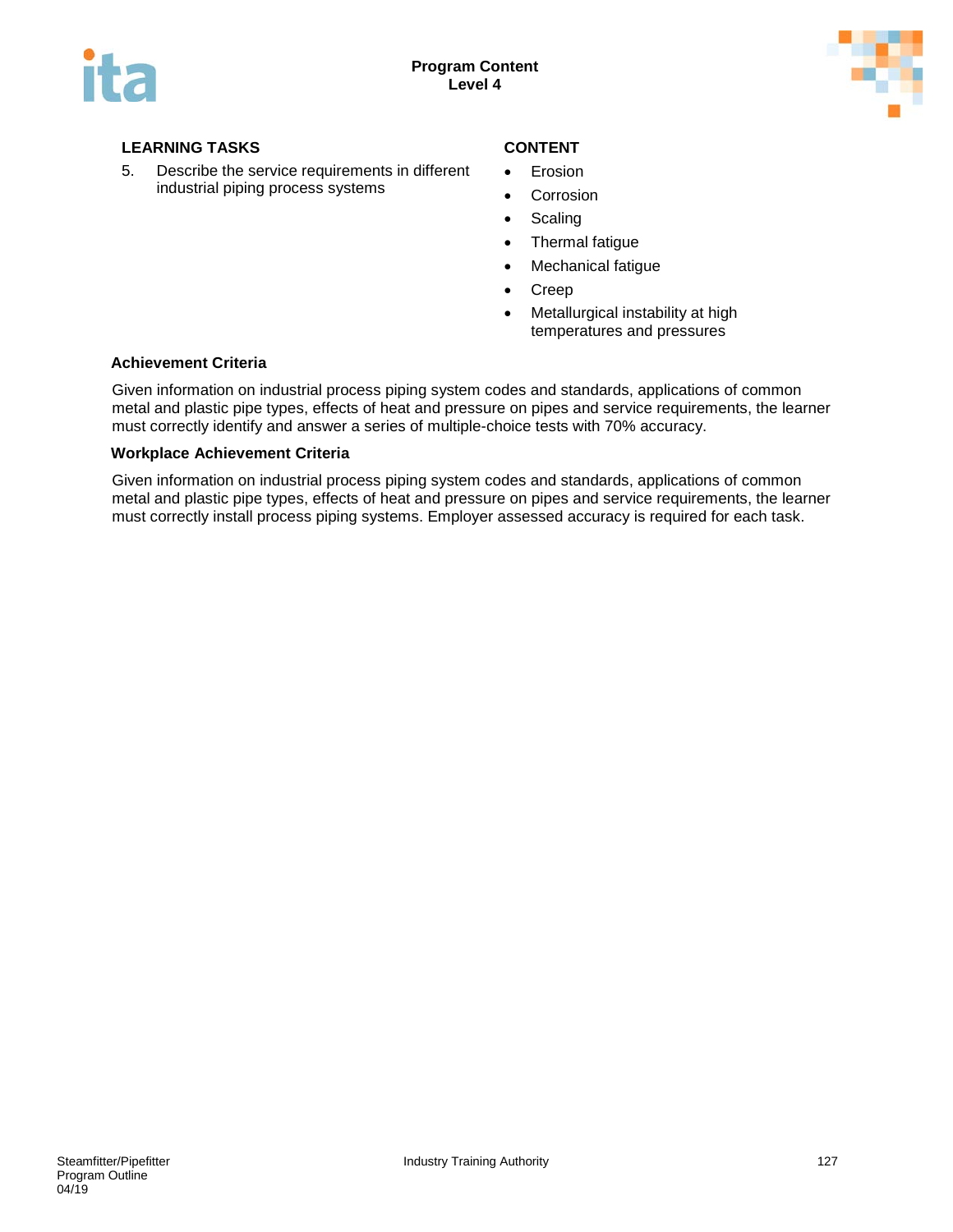| LEARNING TASKS | CONTENT |
|---|---|
| 5. Describe the service requirements in different industrial piping process systems | • Erosion<br>• Corrosion<br>• Scaling<br>• Thermal fatigue<br>• Mechanical fatigue<br>• Creep<br>• Metallurgical instability at high temperatures and pressures |

**Achievement Criteria**

Given information on industrial process piping system codes and standards, applications of common metal and plastic pipe types, effects of heat and pressure on pipes and service requirements, the learner must correctly identify and answer a series of multiple-choice tests with 70% accuracy.

**Workplace Achievement Criteria**

Given information on industrial process piping system codes and standards, applications of common metal and plastic pipe types, effects of heat and pressure on pipes and service requirements, the learner must correctly install process piping systems. Employer assessed accuracy is required for each task.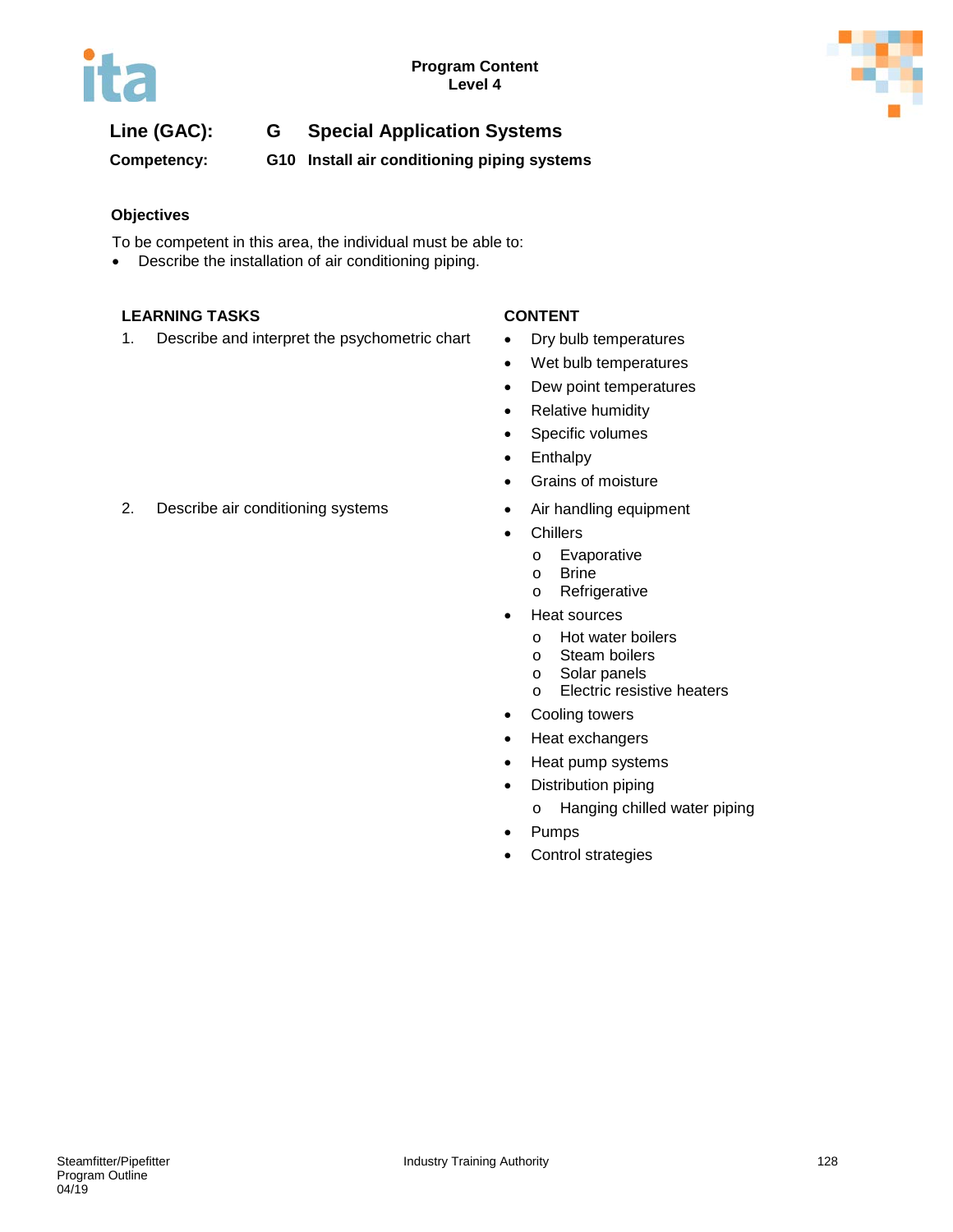**Line (GAC):** **G** **Special Application Systems**

**Competency:** **G10** **Install air conditioning piping systems**

### Objectives

To be competent in this area, the individual must be able to:

- Describe the installation of air conditioning piping.

| LEARNING TASKS | CONTENT |
|---|---|
| 1. Describe and interpret the psychometric chart | • Dry bulb temperatures<br>• Wet bulb temperatures<br>• Dew point temperatures<br>• Relative humidity<br>• Specific volumes<br>• Enthalpy<br>• Grains of moisture |
| 2. Describe air conditioning systems | • Air handling equipment<br>• Chillers<br>  o Evaporative<br>  o Brine<br>  o Refrigerative<br>• Heat sources<br>  o Hot water boilers<br>  o Steam boilers<br>  o Solar panels<br>  o Electric resistive heaters<br>• Cooling towers<br>• Heat exchangers<br>• Heat pump systems<br>• Distribution piping<br>  o Hanging chilled water piping<br>• Pumps<br>• Control strategies |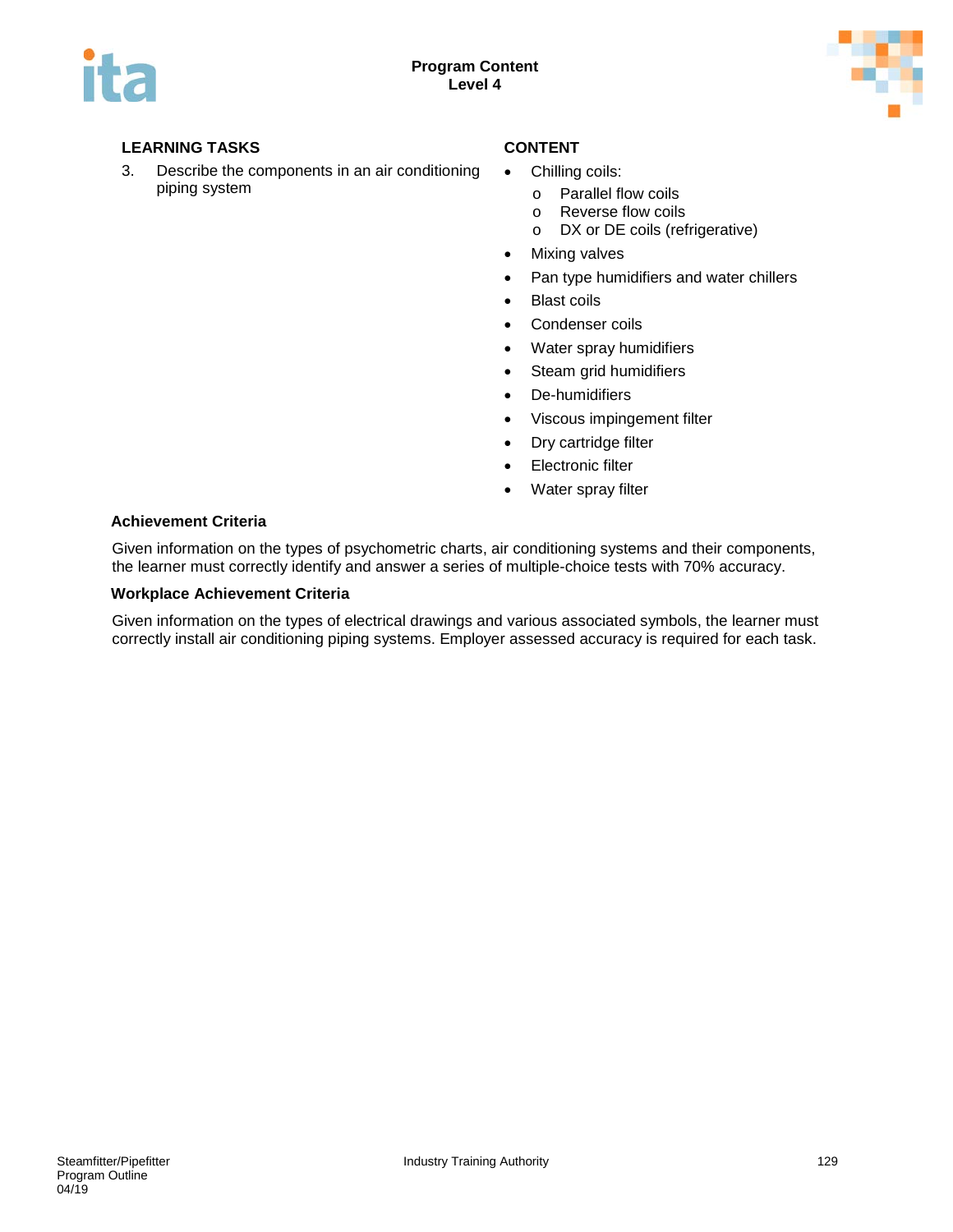| LEARNING TASKS | CONTENT |
|---|---|
| 3. Describe the components in an air conditioning piping system | • Chilling coils:<br>  o Parallel flow coils<br>  o Reverse flow coils<br>  o DX or DE coils (refrigerative)<br>• Mixing valves<br>• Pan type humidifiers and water chillers<br>• Blast coils<br>• Condenser coils<br>• Water spray humidifiers<br>• Steam grid humidifiers<br>• De-humidifiers<br>• Viscous impingement filter<br>• Dry cartridge filter<br>• Electronic filter<br>• Water spray filter |

**Achievement Criteria**

Given information on the types of psychometric charts, air conditioning systems and their components, the learner must correctly identify and answer a series of multiple-choice tests with 70% accuracy.

**Workplace Achievement Criteria**

Given information on the types of electrical drawings and various associated symbols, the learner must correctly install air conditioning piping systems. Employer assessed accuracy is required for each task.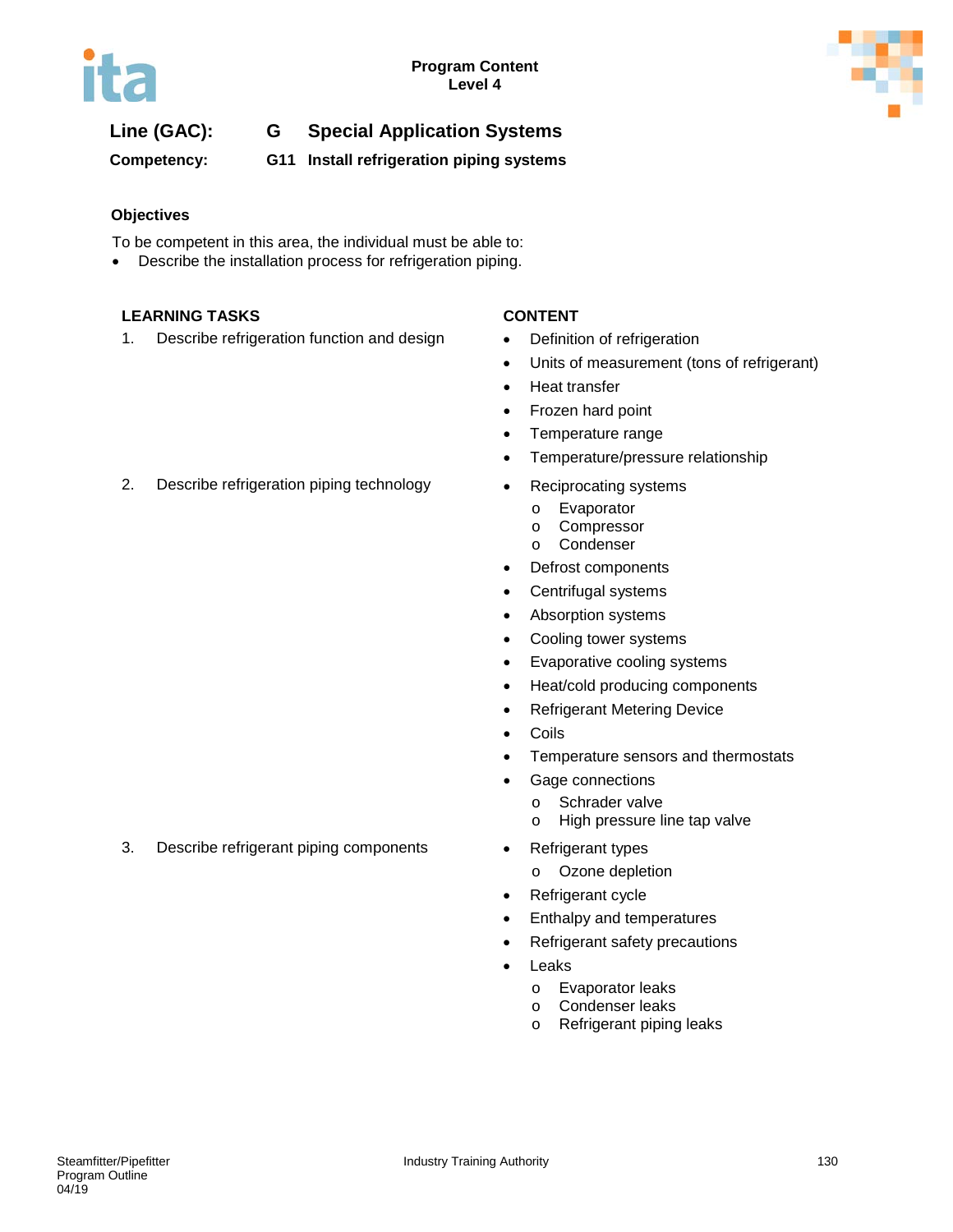**Program Content**
**Level 4**

## Line (GAC): G Special Application Systems

**Competency: G11 Install refrigeration piping systems**

### Objectives

To be competent in this area, the individual must be able to:

- Describe the installation process for refrigeration piping.

| LEARNING TASKS | CONTENT |
|---|---|
| 1. Describe refrigeration function and design | • Definition of refrigeration<br>• Units of measurement (tons of refrigerant)<br>• Heat transfer<br>• Frozen hard point<br>• Temperature range<br>• Temperature/pressure relationship |
| 2. Describe refrigeration piping technology | • Reciprocating systems<br>  o Evaporator<br>  o Compressor<br>  o Condenser<br>• Defrost components<br>• Centrifugal systems<br>• Absorption systems<br>• Cooling tower systems<br>• Evaporative cooling systems<br>• Heat/cold producing components<br>• Refrigerant Metering Device<br>• Coils<br>• Temperature sensors and thermostats<br>• Gage connections<br>  o Schrader valve<br>  o High pressure line tap valve |
| 3. Describe refrigerant piping components | • Refrigerant types<br>  o Ozone depletion<br>• Refrigerant cycle<br>• Enthalpy and temperatures<br>• Refrigerant safety precautions<br>• Leaks<br>  o Evaporator leaks<br>  o Condenser leaks<br>  o Refrigerant piping leaks |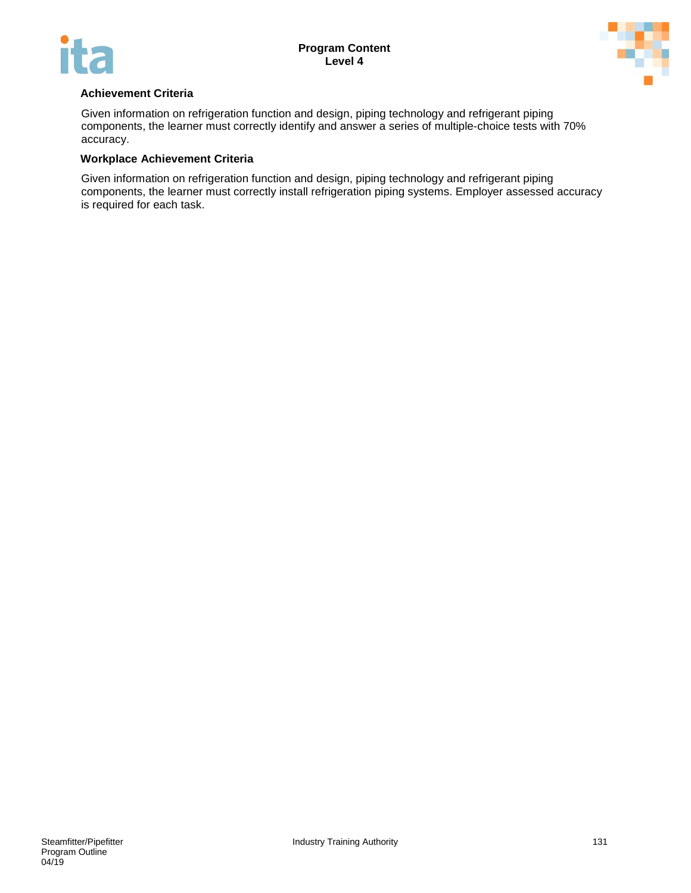**Achievement Criteria**

Given information on refrigeration function and design, piping technology and refrigerant piping components, the learner must correctly identify and answer a series of multiple-choice tests with 70% accuracy.

**Workplace Achievement Criteria**

Given information on refrigeration function and design, piping technology and refrigerant piping components, the learner must correctly install refrigeration piping systems. Employer assessed accuracy is required for each task.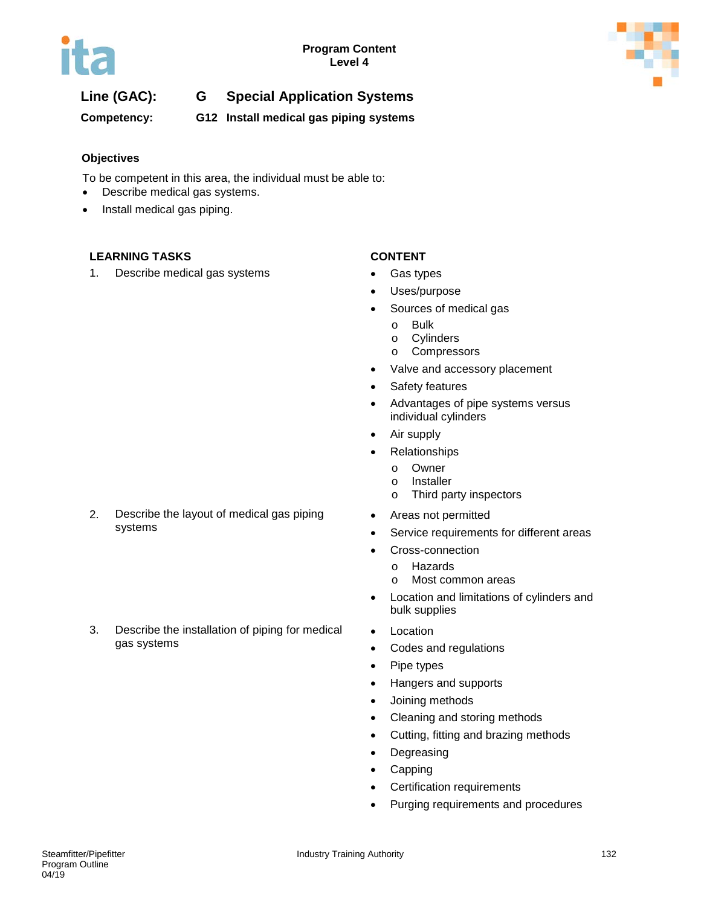**Line (GAC):** G Special Application Systems

**Competency:** G12 Install medical gas piping systems

## Objectives

To be competent in this area, the individual must be able to:

- Describe medical gas systems.
- Install medical gas piping.

| LEARNING TASKS | CONTENT |
|---|---|
| 1. Describe medical gas systems | • Gas types<br>• Uses/purpose<br>• Sources of medical gas<br>  o Bulk<br>  o Cylinders<br>  o Compressors<br>• Valve and accessory placement<br>• Safety features<br>• Advantages of pipe systems versus individual cylinders<br>• Air supply<br>• Relationships<br>  o Owner<br>  o Installer<br>  o Third party inspectors |
| 2. Describe the layout of medical gas piping systems | • Areas not permitted<br>• Service requirements for different areas<br>• Cross-connection<br>  o Hazards<br>  o Most common areas<br>• Location and limitations of cylinders and bulk supplies |
| 3. Describe the installation of piping for medical gas systems | • Location<br>• Codes and regulations<br>• Pipe types<br>• Hangers and supports<br>• Joining methods<br>• Cleaning and storing methods<br>• Cutting, fitting and brazing methods<br>• Degreasing<br>• Capping<br>• Certification requirements<br>• Purging requirements and procedures |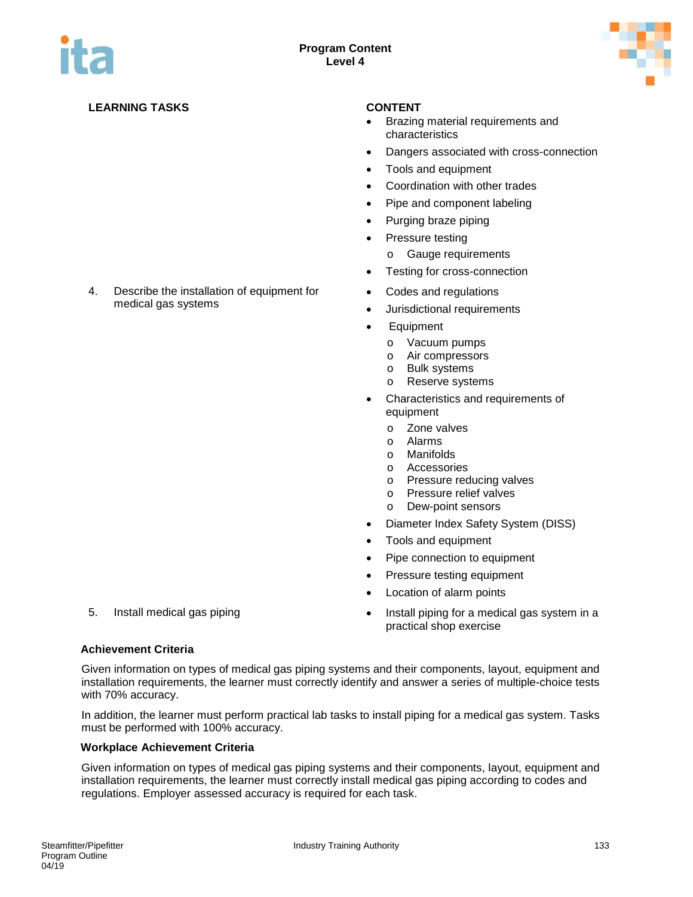| LEARNING TASKS | CONTENT |
|---|---|
| | • Brazing material requirements and characteristics<br>• Dangers associated with cross-connection<br>• Tools and equipment<br>• Coordination with other trades<br>• Pipe and component labeling<br>• Purging braze piping<br>• Pressure testing<br>  o Gauge requirements<br>• Testing for cross-connection |
| 4. Describe the installation of equipment for medical gas systems | • Codes and regulations<br>• Jurisdictional requirements<br>• Equipment<br>  o Vacuum pumps<br>  o Air compressors<br>  o Bulk systems<br>  o Reserve systems<br>• Characteristics and requirements of equipment<br>  o Zone valves<br>  o Alarms<br>  o Manifolds<br>  o Accessories<br>  o Pressure reducing valves<br>  o Pressure relief valves<br>  o Dew-point sensors<br>• Diameter Index Safety System (DISS)<br>• Tools and equipment<br>• Pipe connection to equipment<br>• Pressure testing equipment<br>• Location of alarm points |
| 5. Install medical gas piping | • Install piping for a medical gas system in a practical shop exercise |

**Achievement Criteria**

Given information on types of medical gas piping systems and their components, layout, equipment and installation requirements, the learner must correctly identify and answer a series of multiple-choice tests with 70% accuracy.

In addition, the learner must perform practical lab tasks to install piping for a medical gas system. Tasks must be performed with 100% accuracy.

**Workplace Achievement Criteria**

Given information on types of medical gas piping systems and their components, layout, equipment and installation requirements, the learner must correctly install medical gas piping according to codes and regulations. Employer assessed accuracy is required for each task.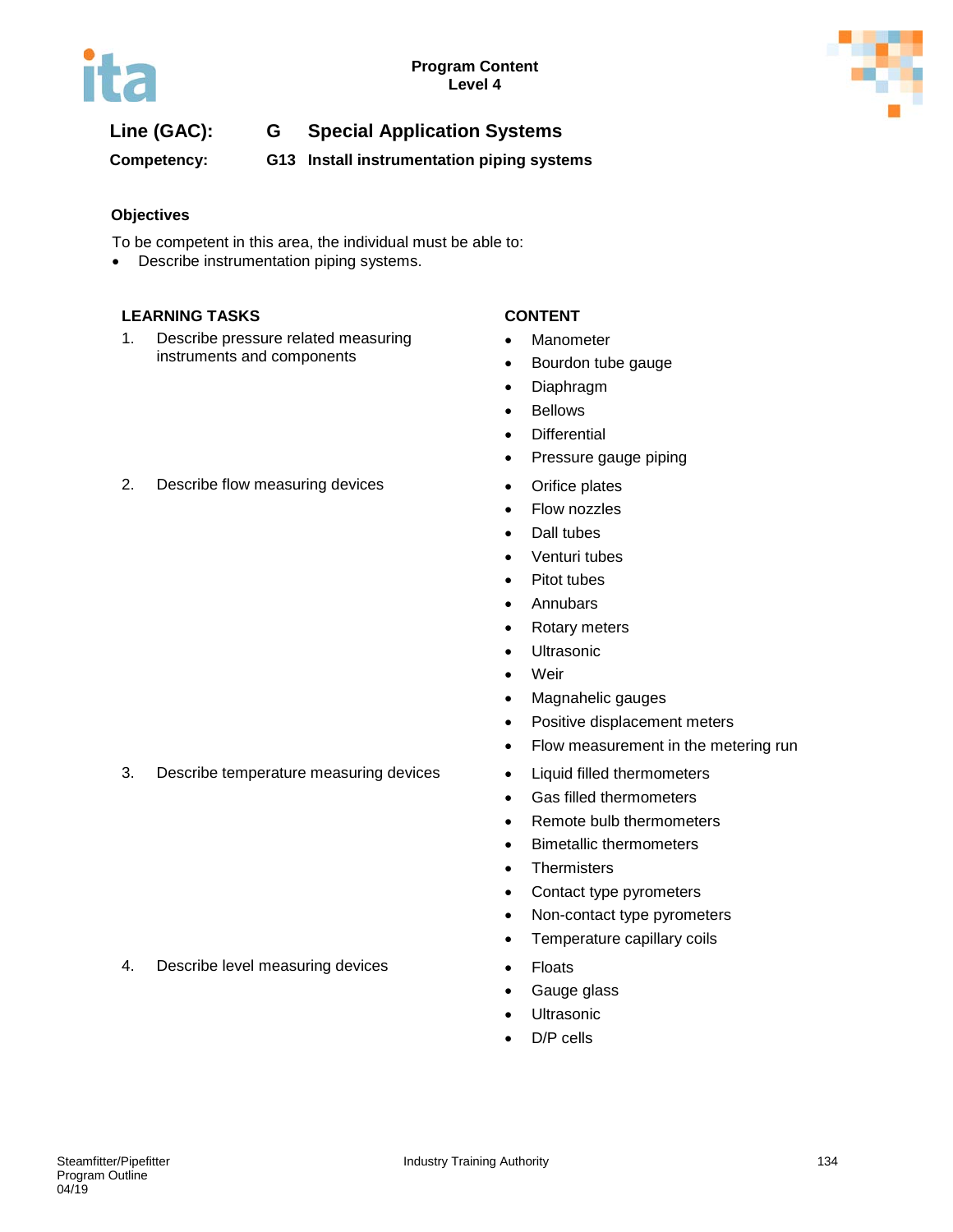**Program Content**
**Level 4**

**Line (GAC):** **G Special Application Systems**

**Competency:** **G13 Install instrumentation piping systems**

### Objectives

To be competent in this area, the individual must be able to:

- Describe instrumentation piping systems.

| LEARNING TASKS | CONTENT |
|---|---|
| 1. Describe pressure related measuring instruments and components | • Manometer<br>• Bourdon tube gauge<br>• Diaphragm<br>• Bellows<br>• Differential<br>• Pressure gauge piping |
| 2. Describe flow measuring devices | • Orifice plates<br>• Flow nozzles<br>• Dall tubes<br>• Venturi tubes<br>• Pitot tubes<br>• Annubars<br>• Rotary meters<br>• Ultrasonic<br>• Weir<br>• Magnahelic gauges<br>• Positive displacement meters<br>• Flow measurement in the metering run |
| 3. Describe temperature measuring devices | • Liquid filled thermometers<br>• Gas filled thermometers<br>• Remote bulb thermometers<br>• Bimetallic thermometers<br>• Thermisters<br>• Contact type pyrometers<br>• Non-contact type pyrometers<br>• Temperature capillary coils |
| 4. Describe level measuring devices | • Floats<br>• Gauge glass<br>• Ultrasonic<br>• D/P cells |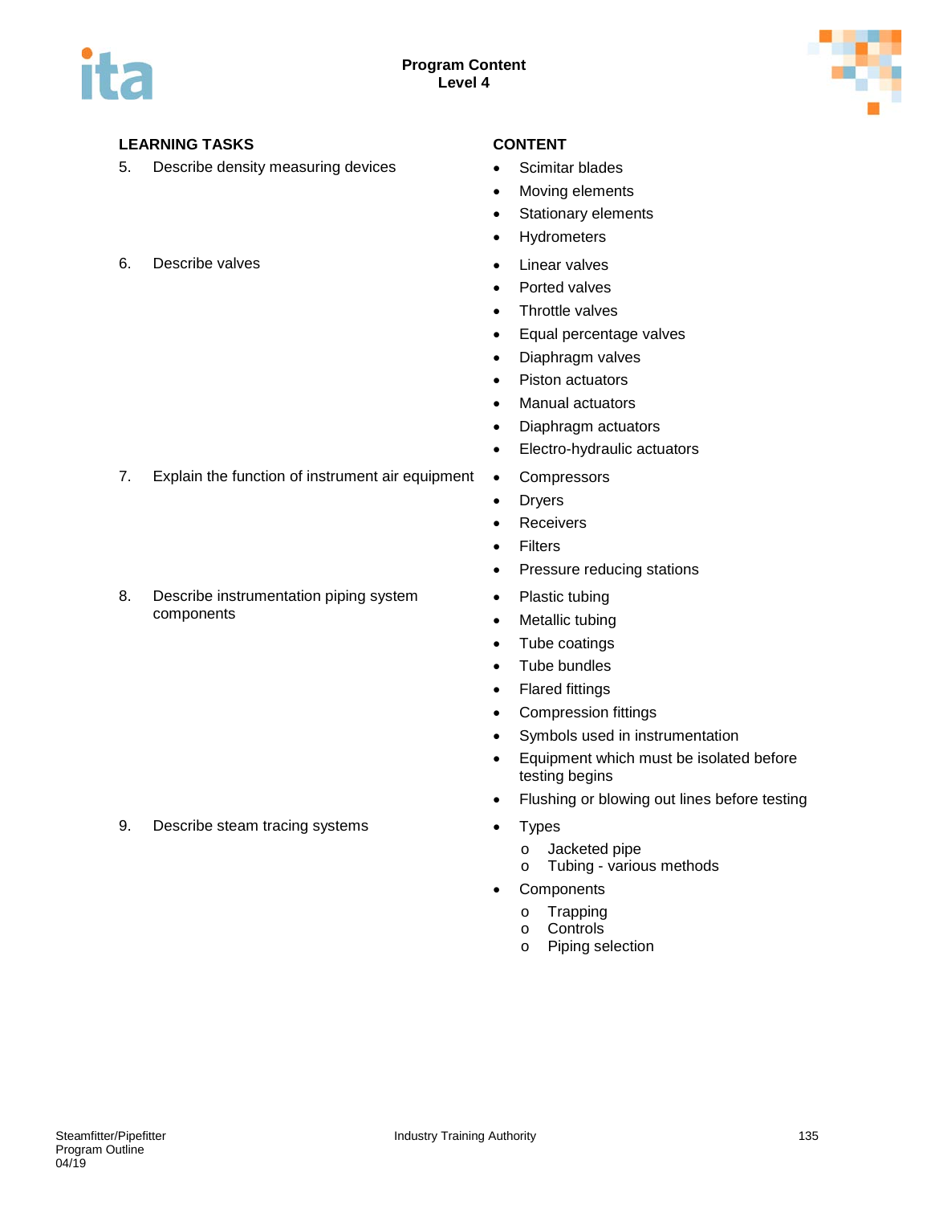**Program Content**
**Level 4**

| LEARNING TASKS | CONTENT |
|---|---|
| 5. Describe density measuring devices | • Scimitar blades<br>• Moving elements<br>• Stationary elements<br>• Hydrometers |
| 6. Describe valves | • Linear valves<br>• Ported valves<br>• Throttle valves<br>• Equal percentage valves<br>• Diaphragm valves<br>• Piston actuators<br>• Manual actuators<br>• Diaphragm actuators<br>• Electro-hydraulic actuators |
| 7. Explain the function of instrument air equipment | • Compressors<br>• Dryers<br>• Receivers<br>• Filters<br>• Pressure reducing stations |
| 8. Describe instrumentation piping system components | • Plastic tubing<br>• Metallic tubing<br>• Tube coatings<br>• Tube bundles<br>• Flared fittings<br>• Compression fittings<br>• Symbols used in instrumentation<br>• Equipment which must be isolated before testing begins<br>• Flushing or blowing out lines before testing |
| 9. Describe steam tracing systems | • Types<br>o Jacketed pipe<br>o Tubing - various methods<br>• Components<br>o Trapping<br>o Controls<br>o Piping selection |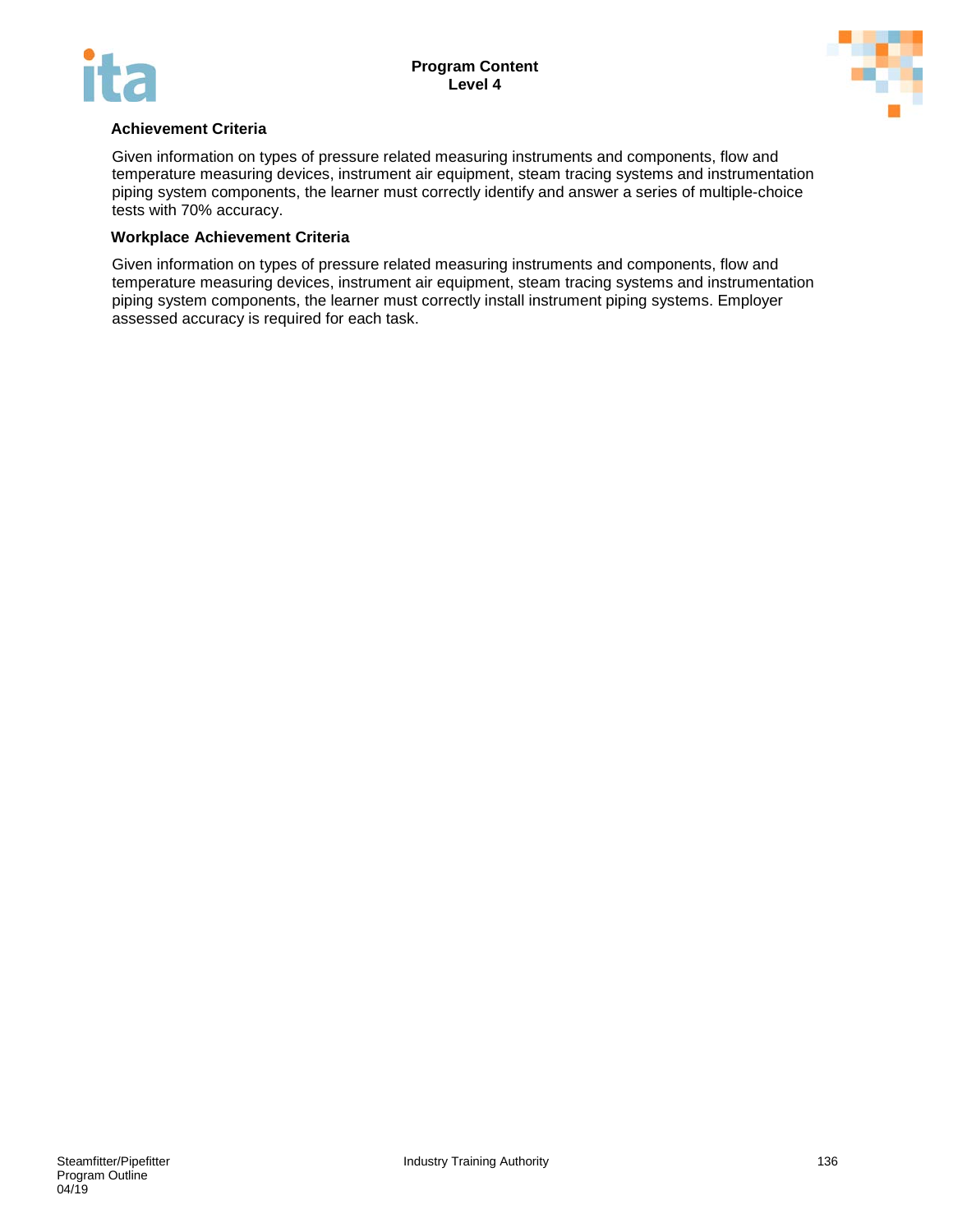**Achievement Criteria**

Given information on types of pressure related measuring instruments and components, flow and temperature measuring devices, instrument air equipment, steam tracing systems and instrumentation piping system components, the learner must correctly identify and answer a series of multiple-choice tests with 70% accuracy.

**Workplace Achievement Criteria**

Given information on types of pressure related measuring instruments and components, flow and temperature measuring devices, instrument air equipment, steam tracing systems and instrumentation piping system components, the learner must correctly install instrument piping systems. Employer assessed accuracy is required for each task.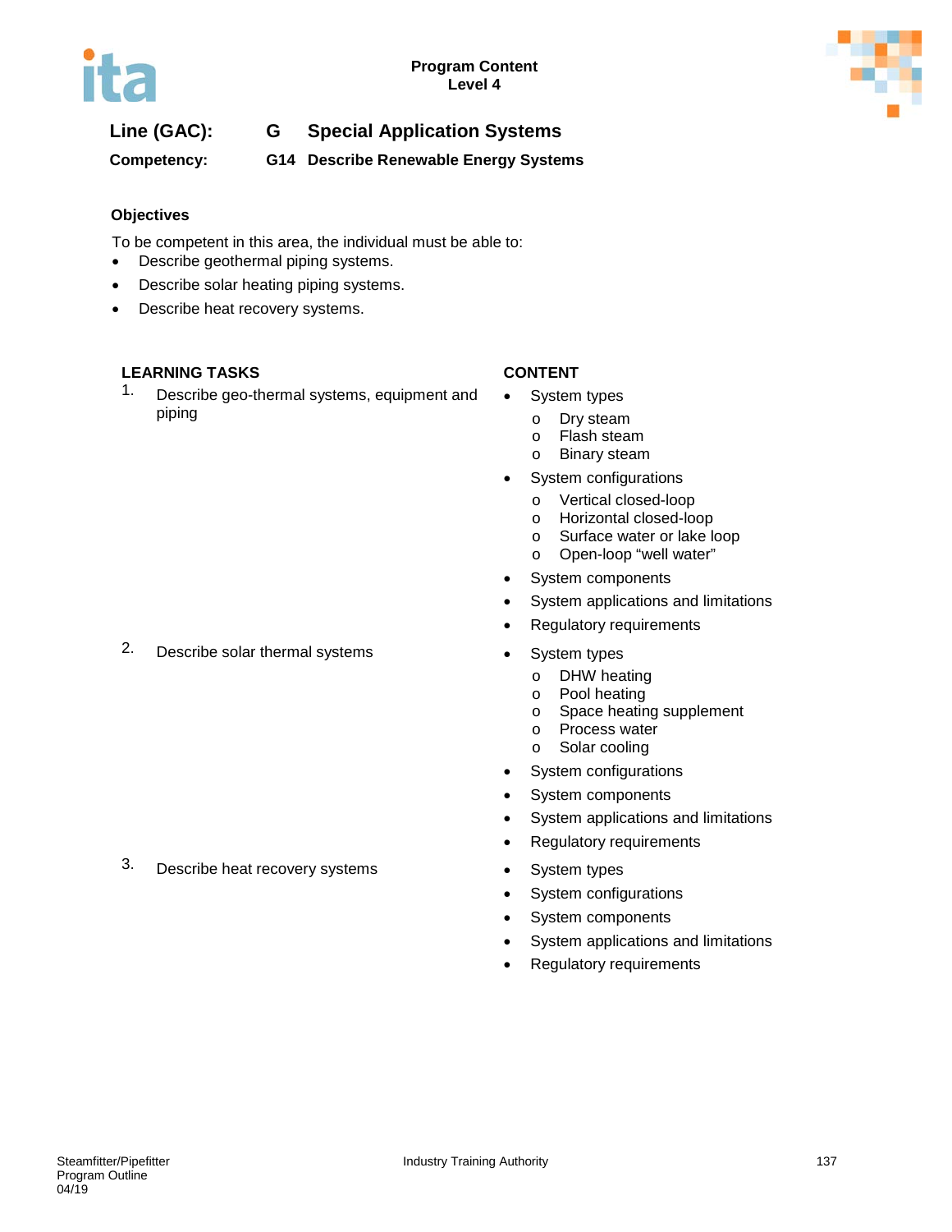**Program Content**
**Level 4**

**Line (GAC):** **G Special Application Systems**

**Competency:** **G14 Describe Renewable Energy Systems**

### Objectives

To be competent in this area, the individual must be able to:

- Describe geothermal piping systems.
- Describe solar heating piping systems.
- Describe heat recovery systems.

| LEARNING TASKS | CONTENT |
|---|---|
| 1. Describe geo-thermal systems, equipment and piping | • System types<br>o Dry steam<br>o Flash steam<br>o Binary steam<br>• System configurations<br>o Vertical closed-loop<br>o Horizontal closed-loop<br>o Surface water or lake loop<br>o Open-loop "well water"<br>• System components<br>• System applications and limitations<br>• Regulatory requirements |
| 2. Describe solar thermal systems | • System types<br>o DHW heating<br>o Pool heating<br>o Space heating supplement<br>o Process water<br>o Solar cooling<br>• System configurations<br>• System components<br>• System applications and limitations<br>• Regulatory requirements |
| 3. Describe heat recovery systems | • System types<br>• System configurations<br>• System components<br>• System applications and limitations<br>• Regulatory requirements |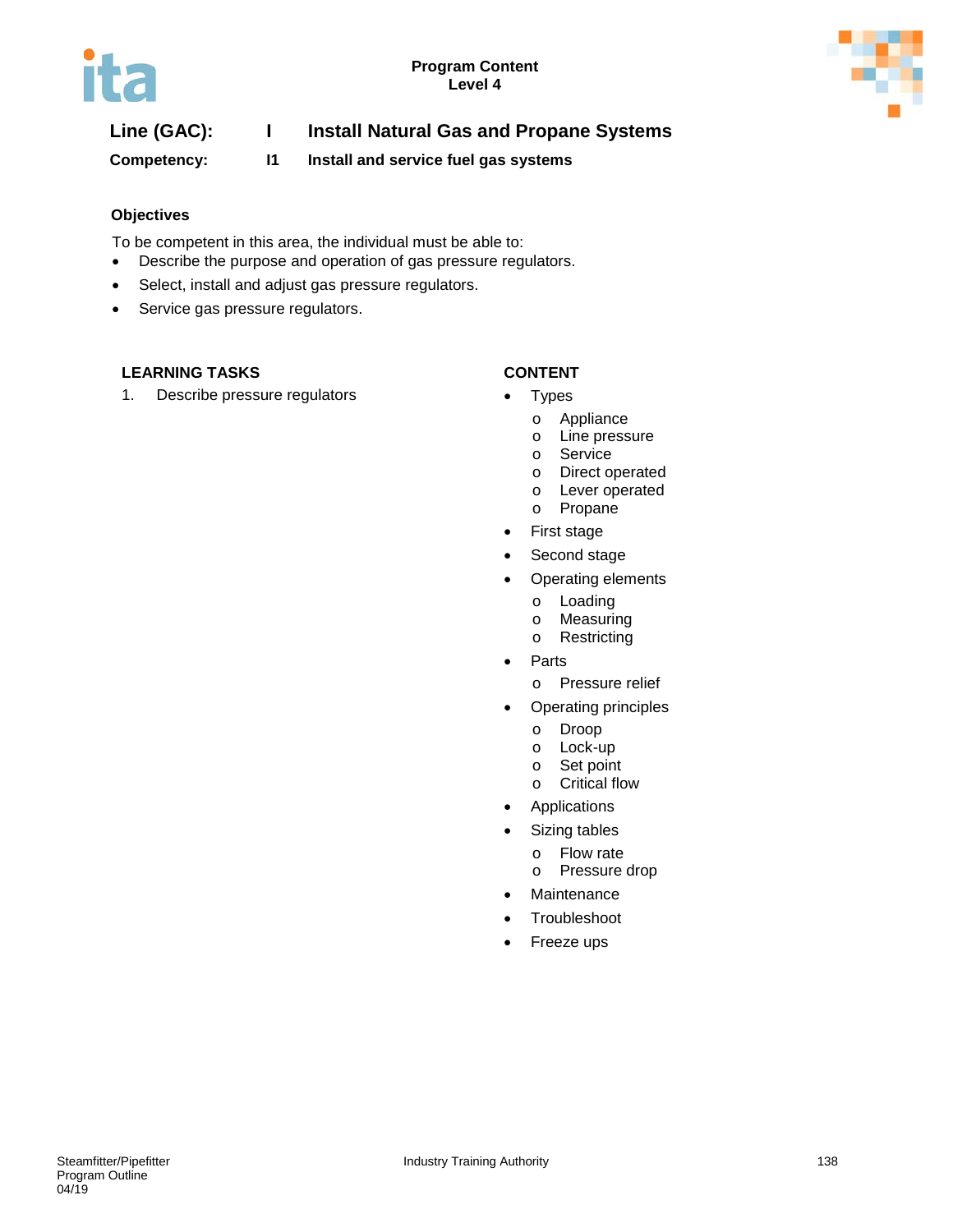**Program Content**
**Level 4**

## Line (GAC): I Install Natural Gas and Propane Systems

**Competency: I1 Install and service fuel gas systems**

### Objectives

To be competent in this area, the individual must be able to:

- Describe the purpose and operation of gas pressure regulators.
- Select, install and adjust gas pressure regulators.
- Service gas pressure regulators.

| LEARNING TASKS | CONTENT |
| --- | --- |
| 1. Describe pressure regulators | • Types<br>  o Appliance<br>  o Line pressure<br>  o Service<br>  o Direct operated<br>  o Lever operated<br>  o Propane<br>• First stage<br>• Second stage<br>• Operating elements<br>  o Loading<br>  o Measuring<br>  o Restricting<br>• Parts<br>  o Pressure relief<br>• Operating principles<br>  o Droop<br>  o Lock-up<br>  o Set point<br>  o Critical flow<br>• Applications<br>• Sizing tables<br>  o Flow rate<br>  o Pressure drop<br>• Maintenance<br>• Troubleshoot<br>• Freeze ups |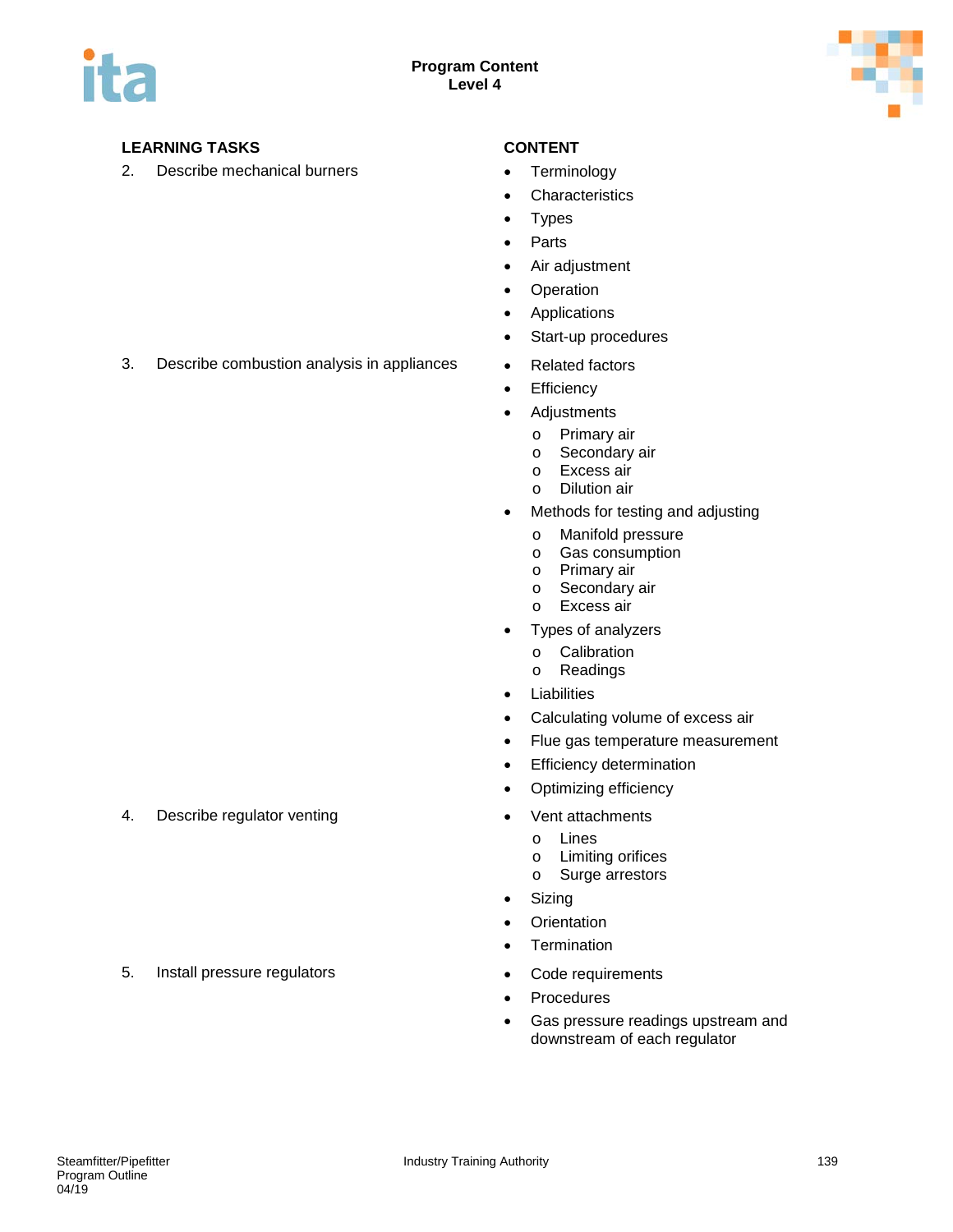**Program Content**
**Level 4**

| LEARNING TASKS | CONTENT |
|---|---|
| 2. Describe mechanical burners | • Terminology<br>• Characteristics<br>• Types<br>• Parts<br>• Air adjustment<br>• Operation<br>• Applications<br>• Start-up procedures |
| 3. Describe combustion analysis in appliances | • Related factors<br>• Efficiency<br>• Adjustments<br>&nbsp;&nbsp;&nbsp;o Primary air<br>&nbsp;&nbsp;&nbsp;o Secondary air<br>&nbsp;&nbsp;&nbsp;o Excess air<br>&nbsp;&nbsp;&nbsp;o Dilution air<br>• Methods for testing and adjusting<br>&nbsp;&nbsp;&nbsp;o Manifold pressure<br>&nbsp;&nbsp;&nbsp;o Gas consumption<br>&nbsp;&nbsp;&nbsp;o Primary air<br>&nbsp;&nbsp;&nbsp;o Secondary air<br>&nbsp;&nbsp;&nbsp;o Excess air<br>• Types of analyzers<br>&nbsp;&nbsp;&nbsp;o Calibration<br>&nbsp;&nbsp;&nbsp;o Readings<br>• Liabilities<br>• Calculating volume of excess air<br>• Flue gas temperature measurement<br>• Efficiency determination<br>• Optimizing efficiency |
| 4. Describe regulator venting | • Vent attachments<br>&nbsp;&nbsp;&nbsp;o Lines<br>&nbsp;&nbsp;&nbsp;o Limiting orifices<br>&nbsp;&nbsp;&nbsp;o Surge arrestors<br>• Sizing<br>• Orientation<br>• Termination |
| 5. Install pressure regulators | • Code requirements<br>• Procedures<br>• Gas pressure readings upstream and downstream of each regulator |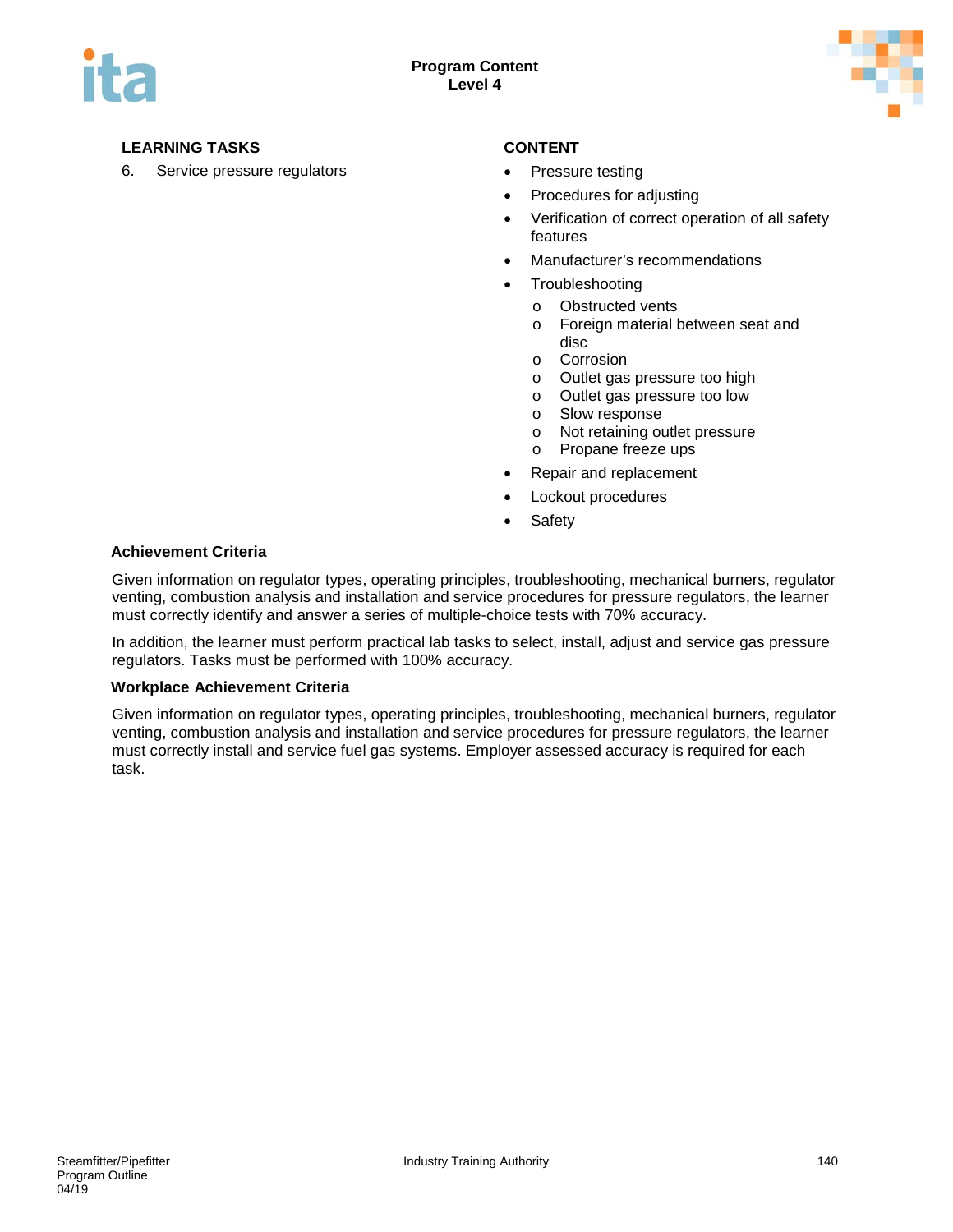## Program Content
### Level 4

| LEARNING TASKS | CONTENT |
|---|---|
| 6. Service pressure regulators | • Pressure testing<br>• Procedures for adjusting<br>• Verification of correct operation of all safety features<br>• Manufacturer's recommendations<br>• Troubleshooting<br>  o Obstructed vents<br>  o Foreign material between seat and disc<br>  o Corrosion<br>  o Outlet gas pressure too high<br>  o Outlet gas pressure too low<br>  o Slow response<br>  o Not retaining outlet pressure<br>  o Propane freeze ups<br>• Repair and replacement<br>• Lockout procedures<br>• Safety |

**Achievement Criteria**

Given information on regulator types, operating principles, troubleshooting, mechanical burners, regulator venting, combustion analysis and installation and service procedures for pressure regulators, the learner must correctly identify and answer a series of multiple-choice tests with 70% accuracy.

In addition, the learner must perform practical lab tasks to select, install, adjust and service gas pressure regulators. Tasks must be performed with 100% accuracy.

**Workplace Achievement Criteria**

Given information on regulator types, operating principles, troubleshooting, mechanical burners, regulator venting, combustion analysis and installation and service procedures for pressure regulators, the learner must correctly install and service fuel gas systems. Employer assessed accuracy is required for each task.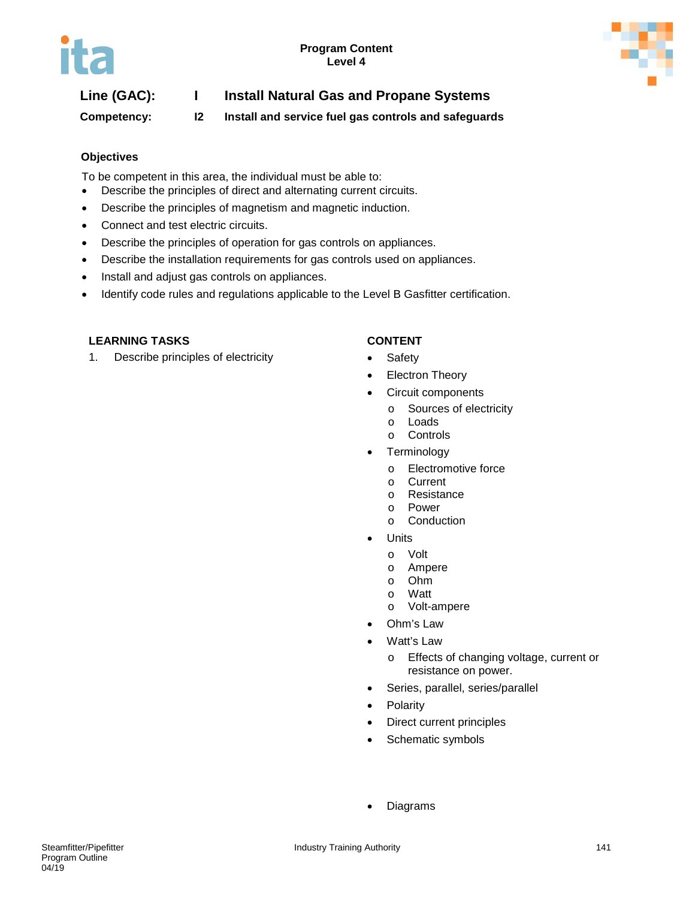Program Content
Level 4

**Line (GAC):** I **Install Natural Gas and Propane Systems**

**Competency:** I2 **Install and service fuel gas controls and safeguards**

### Objectives

To be competent in this area, the individual must be able to:

- Describe the principles of direct and alternating current circuits.
- Describe the principles of magnetism and magnetic induction.
- Connect and test electric circuits.
- Describe the principles of operation for gas controls on appliances.
- Describe the installation requirements for gas controls used on appliances.
- Install and adjust gas controls on appliances.
- Identify code rules and regulations applicable to the Level B Gasfitter certification.

| LEARNING TASKS | CONTENT |
|---|---|
| 1. Describe principles of electricity | • Safety<br>• Electron Theory<br>• Circuit components<br>  o Sources of electricity<br>  o Loads<br>  o Controls<br>• Terminology<br>  o Electromotive force<br>  o Current<br>  o Resistance<br>  o Power<br>  o Conduction<br>• Units<br>  o Volt<br>  o Ampere<br>  o Ohm<br>  o Watt<br>  o Volt-ampere<br>• Ohm's Law<br>• Watt's Law<br>  o Effects of changing voltage, current or resistance on power.<br>• Series, parallel, series/parallel<br>• Polarity<br>• Direct current principles<br>• Schematic symbols<br>• Diagrams |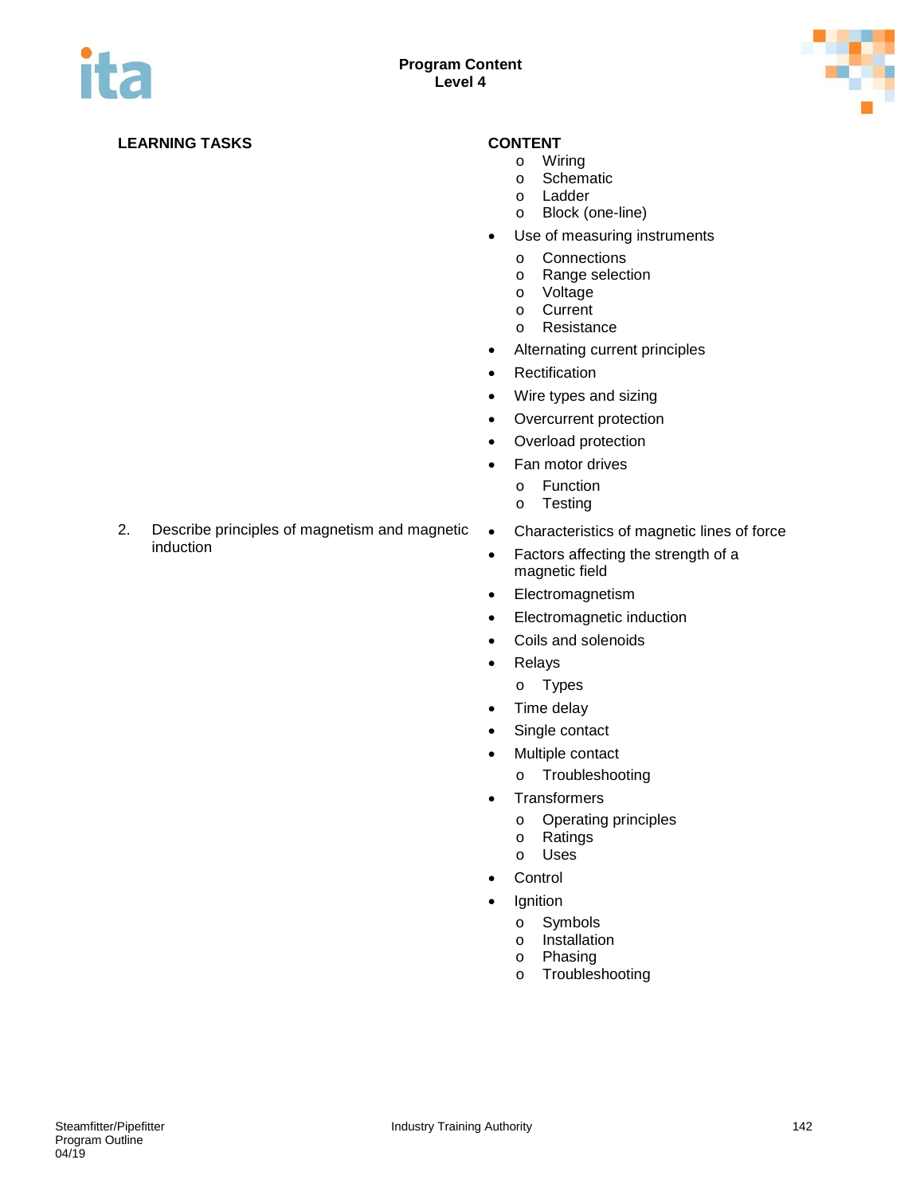| LEARNING TASKS | CONTENT |
| --- | --- |
| | o Wiring<br>o Schematic<br>o Ladder<br>o Block (one-line)<br>• Use of measuring instruments<br>o Connections<br>o Range selection<br>o Voltage<br>o Current<br>o Resistance<br>• Alternating current principles<br>• Rectification<br>• Wire types and sizing<br>• Overcurrent protection<br>• Overload protection<br>• Fan motor drives<br>o Function<br>o Testing |
| 2. Describe principles of magnetism and magnetic induction | • Characteristics of magnetic lines of force<br>• Factors affecting the strength of a magnetic field<br>• Electromagnetism<br>• Electromagnetic induction<br>• Coils and solenoids<br>• Relays<br>o Types<br>• Time delay<br>• Single contact<br>• Multiple contact<br>o Troubleshooting<br>• Transformers<br>o Operating principles<br>o Ratings<br>o Uses<br>• Control<br>• Ignition<br>o Symbols<br>o Installation<br>o Phasing<br>o Troubleshooting |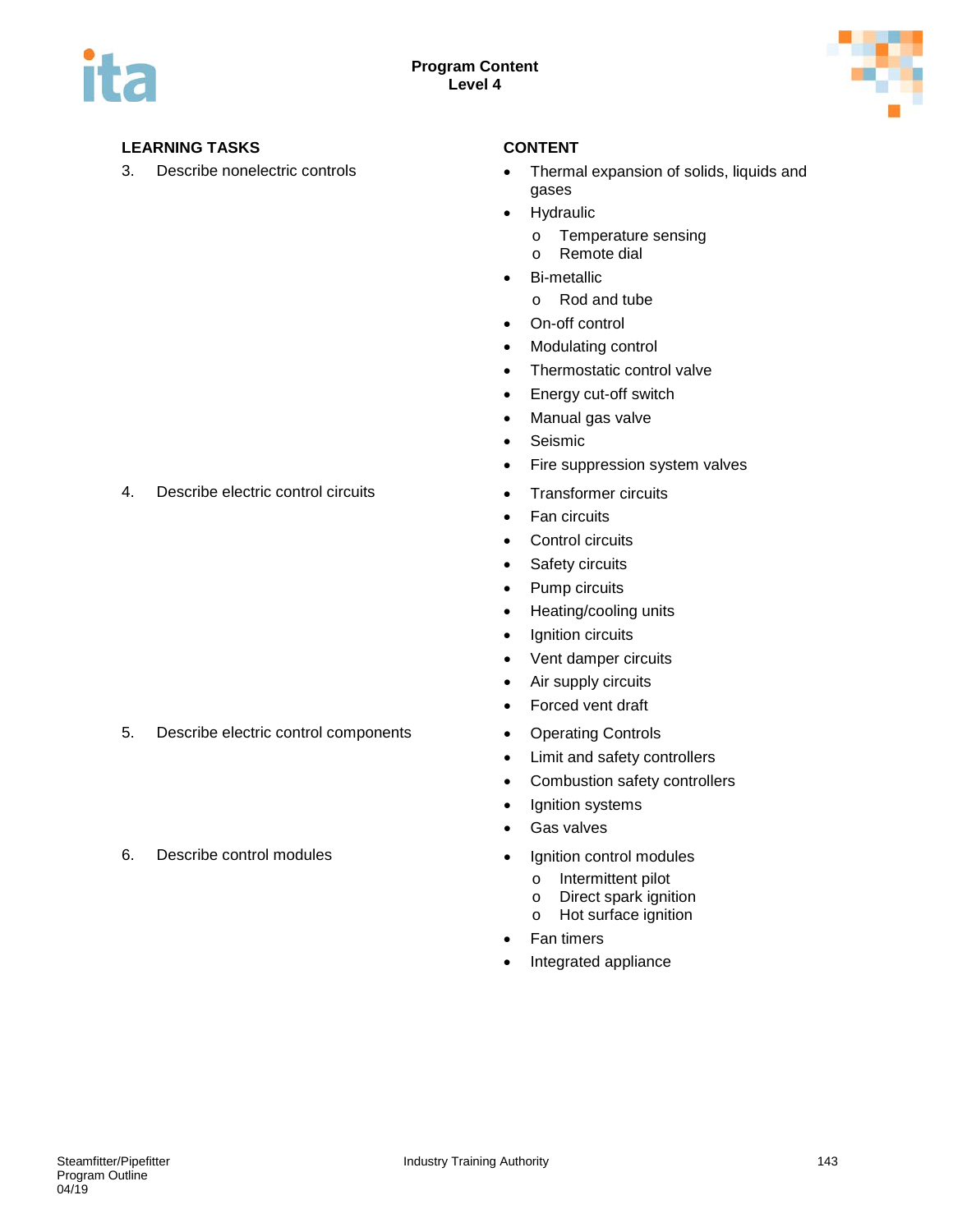**Program Content**
**Level 4**

| LEARNING TASKS | CONTENT |
| --- | --- |
| 3. Describe nonelectric controls | • Thermal expansion of solids, liquids and gases<br>• Hydraulic<br>  o Temperature sensing<br>  o Remote dial<br>• Bi-metallic<br>  o Rod and tube<br>• On-off control<br>• Modulating control<br>• Thermostatic control valve<br>• Energy cut-off switch<br>• Manual gas valve<br>• Seismic<br>• Fire suppression system valves |
| 4. Describe electric control circuits | • Transformer circuits<br>• Fan circuits<br>• Control circuits<br>• Safety circuits<br>• Pump circuits<br>• Heating/cooling units<br>• Ignition circuits<br>• Vent damper circuits<br>• Air supply circuits<br>• Forced vent draft |
| 5. Describe electric control components | • Operating Controls<br>• Limit and safety controllers<br>• Combustion safety controllers<br>• Ignition systems<br>• Gas valves |
| 6. Describe control modules | • Ignition control modules<br>  o Intermittent pilot<br>  o Direct spark ignition<br>  o Hot surface ignition<br>• Fan timers<br>• Integrated appliance |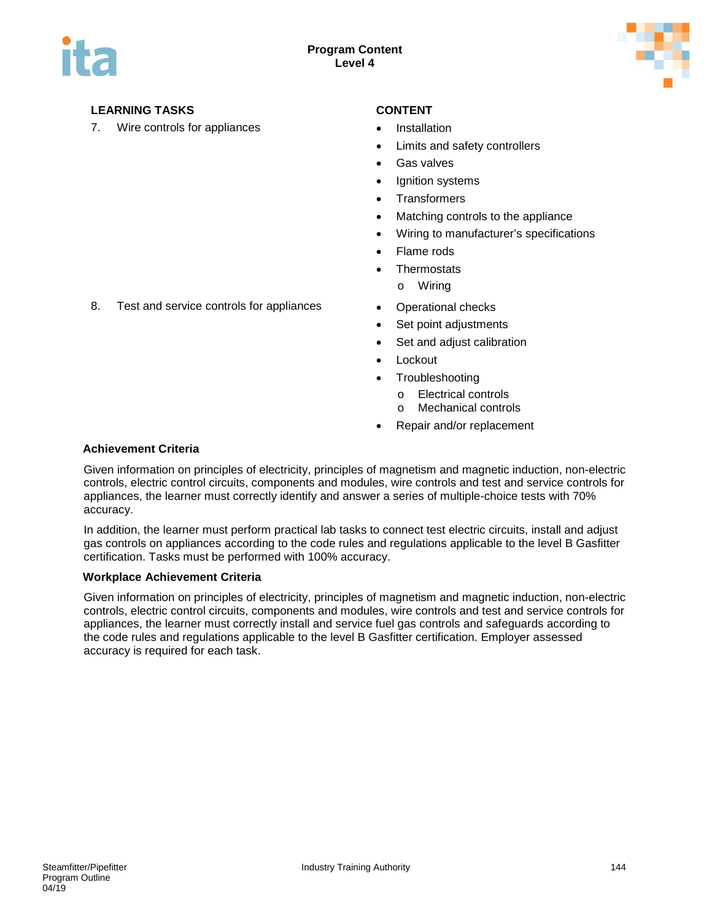| LEARNING TASKS | CONTENT |
|---|---|
| 7. Wire controls for appliances | • Installation<br>• Limits and safety controllers<br>• Gas valves<br>• Ignition systems<br>• Transformers<br>• Matching controls to the appliance<br>• Wiring to manufacturer's specifications<br>• Flame rods<br>• Thermostats<br>  o Wiring |
| 8. Test and service controls for appliances | • Operational checks<br>• Set point adjustments<br>• Set and adjust calibration<br>• Lockout<br>• Troubleshooting<br>  o Electrical controls<br>  o Mechanical controls<br>• Repair and/or replacement |

**Achievement Criteria**

Given information on principles of electricity, principles of magnetism and magnetic induction, non-electric controls, electric control circuits, components and modules, wire controls and test and service controls for appliances, the learner must correctly identify and answer a series of multiple-choice tests with 70% accuracy.

In addition, the learner must perform practical lab tasks to connect test electric circuits, install and adjust gas controls on appliances according to the code rules and regulations applicable to the level B Gasfitter certification. Tasks must be performed with 100% accuracy.

**Workplace Achievement Criteria**

Given information on principles of electricity, principles of magnetism and magnetic induction, non-electric controls, electric control circuits, components and modules, wire controls and test and service controls for appliances, the learner must correctly install and service fuel gas controls and safeguards according to the code rules and regulations applicable to the level B Gasfitter certification. Employer assessed accuracy is required for each task.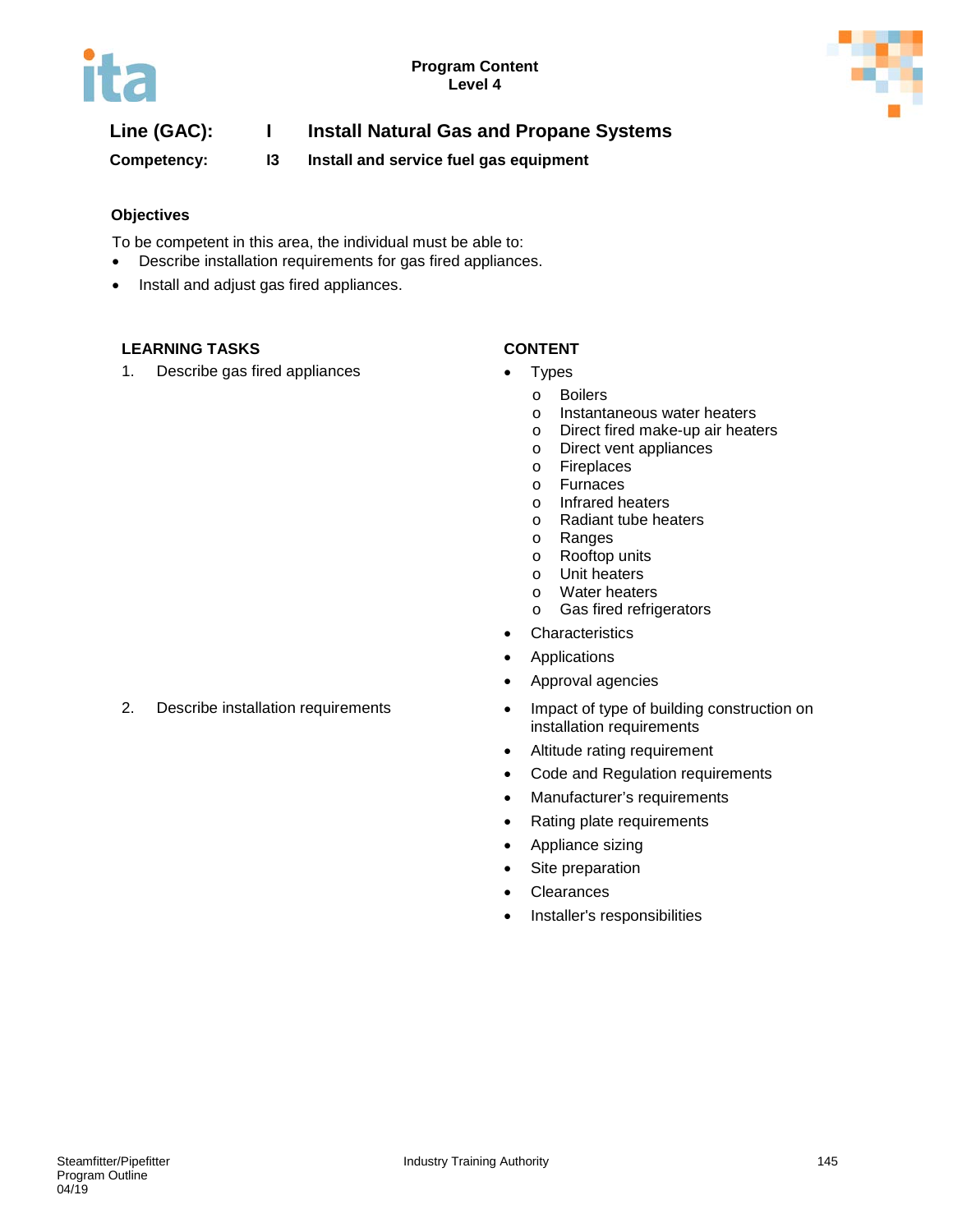Program Content
Level 4

**Line (GAC):** I **Install Natural Gas and Propane Systems**

**Competency:** I3 **Install and service fuel gas equipment**

### Objectives

To be competent in this area, the individual must be able to:

- Describe installation requirements for gas fired appliances.
- Install and adjust gas fired appliances.

| LEARNING TASKS | CONTENT |
|---|---|
| 1. Describe gas fired appliances | • Types<br>o Boilers<br>o Instantaneous water heaters<br>o Direct fired make-up air heaters<br>o Direct vent appliances<br>o Fireplaces<br>o Furnaces<br>o Infrared heaters<br>o Radiant tube heaters<br>o Ranges<br>o Rooftop units<br>o Unit heaters<br>o Water heaters<br>o Gas fired refrigerators<br>• Characteristics<br>• Applications<br>• Approval agencies |
| 2. Describe installation requirements | • Impact of type of building construction on installation requirements<br>• Altitude rating requirement<br>• Code and Regulation requirements<br>• Manufacturer's requirements<br>• Rating plate requirements<br>• Appliance sizing<br>• Site preparation<br>• Clearances<br>• Installer's responsibilities |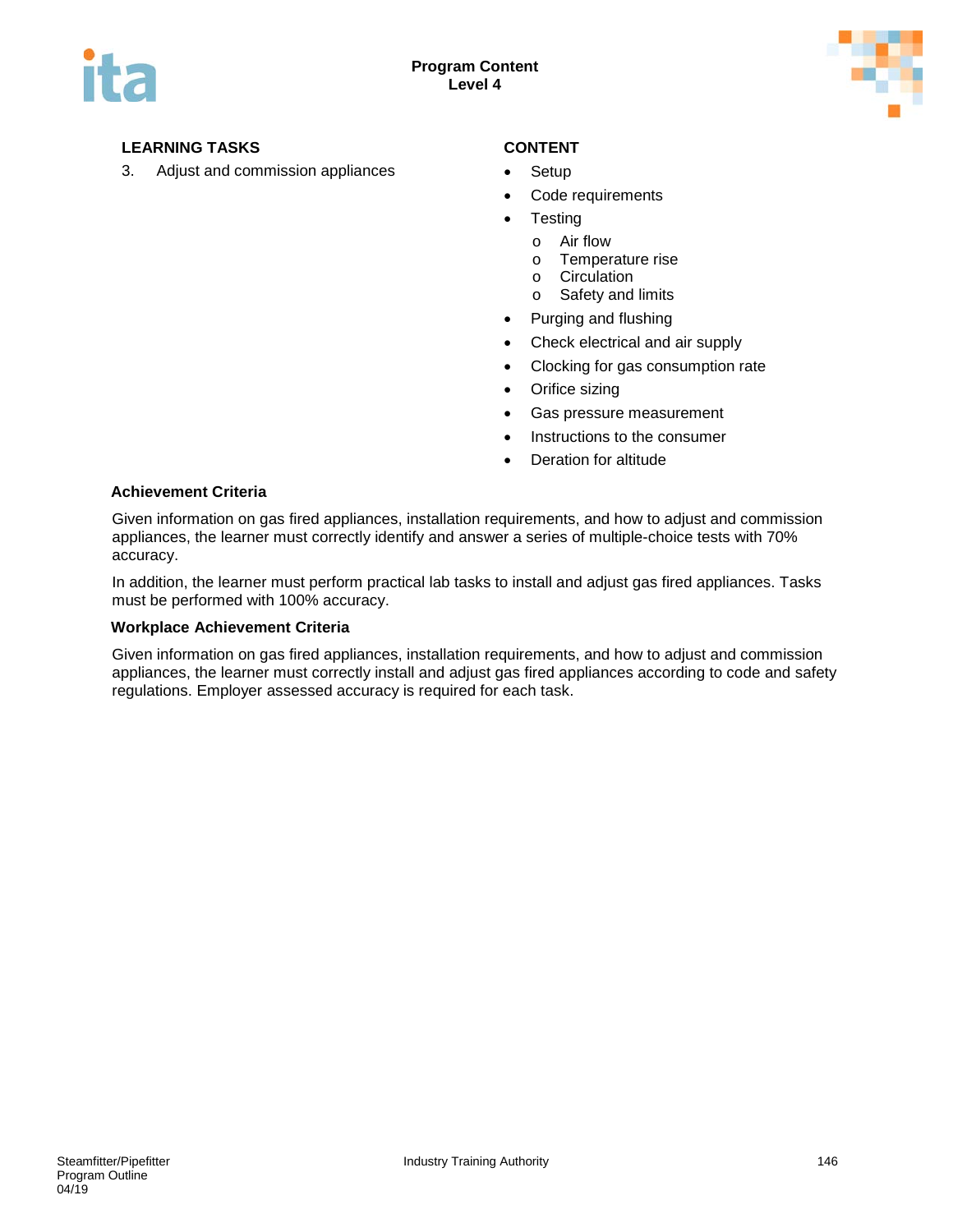**LEARNING TASKS**

3. Adjust and commission appliances

**CONTENT**

- Setup
- Code requirements
- Testing
  - Air flow
  - Temperature rise
  - Circulation
  - Safety and limits
- Purging and flushing
- Check electrical and air supply
- Clocking for gas consumption rate
- Orifice sizing
- Gas pressure measurement
- Instructions to the consumer
- Deration for altitude

**Achievement Criteria**

Given information on gas fired appliances, installation requirements, and how to adjust and commission appliances, the learner must correctly identify and answer a series of multiple-choice tests with 70% accuracy.

In addition, the learner must perform practical lab tasks to install and adjust gas fired appliances. Tasks must be performed with 100% accuracy.

**Workplace Achievement Criteria**

Given information on gas fired appliances, installation requirements, and how to adjust and commission appliances, the learner must correctly install and adjust gas fired appliances according to code and safety regulations. Employer assessed accuracy is required for each task.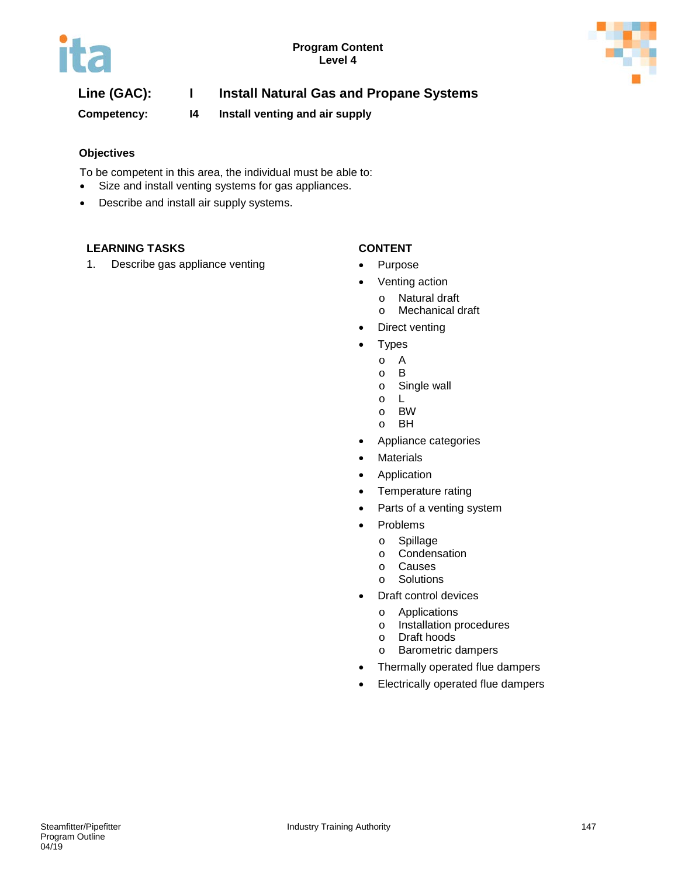**Line (GAC):** I **Install Natural Gas and Propane Systems**

**Competency:** I4 **Install venting and air supply**

### Objectives

To be competent in this area, the individual must be able to:

- Size and install venting systems for gas appliances.
- Describe and install air supply systems.

| LEARNING TASKS | CONTENT |
|---|---|
| 1. Describe gas appliance venting | • Purpose<br>• Venting action<br>  o Natural draft<br>  o Mechanical draft<br>• Direct venting<br>• Types<br>  o A<br>  o B<br>  o Single wall<br>  o L<br>  o BW<br>  o BH<br>• Appliance categories<br>• Materials<br>• Application<br>• Temperature rating<br>• Parts of a venting system<br>• Problems<br>  o Spillage<br>  o Condensation<br>  o Causes<br>  o Solutions<br>• Draft control devices<br>  o Applications<br>  o Installation procedures<br>  o Draft hoods<br>  o Barometric dampers<br>• Thermally operated flue dampers<br>• Electrically operated flue dampers |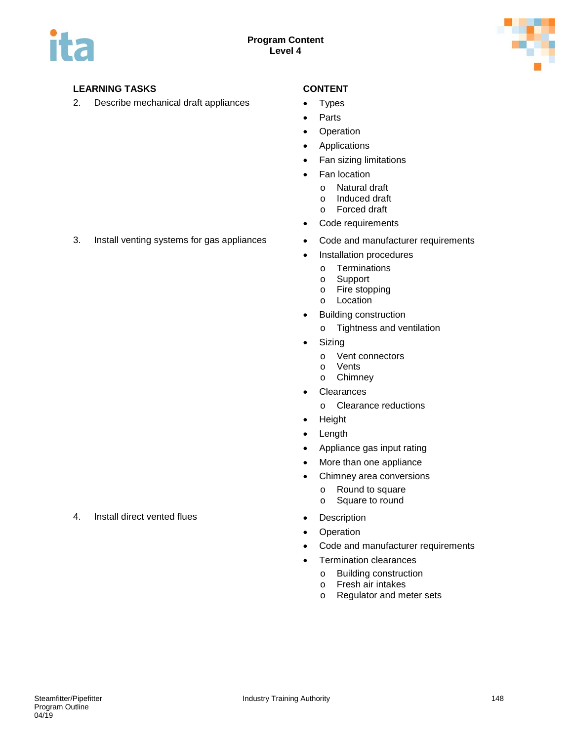| LEARNING TASKS | CONTENT |
|---|---|
| 2. Describe mechanical draft appliances | • Types<br>• Parts<br>• Operation<br>• Applications<br>• Fan sizing limitations<br>• Fan location<br>  o Natural draft<br>  o Induced draft<br>  o Forced draft<br>• Code requirements |
| 3. Install venting systems for gas appliances | • Code and manufacturer requirements<br>• Installation procedures<br>  o Terminations<br>  o Support<br>  o Fire stopping<br>  o Location<br>• Building construction<br>  o Tightness and ventilation<br>• Sizing<br>  o Vent connectors<br>  o Vents<br>  o Chimney<br>• Clearances<br>  o Clearance reductions<br>• Height<br>• Length<br>• Appliance gas input rating<br>• More than one appliance<br>• Chimney area conversions<br>  o Round to square<br>  o Square to round |
| 4. Install direct vented flues | • Description<br>• Operation<br>• Code and manufacturer requirements<br>• Termination clearances<br>  o Building construction<br>  o Fresh air intakes<br>  o Regulator and meter sets |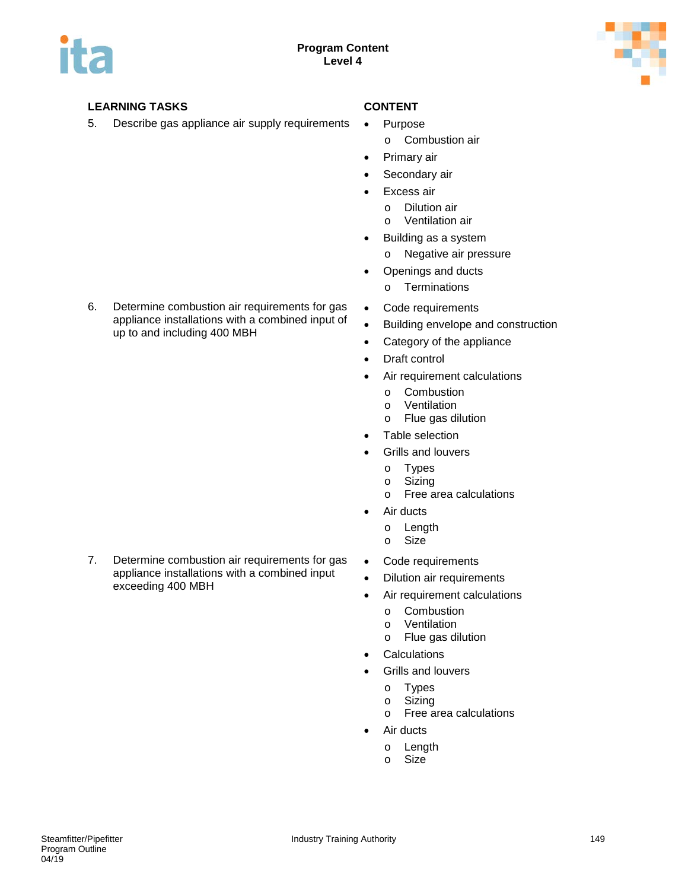## Program Content
## Level 4

| LEARNING TASKS | CONTENT |
|---|---|
| 5. Describe gas appliance air supply requirements | • Purpose<br>  o Combustion air<br>• Primary air<br>• Secondary air<br>• Excess air<br>  o Dilution air<br>  o Ventilation air<br>• Building as a system<br>  o Negative air pressure<br>• Openings and ducts<br>  o Terminations |
| 6. Determine combustion air requirements for gas appliance installations with a combined input of up to and including 400 MBH | • Code requirements<br>• Building envelope and construction<br>• Category of the appliance<br>• Draft control<br>• Air requirement calculations<br>  o Combustion<br>  o Ventilation<br>  o Flue gas dilution<br>• Table selection<br>• Grills and louvers<br>  o Types<br>  o Sizing<br>  o Free area calculations<br>• Air ducts<br>  o Length<br>  o Size |
| 7. Determine combustion air requirements for gas appliance installations with a combined input exceeding 400 MBH | • Code requirements<br>• Dilution air requirements<br>• Air requirement calculations<br>  o Combustion<br>  o Ventilation<br>  o Flue gas dilution<br>• Calculations<br>• Grills and louvers<br>  o Types<br>  o Sizing<br>  o Free area calculations<br>• Air ducts<br>  o Length<br>  o Size |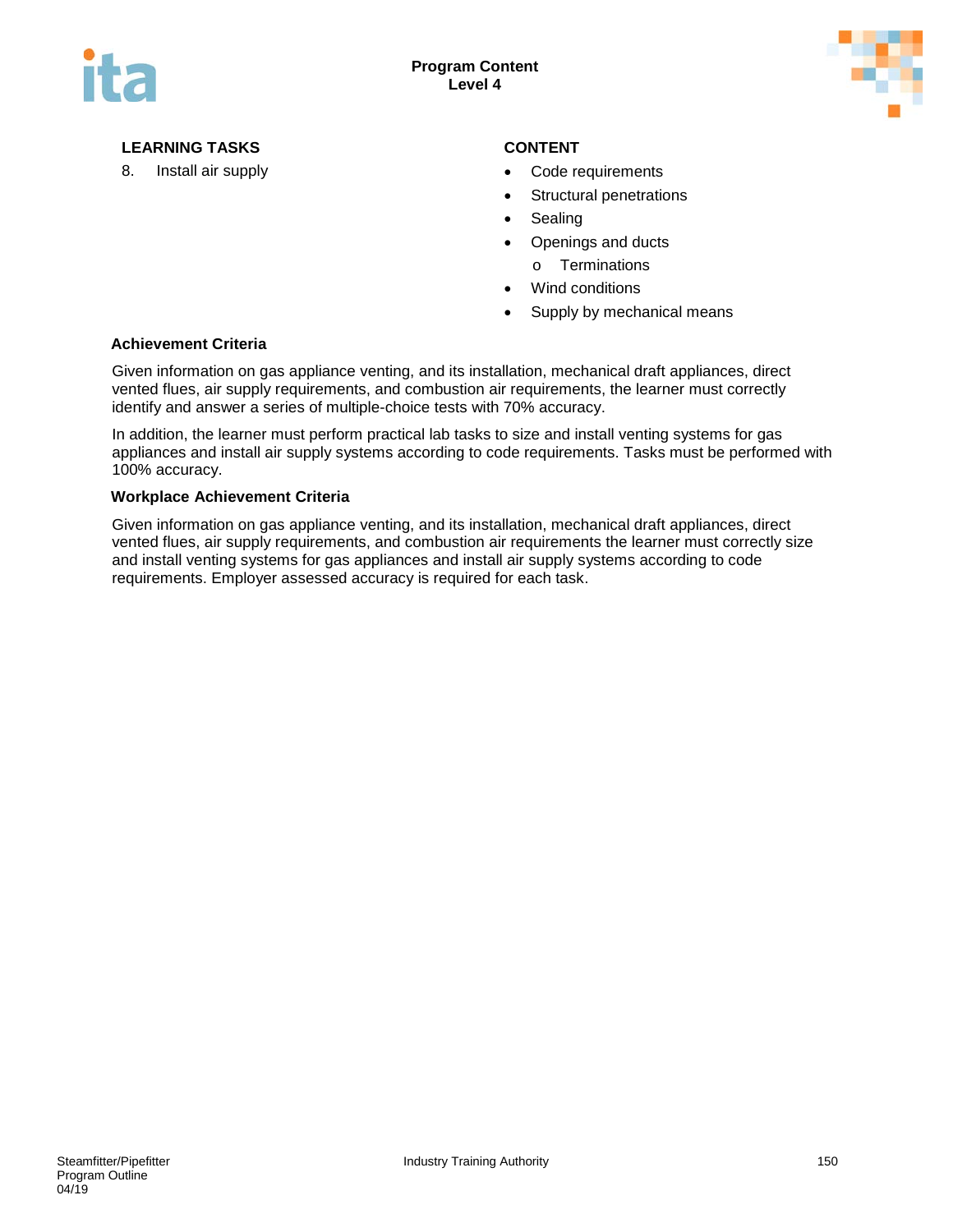**LEARNING TASKS**

8. Install air supply

**CONTENT**

- Code requirements
- Structural penetrations
- Sealing
- Openings and ducts
  - Terminations
- Wind conditions
- Supply by mechanical means

### Achievement Criteria

Given information on gas appliance venting, and its installation, mechanical draft appliances, direct vented flues, air supply requirements, and combustion air requirements, the learner must correctly identify and answer a series of multiple-choice tests with 70% accuracy.

In addition, the learner must perform practical lab tasks to size and install venting systems for gas appliances and install air supply systems according to code requirements. Tasks must be performed with 100% accuracy.

### Workplace Achievement Criteria

Given information on gas appliance venting, and its installation, mechanical draft appliances, direct vented flues, air supply requirements, and combustion air requirements the learner must correctly size and install venting systems for gas appliances and install air supply systems according to code requirements. Employer assessed accuracy is required for each task.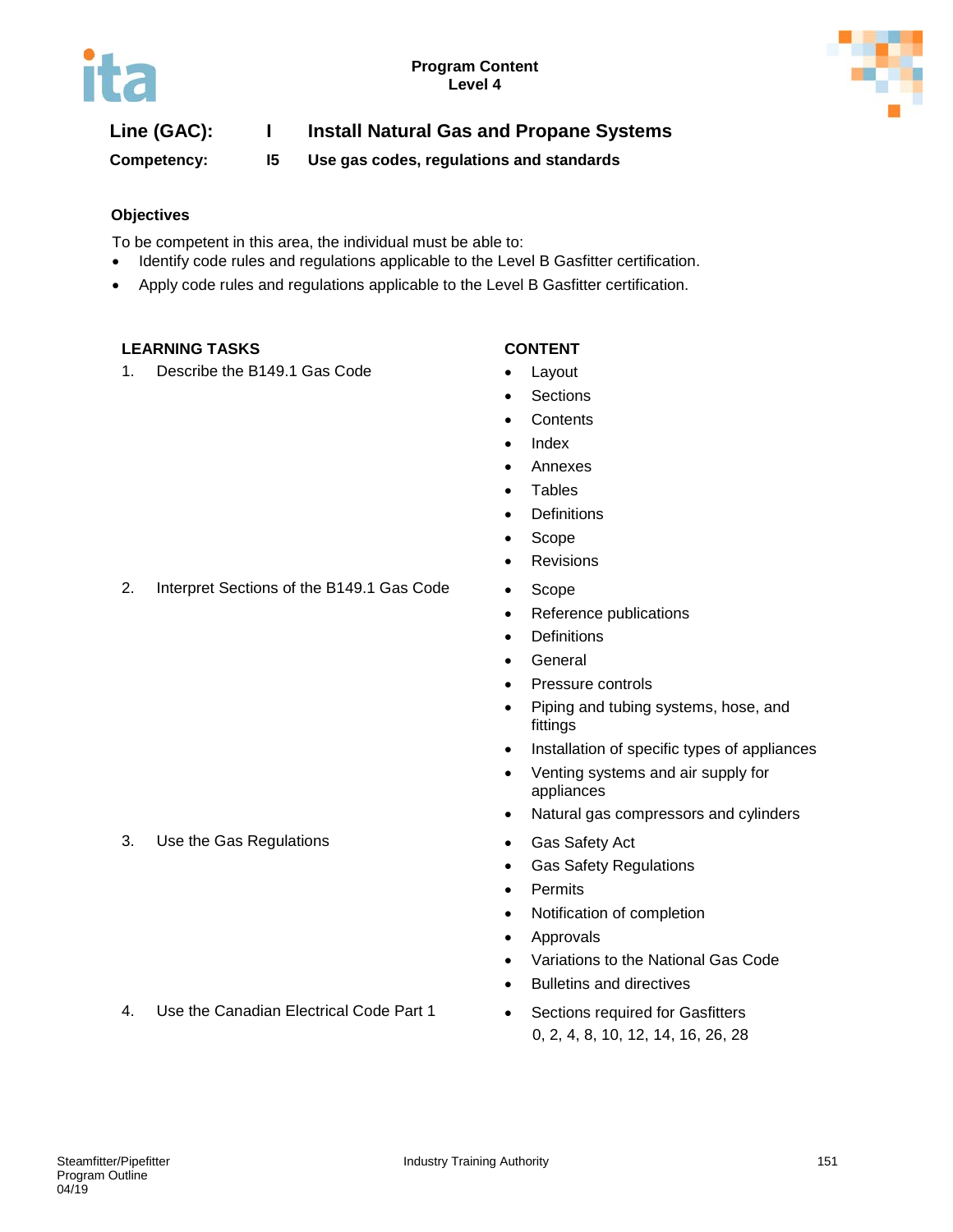Program Content
Level 4

**Line (GAC):** I **Install Natural Gas and Propane Systems**

**Competency:** I5 **Use gas codes, regulations and standards**

### Objectives

To be competent in this area, the individual must be able to:

- Identify code rules and regulations applicable to the Level B Gasfitter certification.
- Apply code rules and regulations applicable to the Level B Gasfitter certification.

| LEARNING TASKS | CONTENT |
|---|---|
| 1. Describe the B149.1 Gas Code | • Layout<br>• Sections<br>• Contents<br>• Index<br>• Annexes<br>• Tables<br>• Definitions<br>• Scope<br>• Revisions |
| 2. Interpret Sections of the B149.1 Gas Code | • Scope<br>• Reference publications<br>• Definitions<br>• General<br>• Pressure controls<br>• Piping and tubing systems, hose, and fittings<br>• Installation of specific types of appliances<br>• Venting systems and air supply for appliances<br>• Natural gas compressors and cylinders |
| 3. Use the Gas Regulations | • Gas Safety Act<br>• Gas Safety Regulations<br>• Permits<br>• Notification of completion<br>• Approvals<br>• Variations to the National Gas Code<br>• Bulletins and directives |
| 4. Use the Canadian Electrical Code Part 1 | • Sections required for Gasfitters 0, 2, 4, 8, 10, 12, 14, 16, 26, 28 |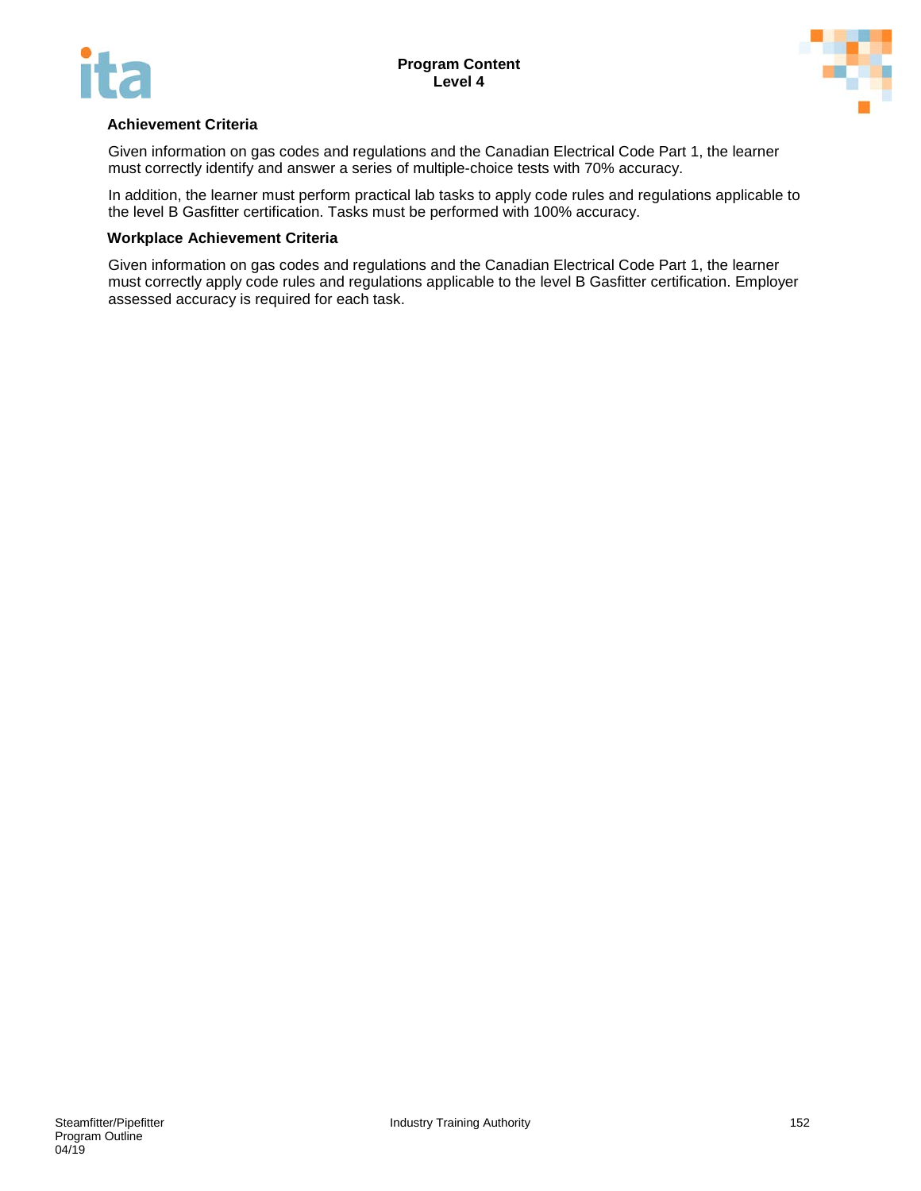**Achievement Criteria**

Given information on gas codes and regulations and the Canadian Electrical Code Part 1, the learner must correctly identify and answer a series of multiple-choice tests with 70% accuracy.

In addition, the learner must perform practical lab tasks to apply code rules and regulations applicable to the level B Gasfitter certification. Tasks must be performed with 100% accuracy.

**Workplace Achievement Criteria**

Given information on gas codes and regulations and the Canadian Electrical Code Part 1, the learner must correctly apply code rules and regulations applicable to the level B Gasfitter certification. Employer assessed accuracy is required for each task.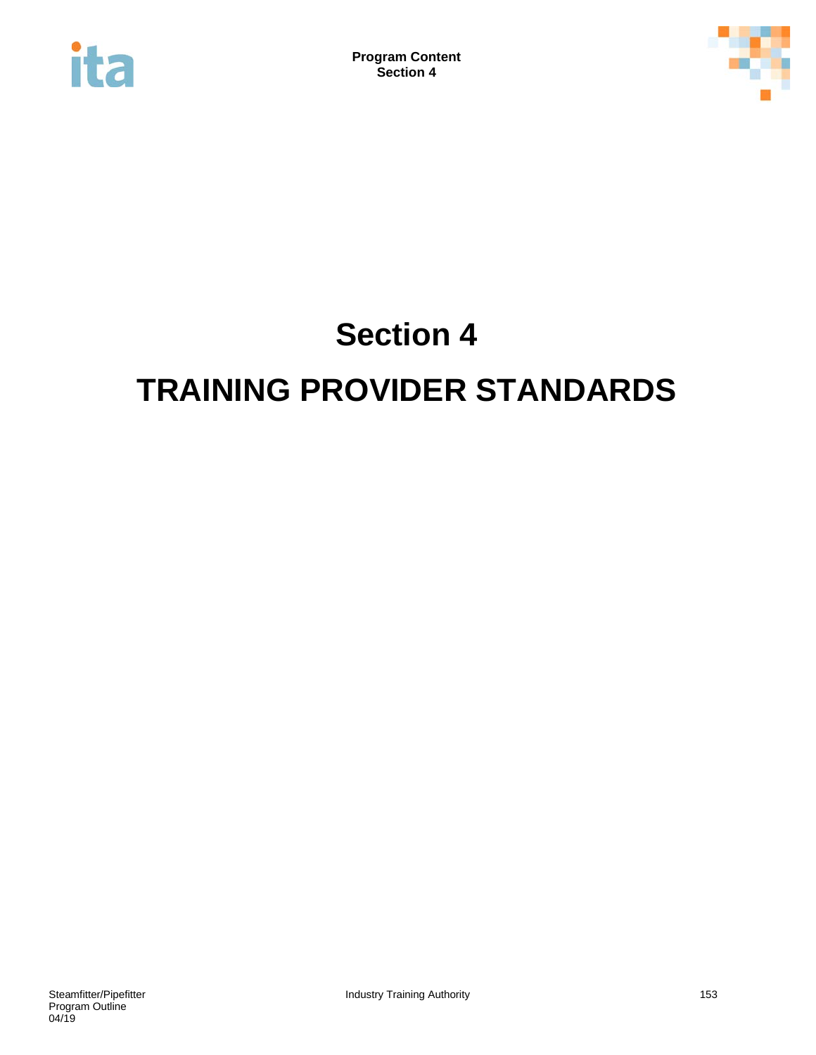# Section 4

# TRAINING PROVIDER STANDARDS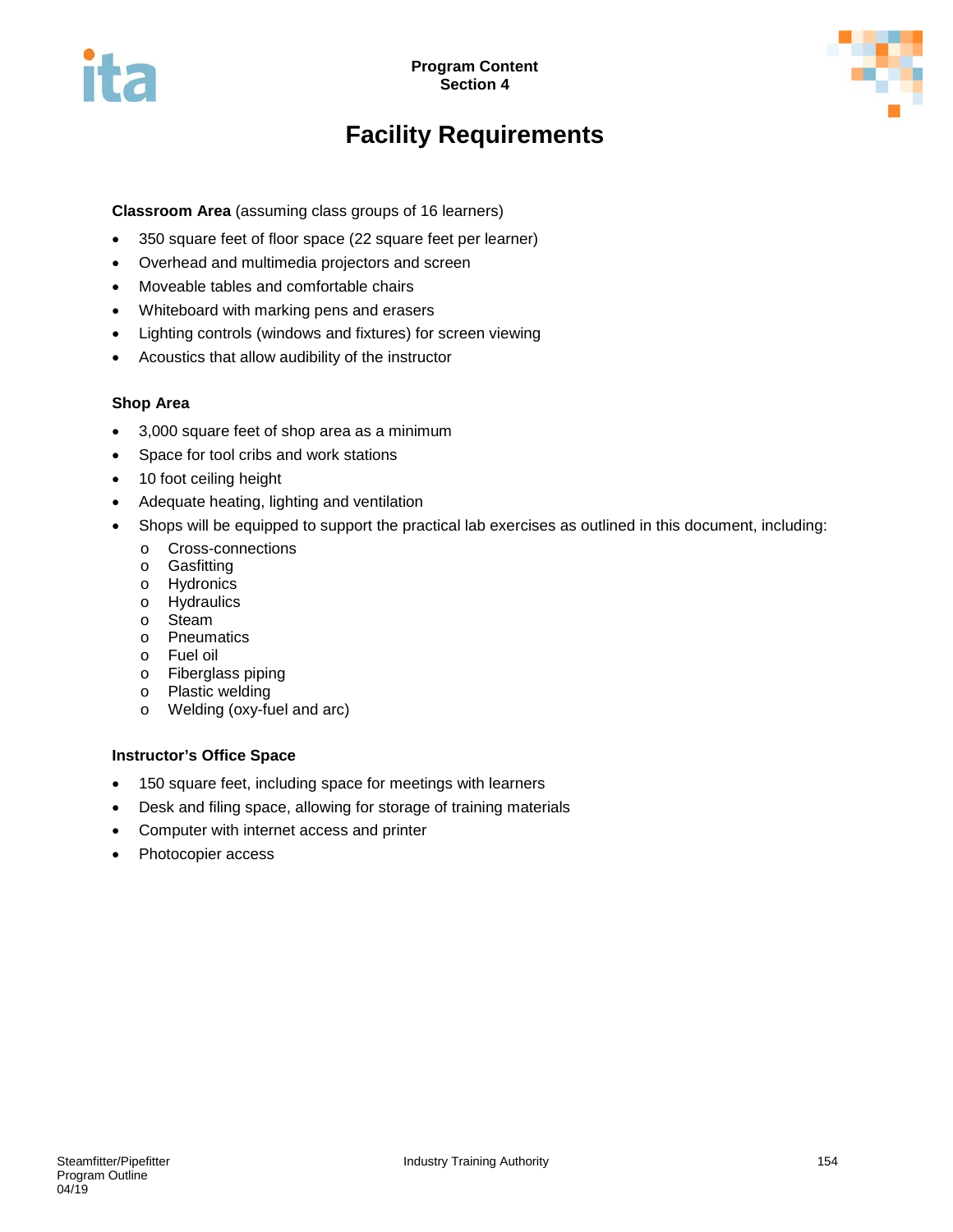# Facility Requirements

**Classroom Area** (assuming class groups of 16 learners)

- 350 square feet of floor space (22 square feet per learner)
- Overhead and multimedia projectors and screen
- Moveable tables and comfortable chairs
- Whiteboard with marking pens and erasers
- Lighting controls (windows and fixtures) for screen viewing
- Acoustics that allow audibility of the instructor

**Shop Area**

- 3,000 square feet of shop area as a minimum
- Space for tool cribs and work stations
- 10 foot ceiling height
- Adequate heating, lighting and ventilation
- Shops will be equipped to support the practical lab exercises as outlined in this document, including:
  - Cross-connections
  - Gasfitting
  - Hydronics
  - Hydraulics
  - Steam
  - Pneumatics
  - Fuel oil
  - Fiberglass piping
  - Plastic welding
  - Welding (oxy-fuel and arc)

**Instructor's Office Space**

- 150 square feet, including space for meetings with learners
- Desk and filing space, allowing for storage of training materials
- Computer with internet access and printer
- Photocopier access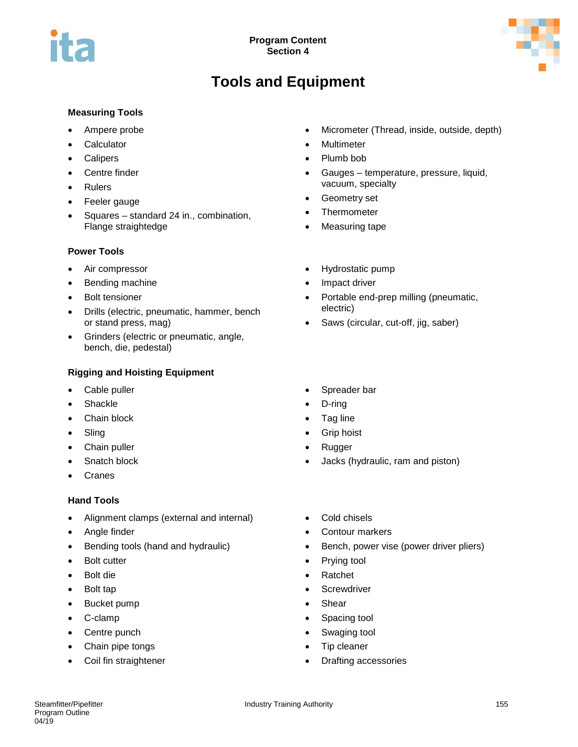Program Content
Section 4

# Tools and Equipment

### Measuring Tools

- Ampere probe
- Calculator
- Calipers
- Centre finder
- Rulers
- Feeler gauge
- Squares – standard 24 in., combination, Flange straightedge
- Micrometer (Thread, inside, outside, depth)
- Multimeter
- Plumb bob
- Gauges – temperature, pressure, liquid, vacuum, specialty
- Geometry set
- Thermometer
- Measuring tape

### Power Tools

- Air compressor
- Bending machine
- Bolt tensioner
- Drills (electric, pneumatic, hammer, bench or stand press, mag)
- Grinders (electric or pneumatic, angle, bench, die, pedestal)
- Hydrostatic pump
- Impact driver
- Portable end-prep milling (pneumatic, electric)
- Saws (circular, cut-off, jig, saber)

### Rigging and Hoisting Equipment

- Cable puller
- Shackle
- Chain block
- Sling
- Chain puller
- Snatch block
- Cranes
- Spreader bar
- D-ring
- Tag line
- Grip hoist
- Rugger
- Jacks (hydraulic, ram and piston)

### Hand Tools

- Alignment clamps (external and internal)
- Angle finder
- Bending tools (hand and hydraulic)
- Bolt cutter
- Bolt die
- Bolt tap
- Bucket pump
- C-clamp
- Centre punch
- Chain pipe tongs
- Coil fin straightener
- Cold chisels
- Contour markers
- Bench, power vise (power driver pliers)
- Prying tool
- Ratchet
- Screwdriver
- Shear
- Spacing tool
- Swaging tool
- Tip cleaner
- Drafting accessories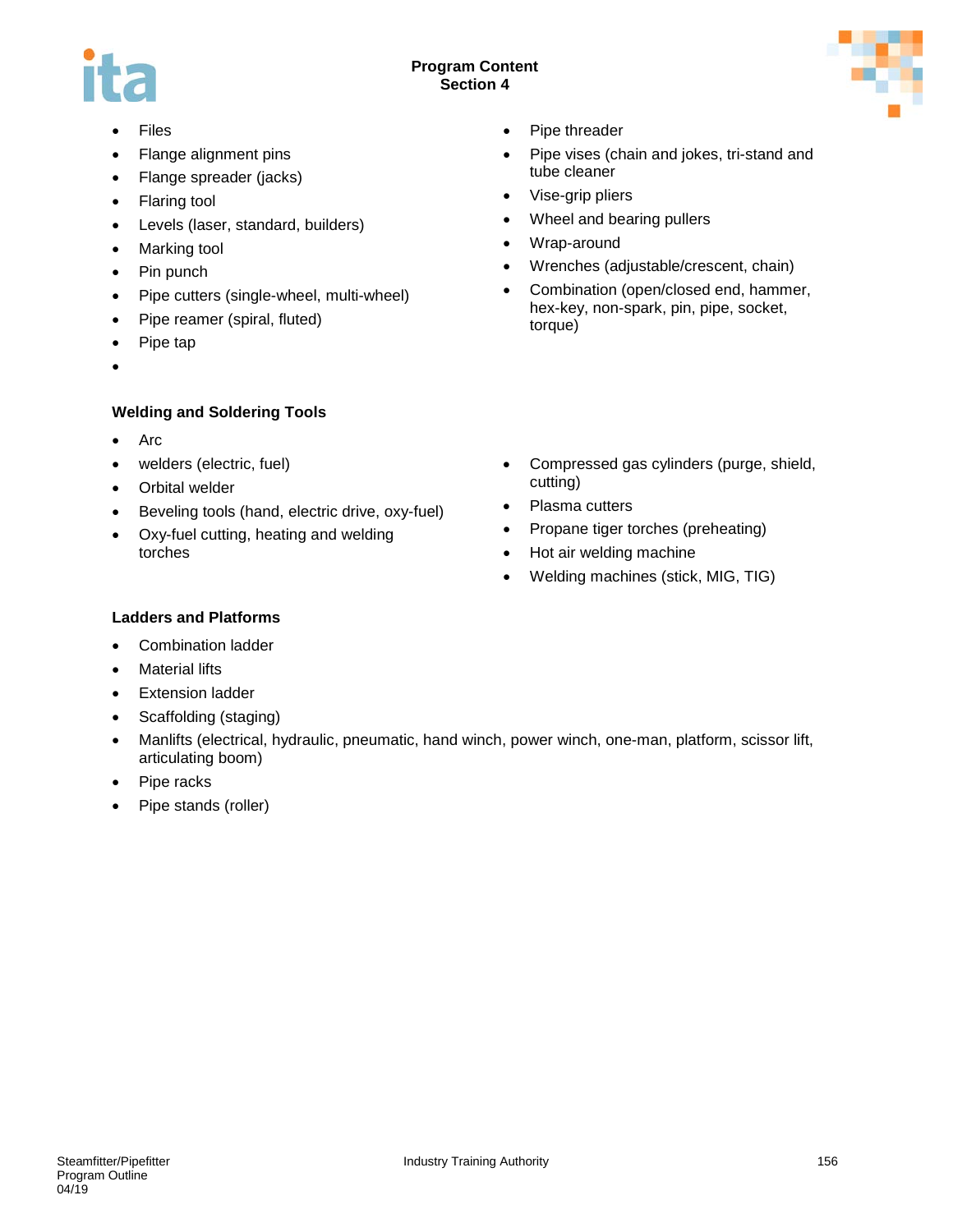- Files
- Flange alignment pins
- Flange spreader (jacks)
- Flaring tool
- Levels (laser, standard, builders)
- Marking tool
- Pin punch
- Pipe cutters (single-wheel, multi-wheel)
- Pipe reamer (spiral, fluted)
- Pipe tap
- Pipe threader
- Pipe vises (chain and jokes, tri-stand and tube cleaner
- Vise-grip pliers
- Wheel and bearing pullers
- Wrap-around
- Wrenches (adjustable/crescent, chain)
- Combination (open/closed end, hammer, hex-key, non-spark, pin, pipe, socket, torque)

**Welding and Soldering Tools**

- Arc
- welders (electric, fuel)
- Orbital welder
- Beveling tools (hand, electric drive, oxy-fuel)
- Oxy-fuel cutting, heating and welding torches
- Compressed gas cylinders (purge, shield, cutting)
- Plasma cutters
- Propane tiger torches (preheating)
- Hot air welding machine
- Welding machines (stick, MIG, TIG)

**Ladders and Platforms**

- Combination ladder
- Material lifts
- Extension ladder
- Scaffolding (staging)
- Manlifts (electrical, hydraulic, pneumatic, hand winch, power winch, one-man, platform, scissor lift, articulating boom)
- Pipe racks
- Pipe stands (roller)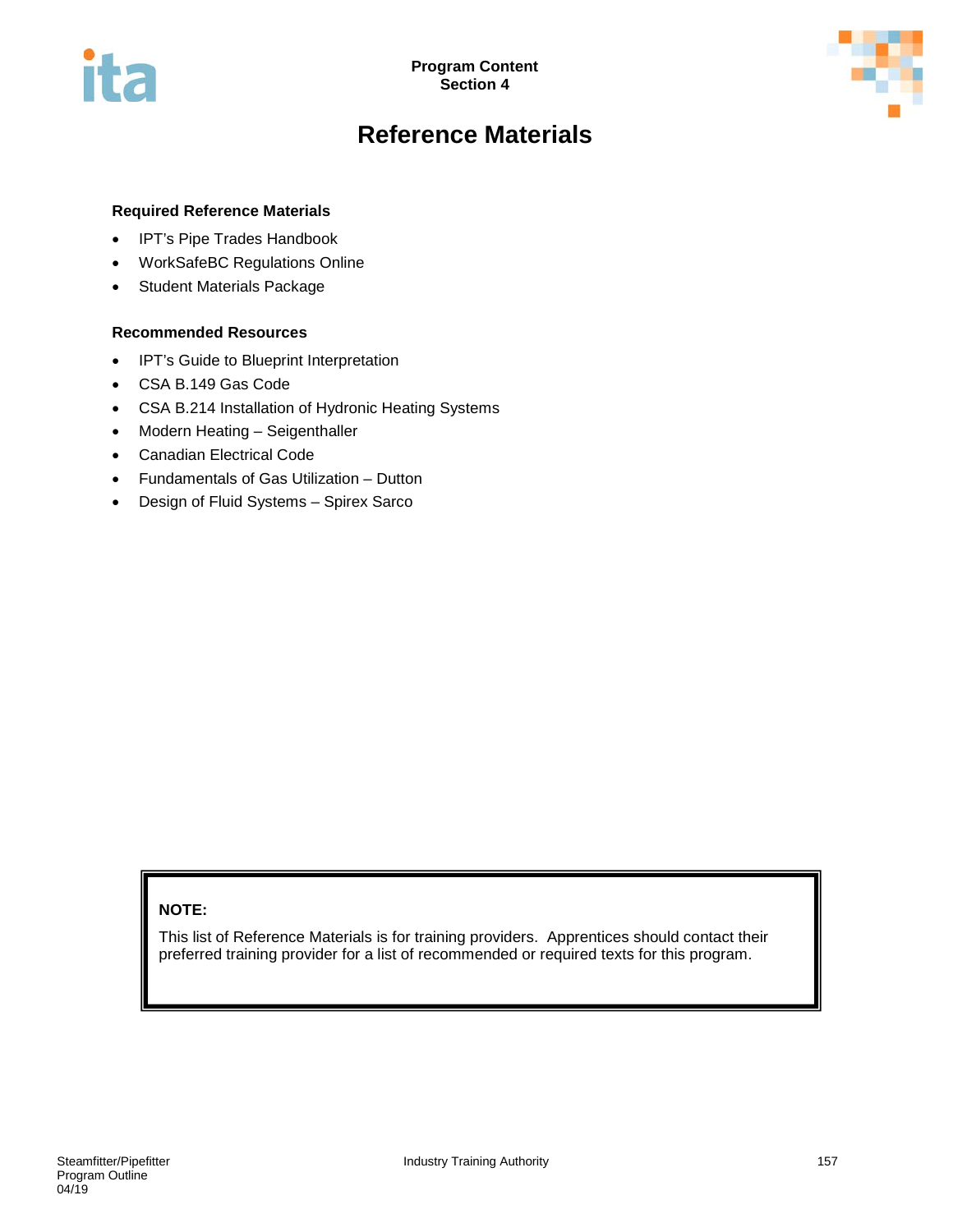Program Content
Section 4

# Reference Materials

### Required Reference Materials

- IPT's Pipe Trades Handbook
- WorkSafeBC Regulations Online
- Student Materials Package

### Recommended Resources

- IPT's Guide to Blueprint Interpretation
- CSA B.149 Gas Code
- CSA B.214 Installation of Hydronic Heating Systems
- Modern Heating – Seigenthaller
- Canadian Electrical Code
- Fundamentals of Gas Utilization – Dutton
- Design of Fluid Systems – Spirex Sarco

**NOTE:**

This list of Reference Materials is for training providers. Apprentices should contact their preferred training provider for a list of recommended or required texts for this program.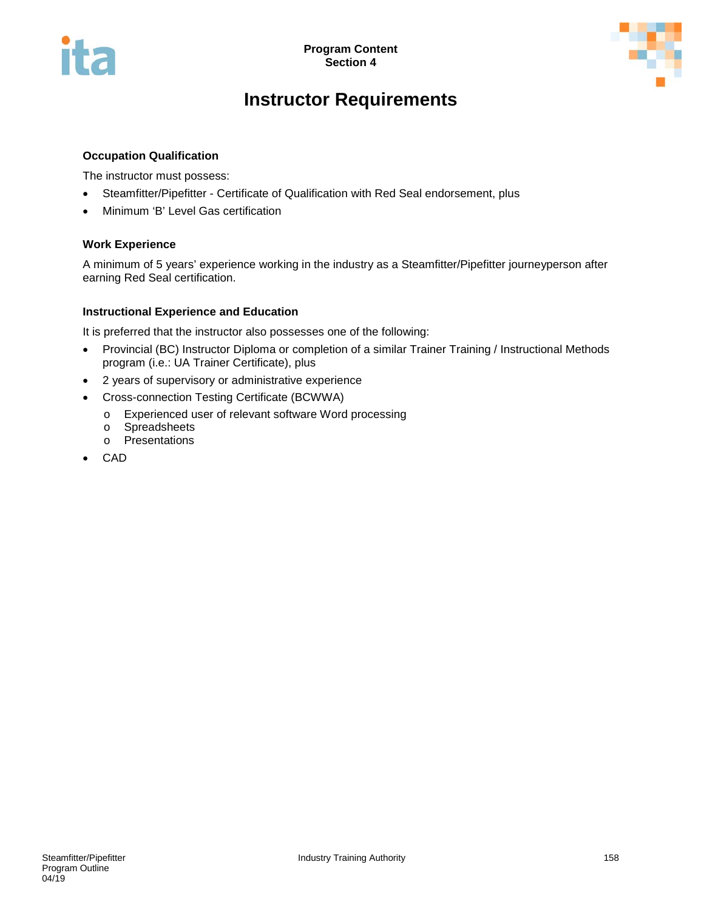# Instructor Requirements

### Occupation Qualification

The instructor must possess:

- Steamfitter/Pipefitter - Certificate of Qualification with Red Seal endorsement, plus
- Minimum 'B' Level Gas certification

### Work Experience

A minimum of 5 years' experience working in the industry as a Steamfitter/Pipefitter journeyperson after earning Red Seal certification.

### Instructional Experience and Education

It is preferred that the instructor also possesses one of the following:

- Provincial (BC) Instructor Diploma or completion of a similar Trainer Training / Instructional Methods program (i.e.: UA Trainer Certificate), plus
- 2 years of supervisory or administrative experience
- Cross-connection Testing Certificate (BCWWA)
  - Experienced user of relevant software Word processing
  - Spreadsheets
  - Presentations
- CAD